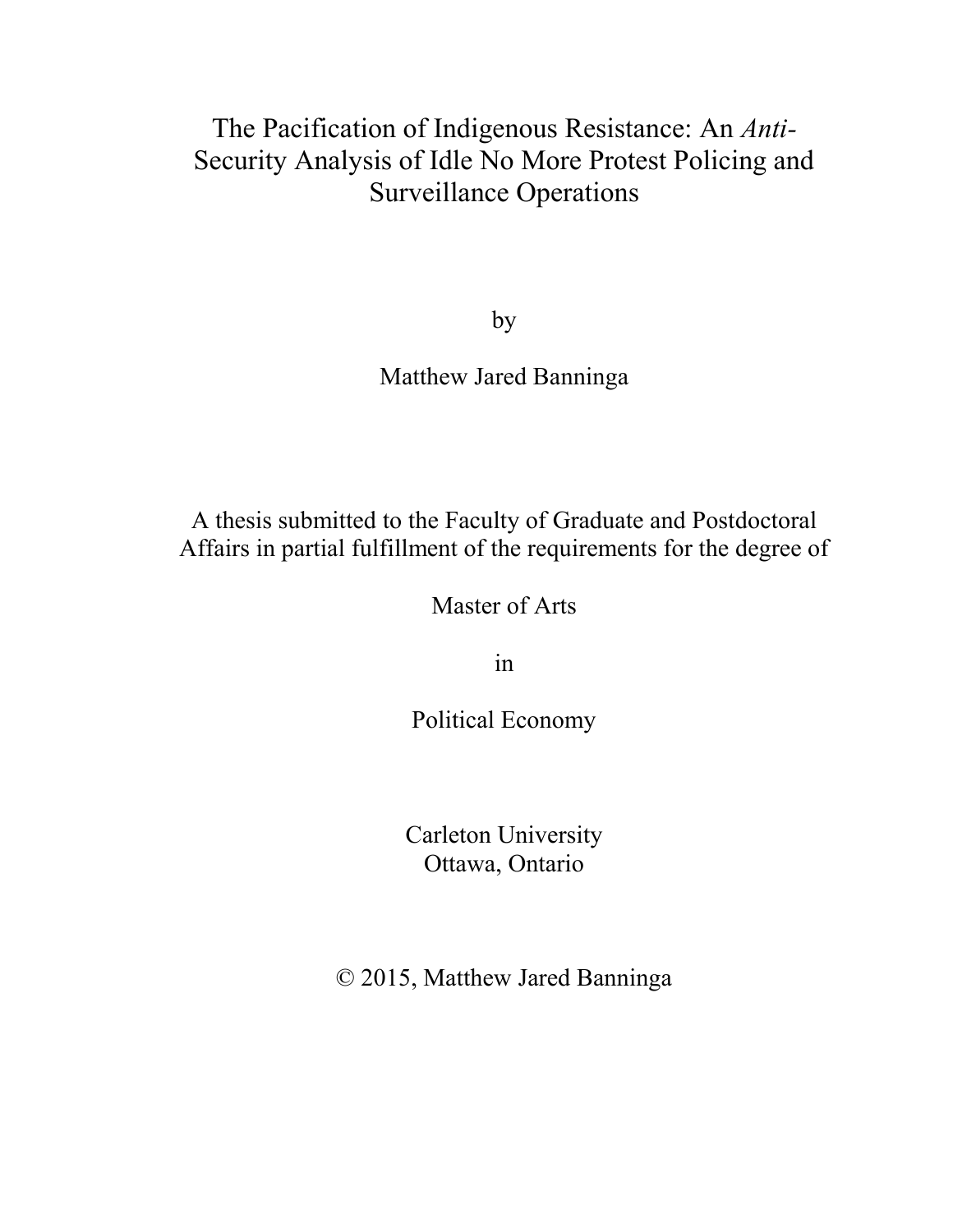# The Pacification of Indigenous Resistance: An *Anti*-Security Analysis of Idle No More Protest Policing and Surveillance Operations

by

Matthew Jared Banninga

A thesis submitted to the Faculty of Graduate and Postdoctoral Affairs in partial fulfillment of the requirements for the degree of

Master of Arts

in

Political Economy

Carleton University
Ottawa, Ontario

© 2015, Matthew Jared Banninga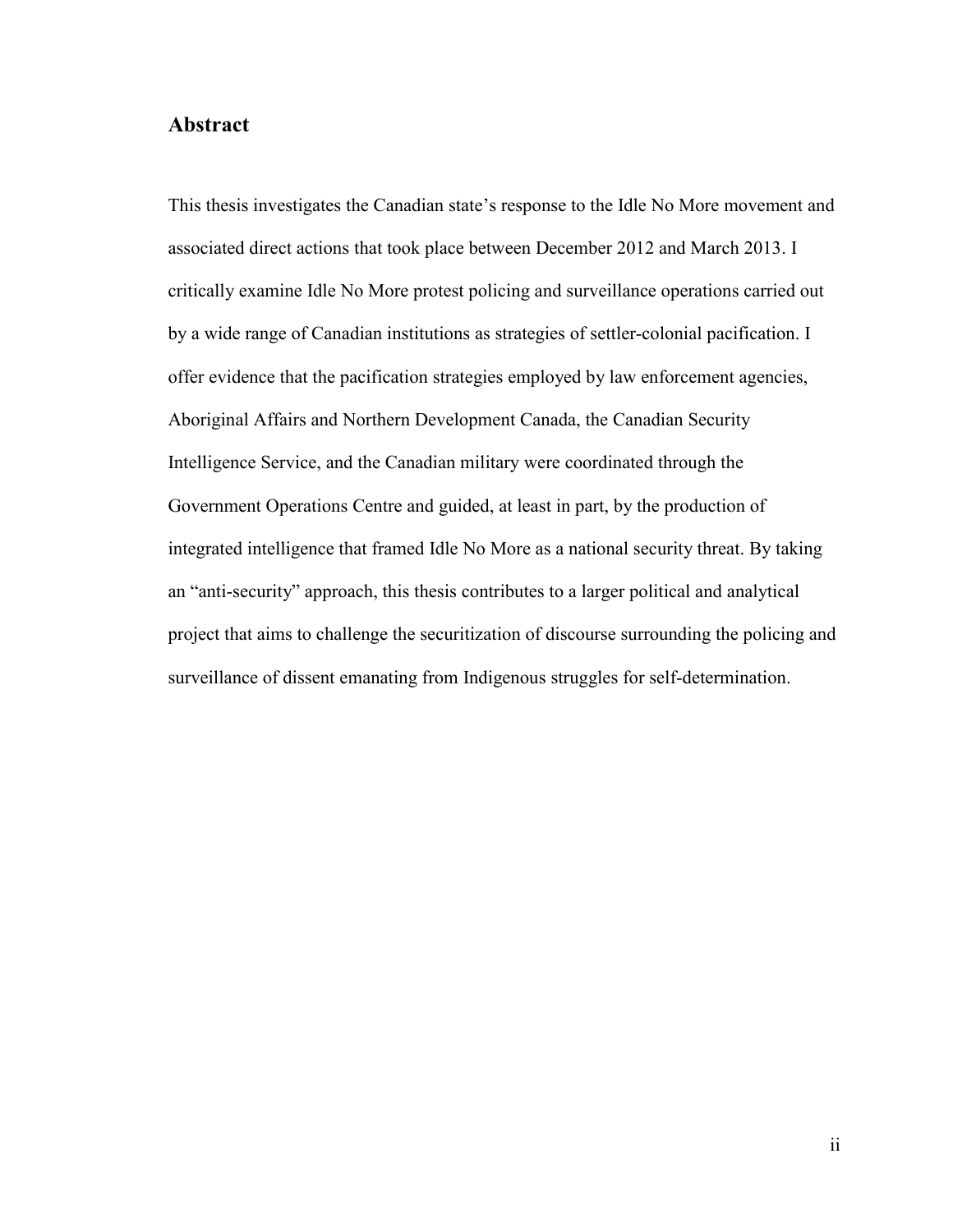## Abstract

This thesis investigates the Canadian state's response to the Idle No More movement and associated direct actions that took place between December 2012 and March 2013. I critically examine Idle No More protest policing and surveillance operations carried out by a wide range of Canadian institutions as strategies of settler-colonial pacification. I offer evidence that the pacification strategies employed by law enforcement agencies, Aboriginal Affairs and Northern Development Canada, the Canadian Security Intelligence Service, and the Canadian military were coordinated through the Government Operations Centre and guided, at least in part, by the production of integrated intelligence that framed Idle No More as a national security threat. By taking an "anti-security" approach, this thesis contributes to a larger political and analytical project that aims to challenge the securitization of discourse surrounding the policing and surveillance of dissent emanating from Indigenous struggles for self-determination.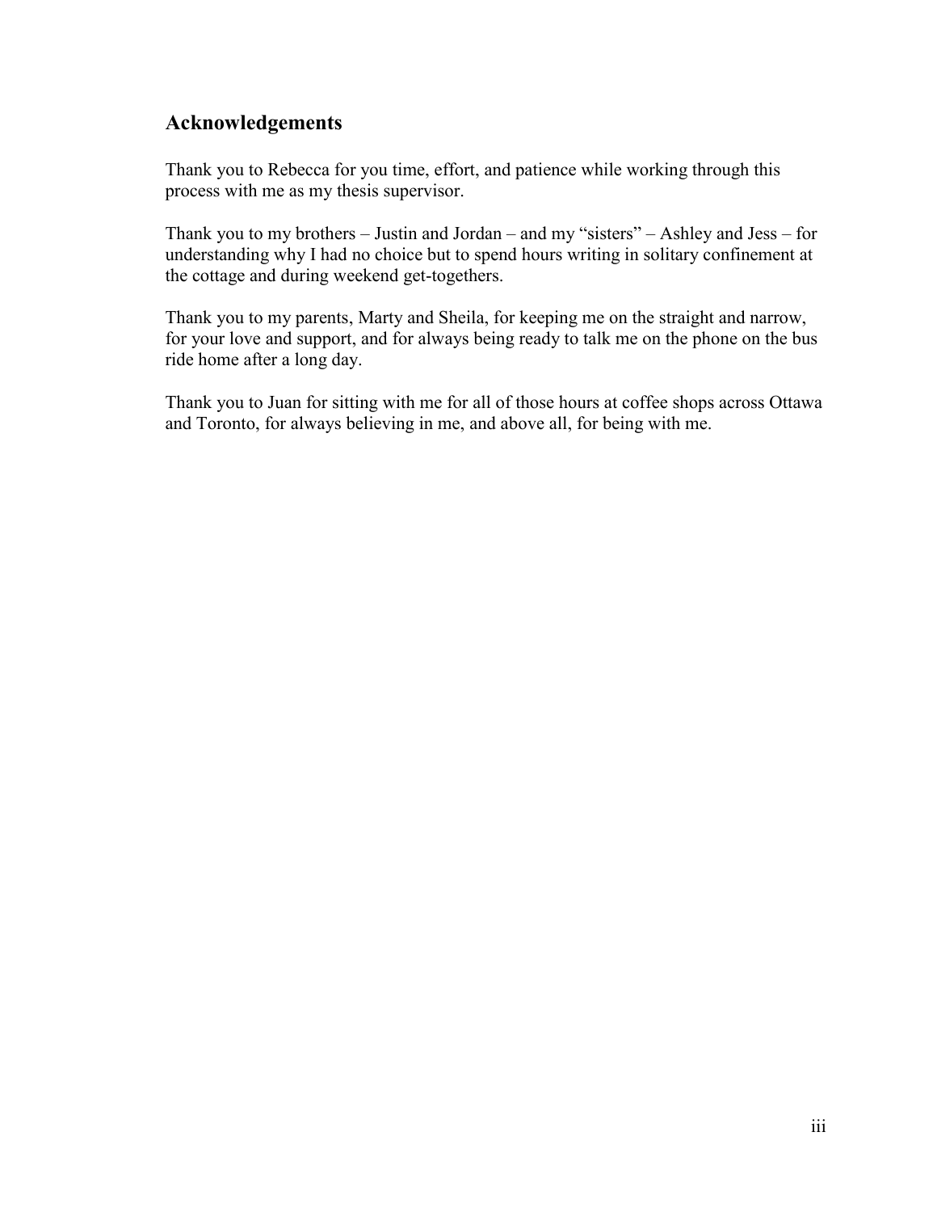## Acknowledgements

Thank you to Rebecca for you time, effort, and patience while working through this process with me as my thesis supervisor.

Thank you to my brothers – Justin and Jordan – and my "sisters" – Ashley and Jess – for understanding why I had no choice but to spend hours writing in solitary confinement at the cottage and during weekend get-togethers.

Thank you to my parents, Marty and Sheila, for keeping me on the straight and narrow, for your love and support, and for always being ready to talk me on the phone on the bus ride home after a long day.

Thank you to Juan for sitting with me for all of those hours at coffee shops across Ottawa and Toronto, for always believing in me, and above all, for being with me.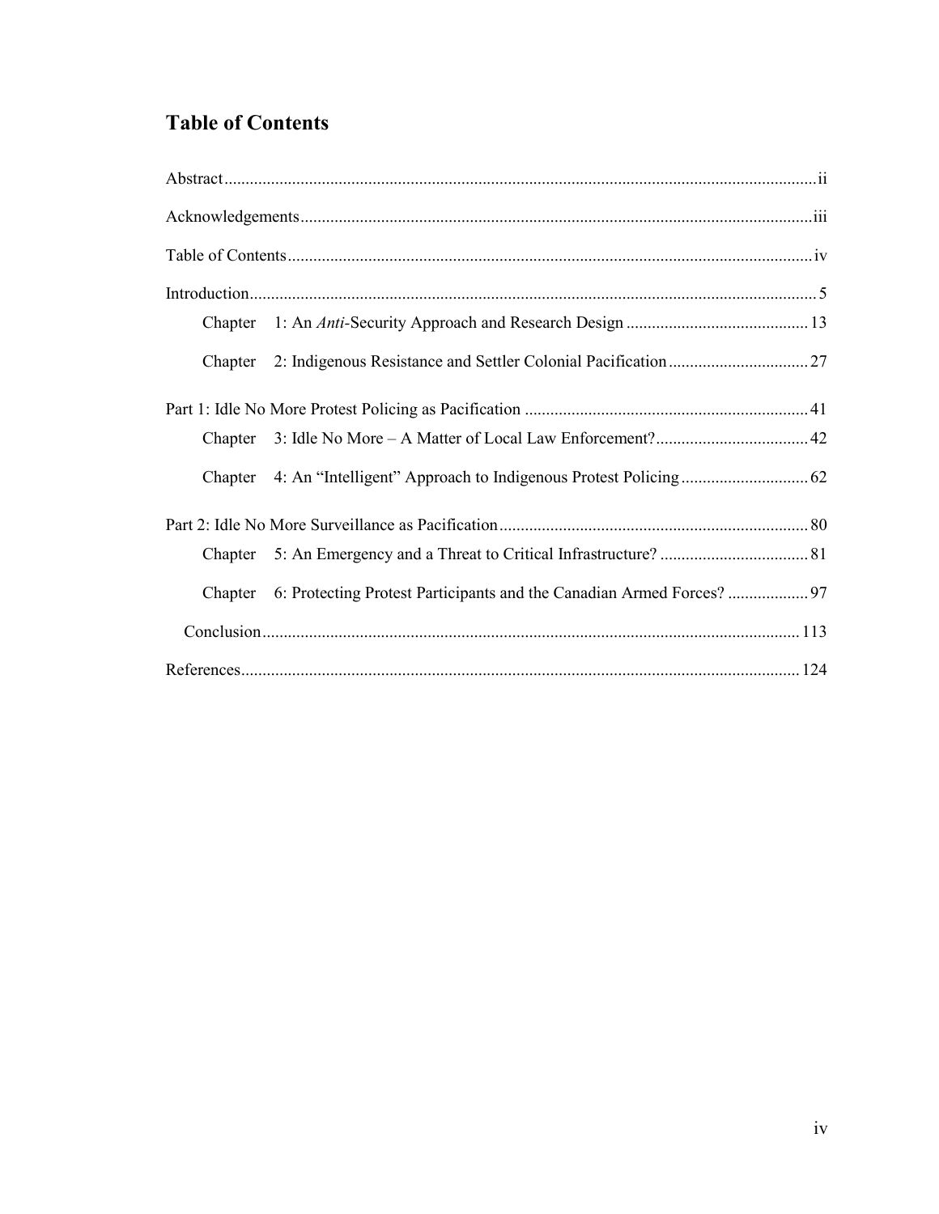## Table of Contents

Abstract ii

Acknowledgements iii

Table of Contents iv

Introduction 5

- Chapter 1: An *Anti*-Security Approach and Research Design 13
- Chapter 2: Indigenous Resistance and Settler Colonial Pacification 27

Part 1: Idle No More Protest Policing as Pacification 41

- Chapter 3: Idle No More – A Matter of Local Law Enforcement? 42
- Chapter 4: An “Intelligent” Approach to Indigenous Protest Policing 62

Part 2: Idle No More Surveillance as Pacification 80

- Chapter 5: An Emergency and a Threat to Critical Infrastructure? 81
- Chapter 6: Protecting Protest Participants and the Canadian Armed Forces? 97

Conclusion 113

References 124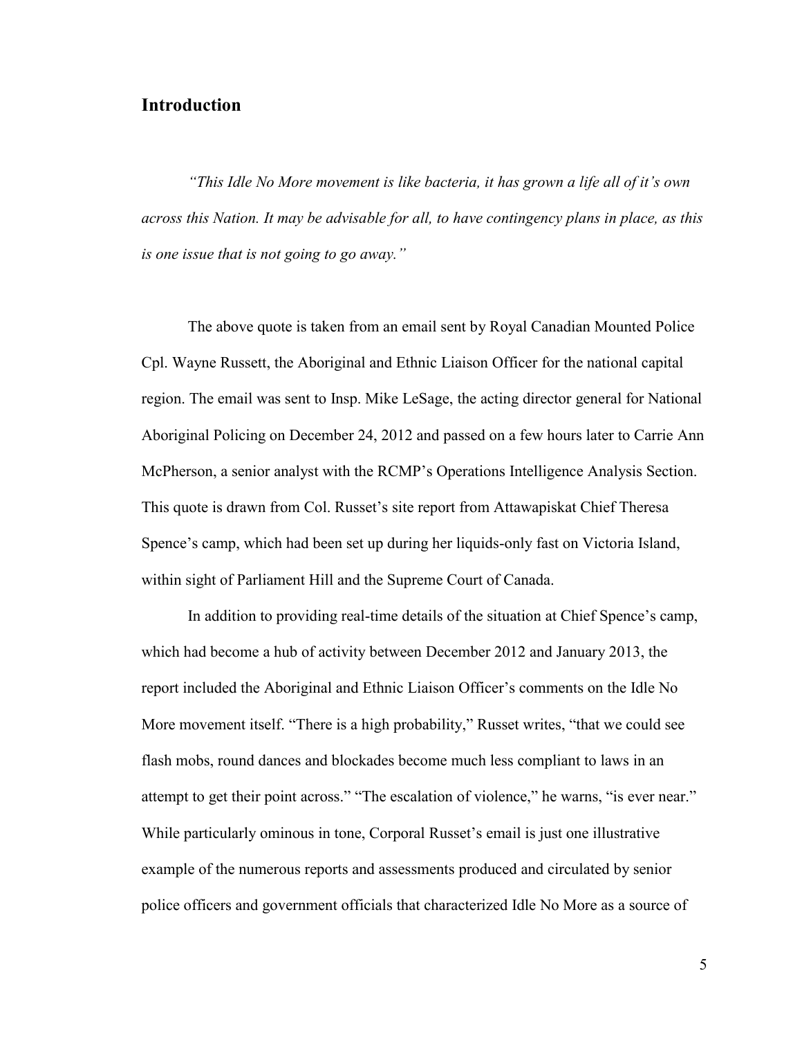## Introduction

*"This Idle No More movement is like bacteria, it has grown a life all of it's own across this Nation. It may be advisable for all, to have contingency plans in place, as this is one issue that is not going to go away."*

The above quote is taken from an email sent by Royal Canadian Mounted Police Cpl. Wayne Russett, the Aboriginal and Ethnic Liaison Officer for the national capital region. The email was sent to Insp. Mike LeSage, the acting director general for National Aboriginal Policing on December 24, 2012 and passed on a few hours later to Carrie Ann McPherson, a senior analyst with the RCMP's Operations Intelligence Analysis Section. This quote is drawn from Col. Russet's site report from Attawapiskat Chief Theresa Spence's camp, which had been set up during her liquids-only fast on Victoria Island, within sight of Parliament Hill and the Supreme Court of Canada.

In addition to providing real-time details of the situation at Chief Spence's camp, which had become a hub of activity between December 2012 and January 2013, the report included the Aboriginal and Ethnic Liaison Officer's comments on the Idle No More movement itself. "There is a high probability," Russet writes, "that we could see flash mobs, round dances and blockades become much less compliant to laws in an attempt to get their point across." "The escalation of violence," he warns, "is ever near." While particularly ominous in tone, Corporal Russet's email is just one illustrative example of the numerous reports and assessments produced and circulated by senior police officers and government officials that characterized Idle No More as a source of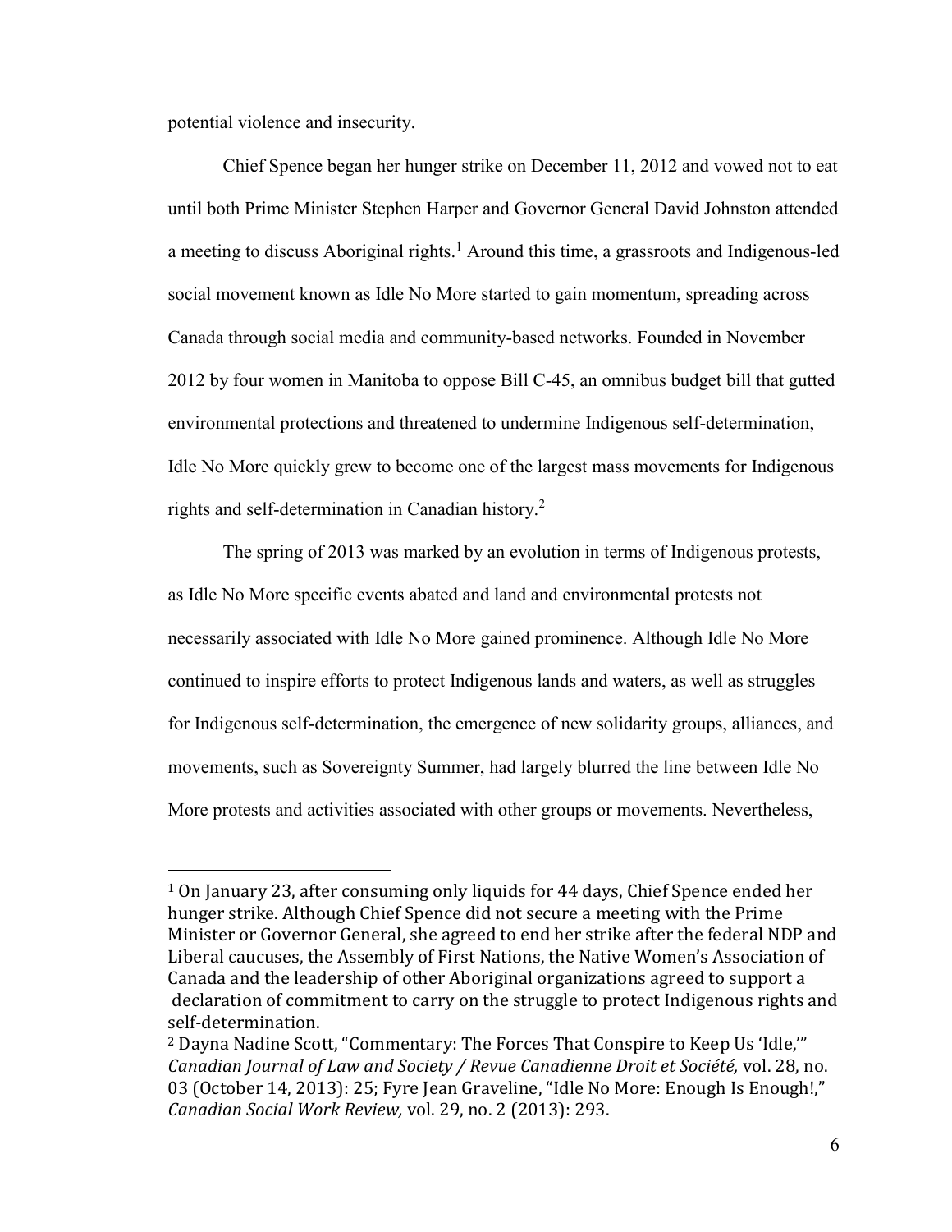potential violence and insecurity.

Chief Spence began her hunger strike on December 11, 2012 and vowed not to eat until both Prime Minister Stephen Harper and Governor General David Johnston attended a meeting to discuss Aboriginal rights.[1] Around this time, a grassroots and Indigenous-led social movement known as Idle No More started to gain momentum, spreading across Canada through social media and community-based networks. Founded in November 2012 by four women in Manitoba to oppose Bill C-45, an omnibus budget bill that gutted environmental protections and threatened to undermine Indigenous self-determination, Idle No More quickly grew to become one of the largest mass movements for Indigenous rights and self-determination in Canadian history.[2]

The spring of 2013 was marked by an evolution in terms of Indigenous protests, as Idle No More specific events abated and land and environmental protests not necessarily associated with Idle No More gained prominence. Although Idle No More continued to inspire efforts to protect Indigenous lands and waters, as well as struggles for Indigenous self-determination, the emergence of new solidarity groups, alliances, and movements, such as Sovereignty Summer, had largely blurred the line between Idle No More protests and activities associated with other groups or movements. Nevertheless,

---

[1] On January 23, after consuming only liquids for 44 days, Chief Spence ended her hunger strike. Although Chief Spence did not secure a meeting with the Prime Minister or Governor General, she agreed to end her strike after the federal NDP and Liberal caucuses, the Assembly of First Nations, the Native Women's Association of Canada and the leadership of other Aboriginal organizations agreed to support a declaration of commitment to carry on the struggle to protect Indigenous rights and self-determination.

[2] Dayna Nadine Scott, "Commentary: The Forces That Conspire to Keep Us 'Idle,'" *Canadian Journal of Law and Society / Revue Canadienne Droit et Société,* vol. 28, no. 03 (October 14, 2013): 25; Fyre Jean Graveline, "Idle No More: Enough Is Enough!," *Canadian Social Work Review,* vol. 29, no. 2 (2013): 293.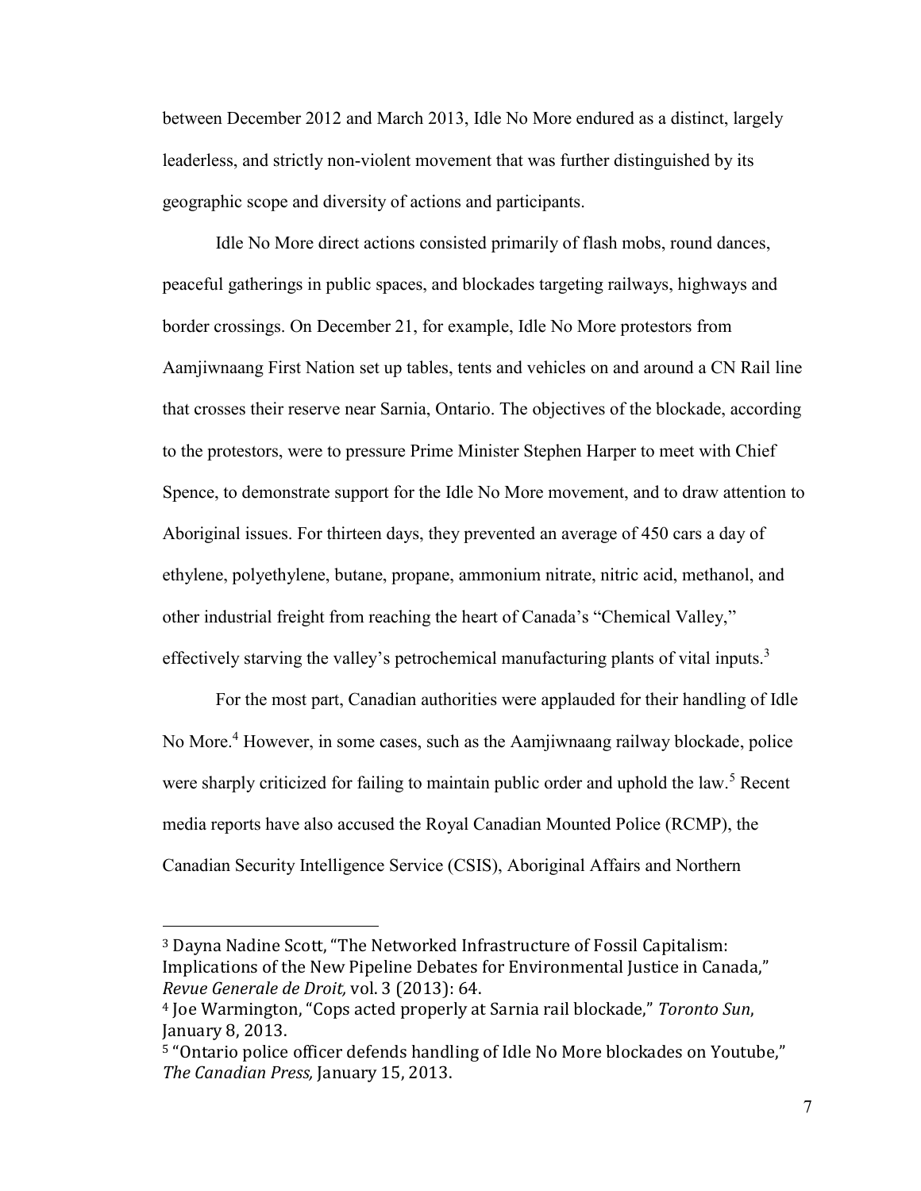between December 2012 and March 2013, Idle No More endured as a distinct, largely leaderless, and strictly non-violent movement that was further distinguished by its geographic scope and diversity of actions and participants.

Idle No More direct actions consisted primarily of flash mobs, round dances, peaceful gatherings in public spaces, and blockades targeting railways, highways and border crossings. On December 21, for example, Idle No More protestors from Aamjiwnaang First Nation set up tables, tents and vehicles on and around a CN Rail line that crosses their reserve near Sarnia, Ontario. The objectives of the blockade, according to the protestors, were to pressure Prime Minister Stephen Harper to meet with Chief Spence, to demonstrate support for the Idle No More movement, and to draw attention to Aboriginal issues. For thirteen days, they prevented an average of 450 cars a day of ethylene, polyethylene, butane, propane, ammonium nitrate, nitric acid, methanol, and other industrial freight from reaching the heart of Canada's "Chemical Valley," effectively starving the valley's petrochemical manufacturing plants of vital inputs.[3]

For the most part, Canadian authorities were applauded for their handling of Idle No More.[4] However, in some cases, such as the Aamjiwnaang railway blockade, police were sharply criticized for failing to maintain public order and uphold the law.[5] Recent media reports have also accused the Royal Canadian Mounted Police (RCMP), the Canadian Security Intelligence Service (CSIS), Aboriginal Affairs and Northern

---

[3] Dayna Nadine Scott, "The Networked Infrastructure of Fossil Capitalism: Implications of the New Pipeline Debates for Environmental Justice in Canada," *Revue Generale de Droit,* vol. 3 (2013): 64.

[4] Joe Warmington, "Cops acted properly at Sarnia rail blockade," *Toronto Sun*, January 8, 2013.

[5] "Ontario police officer defends handling of Idle No More blockades on Youtube," *The Canadian Press,* January 15, 2013.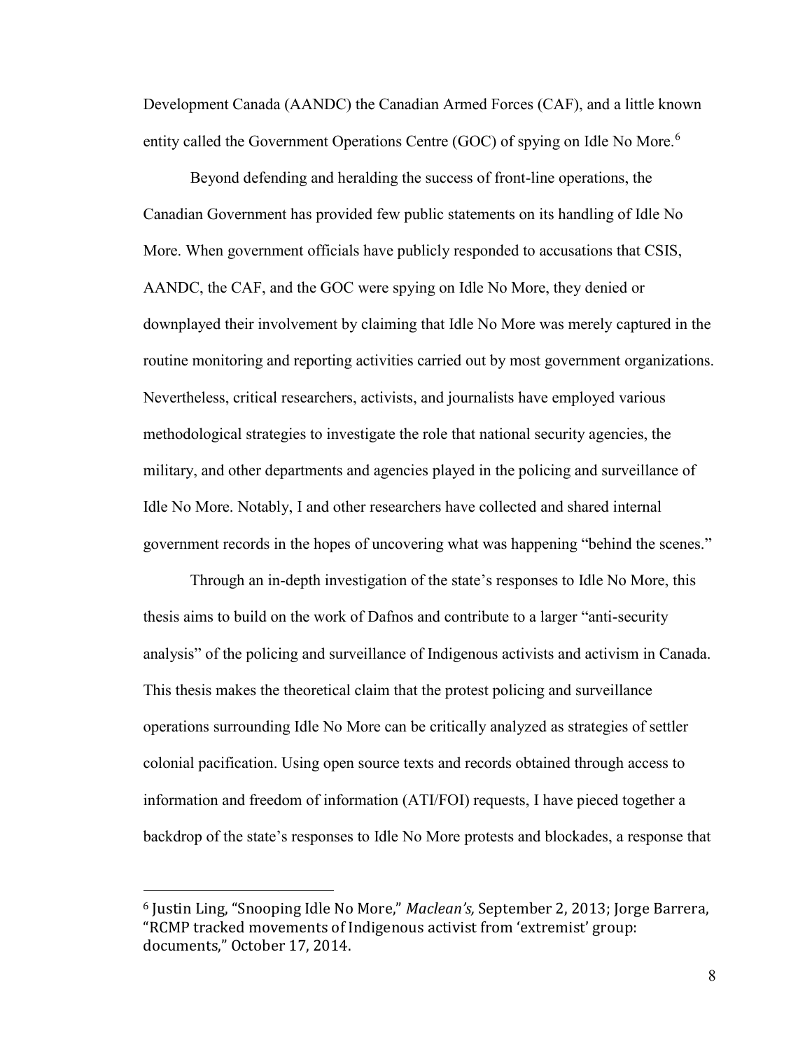Development Canada (AANDC) the Canadian Armed Forces (CAF), and a little known entity called the Government Operations Centre (GOC) of spying on Idle No More.[6]

Beyond defending and heralding the success of front-line operations, the Canadian Government has provided few public statements on its handling of Idle No More. When government officials have publicly responded to accusations that CSIS, AANDC, the CAF, and the GOC were spying on Idle No More, they denied or downplayed their involvement by claiming that Idle No More was merely captured in the routine monitoring and reporting activities carried out by most government organizations. Nevertheless, critical researchers, activists, and journalists have employed various methodological strategies to investigate the role that national security agencies, the military, and other departments and agencies played in the policing and surveillance of Idle No More. Notably, I and other researchers have collected and shared internal government records in the hopes of uncovering what was happening "behind the scenes."

Through an in-depth investigation of the state's responses to Idle No More, this thesis aims to build on the work of Dafnos and contribute to a larger "anti-security analysis" of the policing and surveillance of Indigenous activists and activism in Canada. This thesis makes the theoretical claim that the protest policing and surveillance operations surrounding Idle No More can be critically analyzed as strategies of settler colonial pacification. Using open source texts and records obtained through access to information and freedom of information (ATI/FOI) requests, I have pieced together a backdrop of the state's responses to Idle No More protests and blockades, a response that

---

[6] Justin Ling, "Snooping Idle No More," *Maclean's,* September 2, 2013; Jorge Barrera, "RCMP tracked movements of Indigenous activist from 'extremist' group: documents," October 17, 2014.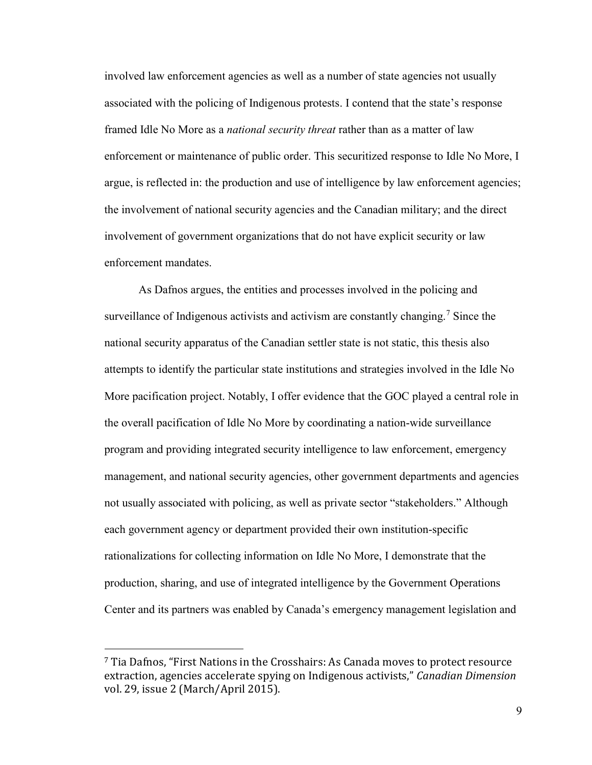involved law enforcement agencies as well as a number of state agencies not usually associated with the policing of Indigenous protests. I contend that the state's response framed Idle No More as a *national security threat* rather than as a matter of law enforcement or maintenance of public order. This securitized response to Idle No More, I argue, is reflected in: the production and use of intelligence by law enforcement agencies; the involvement of national security agencies and the Canadian military; and the direct involvement of government organizations that do not have explicit security or law enforcement mandates.

As Dafnos argues, the entities and processes involved in the policing and surveillance of Indigenous activists and activism are constantly changing.[7] Since the national security apparatus of the Canadian settler state is not static, this thesis also attempts to identify the particular state institutions and strategies involved in the Idle No More pacification project. Notably, I offer evidence that the GOC played a central role in the overall pacification of Idle No More by coordinating a nation-wide surveillance program and providing integrated security intelligence to law enforcement, emergency management, and national security agencies, other government departments and agencies not usually associated with policing, as well as private sector "stakeholders." Although each government agency or department provided their own institution-specific rationalizations for collecting information on Idle No More, I demonstrate that the production, sharing, and use of integrated intelligence by the Government Operations Center and its partners was enabled by Canada's emergency management legislation and

---

[7] Tia Dafnos, "First Nations in the Crosshairs: As Canada moves to protect resource extraction, agencies accelerate spying on Indigenous activists," *Canadian Dimension* vol. 29, issue 2 (March/April 2015).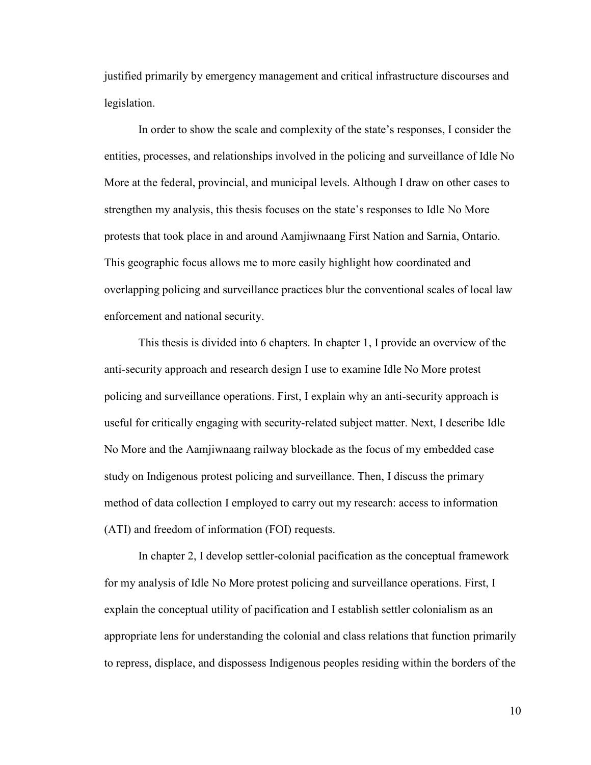justified primarily by emergency management and critical infrastructure discourses and legislation.

In order to show the scale and complexity of the state's responses, I consider the entities, processes, and relationships involved in the policing and surveillance of Idle No More at the federal, provincial, and municipal levels. Although I draw on other cases to strengthen my analysis, this thesis focuses on the state's responses to Idle No More protests that took place in and around Aamjiwnaang First Nation and Sarnia, Ontario. This geographic focus allows me to more easily highlight how coordinated and overlapping policing and surveillance practices blur the conventional scales of local law enforcement and national security.

This thesis is divided into 6 chapters. In chapter 1, I provide an overview of the anti-security approach and research design I use to examine Idle No More protest policing and surveillance operations. First, I explain why an anti-security approach is useful for critically engaging with security-related subject matter. Next, I describe Idle No More and the Aamjiwnaang railway blockade as the focus of my embedded case study on Indigenous protest policing and surveillance. Then, I discuss the primary method of data collection I employed to carry out my research: access to information (ATI) and freedom of information (FOI) requests.

In chapter 2, I develop settler-colonial pacification as the conceptual framework for my analysis of Idle No More protest policing and surveillance operations. First, I explain the conceptual utility of pacification and I establish settler colonialism as an appropriate lens for understanding the colonial and class relations that function primarily to repress, displace, and dispossess Indigenous peoples residing within the borders of the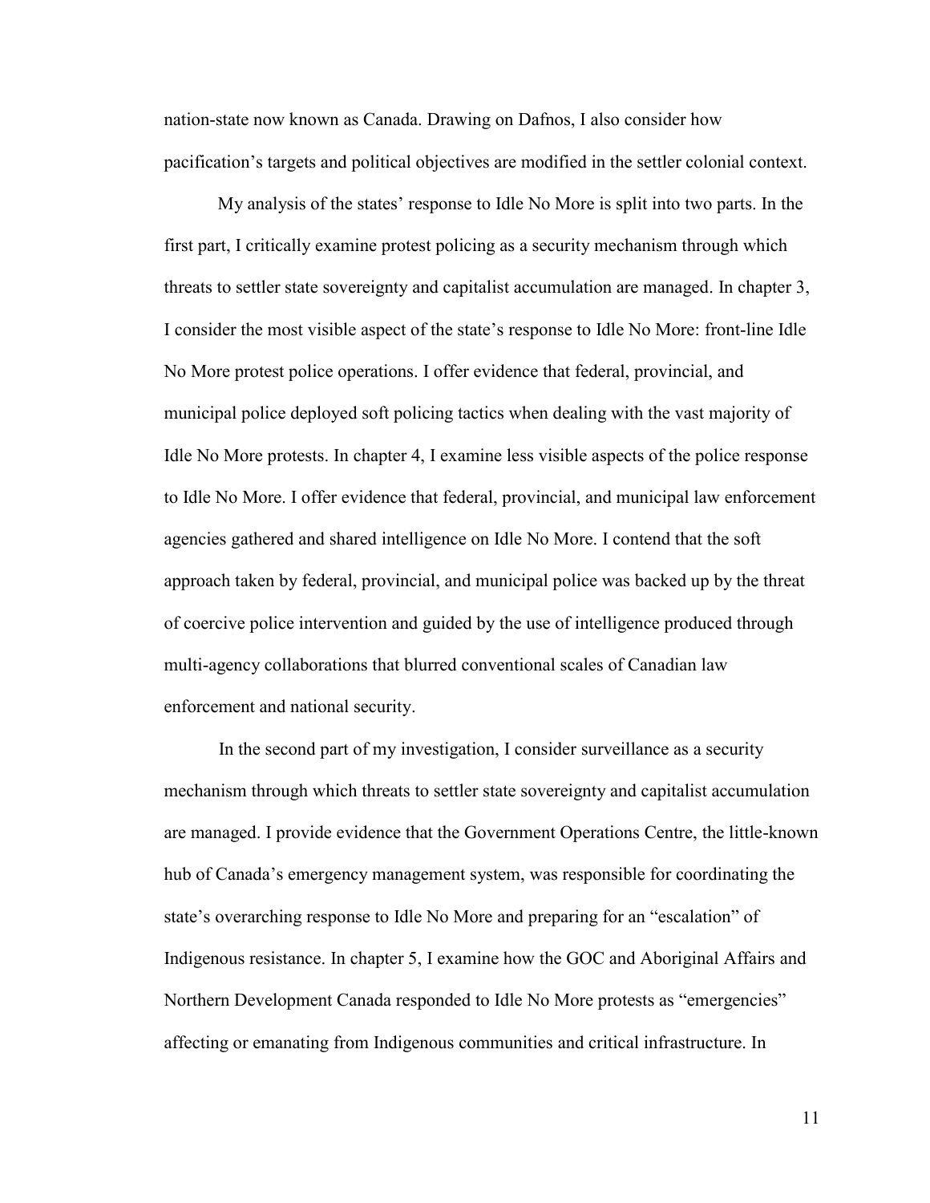nation-state now known as Canada. Drawing on Dafnos, I also consider how pacification's targets and political objectives are modified in the settler colonial context.

My analysis of the states' response to Idle No More is split into two parts. In the first part, I critically examine protest policing as a security mechanism through which threats to settler state sovereignty and capitalist accumulation are managed. In chapter 3, I consider the most visible aspect of the state's response to Idle No More: front-line Idle No More protest police operations. I offer evidence that federal, provincial, and municipal police deployed soft policing tactics when dealing with the vast majority of Idle No More protests. In chapter 4, I examine less visible aspects of the police response to Idle No More. I offer evidence that federal, provincial, and municipal law enforcement agencies gathered and shared intelligence on Idle No More. I contend that the soft approach taken by federal, provincial, and municipal police was backed up by the threat of coercive police intervention and guided by the use of intelligence produced through multi-agency collaborations that blurred conventional scales of Canadian law enforcement and national security.

In the second part of my investigation, I consider surveillance as a security mechanism through which threats to settler state sovereignty and capitalist accumulation are managed. I provide evidence that the Government Operations Centre, the little-known hub of Canada's emergency management system, was responsible for coordinating the state's overarching response to Idle No More and preparing for an "escalation" of Indigenous resistance. In chapter 5, I examine how the GOC and Aboriginal Affairs and Northern Development Canada responded to Idle No More protests as "emergencies" affecting or emanating from Indigenous communities and critical infrastructure. In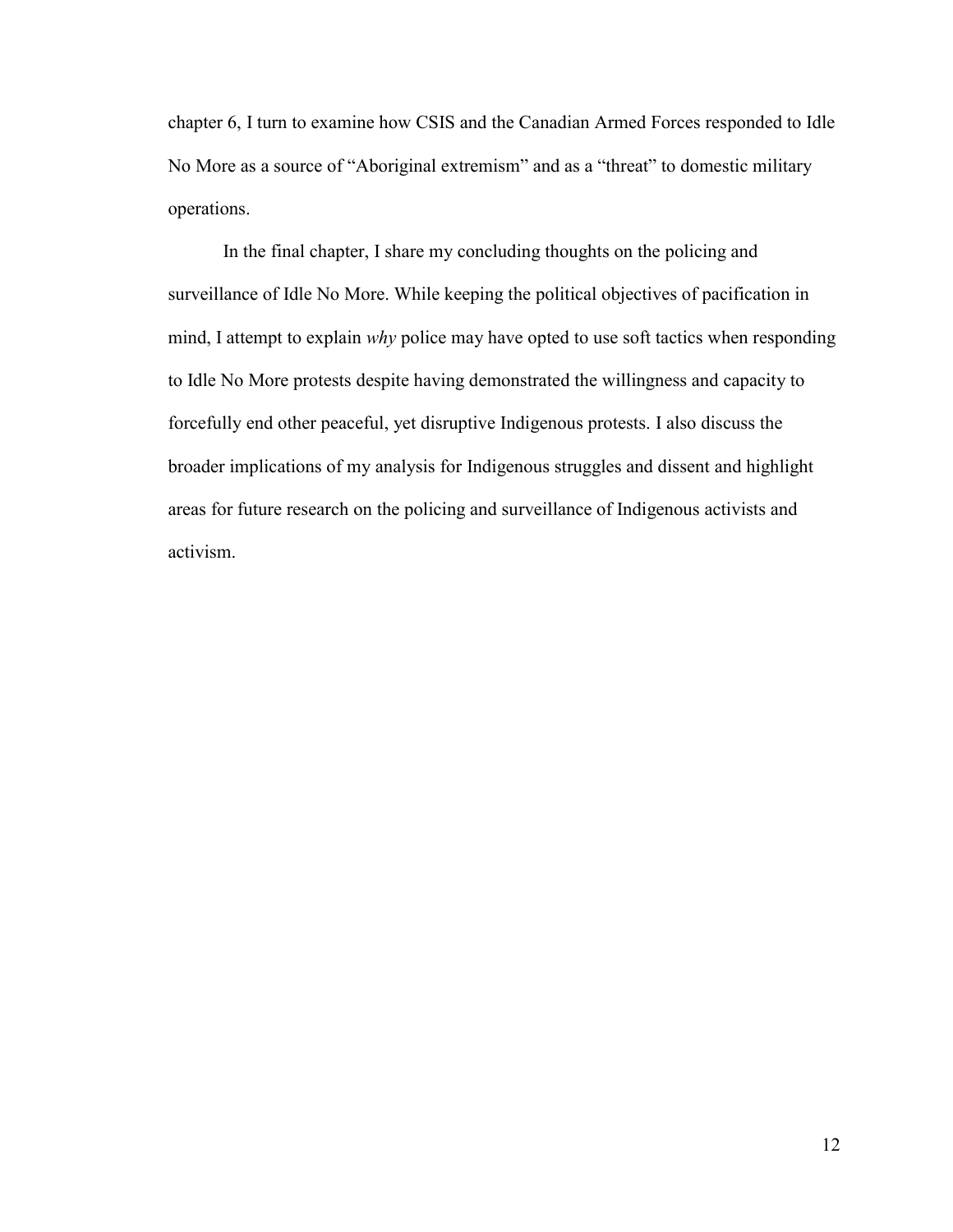chapter 6, I turn to examine how CSIS and the Canadian Armed Forces responded to Idle No More as a source of "Aboriginal extremism" and as a "threat" to domestic military operations.

In the final chapter, I share my concluding thoughts on the policing and surveillance of Idle No More. While keeping the political objectives of pacification in mind, I attempt to explain *why* police may have opted to use soft tactics when responding to Idle No More protests despite having demonstrated the willingness and capacity to forcefully end other peaceful, yet disruptive Indigenous protests. I also discuss the broader implications of my analysis for Indigenous struggles and dissent and highlight areas for future research on the policing and surveillance of Indigenous activists and activism.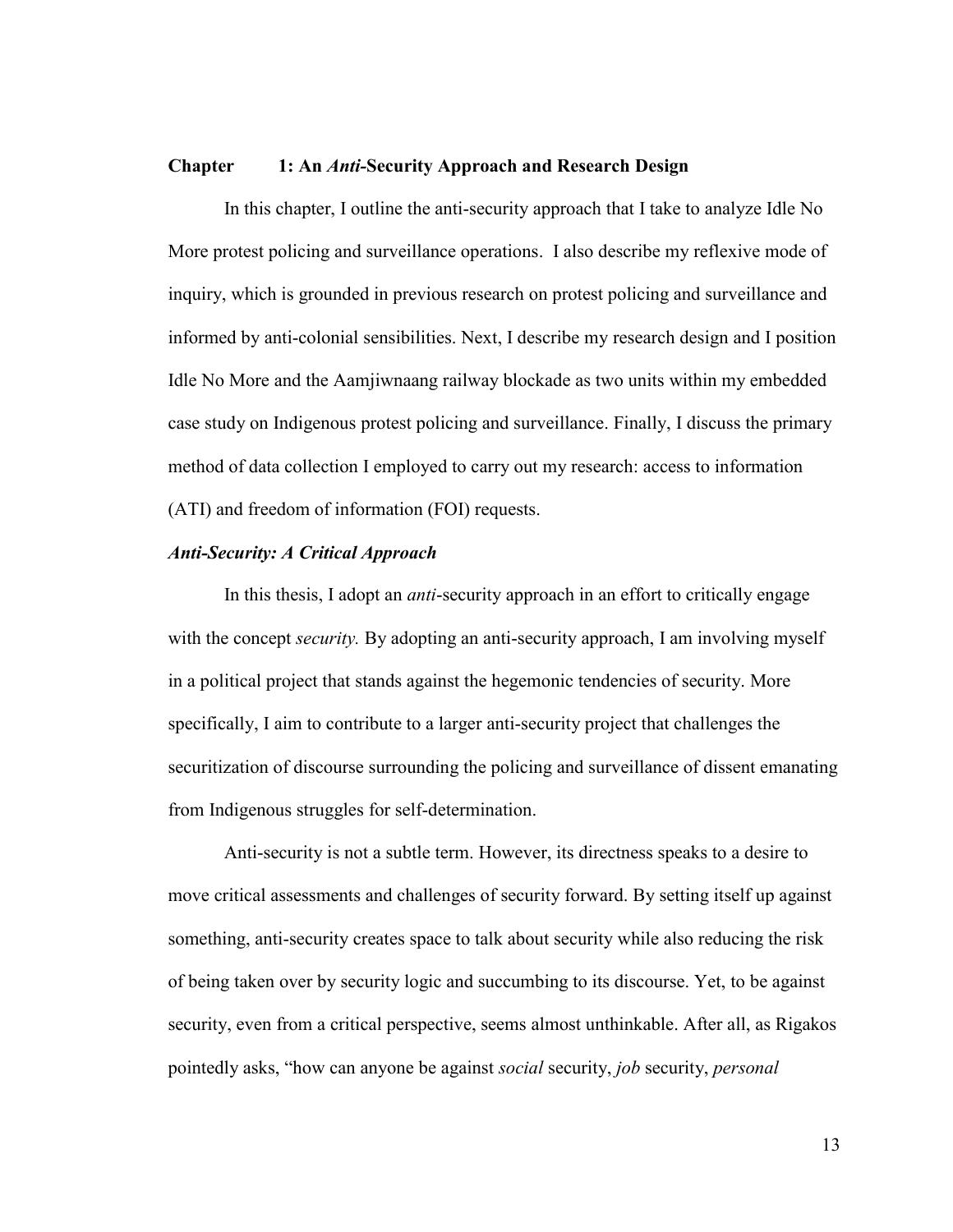# Chapter 1: An *Anti*-Security Approach and Research Design

In this chapter, I outline the anti-security approach that I take to analyze Idle No More protest policing and surveillance operations. I also describe my reflexive mode of inquiry, which is grounded in previous research on protest policing and surveillance and informed by anti-colonial sensibilities. Next, I describe my research design and I position Idle No More and the Aamjiwnaang railway blockade as two units within my embedded case study on Indigenous protest policing and surveillance. Finally, I discuss the primary method of data collection I employed to carry out my research: access to information (ATI) and freedom of information (FOI) requests.

## *Anti-Security: A Critical Approach*

In this thesis, I adopt an *anti*-security approach in an effort to critically engage with the concept *security.* By adopting an anti-security approach, I am involving myself in a political project that stands against the hegemonic tendencies of security. More specifically, I aim to contribute to a larger anti-security project that challenges the securitization of discourse surrounding the policing and surveillance of dissent emanating from Indigenous struggles for self-determination.

Anti-security is not a subtle term. However, its directness speaks to a desire to move critical assessments and challenges of security forward. By setting itself up against something, anti-security creates space to talk about security while also reducing the risk of being taken over by security logic and succumbing to its discourse. Yet, to be against security, even from a critical perspective, seems almost unthinkable. After all, as Rigakos pointedly asks, "how can anyone be against *social* security, *job* security, *personal*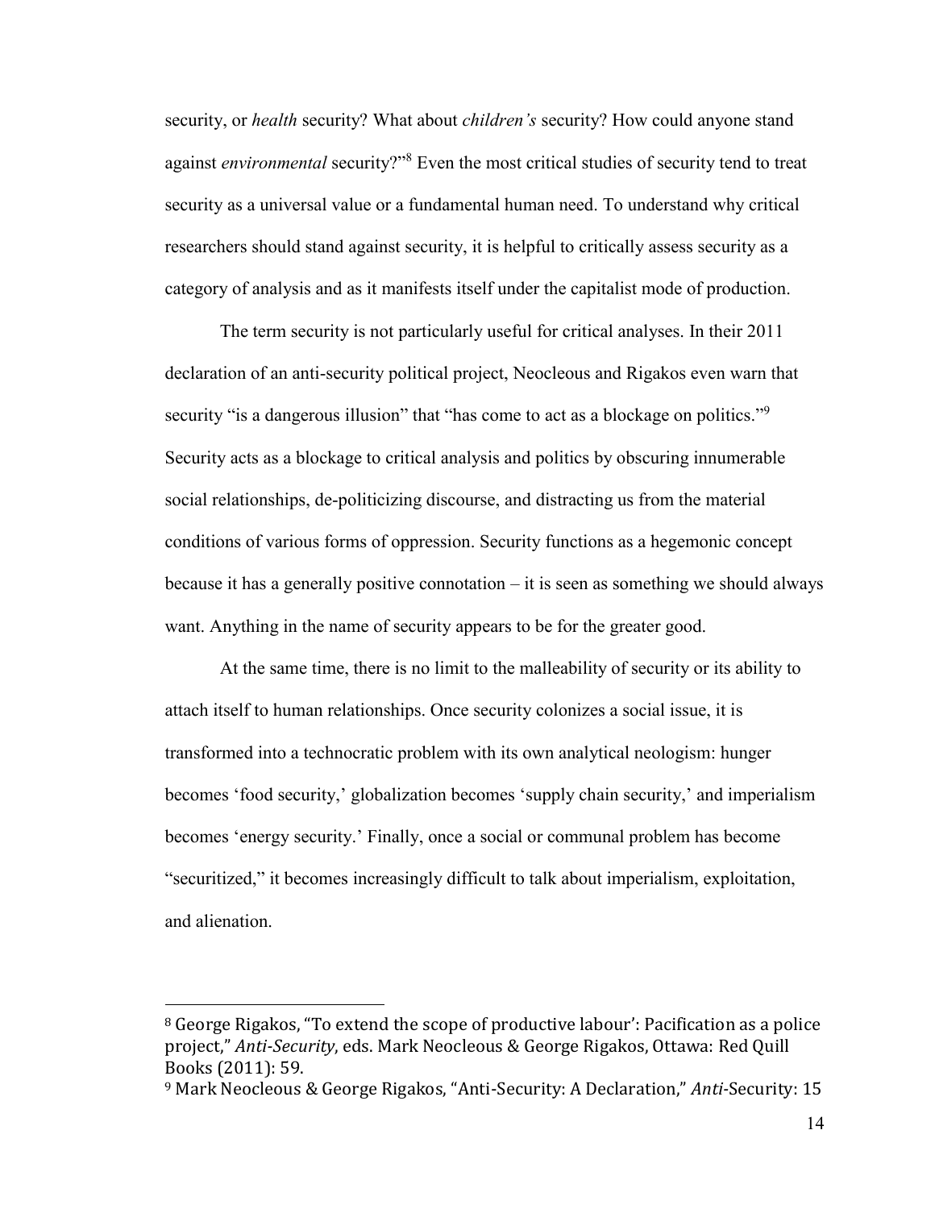security, or *health* security? What about *children's* security? How could anyone stand against *environmental* security?"[8] Even the most critical studies of security tend to treat security as a universal value or a fundamental human need. To understand why critical researchers should stand against security, it is helpful to critically assess security as a category of analysis and as it manifests itself under the capitalist mode of production.

The term security is not particularly useful for critical analyses. In their 2011 declaration of an anti-security political project, Neocleous and Rigakos even warn that security "is a dangerous illusion" that "has come to act as a blockage on politics."[9] Security acts as a blockage to critical analysis and politics by obscuring innumerable social relationships, de-politicizing discourse, and distracting us from the material conditions of various forms of oppression. Security functions as a hegemonic concept because it has a generally positive connotation – it is seen as something we should always want. Anything in the name of security appears to be for the greater good.

At the same time, there is no limit to the malleability of security or its ability to attach itself to human relationships. Once security colonizes a social issue, it is transformed into a technocratic problem with its own analytical neologism: hunger becomes 'food security,' globalization becomes 'supply chain security,' and imperialism becomes 'energy security.' Finally, once a social or communal problem has become "securitized," it becomes increasingly difficult to talk about imperialism, exploitation, and alienation.

---

[8] George Rigakos, "To extend the scope of productive labour': Pacification as a police project," *Anti-Security*, eds. Mark Neocleous & George Rigakos, Ottawa: Red Quill Books (2011): 59.

[9] Mark Neocleous & George Rigakos, "Anti-Security: A Declaration," *Anti*-Security: 15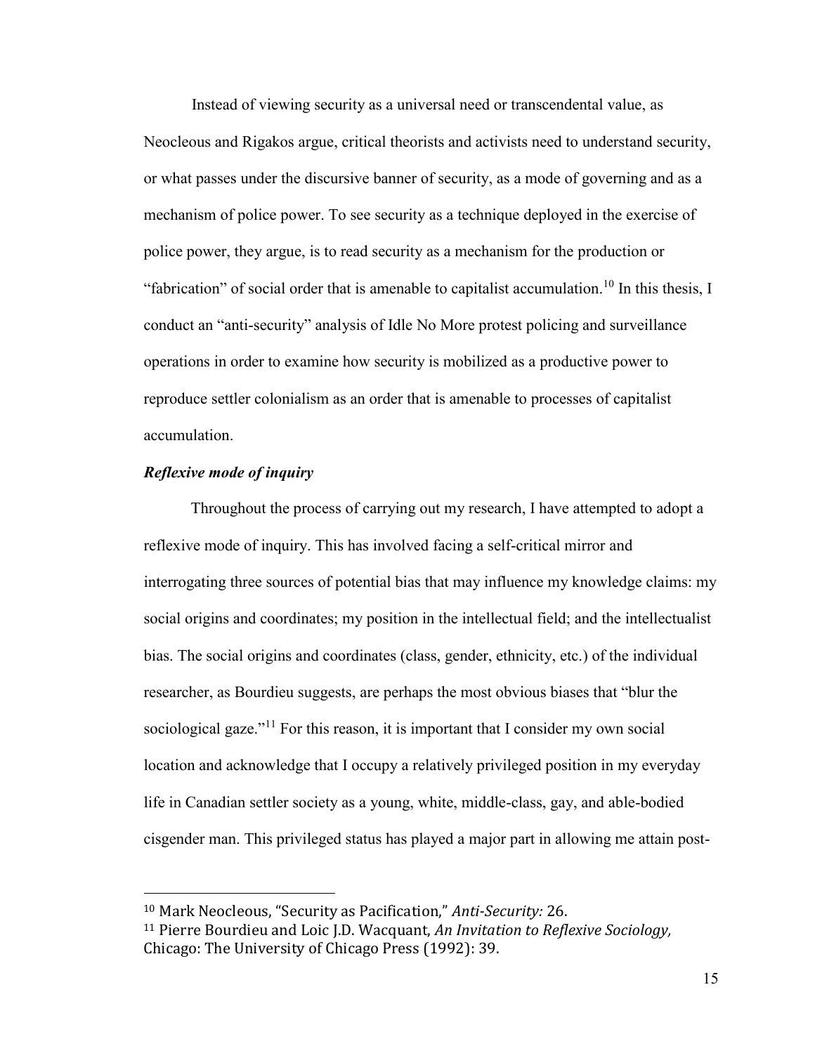Instead of viewing security as a universal need or transcendental value, as Neocleous and Rigakos argue, critical theorists and activists need to understand security, or what passes under the discursive banner of security, as a mode of governing and as a mechanism of police power. To see security as a technique deployed in the exercise of police power, they argue, is to read security as a mechanism for the production or "fabrication" of social order that is amenable to capitalist accumulation.[10] In this thesis, I conduct an "anti-security" analysis of Idle No More protest policing and surveillance operations in order to examine how security is mobilized as a productive power to reproduce settler colonialism as an order that is amenable to processes of capitalist accumulation.

### *Reflexive mode of inquiry*

Throughout the process of carrying out my research, I have attempted to adopt a reflexive mode of inquiry. This has involved facing a self-critical mirror and interrogating three sources of potential bias that may influence my knowledge claims: my social origins and coordinates; my position in the intellectual field; and the intellectualist bias. The social origins and coordinates (class, gender, ethnicity, etc.) of the individual researcher, as Bourdieu suggests, are perhaps the most obvious biases that "blur the sociological gaze."[11] For this reason, it is important that I consider my own social location and acknowledge that I occupy a relatively privileged position in my everyday life in Canadian settler society as a young, white, middle-class, gay, and able-bodied cisgender man. This privileged status has played a major part in allowing me attain post-

---

[10] Mark Neocleous, "Security as Pacification," *Anti-Security:* 26.

[11] Pierre Bourdieu and Loic J.D. Wacquant, *An Invitation to Reflexive Sociology,* Chicago: The University of Chicago Press (1992): 39.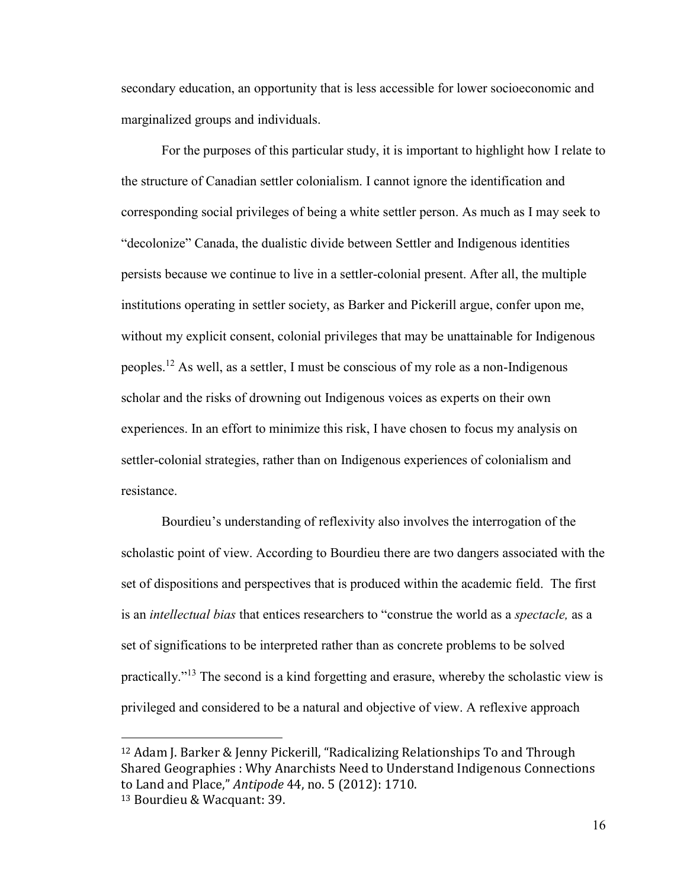secondary education, an opportunity that is less accessible for lower socioeconomic and marginalized groups and individuals.

For the purposes of this particular study, it is important to highlight how I relate to the structure of Canadian settler colonialism. I cannot ignore the identification and corresponding social privileges of being a white settler person. As much as I may seek to "decolonize" Canada, the dualistic divide between Settler and Indigenous identities persists because we continue to live in a settler-colonial present. After all, the multiple institutions operating in settler society, as Barker and Pickerill argue, confer upon me, without my explicit consent, colonial privileges that may be unattainable for Indigenous peoples.[12] As well, as a settler, I must be conscious of my role as a non-Indigenous scholar and the risks of drowning out Indigenous voices as experts on their own experiences. In an effort to minimize this risk, I have chosen to focus my analysis on settler-colonial strategies, rather than on Indigenous experiences of colonialism and resistance.

Bourdieu's understanding of reflexivity also involves the interrogation of the scholastic point of view. According to Bourdieu there are two dangers associated with the set of dispositions and perspectives that is produced within the academic field. The first is an *intellectual bias* that entices researchers to "construe the world as a *spectacle,* as a set of significations to be interpreted rather than as concrete problems to be solved practically."[13] The second is a kind forgetting and erasure, whereby the scholastic view is privileged and considered to be a natural and objective of view. A reflexive approach

---

[12] Adam J. Barker & Jenny Pickerill, "Radicalizing Relationships To and Through Shared Geographies : Why Anarchists Need to Understand Indigenous Connections to Land and Place," *Antipode* 44, no. 5 (2012): 1710.

[13] Bourdieu & Wacquant: 39.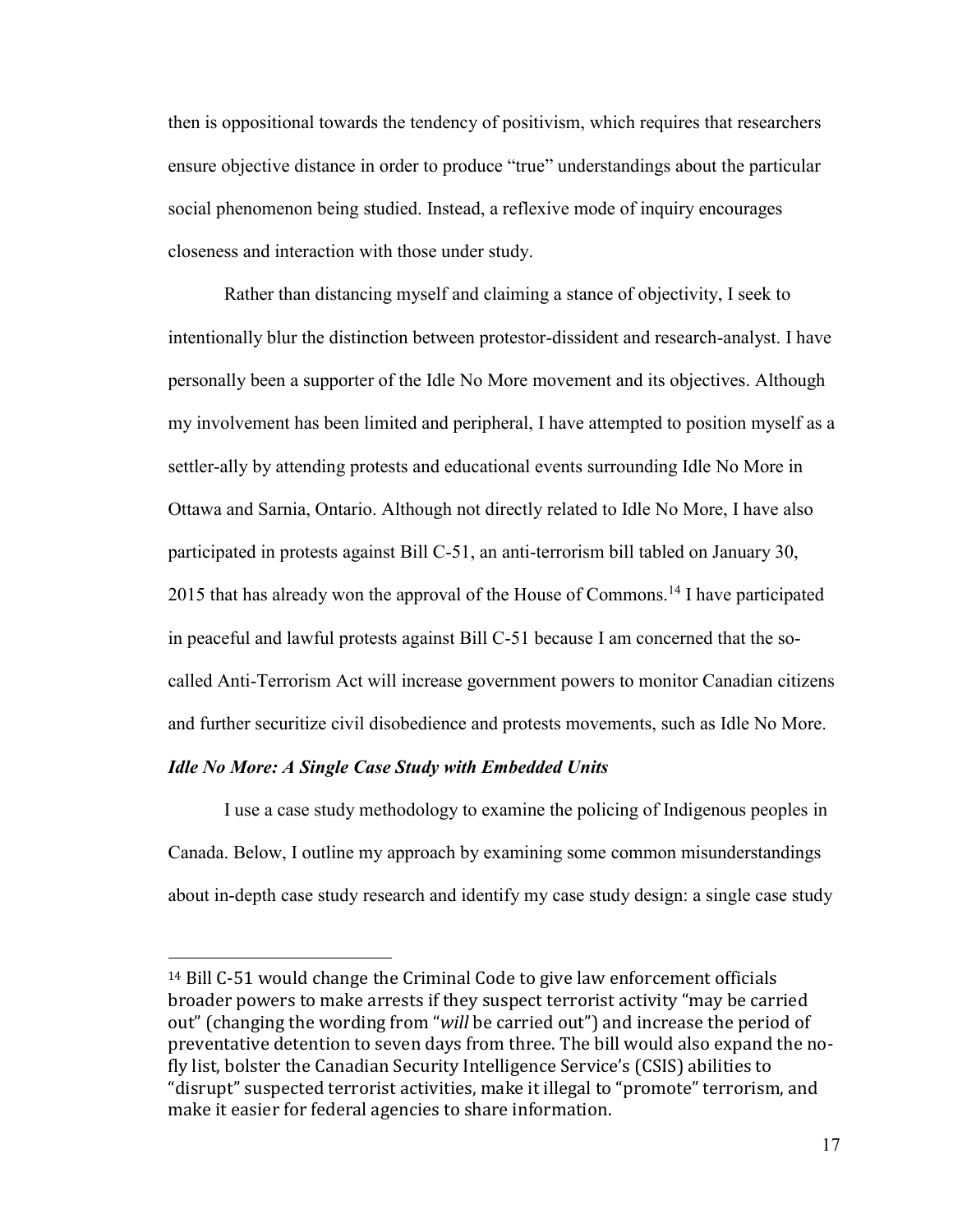then is oppositional towards the tendency of positivism, which requires that researchers ensure objective distance in order to produce "true" understandings about the particular social phenomenon being studied. Instead, a reflexive mode of inquiry encourages closeness and interaction with those under study.

Rather than distancing myself and claiming a stance of objectivity, I seek to intentionally blur the distinction between protestor-dissident and research-analyst. I have personally been a supporter of the Idle No More movement and its objectives. Although my involvement has been limited and peripheral, I have attempted to position myself as a settler-ally by attending protests and educational events surrounding Idle No More in Ottawa and Sarnia, Ontario. Although not directly related to Idle No More, I have also participated in protests against Bill C-51, an anti-terrorism bill tabled on January 30, 2015 that has already won the approval of the House of Commons.[14] I have participated in peaceful and lawful protests against Bill C-51 because I am concerned that the so-called Anti-Terrorism Act will increase government powers to monitor Canadian citizens and further securitize civil disobedience and protests movements, such as Idle No More.

### *Idle No More: A Single Case Study with Embedded Units*

I use a case study methodology to examine the policing of Indigenous peoples in Canada. Below, I outline my approach by examining some common misunderstandings about in-depth case study research and identify my case study design: a single case study

---

[14] Bill C-51 would change the Criminal Code to give law enforcement officials broader powers to make arrests if they suspect terrorist activity "may be carried out" (changing the wording from "*will* be carried out") and increase the period of preventative detention to seven days from three. The bill would also expand the no-fly list, bolster the Canadian Security Intelligence Service's (CSIS) abilities to "disrupt" suspected terrorist activities, make it illegal to "promote" terrorism, and make it easier for federal agencies to share information.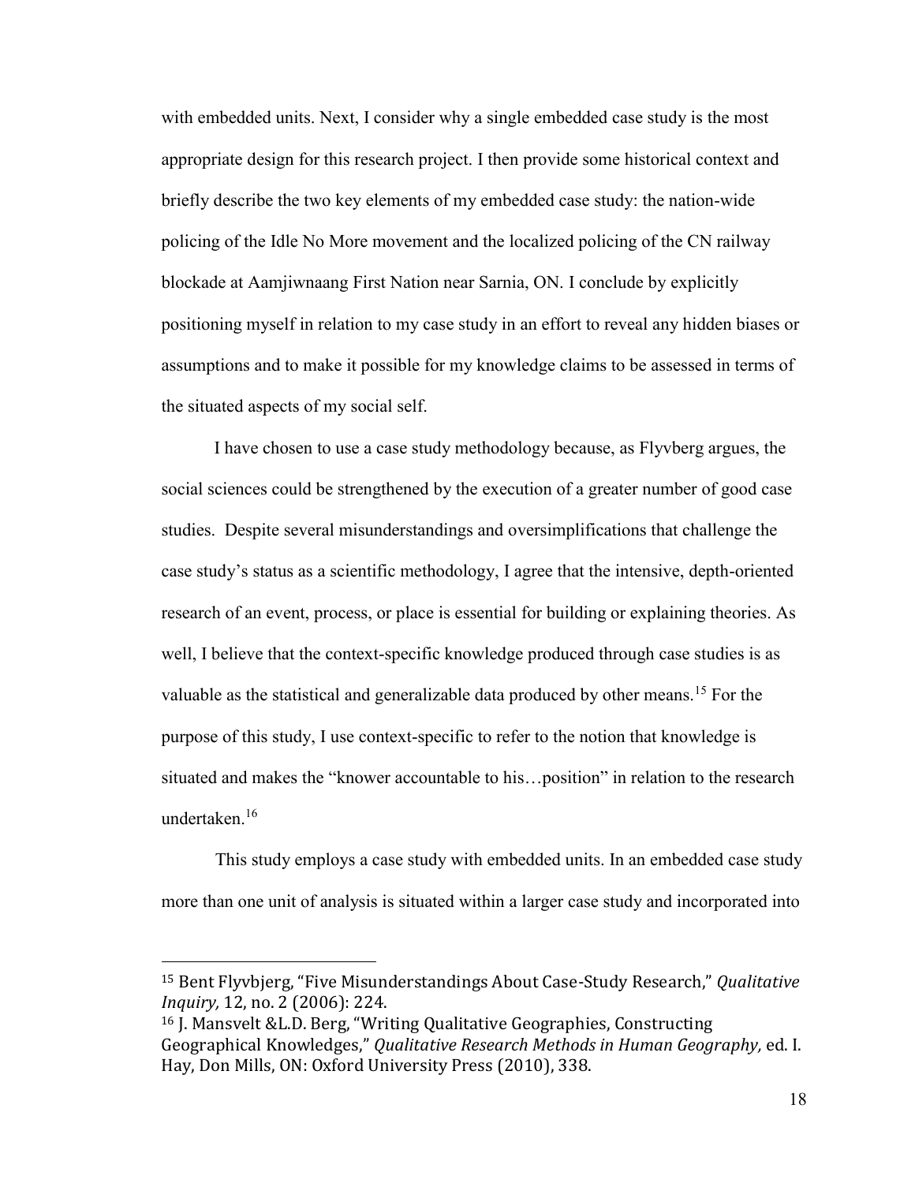with embedded units. Next, I consider why a single embedded case study is the most appropriate design for this research project. I then provide some historical context and briefly describe the two key elements of my embedded case study: the nation-wide policing of the Idle No More movement and the localized policing of the CN railway blockade at Aamjiwnaang First Nation near Sarnia, ON. I conclude by explicitly positioning myself in relation to my case study in an effort to reveal any hidden biases or assumptions and to make it possible for my knowledge claims to be assessed in terms of the situated aspects of my social self.

I have chosen to use a case study methodology because, as Flyvberg argues, the social sciences could be strengthened by the execution of a greater number of good case studies. Despite several misunderstandings and oversimplifications that challenge the case study's status as a scientific methodology, I agree that the intensive, depth-oriented research of an event, process, or place is essential for building or explaining theories. As well, I believe that the context-specific knowledge produced through case studies is as valuable as the statistical and generalizable data produced by other means.[15] For the purpose of this study, I use context-specific to refer to the notion that knowledge is situated and makes the "knower accountable to his…position" in relation to the research undertaken.[16]

This study employs a case study with embedded units. In an embedded case study more than one unit of analysis is situated within a larger case study and incorporated into

---

[15] Bent Flyvbjerg, "Five Misunderstandings About Case-Study Research," *Qualitative Inquiry,* 12, no. 2 (2006): 224.

[16] J. Mansvelt &L.D. Berg, "Writing Qualitative Geographies, Constructing Geographical Knowledges," *Qualitative Research Methods in Human Geography,* ed. I. Hay, Don Mills, ON: Oxford University Press (2010), 338.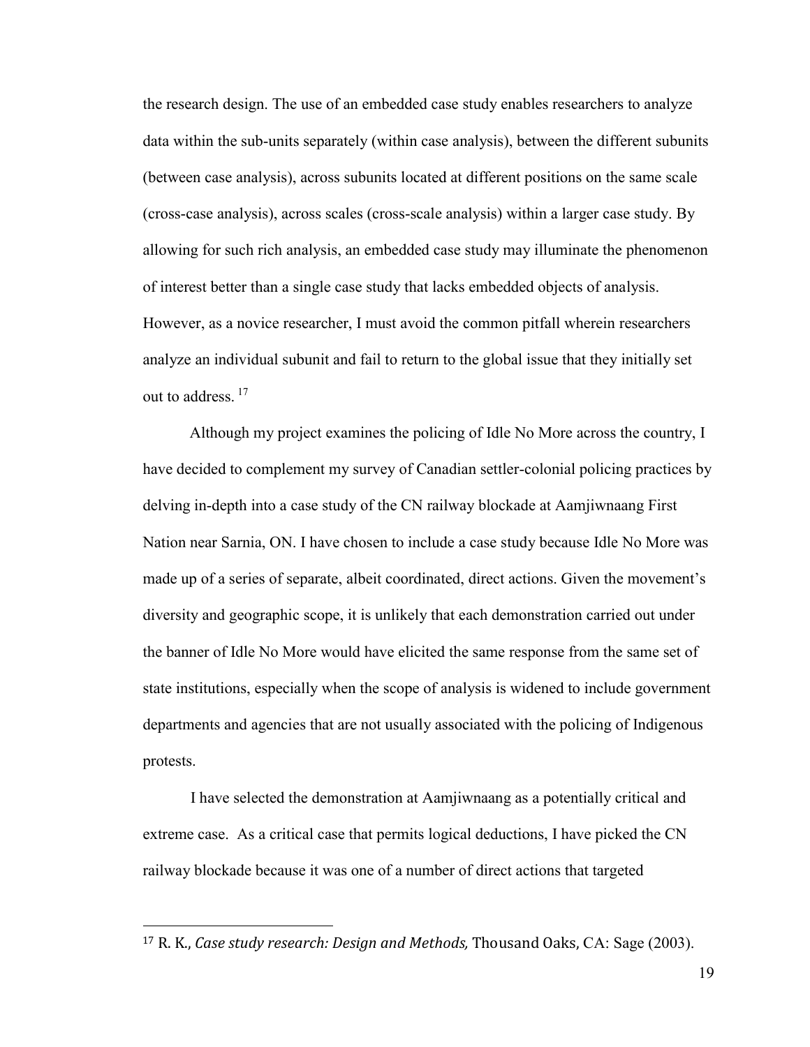the research design. The use of an embedded case study enables researchers to analyze data within the sub-units separately (within case analysis), between the different subunits (between case analysis), across subunits located at different positions on the same scale (cross-case analysis), across scales (cross-scale analysis) within a larger case study. By allowing for such rich analysis, an embedded case study may illuminate the phenomenon of interest better than a single case study that lacks embedded objects of analysis. However, as a novice researcher, I must avoid the common pitfall wherein researchers analyze an individual subunit and fail to return to the global issue that they initially set out to address.[17]

Although my project examines the policing of Idle No More across the country, I have decided to complement my survey of Canadian settler-colonial policing practices by delving in-depth into a case study of the CN railway blockade at Aamjiwnaang First Nation near Sarnia, ON. I have chosen to include a case study because Idle No More was made up of a series of separate, albeit coordinated, direct actions. Given the movement's diversity and geographic scope, it is unlikely that each demonstration carried out under the banner of Idle No More would have elicited the same response from the same set of state institutions, especially when the scope of analysis is widened to include government departments and agencies that are not usually associated with the policing of Indigenous protests.

I have selected the demonstration at Aamjiwnaang as a potentially critical and extreme case. As a critical case that permits logical deductions, I have picked the CN railway blockade because it was one of a number of direct actions that targeted

---

[17] R. K., *Case study research: Design and Methods,* Thousand Oaks, CA: Sage (2003).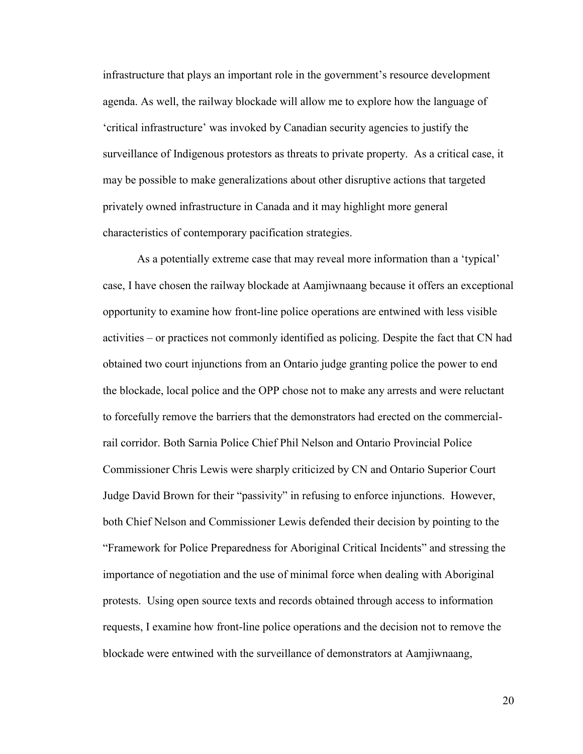infrastructure that plays an important role in the government's resource development agenda. As well, the railway blockade will allow me to explore how the language of 'critical infrastructure' was invoked by Canadian security agencies to justify the surveillance of Indigenous protestors as threats to private property. As a critical case, it may be possible to make generalizations about other disruptive actions that targeted privately owned infrastructure in Canada and it may highlight more general characteristics of contemporary pacification strategies.

As a potentially extreme case that may reveal more information than a 'typical' case, I have chosen the railway blockade at Aamjiwnaang because it offers an exceptional opportunity to examine how front-line police operations are entwined with less visible activities – or practices not commonly identified as policing. Despite the fact that CN had obtained two court injunctions from an Ontario judge granting police the power to end the blockade, local police and the OPP chose not to make any arrests and were reluctant to forcefully remove the barriers that the demonstrators had erected on the commercial-rail corridor. Both Sarnia Police Chief Phil Nelson and Ontario Provincial Police Commissioner Chris Lewis were sharply criticized by CN and Ontario Superior Court Judge David Brown for their "passivity" in refusing to enforce injunctions. However, both Chief Nelson and Commissioner Lewis defended their decision by pointing to the "Framework for Police Preparedness for Aboriginal Critical Incidents" and stressing the importance of negotiation and the use of minimal force when dealing with Aboriginal protests. Using open source texts and records obtained through access to information requests, I examine how front-line police operations and the decision not to remove the blockade were entwined with the surveillance of demonstrators at Aamjiwnaang,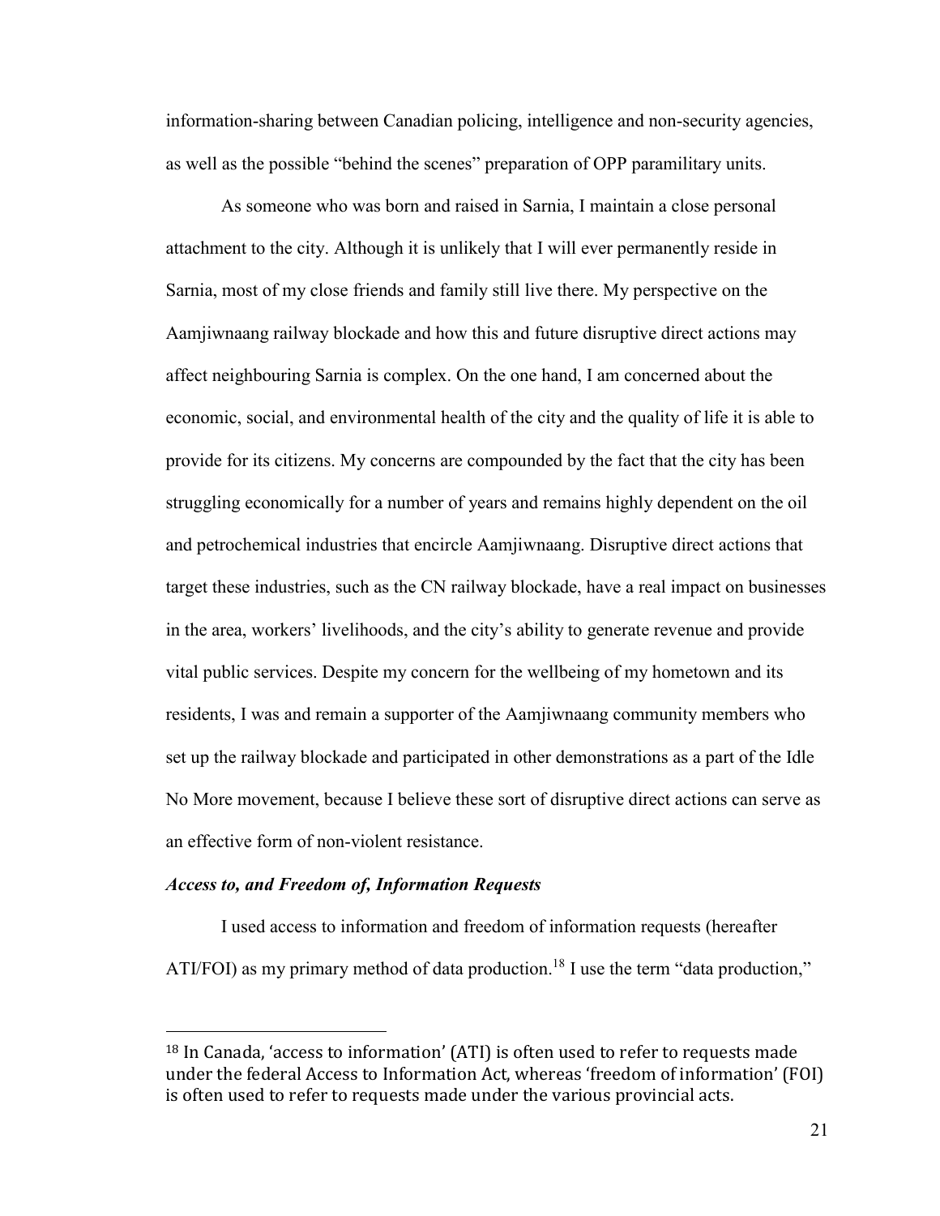information-sharing between Canadian policing, intelligence and non-security agencies, as well as the possible "behind the scenes" preparation of OPP paramilitary units.

As someone who was born and raised in Sarnia, I maintain a close personal attachment to the city. Although it is unlikely that I will ever permanently reside in Sarnia, most of my close friends and family still live there. My perspective on the Aamjiwnaang railway blockade and how this and future disruptive direct actions may affect neighbouring Sarnia is complex. On the one hand, I am concerned about the economic, social, and environmental health of the city and the quality of life it is able to provide for its citizens. My concerns are compounded by the fact that the city has been struggling economically for a number of years and remains highly dependent on the oil and petrochemical industries that encircle Aamjiwnaang. Disruptive direct actions that target these industries, such as the CN railway blockade, have a real impact on businesses in the area, workers' livelihoods, and the city's ability to generate revenue and provide vital public services. Despite my concern for the wellbeing of my hometown and its residents, I was and remain a supporter of the Aamjiwnaang community members who set up the railway blockade and participated in other demonstrations as a part of the Idle No More movement, because I believe these sort of disruptive direct actions can serve as an effective form of non-violent resistance.

### *Access to, and Freedom of, Information Requests*

I used access to information and freedom of information requests (hereafter ATI/FOI) as my primary method of data production.[18] I use the term "data production,"

---

[18] In Canada, 'access to information' (ATI) is often used to refer to requests made under the federal Access to Information Act, whereas 'freedom of information' (FOI) is often used to refer to requests made under the various provincial acts.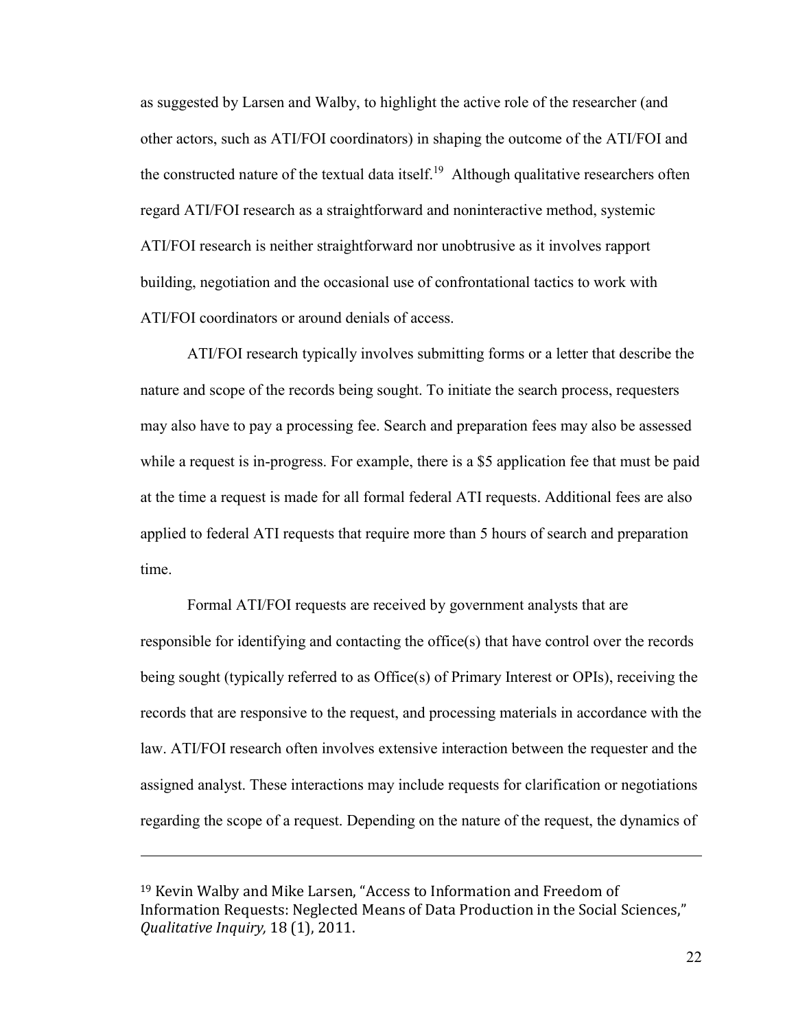as suggested by Larsen and Walby, to highlight the active role of the researcher (and other actors, such as ATI/FOI coordinators) in shaping the outcome of the ATI/FOI and the constructed nature of the textual data itself.[19] Although qualitative researchers often regard ATI/FOI research as a straightforward and noninteractive method, systemic ATI/FOI research is neither straightforward nor unobtrusive as it involves rapport building, negotiation and the occasional use of confrontational tactics to work with ATI/FOI coordinators or around denials of access.

ATI/FOI research typically involves submitting forms or a letter that describe the nature and scope of the records being sought. To initiate the search process, requesters may also have to pay a processing fee. Search and preparation fees may also be assessed while a request is in-progress. For example, there is a $5 application fee that must be paid at the time a request is made for all formal federal ATI requests. Additional fees are also applied to federal ATI requests that require more than 5 hours of search and preparation time.

Formal ATI/FOI requests are received by government analysts that are responsible for identifying and contacting the office(s) that have control over the records being sought (typically referred to as Office(s) of Primary Interest or OPIs), receiving the records that are responsive to the request, and processing materials in accordance with the law. ATI/FOI research often involves extensive interaction between the requester and the assigned analyst. These interactions may include requests for clarification or negotiations regarding the scope of a request. Depending on the nature of the request, the dynamics of

---

[19] Kevin Walby and Mike Larsen, "Access to Information and Freedom of Information Requests: Neglected Means of Data Production in the Social Sciences," *Qualitative Inquiry,* 18 (1), 2011.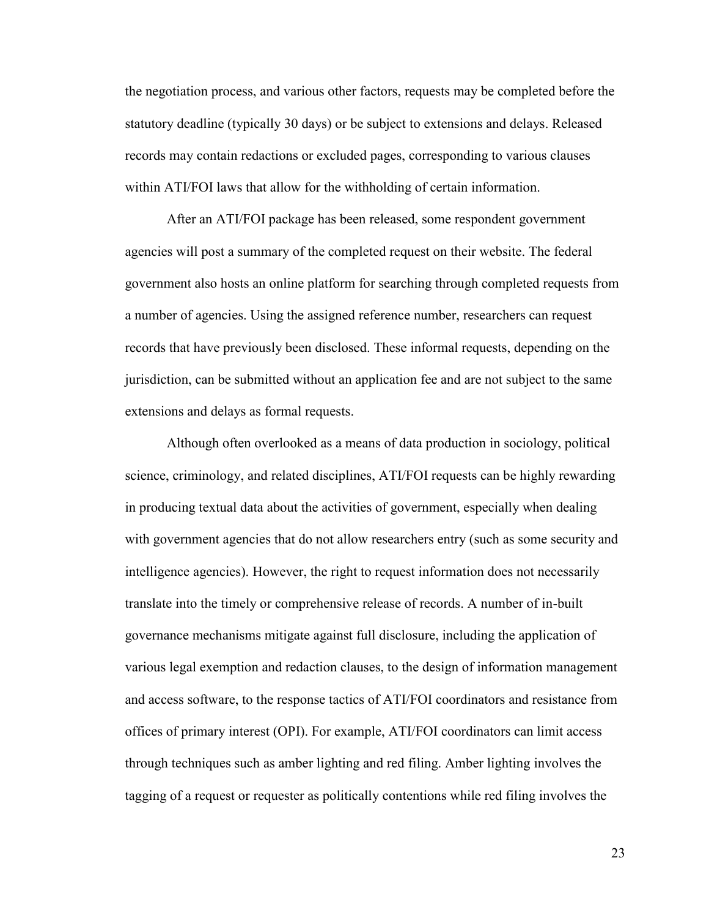the negotiation process, and various other factors, requests may be completed before the statutory deadline (typically 30 days) or be subject to extensions and delays. Released records may contain redactions or excluded pages, corresponding to various clauses within ATI/FOI laws that allow for the withholding of certain information.

After an ATI/FOI package has been released, some respondent government agencies will post a summary of the completed request on their website. The federal government also hosts an online platform for searching through completed requests from a number of agencies. Using the assigned reference number, researchers can request records that have previously been disclosed. These informal requests, depending on the jurisdiction, can be submitted without an application fee and are not subject to the same extensions and delays as formal requests.

Although often overlooked as a means of data production in sociology, political science, criminology, and related disciplines, ATI/FOI requests can be highly rewarding in producing textual data about the activities of government, especially when dealing with government agencies that do not allow researchers entry (such as some security and intelligence agencies). However, the right to request information does not necessarily translate into the timely or comprehensive release of records. A number of in-built governance mechanisms mitigate against full disclosure, including the application of various legal exemption and redaction clauses, to the design of information management and access software, to the response tactics of ATI/FOI coordinators and resistance from offices of primary interest (OPI). For example, ATI/FOI coordinators can limit access through techniques such as amber lighting and red filing. Amber lighting involves the tagging of a request or requester as politically contentions while red filing involves the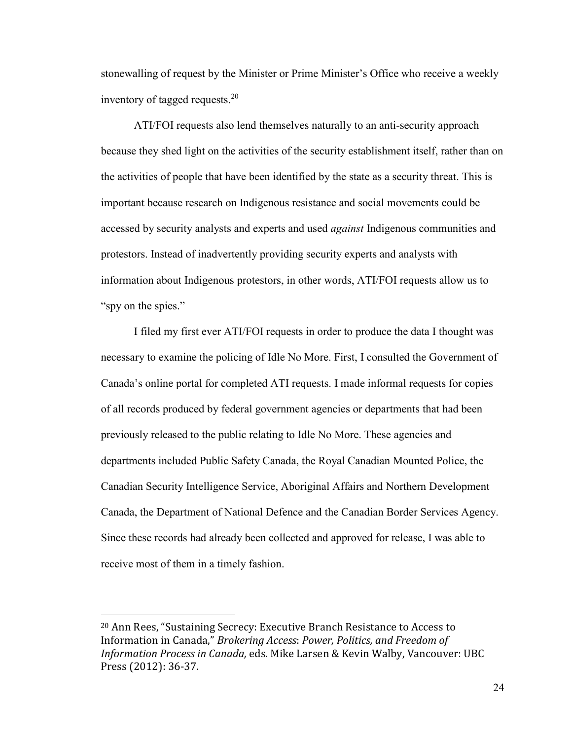stonewalling of request by the Minister or Prime Minister's Office who receive a weekly inventory of tagged requests.[20]

ATI/FOI requests also lend themselves naturally to an anti-security approach because they shed light on the activities of the security establishment itself, rather than on the activities of people that have been identified by the state as a security threat. This is important because research on Indigenous resistance and social movements could be accessed by security analysts and experts and used *against* Indigenous communities and protestors. Instead of inadvertently providing security experts and analysts with information about Indigenous protestors, in other words, ATI/FOI requests allow us to "spy on the spies."

I filed my first ever ATI/FOI requests in order to produce the data I thought was necessary to examine the policing of Idle No More. First, I consulted the Government of Canada's online portal for completed ATI requests. I made informal requests for copies of all records produced by federal government agencies or departments that had been previously released to the public relating to Idle No More. These agencies and departments included Public Safety Canada, the Royal Canadian Mounted Police, the Canadian Security Intelligence Service, Aboriginal Affairs and Northern Development Canada, the Department of National Defence and the Canadian Border Services Agency. Since these records had already been collected and approved for release, I was able to receive most of them in a timely fashion.

---

[20] Ann Rees, "Sustaining Secrecy: Executive Branch Resistance to Access to Information in Canada," *Brokering Access*: *Power, Politics, and Freedom of Information Process in Canada*, eds. Mike Larsen & Kevin Walby, Vancouver: UBC Press (2012): 36-37.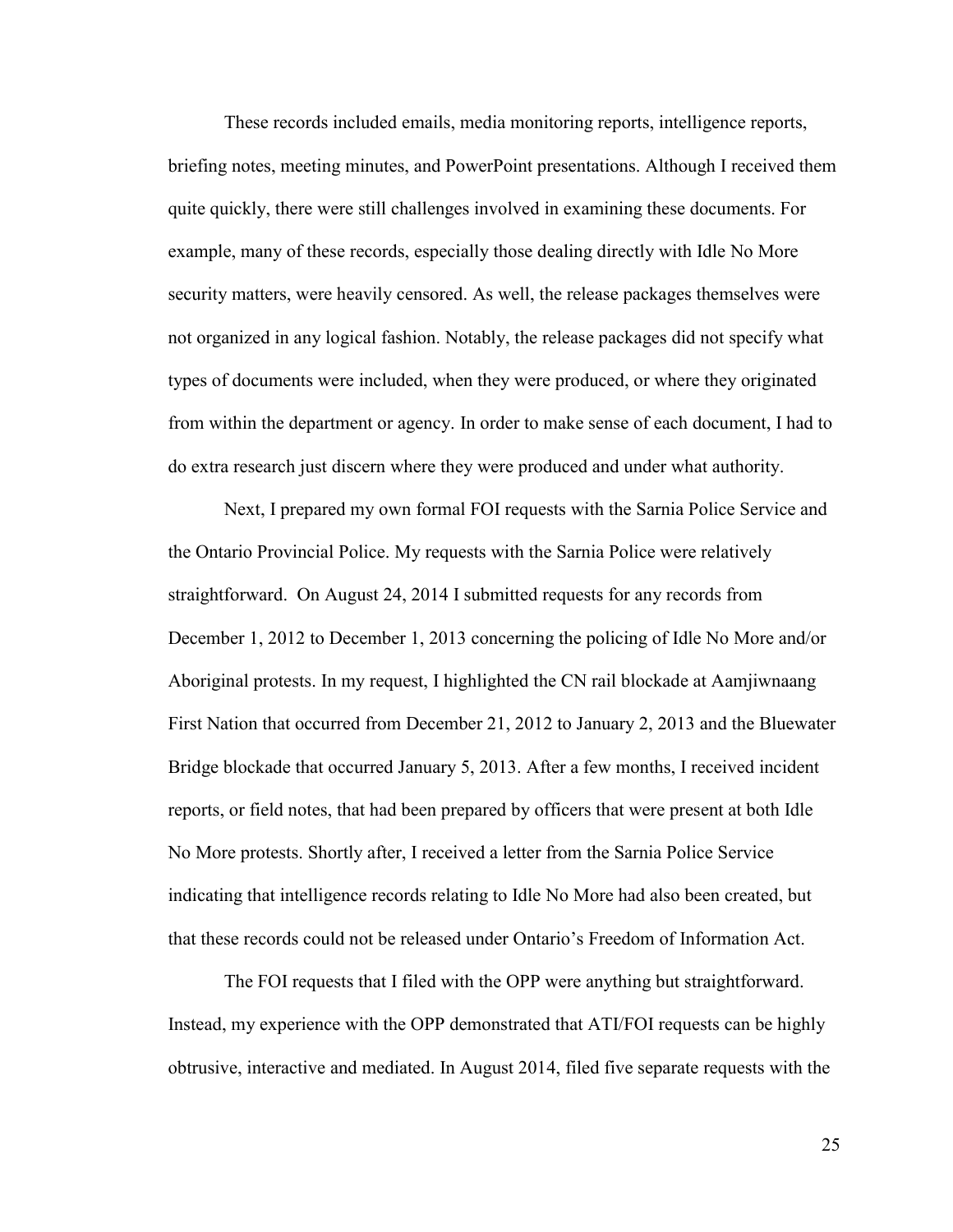These records included emails, media monitoring reports, intelligence reports, briefing notes, meeting minutes, and PowerPoint presentations. Although I received them quite quickly, there were still challenges involved in examining these documents. For example, many of these records, especially those dealing directly with Idle No More security matters, were heavily censored. As well, the release packages themselves were not organized in any logical fashion. Notably, the release packages did not specify what types of documents were included, when they were produced, or where they originated from within the department or agency. In order to make sense of each document, I had to do extra research just discern where they were produced and under what authority.

Next, I prepared my own formal FOI requests with the Sarnia Police Service and the Ontario Provincial Police. My requests with the Sarnia Police were relatively straightforward. On August 24, 2014 I submitted requests for any records from December 1, 2012 to December 1, 2013 concerning the policing of Idle No More and/or Aboriginal protests. In my request, I highlighted the CN rail blockade at Aamjiwnaang First Nation that occurred from December 21, 2012 to January 2, 2013 and the Bluewater Bridge blockade that occurred January 5, 2013. After a few months, I received incident reports, or field notes, that had been prepared by officers that were present at both Idle No More protests. Shortly after, I received a letter from the Sarnia Police Service indicating that intelligence records relating to Idle No More had also been created, but that these records could not be released under Ontario's Freedom of Information Act.

The FOI requests that I filed with the OPP were anything but straightforward. Instead, my experience with the OPP demonstrated that ATI/FOI requests can be highly obtrusive, interactive and mediated. In August 2014, filed five separate requests with the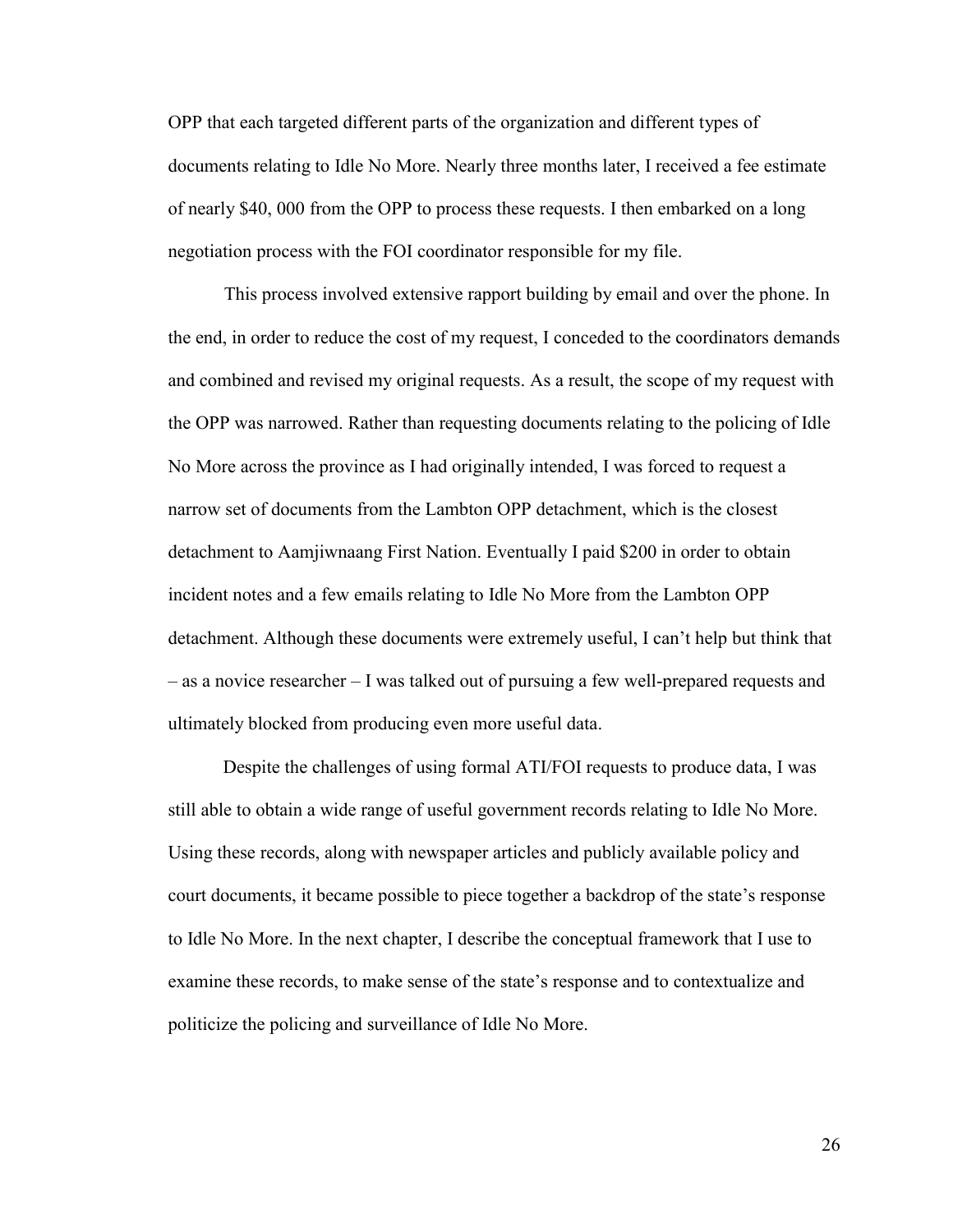OPP that each targeted different parts of the organization and different types of documents relating to Idle No More. Nearly three months later, I received a fee estimate of nearly $40, 000 from the OPP to process these requests. I then embarked on a long negotiation process with the FOI coordinator responsible for my file.

This process involved extensive rapport building by email and over the phone. In the end, in order to reduce the cost of my request, I conceded to the coordinators demands and combined and revised my original requests. As a result, the scope of my request with the OPP was narrowed. Rather than requesting documents relating to the policing of Idle No More across the province as I had originally intended, I was forced to request a narrow set of documents from the Lambton OPP detachment, which is the closest detachment to Aamjiwnaang First Nation. Eventually I paid $200 in order to obtain incident notes and a few emails relating to Idle No More from the Lambton OPP detachment. Although these documents were extremely useful, I can't help but think that – as a novice researcher – I was talked out of pursuing a few well-prepared requests and ultimately blocked from producing even more useful data.

Despite the challenges of using formal ATI/FOI requests to produce data, I was still able to obtain a wide range of useful government records relating to Idle No More. Using these records, along with newspaper articles and publicly available policy and court documents, it became possible to piece together a backdrop of the state's response to Idle No More. In the next chapter, I describe the conceptual framework that I use to examine these records, to make sense of the state's response and to contextualize and politicize the policing and surveillance of Idle No More.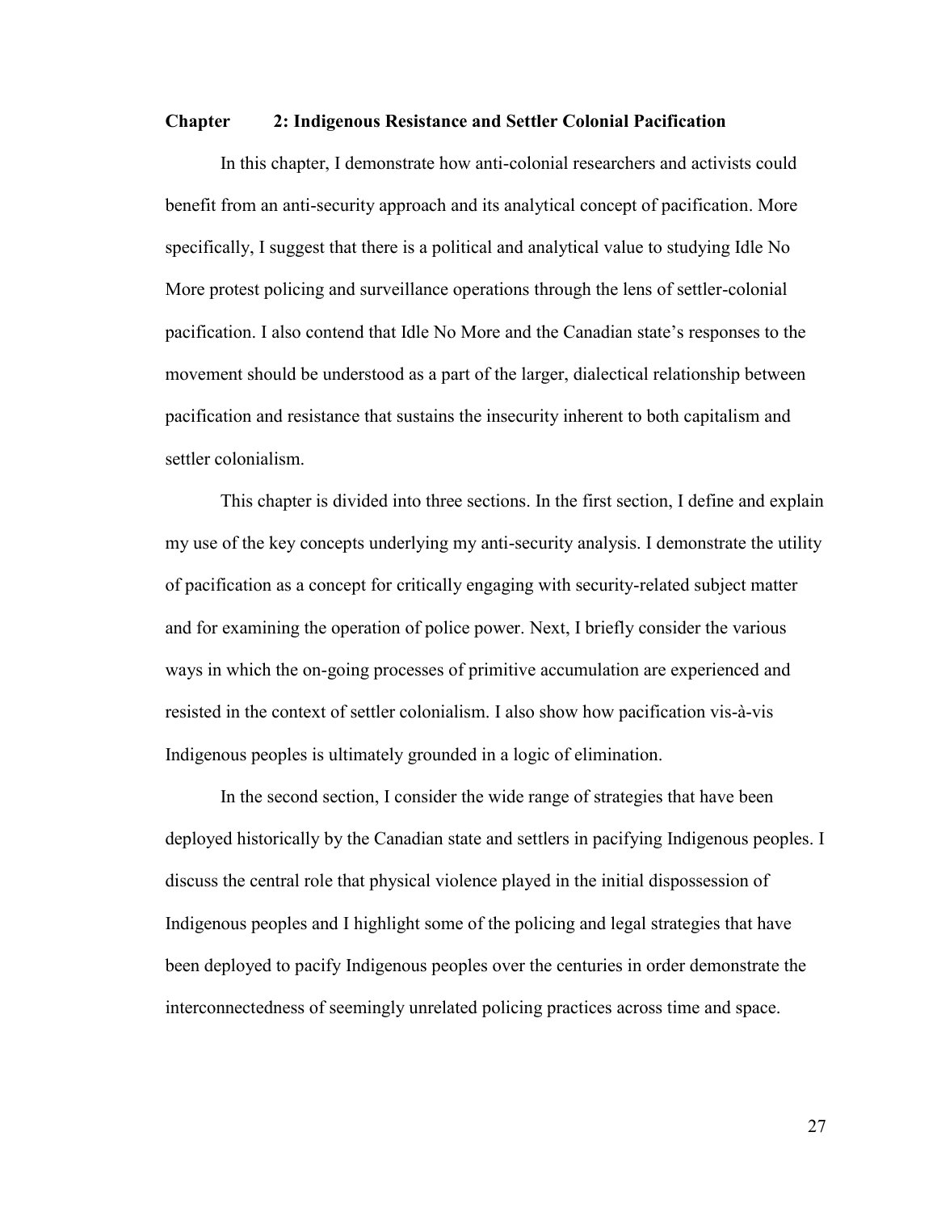## Chapter 2: Indigenous Resistance and Settler Colonial Pacification

In this chapter, I demonstrate how anti-colonial researchers and activists could benefit from an anti-security approach and its analytical concept of pacification. More specifically, I suggest that there is a political and analytical value to studying Idle No More protest policing and surveillance operations through the lens of settler-colonial pacification. I also contend that Idle No More and the Canadian state's responses to the movement should be understood as a part of the larger, dialectical relationship between pacification and resistance that sustains the insecurity inherent to both capitalism and settler colonialism.

This chapter is divided into three sections. In the first section, I define and explain my use of the key concepts underlying my anti-security analysis. I demonstrate the utility of pacification as a concept for critically engaging with security-related subject matter and for examining the operation of police power. Next, I briefly consider the various ways in which the on-going processes of primitive accumulation are experienced and resisted in the context of settler colonialism. I also show how pacification vis-à-vis Indigenous peoples is ultimately grounded in a logic of elimination.

In the second section, I consider the wide range of strategies that have been deployed historically by the Canadian state and settlers in pacifying Indigenous peoples. I discuss the central role that physical violence played in the initial dispossession of Indigenous peoples and I highlight some of the policing and legal strategies that have been deployed to pacify Indigenous peoples over the centuries in order demonstrate the interconnectedness of seemingly unrelated policing practices across time and space.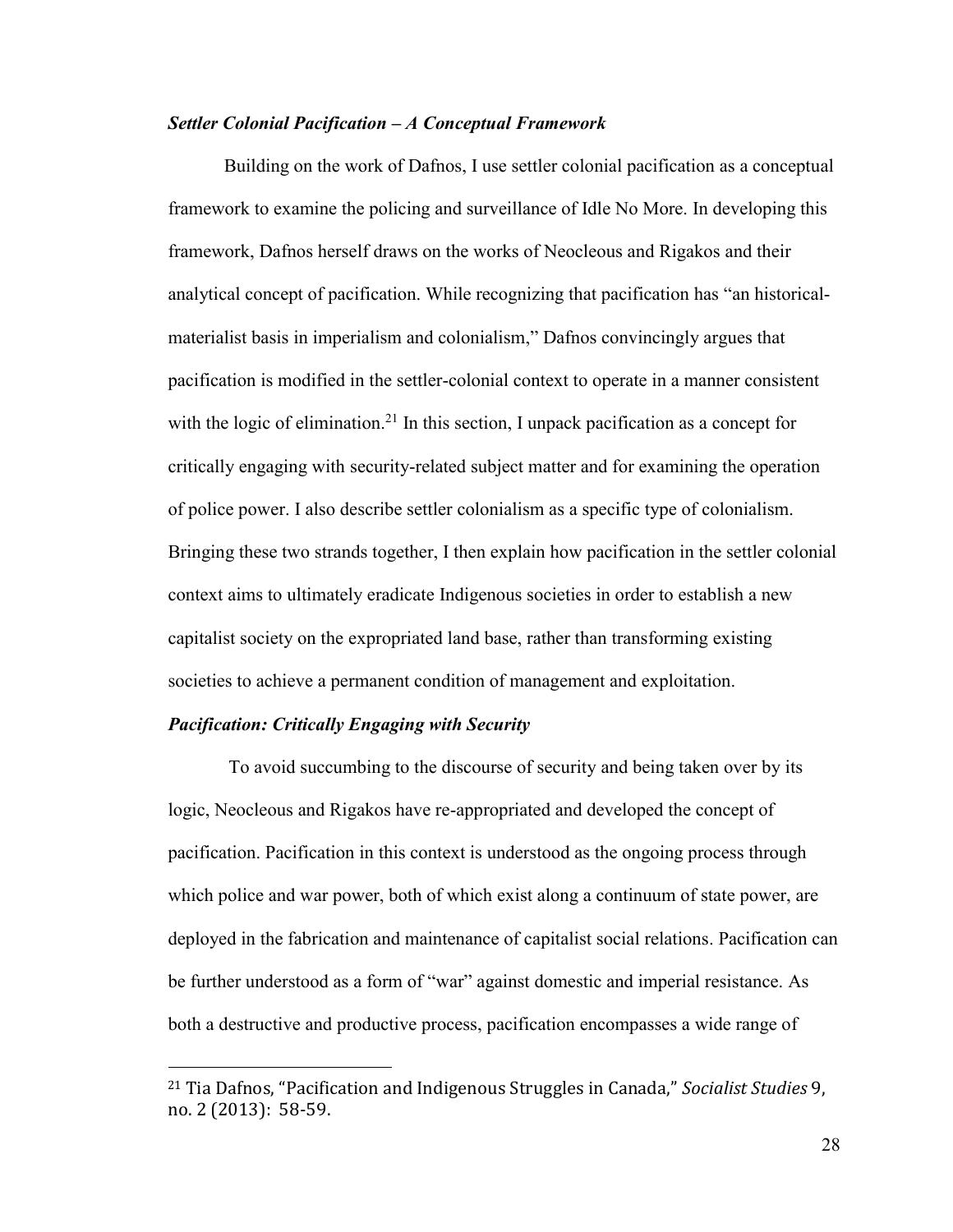### *Settler Colonial Pacification – A Conceptual Framework*

Building on the work of Dafnos, I use settler colonial pacification as a conceptual framework to examine the policing and surveillance of Idle No More. In developing this framework, Dafnos herself draws on the works of Neocleous and Rigakos and their analytical concept of pacification. While recognizing that pacification has "an historical-materialist basis in imperialism and colonialism," Dafnos convincingly argues that pacification is modified in the settler-colonial context to operate in a manner consistent with the logic of elimination.[21] In this section, I unpack pacification as a concept for critically engaging with security-related subject matter and for examining the operation of police power. I also describe settler colonialism as a specific type of colonialism. Bringing these two strands together, I then explain how pacification in the settler colonial context aims to ultimately eradicate Indigenous societies in order to establish a new capitalist society on the expropriated land base, rather than transforming existing societies to achieve a permanent condition of management and exploitation.

### *Pacification: Critically Engaging with Security*

To avoid succumbing to the discourse of security and being taken over by its logic, Neocleous and Rigakos have re-appropriated and developed the concept of pacification. Pacification in this context is understood as the ongoing process through which police and war power, both of which exist along a continuum of state power, are deployed in the fabrication and maintenance of capitalist social relations. Pacification can be further understood as a form of "war" against domestic and imperial resistance. As both a destructive and productive process, pacification encompasses a wide range of

---

[21] Tia Dafnos, "Pacification and Indigenous Struggles in Canada," *Socialist Studies* 9, no. 2 (2013): 58-59.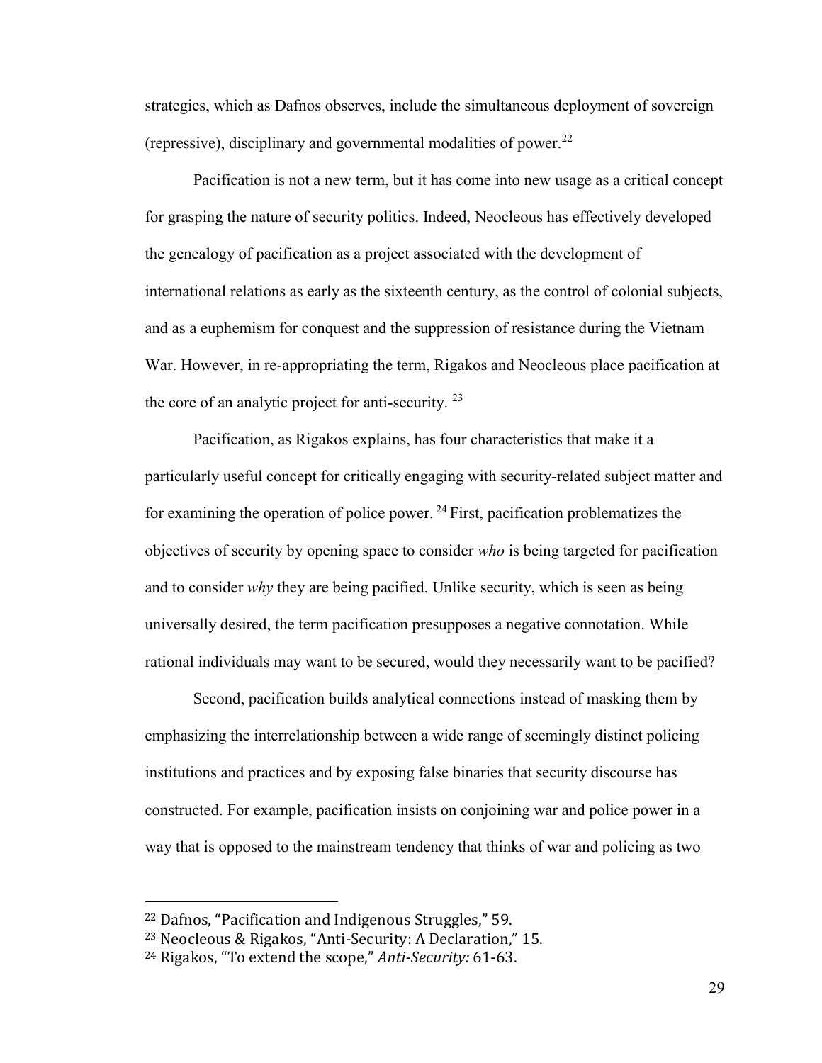strategies, which as Dafnos observes, include the simultaneous deployment of sovereign (repressive), disciplinary and governmental modalities of power.[22]

Pacification is not a new term, but it has come into new usage as a critical concept for grasping the nature of security politics. Indeed, Neocleous has effectively developed the genealogy of pacification as a project associated with the development of international relations as early as the sixteenth century, as the control of colonial subjects, and as a euphemism for conquest and the suppression of resistance during the Vietnam War. However, in re-appropriating the term, Rigakos and Neocleous place pacification at the core of an analytic project for anti-security. [23]

Pacification, as Rigakos explains, has four characteristics that make it a particularly useful concept for critically engaging with security-related subject matter and for examining the operation of police power. [24] First, pacification problematizes the objectives of security by opening space to consider *who* is being targeted for pacification and to consider *why* they are being pacified. Unlike security, which is seen as being universally desired, the term pacification presupposes a negative connotation. While rational individuals may want to be secured, would they necessarily want to be pacified?

Second, pacification builds analytical connections instead of masking them by emphasizing the interrelationship between a wide range of seemingly distinct policing institutions and practices and by exposing false binaries that security discourse has constructed. For example, pacification insists on conjoining war and police power in a way that is opposed to the mainstream tendency that thinks of war and policing as two

---

[22] Dafnos, "Pacification and Indigenous Struggles," 59.

[23] Neocleous & Rigakos, "Anti-Security: A Declaration," 15.

[24] Rigakos, "To extend the scope," *Anti-Security:* 61-63.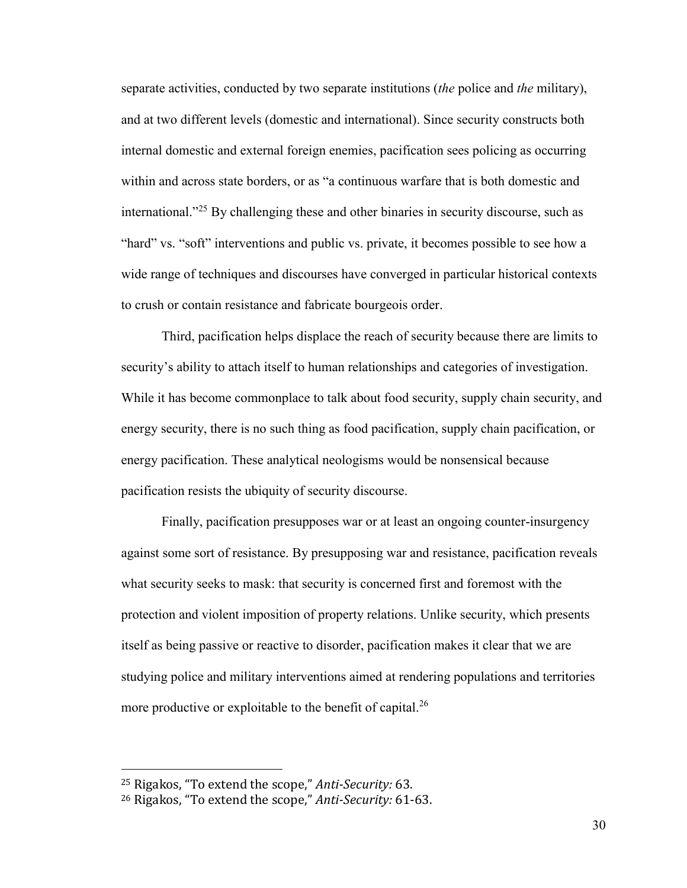separate activities, conducted by two separate institutions (*the* police and *the* military), and at two different levels (domestic and international). Since security constructs both internal domestic and external foreign enemies, pacification sees policing as occurring within and across state borders, or as "a continuous warfare that is both domestic and international."[25] By challenging these and other binaries in security discourse, such as "hard" vs. "soft" interventions and public vs. private, it becomes possible to see how a wide range of techniques and discourses have converged in particular historical contexts to crush or contain resistance and fabricate bourgeois order.

Third, pacification helps displace the reach of security because there are limits to security's ability to attach itself to human relationships and categories of investigation. While it has become commonplace to talk about food security, supply chain security, and energy security, there is no such thing as food pacification, supply chain pacification, or energy pacification. These analytical neologisms would be nonsensical because pacification resists the ubiquity of security discourse.

Finally, pacification presupposes war or at least an ongoing counter-insurgency against some sort of resistance. By presupposing war and resistance, pacification reveals what security seeks to mask: that security is concerned first and foremost with the protection and violent imposition of property relations. Unlike security, which presents itself as being passive or reactive to disorder, pacification makes it clear that we are studying police and military interventions aimed at rendering populations and territories more productive or exploitable to the benefit of capital.[26]

---

[25] Rigakos, "To extend the scope," *Anti-Security:* 63.

[26] Rigakos, "To extend the scope," *Anti-Security:* 61-63.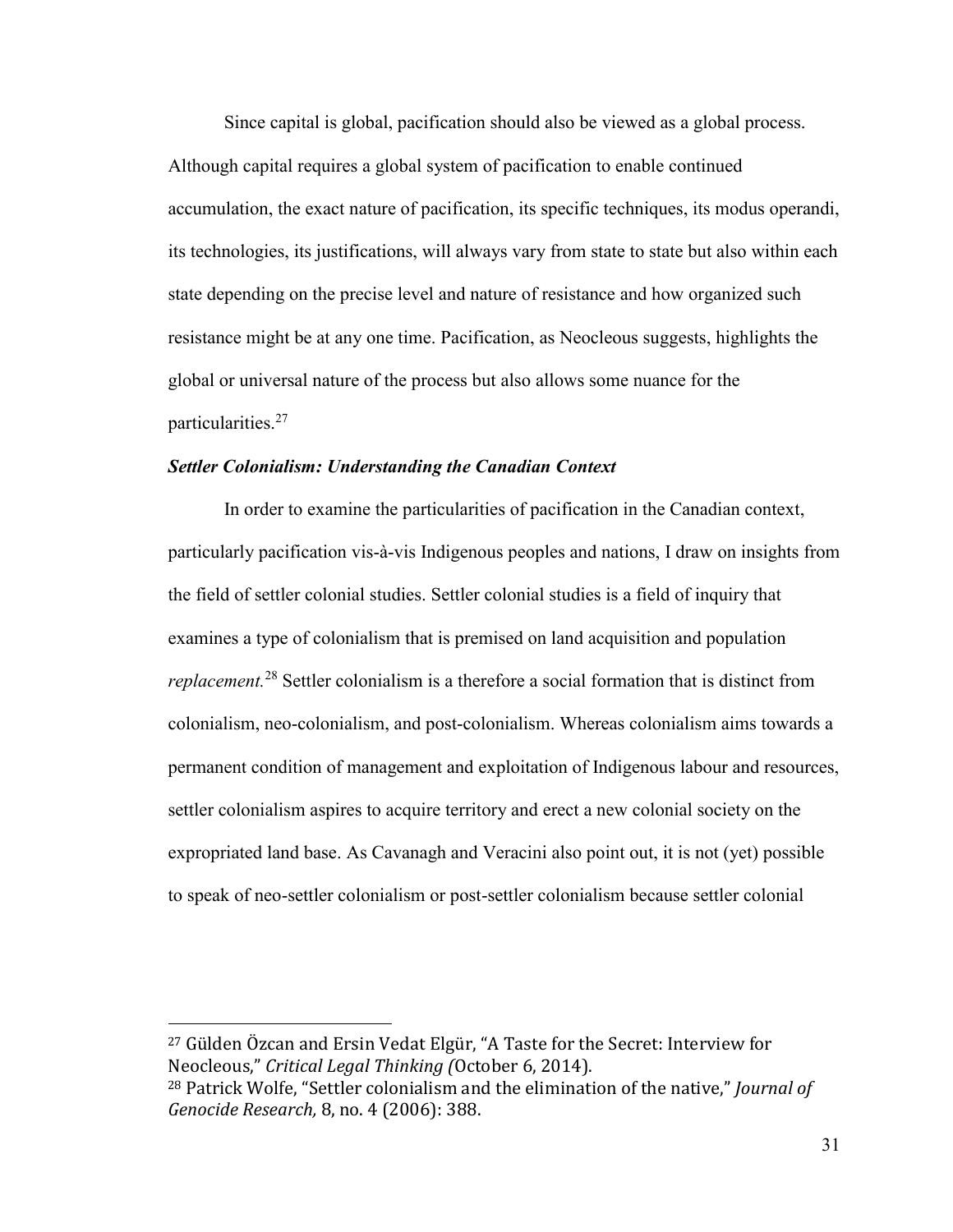Since capital is global, pacification should also be viewed as a global process. Although capital requires a global system of pacification to enable continued accumulation, the exact nature of pacification, its specific techniques, its modus operandi, its technologies, its justifications, will always vary from state to state but also within each state depending on the precise level and nature of resistance and how organized such resistance might be at any one time. Pacification, as Neocleous suggests, highlights the global or universal nature of the process but also allows some nuance for the particularities.[27]

### *Settler Colonialism: Understanding the Canadian Context*

In order to examine the particularities of pacification in the Canadian context, particularly pacification vis-à-vis Indigenous peoples and nations, I draw on insights from the field of settler colonial studies. Settler colonial studies is a field of inquiry that examines a type of colonialism that is premised on land acquisition and population *replacement.*[28] Settler colonialism is a therefore a social formation that is distinct from colonialism, neo-colonialism, and post-colonialism. Whereas colonialism aims towards a permanent condition of management and exploitation of Indigenous labour and resources, settler colonialism aspires to acquire territory and erect a new colonial society on the expropriated land base. As Cavanagh and Veracini also point out, it is not (yet) possible to speak of neo-settler colonialism or post-settler colonialism because settler colonial

---

[27] Gülden Özcan and Ersin Vedat Elgür, "A Taste for the Secret: Interview for Neocleous," *Critical Legal Thinking (*October 6, 2014).

[28] Patrick Wolfe, "Settler colonialism and the elimination of the native," *Journal of Genocide Research,* 8, no. 4 (2006): 388.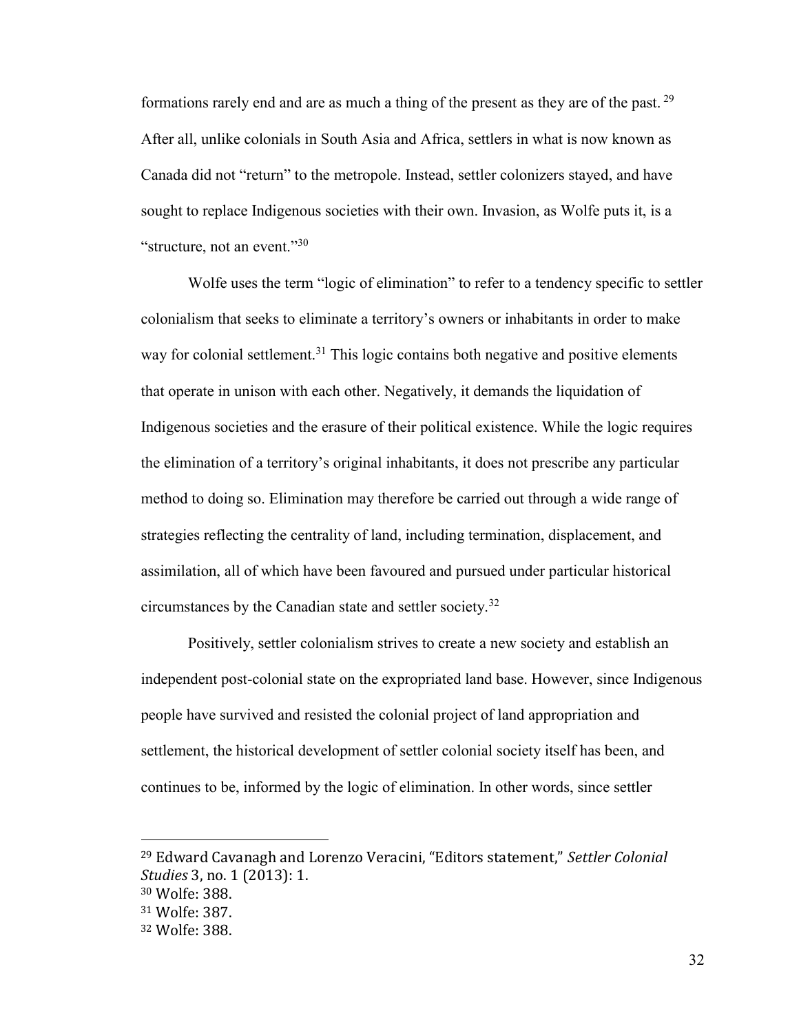formations rarely end and are as much a thing of the present as they are of the past. [29] After all, unlike colonials in South Asia and Africa, settlers in what is now known as Canada did not "return" to the metropole. Instead, settler colonizers stayed, and have sought to replace Indigenous societies with their own. Invasion, as Wolfe puts it, is a "structure, not an event."[30]

Wolfe uses the term "logic of elimination" to refer to a tendency specific to settler colonialism that seeks to eliminate a territory's owners or inhabitants in order to make way for colonial settlement.[31] This logic contains both negative and positive elements that operate in unison with each other. Negatively, it demands the liquidation of Indigenous societies and the erasure of their political existence. While the logic requires the elimination of a territory's original inhabitants, it does not prescribe any particular method to doing so. Elimination may therefore be carried out through a wide range of strategies reflecting the centrality of land, including termination, displacement, and assimilation, all of which have been favoured and pursued under particular historical circumstances by the Canadian state and settler society.[32]

Positively, settler colonialism strives to create a new society and establish an independent post-colonial state on the expropriated land base. However, since Indigenous people have survived and resisted the colonial project of land appropriation and settlement, the historical development of settler colonial society itself has been, and continues to be, informed by the logic of elimination. In other words, since settler

---

[29] Edward Cavanagh and Lorenzo Veracini, "Editors statement," *Settler Colonial Studies* 3, no. 1 (2013): 1.

[30] Wolfe: 388.

[31] Wolfe: 387.

[32] Wolfe: 388.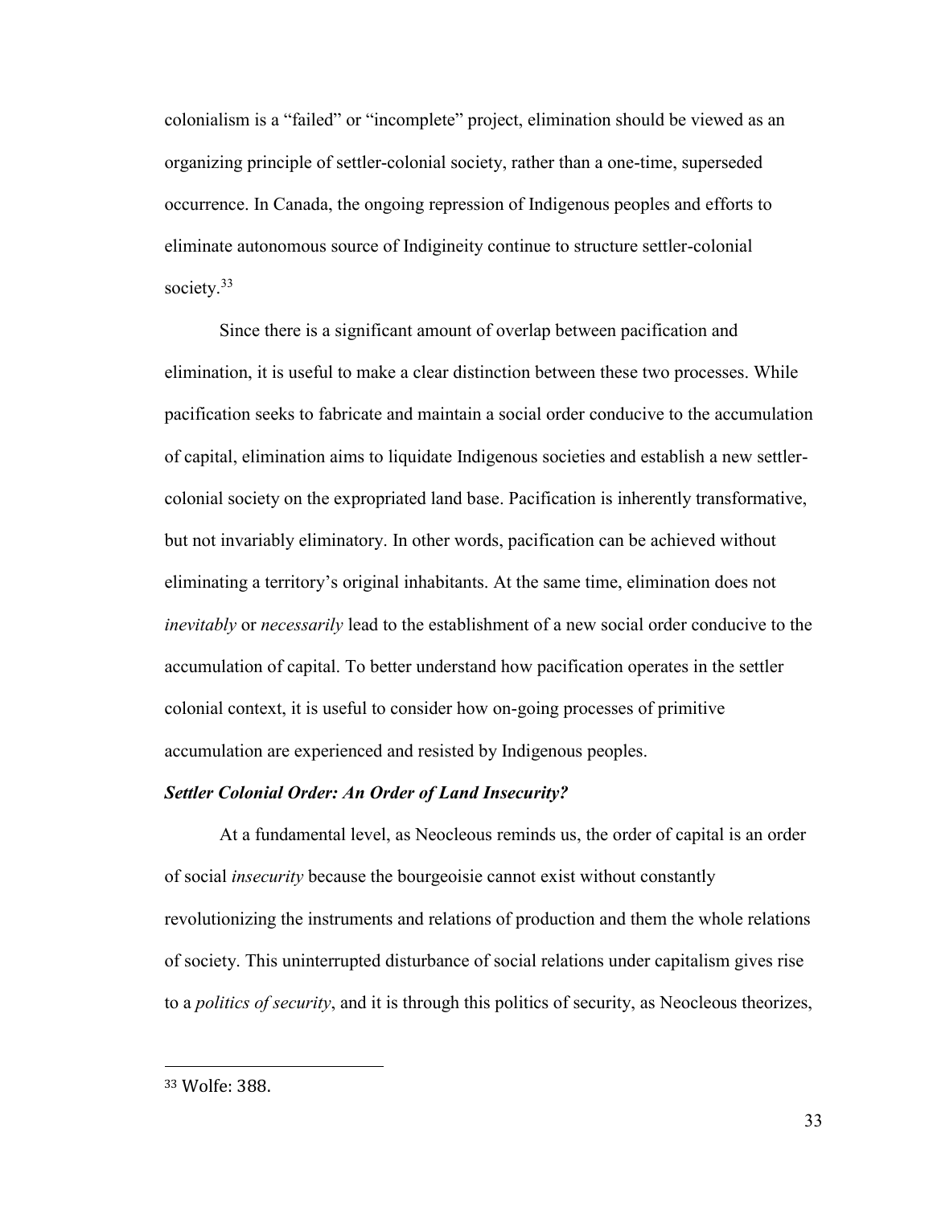colonialism is a "failed" or "incomplete" project, elimination should be viewed as an organizing principle of settler-colonial society, rather than a one-time, superseded occurrence. In Canada, the ongoing repression of Indigenous peoples and efforts to eliminate autonomous source of Indigineity continue to structure settler-colonial society.[33]

Since there is a significant amount of overlap between pacification and elimination, it is useful to make a clear distinction between these two processes. While pacification seeks to fabricate and maintain a social order conducive to the accumulation of capital, elimination aims to liquidate Indigenous societies and establish a new settler-colonial society on the expropriated land base. Pacification is inherently transformative, but not invariably eliminatory. In other words, pacification can be achieved without eliminating a territory's original inhabitants. At the same time, elimination does not *inevitably* or *necessarily* lead to the establishment of a new social order conducive to the accumulation of capital. To better understand how pacification operates in the settler colonial context, it is useful to consider how on-going processes of primitive accumulation are experienced and resisted by Indigenous peoples.

### *Settler Colonial Order: An Order of Land Insecurity?*

At a fundamental level, as Neocleous reminds us, the order of capital is an order of social *insecurity* because the bourgeoisie cannot exist without constantly revolutionizing the instruments and relations of production and them the whole relations of society. This uninterrupted disturbance of social relations under capitalism gives rise to a *politics of security*, and it is through this politics of security, as Neocleous theorizes,

---

[33] Wolfe: 388.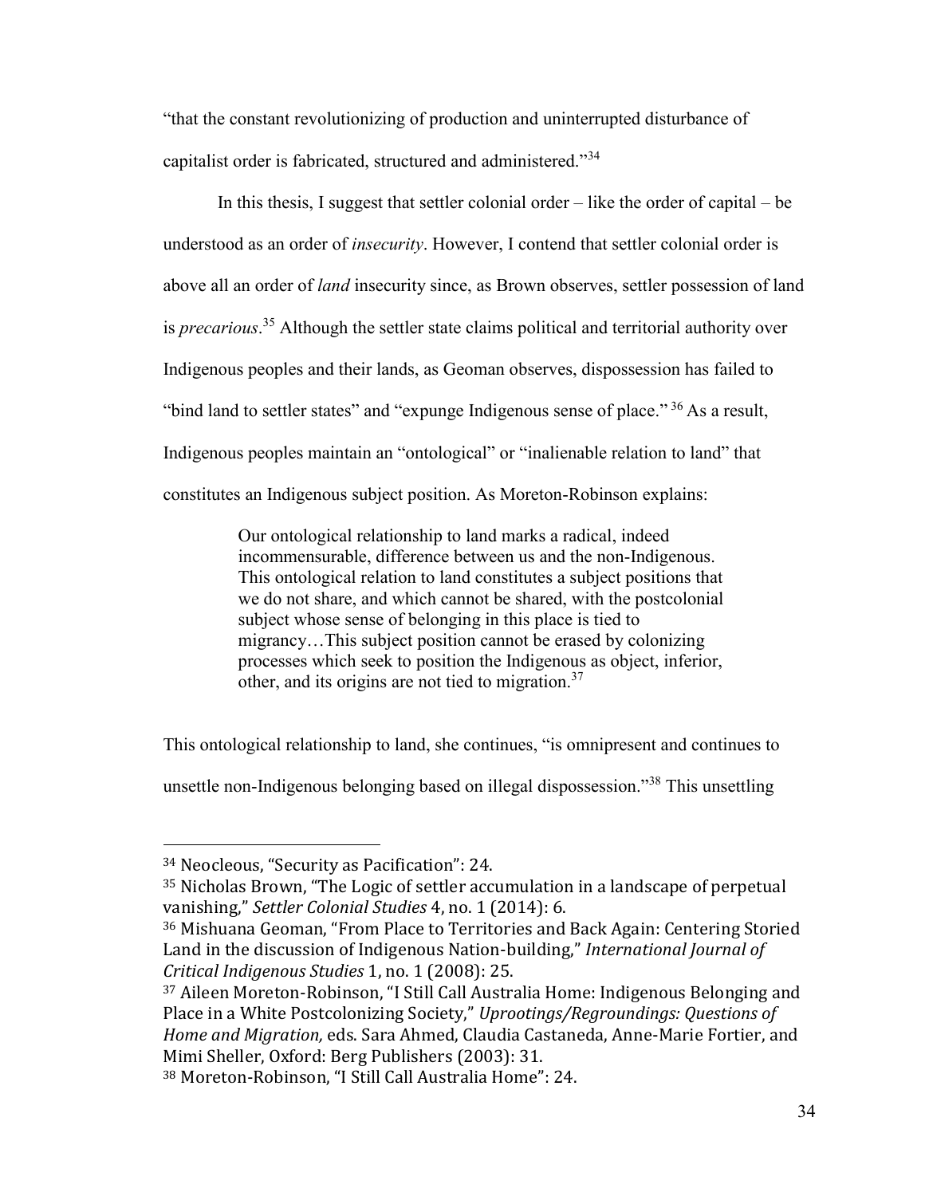"that the constant revolutionizing of production and uninterrupted disturbance of capitalist order is fabricated, structured and administered."[34]

In this thesis, I suggest that settler colonial order – like the order of capital – be understood as an order of *insecurity*. However, I contend that settler colonial order is above all an order of *land* insecurity since, as Brown observes, settler possession of land is *precarious*.[35] Although the settler state claims political and territorial authority over Indigenous peoples and their lands, as Geoman observes, dispossession has failed to "bind land to settler states" and "expunge Indigenous sense of place." [36] As a result, Indigenous peoples maintain an "ontological" or "inalienable relation to land" that constitutes an Indigenous subject position. As Moreton-Robinson explains:

> Our ontological relationship to land marks a radical, indeed incommensurable, difference between us and the non-Indigenous. This ontological relation to land constitutes a subject positions that we do not share, and which cannot be shared, with the postcolonial subject whose sense of belonging in this place is tied to migrancy…This subject position cannot be erased by colonizing processes which seek to position the Indigenous as object, inferior, other, and its origins are not tied to migration.[37]

This ontological relationship to land, she continues, "is omnipresent and continues to unsettle non-Indigenous belonging based on illegal dispossession."[38] This unsettling

---

[34] Neocleous, "Security as Pacification": 24.

[35] Nicholas Brown, "The Logic of settler accumulation in a landscape of perpetual vanishing," *Settler Colonial Studies* 4, no. 1 (2014): 6.

[36] Mishuana Geoman, "From Place to Territories and Back Again: Centering Storied Land in the discussion of Indigenous Nation-building," *International Journal of Critical Indigenous Studies* 1, no. 1 (2008): 25.

[37] Aileen Moreton-Robinson, "I Still Call Australia Home: Indigenous Belonging and Place in a White Postcolonizing Society," *Uprootings/Regroundings: Questions of Home and Migration,* eds. Sara Ahmed, Claudia Castaneda, Anne-Marie Fortier, and Mimi Sheller, Oxford: Berg Publishers (2003): 31.

[38] Moreton-Robinson, "I Still Call Australia Home": 24.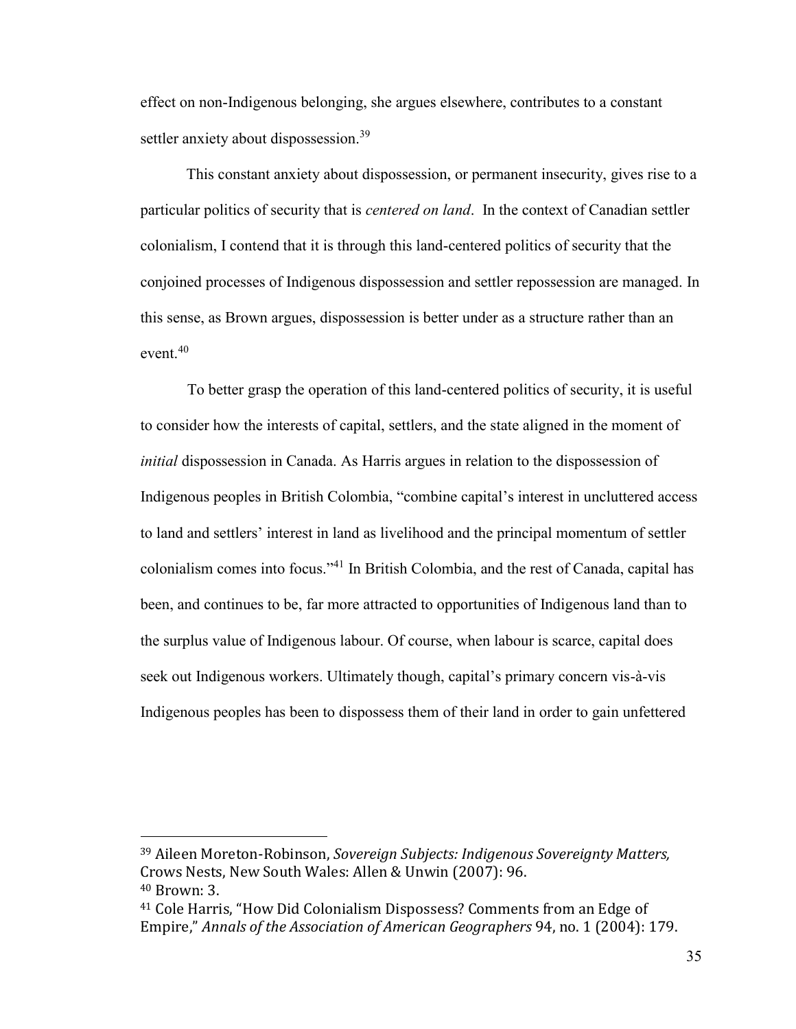effect on non-Indigenous belonging, she argues elsewhere, contributes to a constant settler anxiety about dispossession.[39]

This constant anxiety about dispossession, or permanent insecurity, gives rise to a particular politics of security that is *centered on land*. In the context of Canadian settler colonialism, I contend that it is through this land-centered politics of security that the conjoined processes of Indigenous dispossession and settler repossession are managed. In this sense, as Brown argues, dispossession is better under as a structure rather than an event.[40]

To better grasp the operation of this land-centered politics of security, it is useful to consider how the interests of capital, settlers, and the state aligned in the moment of *initial* dispossession in Canada. As Harris argues in relation to the dispossession of Indigenous peoples in British Colombia, "combine capital's interest in uncluttered access to land and settlers' interest in land as livelihood and the principal momentum of settler colonialism comes into focus."[41] In British Colombia, and the rest of Canada, capital has been, and continues to be, far more attracted to opportunities of Indigenous land than to the surplus value of Indigenous labour. Of course, when labour is scarce, capital does seek out Indigenous workers. Ultimately though, capital's primary concern vis-à-vis Indigenous peoples has been to dispossess them of their land in order to gain unfettered

---

[39] Aileen Moreton-Robinson, *Sovereign Subjects: Indigenous Sovereignty Matters,* Crows Nests, New South Wales: Allen & Unwin (2007): 96.

[40] Brown: 3.

[41] Cole Harris, "How Did Colonialism Dispossess? Comments from an Edge of Empire," *Annals of the Association of American Geographers* 94, no. 1 (2004): 179.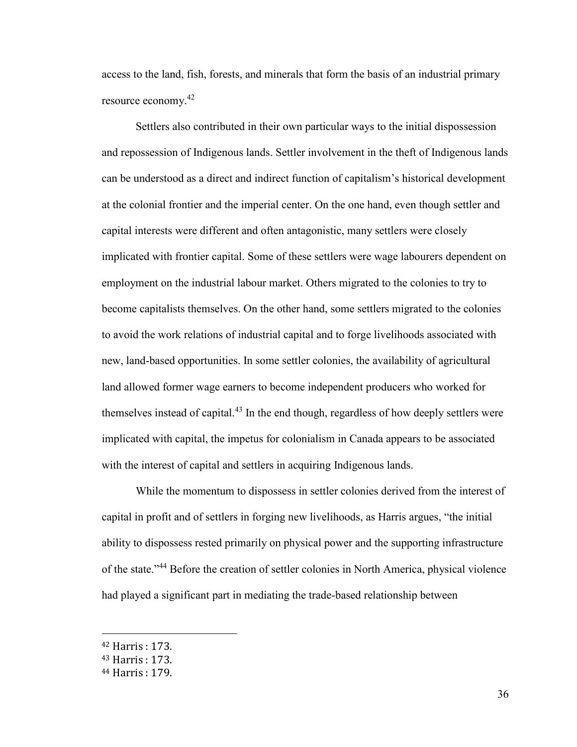access to the land, fish, forests, and minerals that form the basis of an industrial primary resource economy.[42]

Settlers also contributed in their own particular ways to the initial dispossession and repossession of Indigenous lands. Settler involvement in the theft of Indigenous lands can be understood as a direct and indirect function of capitalism's historical development at the colonial frontier and the imperial center. On the one hand, even though settler and capital interests were different and often antagonistic, many settlers were closely implicated with frontier capital. Some of these settlers were wage labourers dependent on employment on the industrial labour market. Others migrated to the colonies to try to become capitalists themselves. On the other hand, some settlers migrated to the colonies to avoid the work relations of industrial capital and to forge livelihoods associated with new, land-based opportunities. In some settler colonies, the availability of agricultural land allowed former wage earners to become independent producers who worked for themselves instead of capital.[43] In the end though, regardless of how deeply settlers were implicated with capital, the impetus for colonialism in Canada appears to be associated with the interest of capital and settlers in acquiring Indigenous lands.

While the momentum to dispossess in settler colonies derived from the interest of capital in profit and of settlers in forging new livelihoods, as Harris argues, "the initial ability to dispossess rested primarily on physical power and the supporting infrastructure of the state."[44] Before the creation of settler colonies in North America, physical violence had played a significant part in mediating the trade-based relationship between

---

[42] Harris : 173.

[43] Harris : 173.

[44] Harris : 179.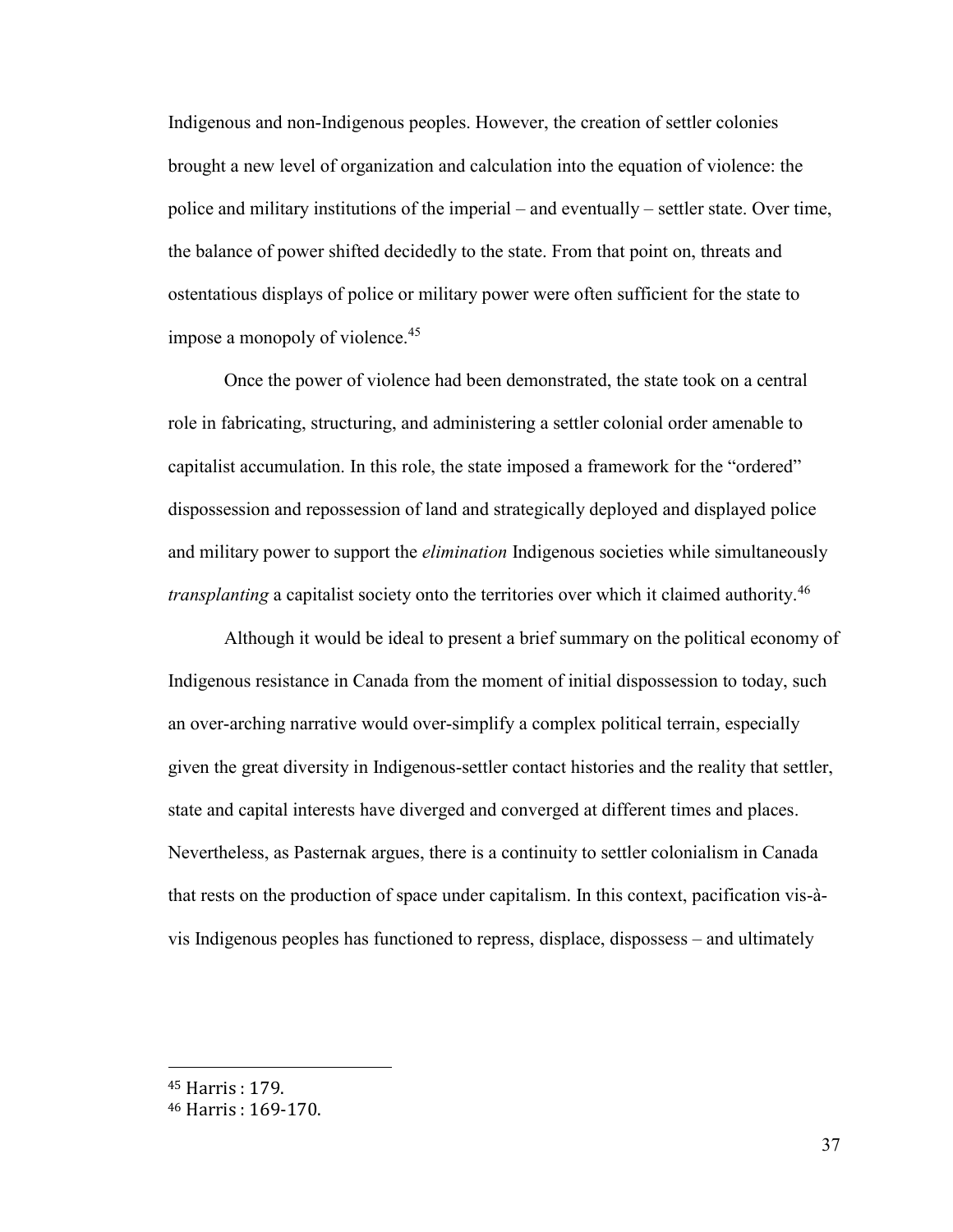Indigenous and non-Indigenous peoples. However, the creation of settler colonies brought a new level of organization and calculation into the equation of violence: the police and military institutions of the imperial – and eventually – settler state. Over time, the balance of power shifted decidedly to the state. From that point on, threats and ostentatious displays of police or military power were often sufficient for the state to impose a monopoly of violence.[45]

Once the power of violence had been demonstrated, the state took on a central role in fabricating, structuring, and administering a settler colonial order amenable to capitalist accumulation. In this role, the state imposed a framework for the "ordered" dispossession and repossession of land and strategically deployed and displayed police and military power to support the *elimination* Indigenous societies while simultaneously *transplanting* a capitalist society onto the territories over which it claimed authority.[46]

Although it would be ideal to present a brief summary on the political economy of Indigenous resistance in Canada from the moment of initial dispossession to today, such an over-arching narrative would over-simplify a complex political terrain, especially given the great diversity in Indigenous-settler contact histories and the reality that settler, state and capital interests have diverged and converged at different times and places. Nevertheless, as Pasternak argues, there is a continuity to settler colonialism in Canada that rests on the production of space under capitalism. In this context, pacification vis-à-vis Indigenous peoples has functioned to repress, displace, dispossess – and ultimately

---

[45] Harris : 179.

[46] Harris : 169-170.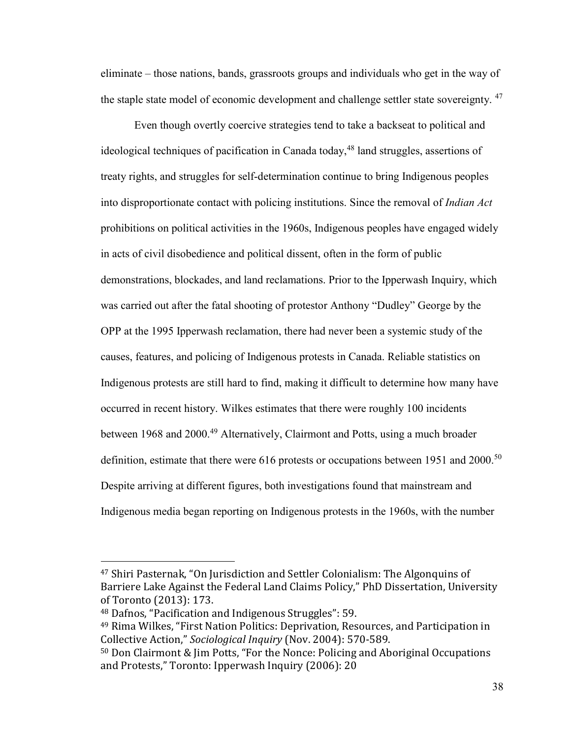eliminate – those nations, bands, grassroots groups and individuals who get in the way of the staple state model of economic development and challenge settler state sovereignty. [47]

Even though overtly coercive strategies tend to take a backseat to political and ideological techniques of pacification in Canada today,[48] land struggles, assertions of treaty rights, and struggles for self-determination continue to bring Indigenous peoples into disproportionate contact with policing institutions. Since the removal of *Indian Act* prohibitions on political activities in the 1960s, Indigenous peoples have engaged widely in acts of civil disobedience and political dissent, often in the form of public demonstrations, blockades, and land reclamations. Prior to the Ipperwash Inquiry, which was carried out after the fatal shooting of protestor Anthony "Dudley" George by the OPP at the 1995 Ipperwash reclamation, there had never been a systemic study of the causes, features, and policing of Indigenous protests in Canada. Reliable statistics on Indigenous protests are still hard to find, making it difficult to determine how many have occurred in recent history. Wilkes estimates that there were roughly 100 incidents between 1968 and 2000.[49] Alternatively, Clairmont and Potts, using a much broader definition, estimate that there were 616 protests or occupations between 1951 and 2000.[50] Despite arriving at different figures, both investigations found that mainstream and Indigenous media began reporting on Indigenous protests in the 1960s, with the number

---

[47] Shiri Pasternak, "On Jurisdiction and Settler Colonialism: The Algonquins of Barriere Lake Against the Federal Land Claims Policy," PhD Dissertation, University of Toronto (2013): 173.

[48] Dafnos, "Pacification and Indigenous Struggles": 59.

[49] Rima Wilkes, "First Nation Politics: Deprivation, Resources, and Participation in Collective Action," *Sociological Inquiry* (Nov. 2004): 570-589.

[50] Don Clairmont & Jim Potts, "For the Nonce: Policing and Aboriginal Occupations and Protests," Toronto: Ipperwash Inquiry (2006): 20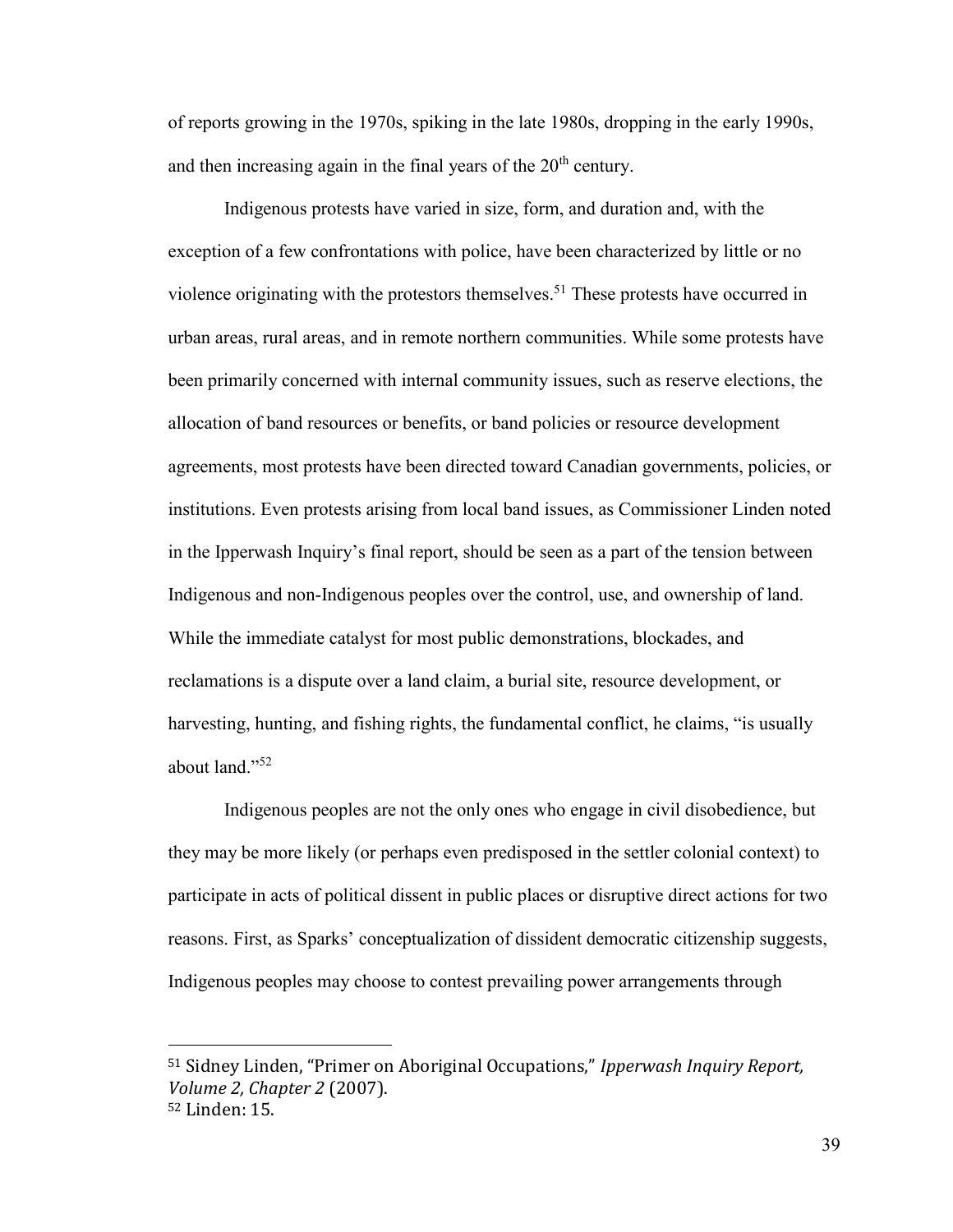of reports growing in the 1970s, spiking in the late 1980s, dropping in the early 1990s, and then increasing again in the final years of the 20th century.

Indigenous protests have varied in size, form, and duration and, with the exception of a few confrontations with police, have been characterized by little or no violence originating with the protestors themselves.[51] These protests have occurred in urban areas, rural areas, and in remote northern communities. While some protests have been primarily concerned with internal community issues, such as reserve elections, the allocation of band resources or benefits, or band policies or resource development agreements, most protests have been directed toward Canadian governments, policies, or institutions. Even protests arising from local band issues, as Commissioner Linden noted in the Ipperwash Inquiry's final report, should be seen as a part of the tension between Indigenous and non-Indigenous peoples over the control, use, and ownership of land. While the immediate catalyst for most public demonstrations, blockades, and reclamations is a dispute over a land claim, a burial site, resource development, or harvesting, hunting, and fishing rights, the fundamental conflict, he claims, "is usually about land."[52]

Indigenous peoples are not the only ones who engage in civil disobedience, but they may be more likely (or perhaps even predisposed in the settler colonial context) to participate in acts of political dissent in public places or disruptive direct actions for two reasons. First, as Sparks' conceptualization of dissident democratic citizenship suggests, Indigenous peoples may choose to contest prevailing power arrangements through

---

[51] Sidney Linden, "Primer on Aboriginal Occupations," *Ipperwash Inquiry Report, Volume 2, Chapter 2* (2007).

[52] Linden: 15.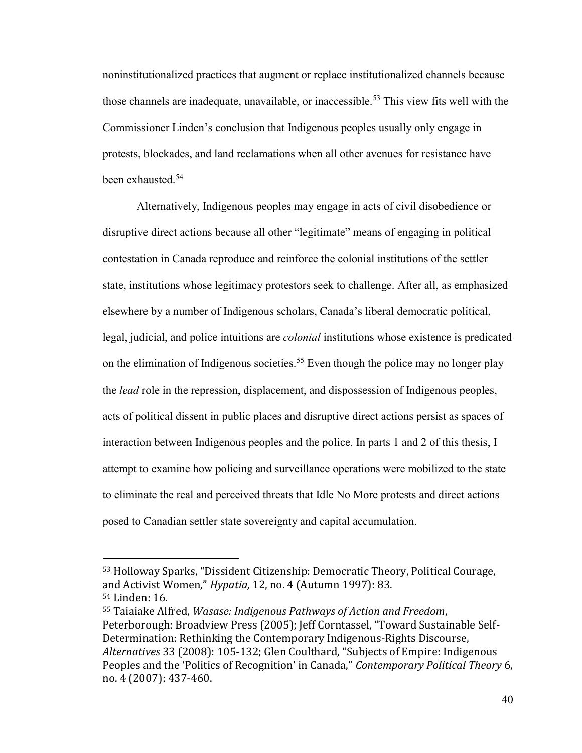noninstitutionalized practices that augment or replace institutionalized channels because those channels are inadequate, unavailable, or inaccessible.[53] This view fits well with the Commissioner Linden's conclusion that Indigenous peoples usually only engage in protests, blockades, and land reclamations when all other avenues for resistance have been exhausted.[54]

Alternatively, Indigenous peoples may engage in acts of civil disobedience or disruptive direct actions because all other "legitimate" means of engaging in political contestation in Canada reproduce and reinforce the colonial institutions of the settler state, institutions whose legitimacy protestors seek to challenge. After all, as emphasized elsewhere by a number of Indigenous scholars, Canada's liberal democratic political, legal, judicial, and police intuitions are *colonial* institutions whose existence is predicated on the elimination of Indigenous societies.[55] Even though the police may no longer play the *lead* role in the repression, displacement, and dispossession of Indigenous peoples, acts of political dissent in public places and disruptive direct actions persist as spaces of interaction between Indigenous peoples and the police. In parts 1 and 2 of this thesis, I attempt to examine how policing and surveillance operations were mobilized to the state to eliminate the real and perceived threats that Idle No More protests and direct actions posed to Canadian settler state sovereignty and capital accumulation.

---

[53] Holloway Sparks, "Dissident Citizenship: Democratic Theory, Political Courage, and Activist Women," *Hypatia,* 12, no. 4 (Autumn 1997): 83.

[54] Linden: 16.

[55] Taiaiake Alfred, *Wasase: Indigenous Pathways of Action and Freedom*, Peterborough: Broadview Press (2005); Jeff Corntassel, "Toward Sustainable Self-Determination: Rethinking the Contemporary Indigenous-Rights Discourse, *Alternatives* 33 (2008): 105-132; Glen Coulthard, "Subjects of Empire: Indigenous Peoples and the 'Politics of Recognition' in Canada," *Contemporary Political Theory* 6, no. 4 (2007): 437-460.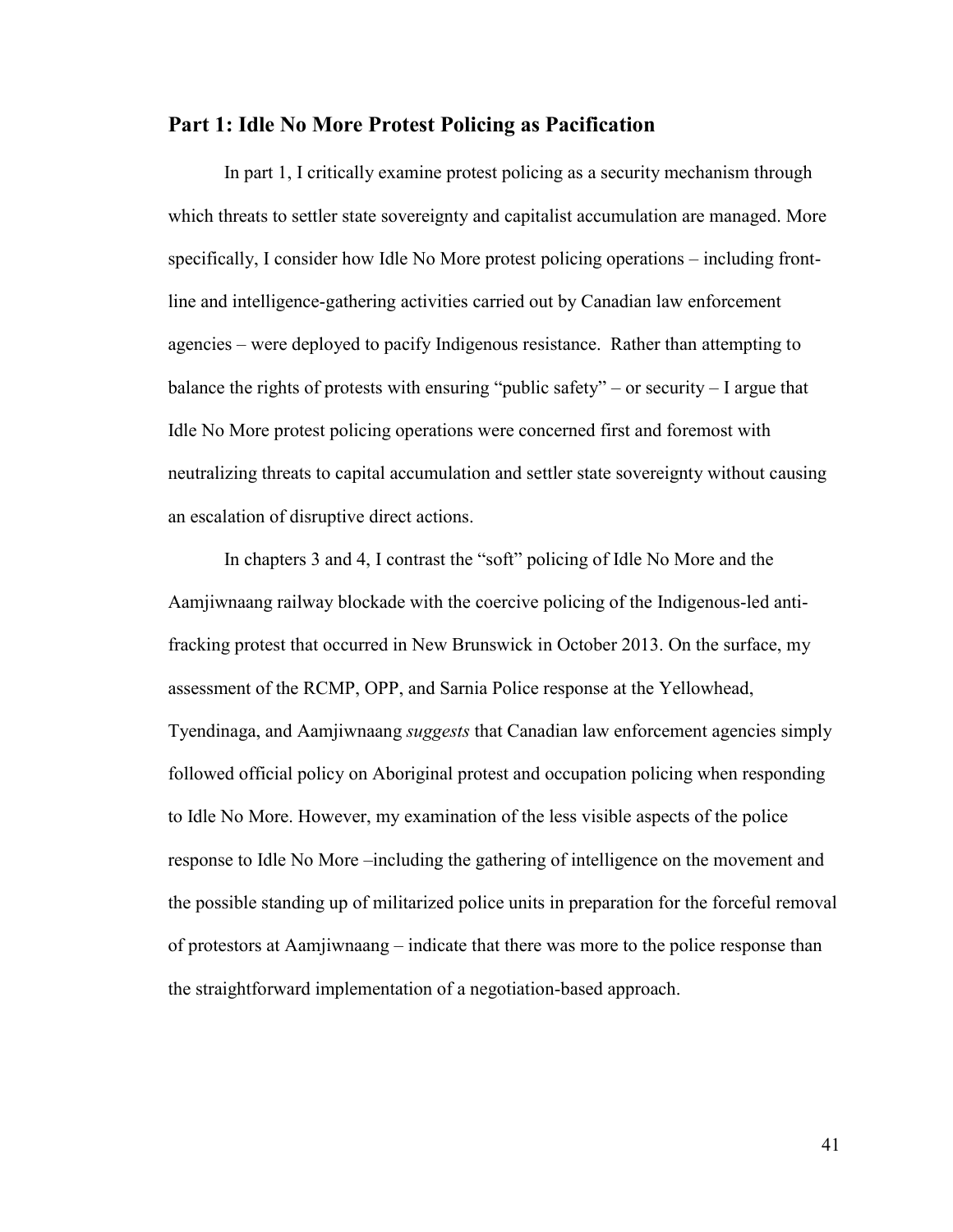## Part 1: Idle No More Protest Policing as Pacification

In part 1, I critically examine protest policing as a security mechanism through which threats to settler state sovereignty and capitalist accumulation are managed. More specifically, I consider how Idle No More protest policing operations – including front-line and intelligence-gathering activities carried out by Canadian law enforcement agencies – were deployed to pacify Indigenous resistance. Rather than attempting to balance the rights of protests with ensuring "public safety" – or security – I argue that Idle No More protest policing operations were concerned first and foremost with neutralizing threats to capital accumulation and settler state sovereignty without causing an escalation of disruptive direct actions.

In chapters 3 and 4, I contrast the "soft" policing of Idle No More and the Aamjiwnaang railway blockade with the coercive policing of the Indigenous-led anti-fracking protest that occurred in New Brunswick in October 2013. On the surface, my assessment of the RCMP, OPP, and Sarnia Police response at the Yellowhead, Tyendinaga, and Aamjiwnaang *suggests* that Canadian law enforcement agencies simply followed official policy on Aboriginal protest and occupation policing when responding to Idle No More. However, my examination of the less visible aspects of the police response to Idle No More –including the gathering of intelligence on the movement and the possible standing up of militarized police units in preparation for the forceful removal of protestors at Aamjiwnaang – indicate that there was more to the police response than the straightforward implementation of a negotiation-based approach.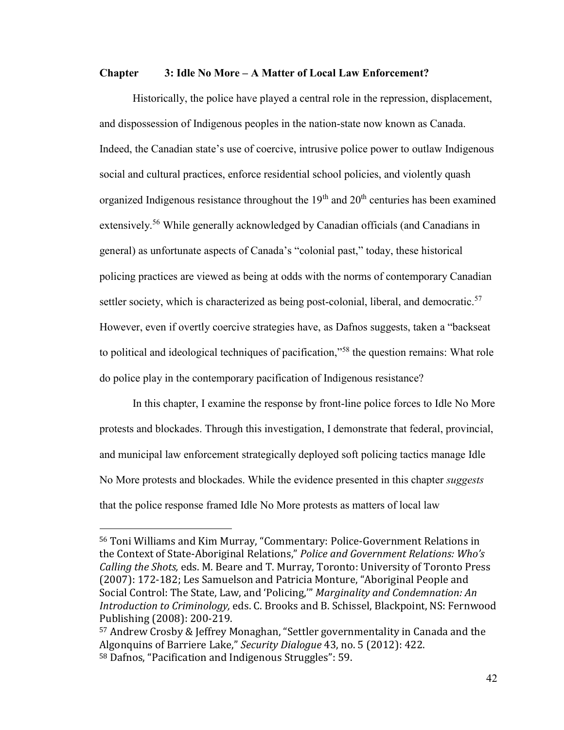## Chapter 3: Idle No More – A Matter of Local Law Enforcement?

Historically, the police have played a central role in the repression, displacement, and dispossession of Indigenous peoples in the nation-state now known as Canada. Indeed, the Canadian state's use of coercive, intrusive police power to outlaw Indigenous social and cultural practices, enforce residential school policies, and violently quash organized Indigenous resistance throughout the 19th and 20th centuries has been examined extensively.[56] While generally acknowledged by Canadian officials (and Canadians in general) as unfortunate aspects of Canada's "colonial past," today, these historical policing practices are viewed as being at odds with the norms of contemporary Canadian settler society, which is characterized as being post-colonial, liberal, and democratic.[57] However, even if overtly coercive strategies have, as Dafnos suggests, taken a "backseat to political and ideological techniques of pacification,"[58] the question remains: What role do police play in the contemporary pacification of Indigenous resistance?

In this chapter, I examine the response by front-line police forces to Idle No More protests and blockades. Through this investigation, I demonstrate that federal, provincial, and municipal law enforcement strategically deployed soft policing tactics manage Idle No More protests and blockades. While the evidence presented in this chapter *suggests* that the police response framed Idle No More protests as matters of local law

---

[56] Toni Williams and Kim Murray, "Commentary: Police-Government Relations in the Context of State-Aboriginal Relations," *Police and Government Relations: Who's Calling the Shots,* eds. M. Beare and T. Murray, Toronto: University of Toronto Press (2007): 172-182; Les Samuelson and Patricia Monture, "Aboriginal People and Social Control: The State, Law, and 'Policing,'" *Marginality and Condemnation: An Introduction to Criminology,* eds. C. Brooks and B. Schissel, Blackpoint, NS: Fernwood Publishing (2008): 200-219.

[57] Andrew Crosby & Jeffrey Monaghan, "Settler governmentality in Canada and the Algonquins of Barriere Lake," *Security Dialogue* 43, no. 5 (2012): 422.

[58] Dafnos, "Pacification and Indigenous Struggles": 59.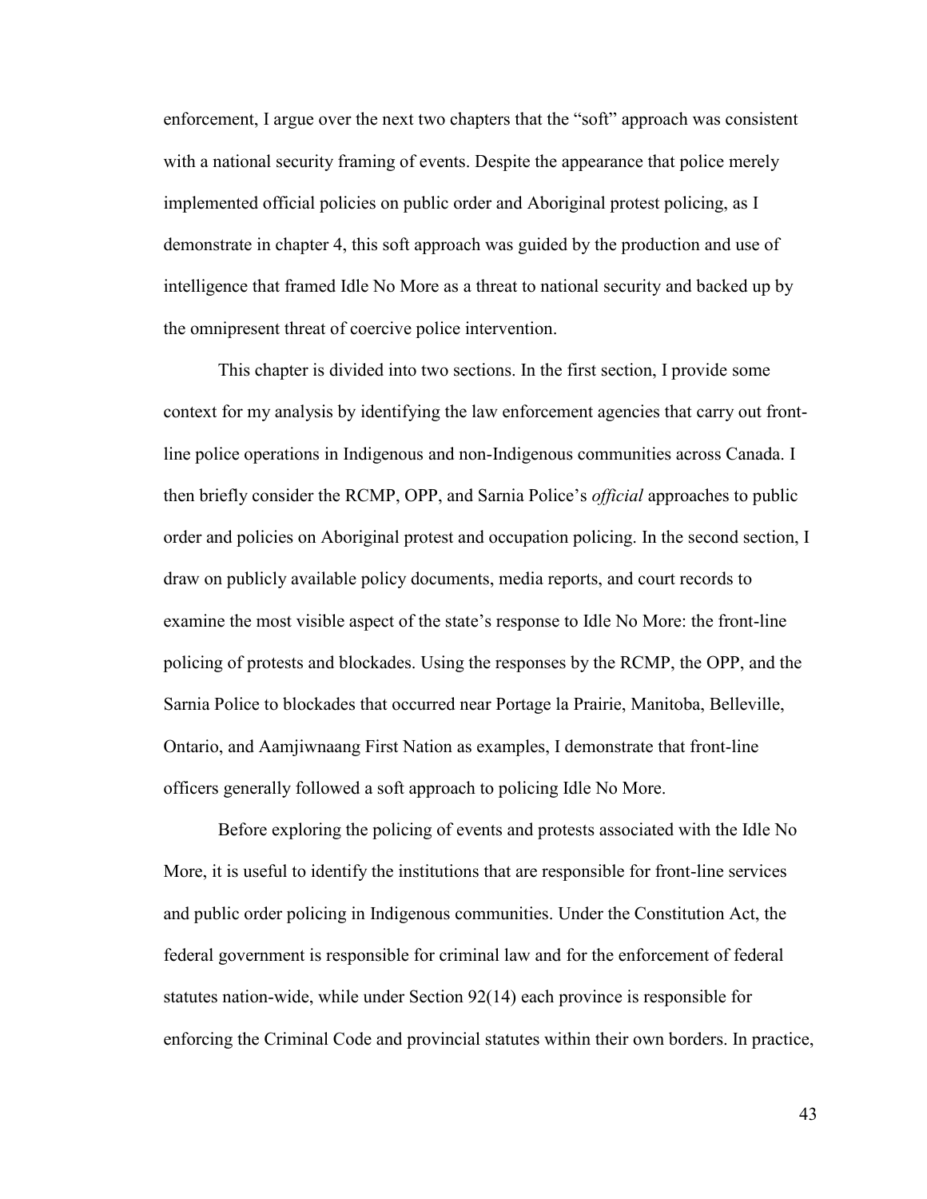enforcement, I argue over the next two chapters that the "soft" approach was consistent with a national security framing of events. Despite the appearance that police merely implemented official policies on public order and Aboriginal protest policing, as I demonstrate in chapter 4, this soft approach was guided by the production and use of intelligence that framed Idle No More as a threat to national security and backed up by the omnipresent threat of coercive police intervention.

This chapter is divided into two sections. In the first section, I provide some context for my analysis by identifying the law enforcement agencies that carry out front-line police operations in Indigenous and non-Indigenous communities across Canada. I then briefly consider the RCMP, OPP, and Sarnia Police's *official* approaches to public order and policies on Aboriginal protest and occupation policing. In the second section, I draw on publicly available policy documents, media reports, and court records to examine the most visible aspect of the state's response to Idle No More: the front-line policing of protests and blockades. Using the responses by the RCMP, the OPP, and the Sarnia Police to blockades that occurred near Portage la Prairie, Manitoba, Belleville, Ontario, and Aamjiwnaang First Nation as examples, I demonstrate that front-line officers generally followed a soft approach to policing Idle No More.

Before exploring the policing of events and protests associated with the Idle No More, it is useful to identify the institutions that are responsible for front-line services and public order policing in Indigenous communities. Under the Constitution Act, the federal government is responsible for criminal law and for the enforcement of federal statutes nation-wide, while under Section 92(14) each province is responsible for enforcing the Criminal Code and provincial statutes within their own borders. In practice,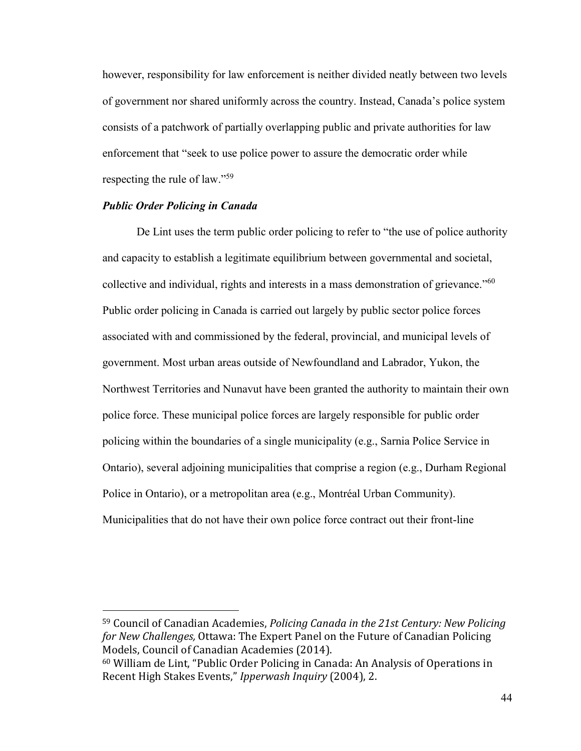however, responsibility for law enforcement is neither divided neatly between two levels of government nor shared uniformly across the country. Instead, Canada's police system consists of a patchwork of partially overlapping public and private authorities for law enforcement that "seek to use police power to assure the democratic order while respecting the rule of law."[59]

### *Public Order Policing in Canada*

De Lint uses the term public order policing to refer to "the use of police authority and capacity to establish a legitimate equilibrium between governmental and societal, collective and individual, rights and interests in a mass demonstration of grievance."[60] Public order policing in Canada is carried out largely by public sector police forces associated with and commissioned by the federal, provincial, and municipal levels of government. Most urban areas outside of Newfoundland and Labrador, Yukon, the Northwest Territories and Nunavut have been granted the authority to maintain their own police force. These municipal police forces are largely responsible for public order policing within the boundaries of a single municipality (e.g., Sarnia Police Service in Ontario), several adjoining municipalities that comprise a region (e.g., Durham Regional Police in Ontario), or a metropolitan area (e.g., Montréal Urban Community). Municipalities that do not have their own police force contract out their front-line

---

[59] Council of Canadian Academies, *Policing Canada in the 21st Century: New Policing for New Challenges,* Ottawa: The Expert Panel on the Future of Canadian Policing Models, Council of Canadian Academies (2014).

[60] William de Lint, "Public Order Policing in Canada: An Analysis of Operations in Recent High Stakes Events," *Ipperwash Inquiry* (2004), 2.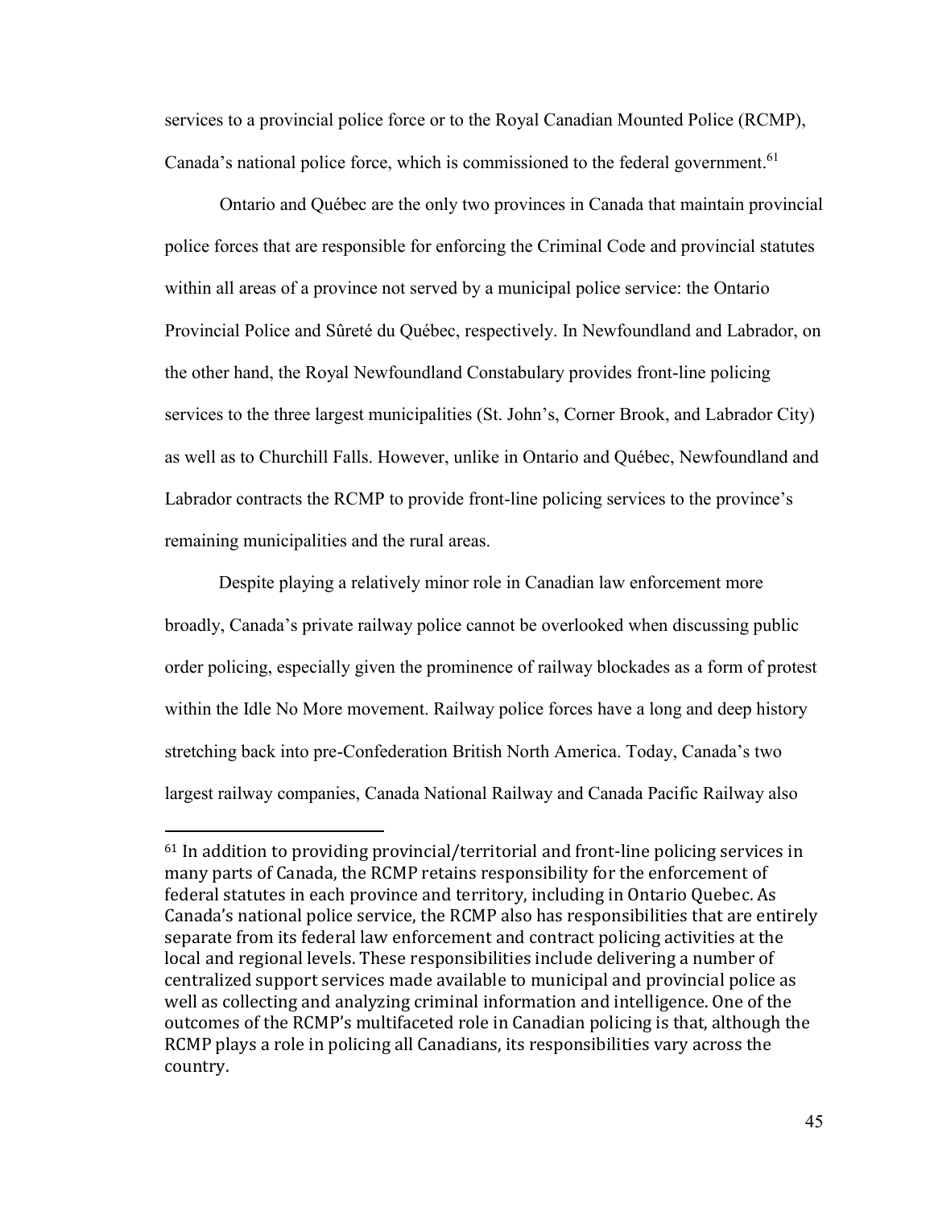services to a provincial police force or to the Royal Canadian Mounted Police (RCMP), Canada's national police force, which is commissioned to the federal government.[61]

Ontario and Québec are the only two provinces in Canada that maintain provincial police forces that are responsible for enforcing the Criminal Code and provincial statutes within all areas of a province not served by a municipal police service: the Ontario Provincial Police and Sûreté du Québec, respectively. In Newfoundland and Labrador, on the other hand, the Royal Newfoundland Constabulary provides front-line policing services to the three largest municipalities (St. John's, Corner Brook, and Labrador City) as well as to Churchill Falls. However, unlike in Ontario and Québec, Newfoundland and Labrador contracts the RCMP to provide front-line policing services to the province's remaining municipalities and the rural areas.

Despite playing a relatively minor role in Canadian law enforcement more broadly, Canada's private railway police cannot be overlooked when discussing public order policing, especially given the prominence of railway blockades as a form of protest within the Idle No More movement. Railway police forces have a long and deep history stretching back into pre-Confederation British North America. Today, Canada's two largest railway companies, Canada National Railway and Canada Pacific Railway also

---

[61] In addition to providing provincial/territorial and front-line policing services in many parts of Canada, the RCMP retains responsibility for the enforcement of federal statutes in each province and territory, including in Ontario Quebec. As Canada's national police service, the RCMP also has responsibilities that are entirely separate from its federal law enforcement and contract policing activities at the local and regional levels. These responsibilities include delivering a number of centralized support services made available to municipal and provincial police as well as collecting and analyzing criminal information and intelligence. One of the outcomes of the RCMP's multifaceted role in Canadian policing is that, although the RCMP plays a role in policing all Canadians, its responsibilities vary across the country.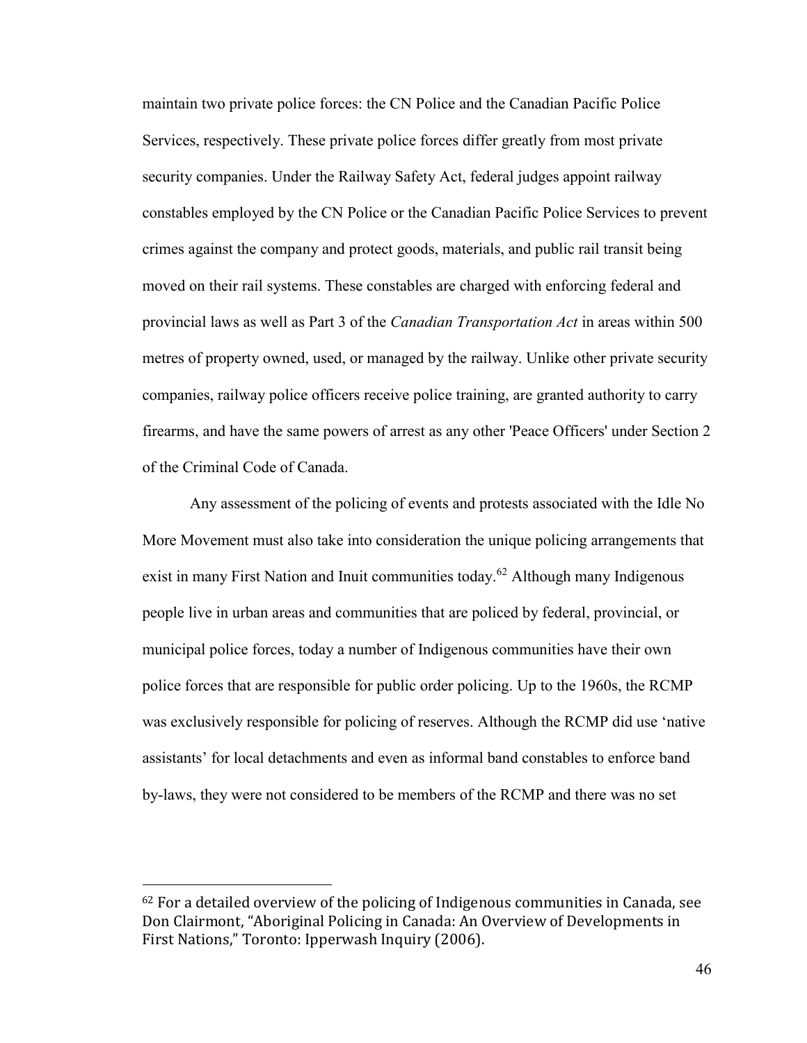maintain two private police forces: the CN Police and the Canadian Pacific Police Services, respectively. These private police forces differ greatly from most private security companies. Under the Railway Safety Act, federal judges appoint railway constables employed by the CN Police or the Canadian Pacific Police Services to prevent crimes against the company and protect goods, materials, and public rail transit being moved on their rail systems. These constables are charged with enforcing federal and provincial laws as well as Part 3 of the *Canadian Transportation Act* in areas within 500 metres of property owned, used, or managed by the railway. Unlike other private security companies, railway police officers receive police training, are granted authority to carry firearms, and have the same powers of arrest as any other 'Peace Officers' under Section 2 of the Criminal Code of Canada.

Any assessment of the policing of events and protests associated with the Idle No More Movement must also take into consideration the unique policing arrangements that exist in many First Nation and Inuit communities today.[62] Although many Indigenous people live in urban areas and communities that are policed by federal, provincial, or municipal police forces, today a number of Indigenous communities have their own police forces that are responsible for public order policing. Up to the 1960s, the RCMP was exclusively responsible for policing of reserves. Although the RCMP did use 'native assistants' for local detachments and even as informal band constables to enforce band by-laws, they were not considered to be members of the RCMP and there was no set

---

[62] For a detailed overview of the policing of Indigenous communities in Canada, see Don Clairmont, "Aboriginal Policing in Canada: An Overview of Developments in First Nations," Toronto: Ipperwash Inquiry (2006).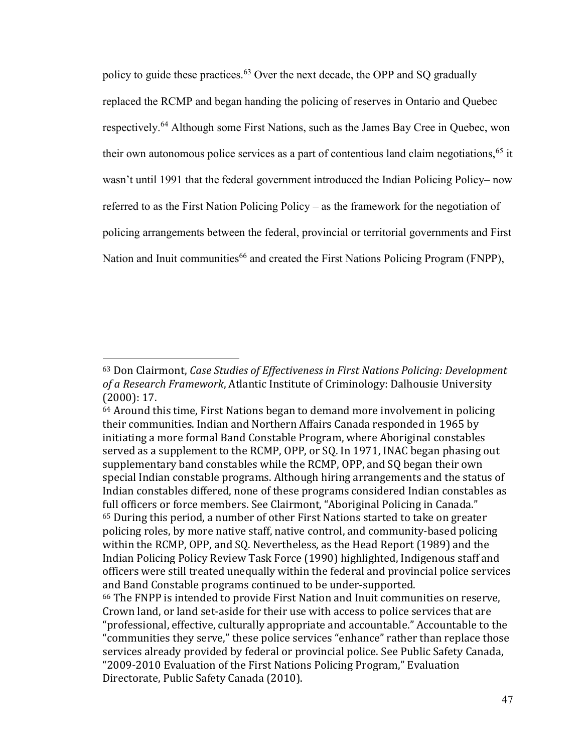policy to guide these practices.[63] Over the next decade, the OPP and SQ gradually replaced the RCMP and began handing the policing of reserves in Ontario and Quebec respectively.[64] Although some First Nations, such as the James Bay Cree in Quebec, won their own autonomous police services as a part of contentious land claim negotiations,[65] it wasn't until 1991 that the federal government introduced the Indian Policing Policy– now referred to as the First Nation Policing Policy – as the framework for the negotiation of policing arrangements between the federal, provincial or territorial governments and First Nation and Inuit communities[66] and created the First Nations Policing Program (FNPP),

---

[63] Don Clairmont, *Case Studies of Effectiveness in First Nations Policing: Development of a Research Framework*, Atlantic Institute of Criminology: Dalhousie University (2000): 17.

[64] Around this time, First Nations began to demand more involvement in policing their communities. Indian and Northern Affairs Canada responded in 1965 by initiating a more formal Band Constable Program, where Aboriginal constables served as a supplement to the RCMP, OPP, or SQ. In 1971, INAC began phasing out supplementary band constables while the RCMP, OPP, and SQ began their own special Indian constable programs. Although hiring arrangements and the status of Indian constables differed, none of these programs considered Indian constables as full officers or force members. See Clairmont, "Aboriginal Policing in Canada."

[65] During this period, a number of other First Nations started to take on greater policing roles, by more native staff, native control, and community-based policing within the RCMP, OPP, and SQ. Nevertheless, as the Head Report (1989) and the Indian Policing Policy Review Task Force (1990) highlighted, Indigenous staff and officers were still treated unequally within the federal and provincial police services and Band Constable programs continued to be under-supported.

[66] The FNPP is intended to provide First Nation and Inuit communities on reserve, Crown land, or land set-aside for their use with access to police services that are "professional, effective, culturally appropriate and accountable." Accountable to the "communities they serve," these police services "enhance" rather than replace those services already provided by federal or provincial police. See Public Safety Canada, "2009-2010 Evaluation of the First Nations Policing Program," Evaluation Directorate, Public Safety Canada (2010).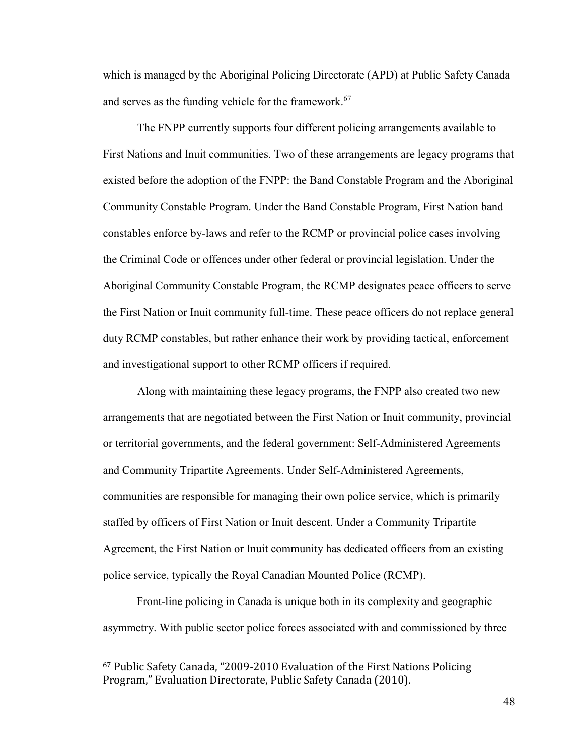which is managed by the Aboriginal Policing Directorate (APD) at Public Safety Canada and serves as the funding vehicle for the framework.[67]

The FNPP currently supports four different policing arrangements available to First Nations and Inuit communities. Two of these arrangements are legacy programs that existed before the adoption of the FNPP: the Band Constable Program and the Aboriginal Community Constable Program. Under the Band Constable Program, First Nation band constables enforce by-laws and refer to the RCMP or provincial police cases involving the Criminal Code or offences under other federal or provincial legislation. Under the Aboriginal Community Constable Program, the RCMP designates peace officers to serve the First Nation or Inuit community full-time. These peace officers do not replace general duty RCMP constables, but rather enhance their work by providing tactical, enforcement and investigational support to other RCMP officers if required.

Along with maintaining these legacy programs, the FNPP also created two new arrangements that are negotiated between the First Nation or Inuit community, provincial or territorial governments, and the federal government: Self-Administered Agreements and Community Tripartite Agreements. Under Self-Administered Agreements, communities are responsible for managing their own police service, which is primarily staffed by officers of First Nation or Inuit descent. Under a Community Tripartite Agreement, the First Nation or Inuit community has dedicated officers from an existing police service, typically the Royal Canadian Mounted Police (RCMP).

Front-line policing in Canada is unique both in its complexity and geographic asymmetry. With public sector police forces associated with and commissioned by three

---

[67] Public Safety Canada, "2009-2010 Evaluation of the First Nations Policing Program," Evaluation Directorate, Public Safety Canada (2010).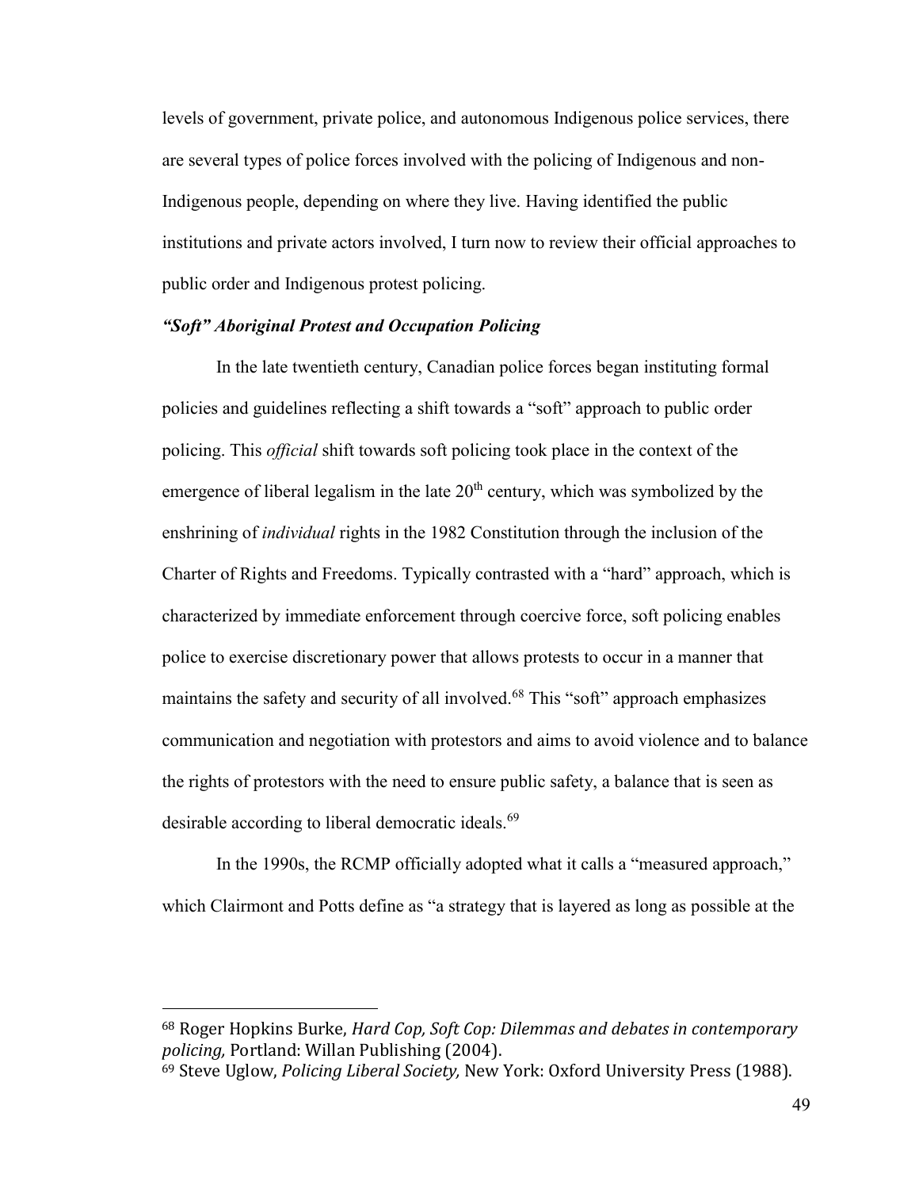levels of government, private police, and autonomous Indigenous police services, there are several types of police forces involved with the policing of Indigenous and non-Indigenous people, depending on where they live. Having identified the public institutions and private actors involved, I turn now to review their official approaches to public order and Indigenous protest policing.

### *"Soft" Aboriginal Protest and Occupation Policing*

In the late twentieth century, Canadian police forces began instituting formal policies and guidelines reflecting a shift towards a "soft" approach to public order policing. This *official* shift towards soft policing took place in the context of the emergence of liberal legalism in the late 20th century, which was symbolized by the enshrining of *individual* rights in the 1982 Constitution through the inclusion of the Charter of Rights and Freedoms. Typically contrasted with a "hard" approach, which is characterized by immediate enforcement through coercive force, soft policing enables police to exercise discretionary power that allows protests to occur in a manner that maintains the safety and security of all involved.[68] This "soft" approach emphasizes communication and negotiation with protestors and aims to avoid violence and to balance the rights of protestors with the need to ensure public safety, a balance that is seen as desirable according to liberal democratic ideals.[69]

In the 1990s, the RCMP officially adopted what it calls a "measured approach," which Clairmont and Potts define as "a strategy that is layered as long as possible at the

---

[68] Roger Hopkins Burke, *Hard Cop, Soft Cop: Dilemmas and debates in contemporary policing,* Portland: Willan Publishing (2004).

[69] Steve Uglow, *Policing Liberal Society,* New York: Oxford University Press (1988).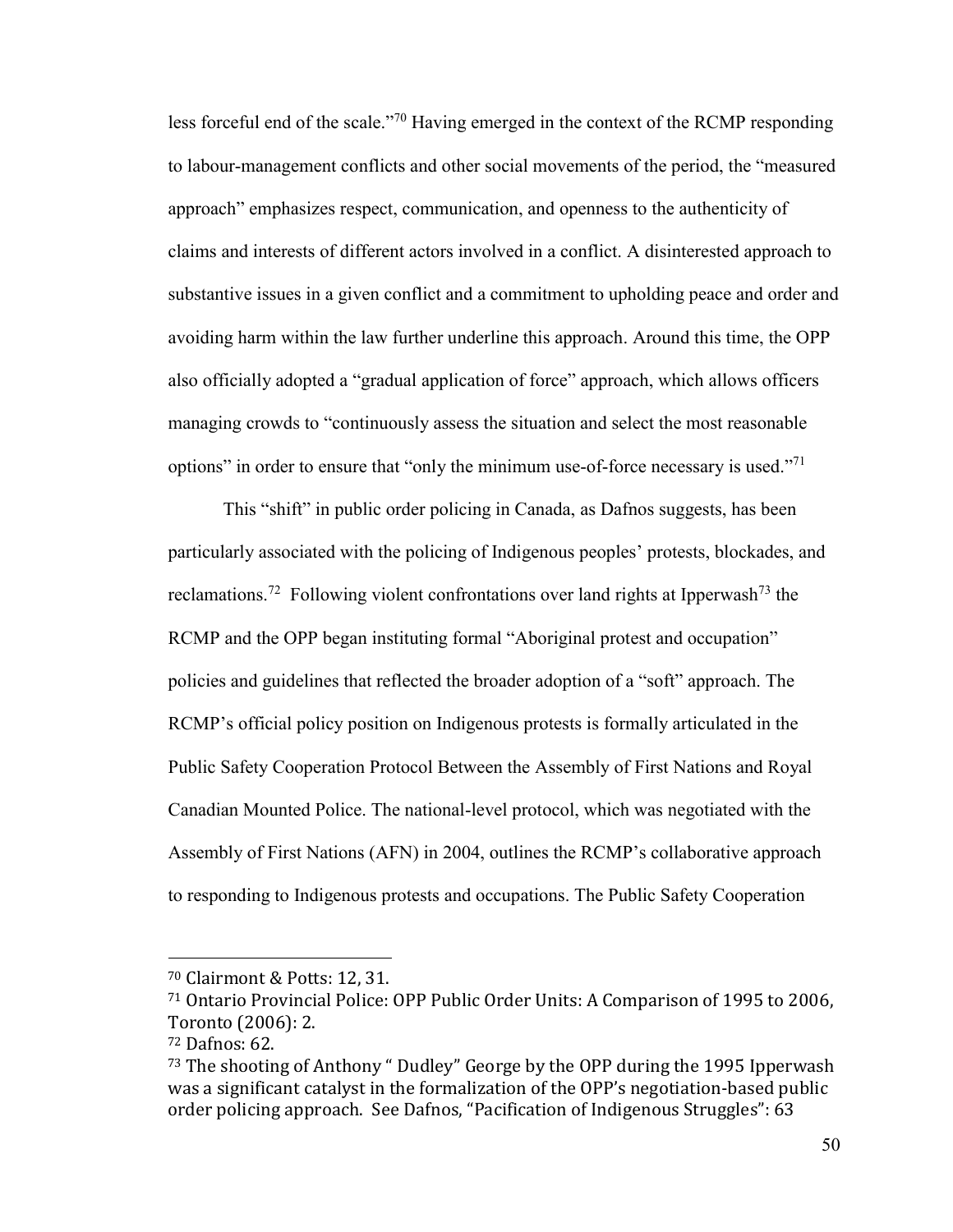less forceful end of the scale."[70] Having emerged in the context of the RCMP responding to labour-management conflicts and other social movements of the period, the "measured approach" emphasizes respect, communication, and openness to the authenticity of claims and interests of different actors involved in a conflict. A disinterested approach to substantive issues in a given conflict and a commitment to upholding peace and order and avoiding harm within the law further underline this approach. Around this time, the OPP also officially adopted a "gradual application of force" approach, which allows officers managing crowds to "continuously assess the situation and select the most reasonable options" in order to ensure that "only the minimum use-of-force necessary is used."[71]

This "shift" in public order policing in Canada, as Dafnos suggests, has been particularly associated with the policing of Indigenous peoples' protests, blockades, and reclamations.[72] Following violent confrontations over land rights at Ipperwash[73] the RCMP and the OPP began instituting formal "Aboriginal protest and occupation" policies and guidelines that reflected the broader adoption of a "soft" approach. The RCMP's official policy position on Indigenous protests is formally articulated in the Public Safety Cooperation Protocol Between the Assembly of First Nations and Royal Canadian Mounted Police. The national-level protocol, which was negotiated with the Assembly of First Nations (AFN) in 2004, outlines the RCMP's collaborative approach to responding to Indigenous protests and occupations. The Public Safety Cooperation

---

[70] Clairmont & Potts: 12, 31.

[71] Ontario Provincial Police: OPP Public Order Units: A Comparison of 1995 to 2006, Toronto (2006): 2.

[72] Dafnos: 62.

[73] The shooting of Anthony " Dudley" George by the OPP during the 1995 Ipperwash was a significant catalyst in the formalization of the OPP's negotiation-based public order policing approach. See Dafnos, "Pacification of Indigenous Struggles": 63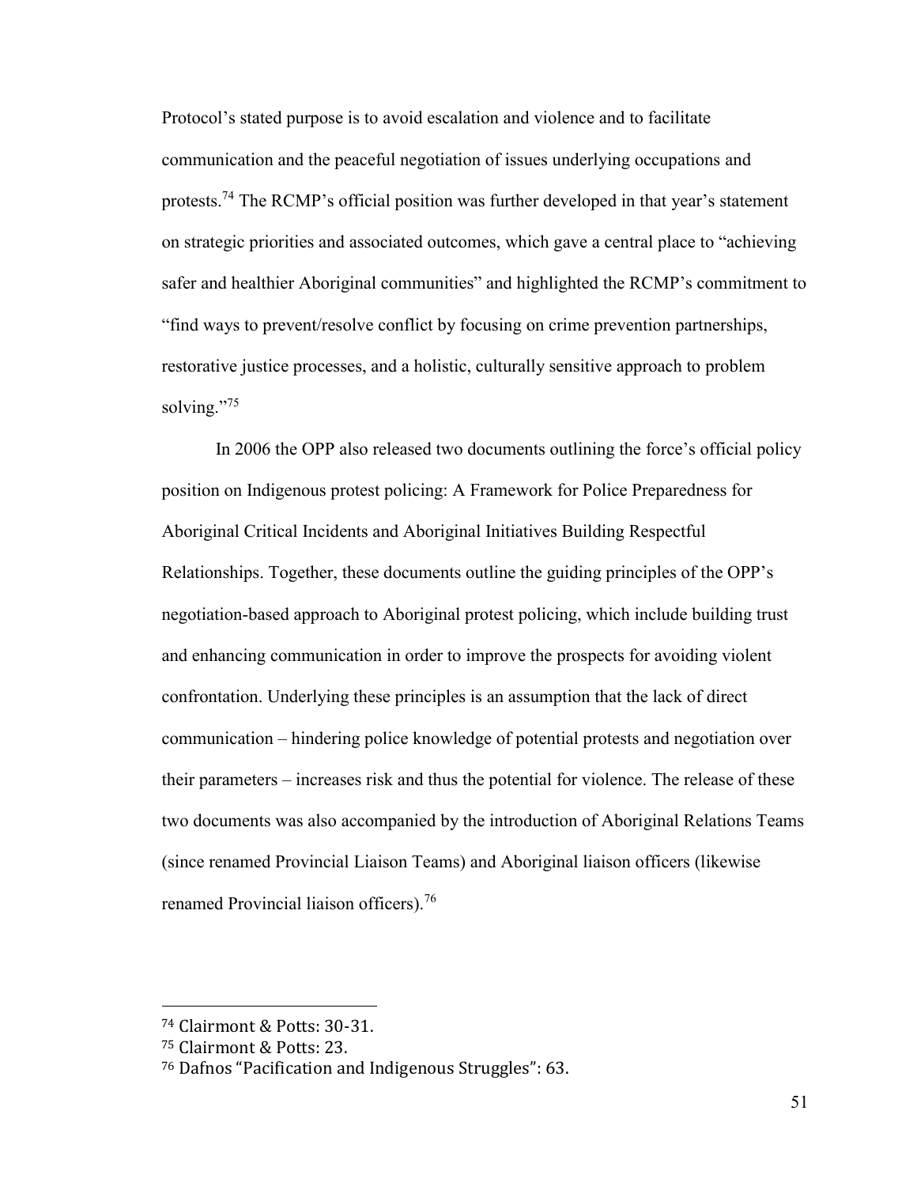Protocol's stated purpose is to avoid escalation and violence and to facilitate communication and the peaceful negotiation of issues underlying occupations and protests.[74] The RCMP's official position was further developed in that year's statement on strategic priorities and associated outcomes, which gave a central place to "achieving safer and healthier Aboriginal communities" and highlighted the RCMP's commitment to "find ways to prevent/resolve conflict by focusing on crime prevention partnerships, restorative justice processes, and a holistic, culturally sensitive approach to problem solving."[75]

In 2006 the OPP also released two documents outlining the force's official policy position on Indigenous protest policing: A Framework for Police Preparedness for Aboriginal Critical Incidents and Aboriginal Initiatives Building Respectful Relationships. Together, these documents outline the guiding principles of the OPP's negotiation-based approach to Aboriginal protest policing, which include building trust and enhancing communication in order to improve the prospects for avoiding violent confrontation. Underlying these principles is an assumption that the lack of direct communication – hindering police knowledge of potential protests and negotiation over their parameters – increases risk and thus the potential for violence. The release of these two documents was also accompanied by the introduction of Aboriginal Relations Teams (since renamed Provincial Liaison Teams) and Aboriginal liaison officers (likewise renamed Provincial liaison officers).[76]

---

[74] Clairmont & Potts: 30-31.

[75] Clairmont & Potts: 23.

[76] Dafnos "Pacification and Indigenous Struggles": 63.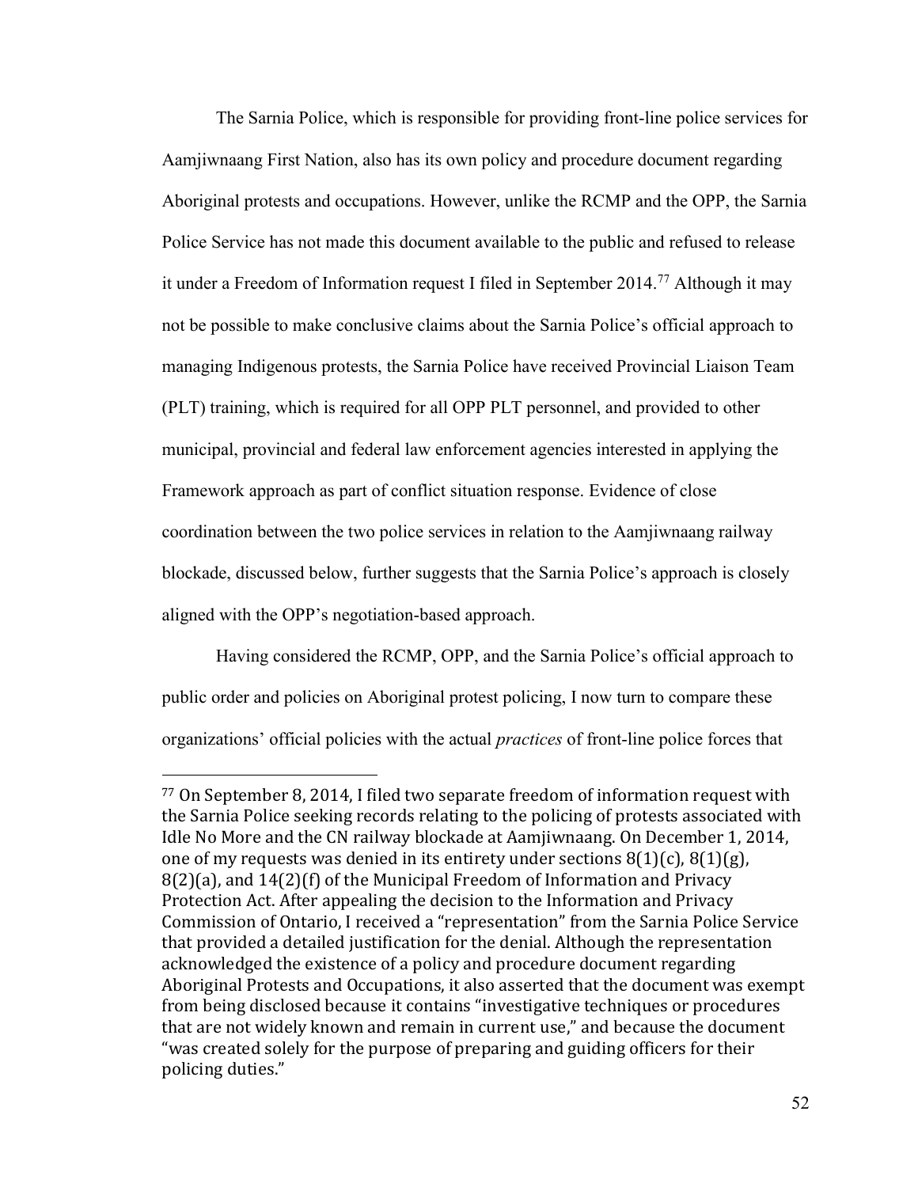The Sarnia Police, which is responsible for providing front-line police services for Aamjiwnaang First Nation, also has its own policy and procedure document regarding Aboriginal protests and occupations. However, unlike the RCMP and the OPP, the Sarnia Police Service has not made this document available to the public and refused to release it under a Freedom of Information request I filed in September 2014.[77] Although it may not be possible to make conclusive claims about the Sarnia Police's official approach to managing Indigenous protests, the Sarnia Police have received Provincial Liaison Team (PLT) training, which is required for all OPP PLT personnel, and provided to other municipal, provincial and federal law enforcement agencies interested in applying the Framework approach as part of conflict situation response. Evidence of close coordination between the two police services in relation to the Aamjiwnaang railway blockade, discussed below, further suggests that the Sarnia Police's approach is closely aligned with the OPP's negotiation-based approach.

Having considered the RCMP, OPP, and the Sarnia Police's official approach to public order and policies on Aboriginal protest policing, I now turn to compare these organizations' official policies with the actual *practices* of front-line police forces that

---

[77] On September 8, 2014, I filed two separate freedom of information request with the Sarnia Police seeking records relating to the policing of protests associated with Idle No More and the CN railway blockade at Aamjiwnaang. On December 1, 2014, one of my requests was denied in its entirety under sections 8(1)(c), 8(1)(g), 8(2)(a), and 14(2)(f) of the Municipal Freedom of Information and Privacy Protection Act. After appealing the decision to the Information and Privacy Commission of Ontario, I received a "representation" from the Sarnia Police Service that provided a detailed justification for the denial. Although the representation acknowledged the existence of a policy and procedure document regarding Aboriginal Protests and Occupations, it also asserted that the document was exempt from being disclosed because it contains "investigative techniques or procedures that are not widely known and remain in current use," and because the document "was created solely for the purpose of preparing and guiding officers for their policing duties."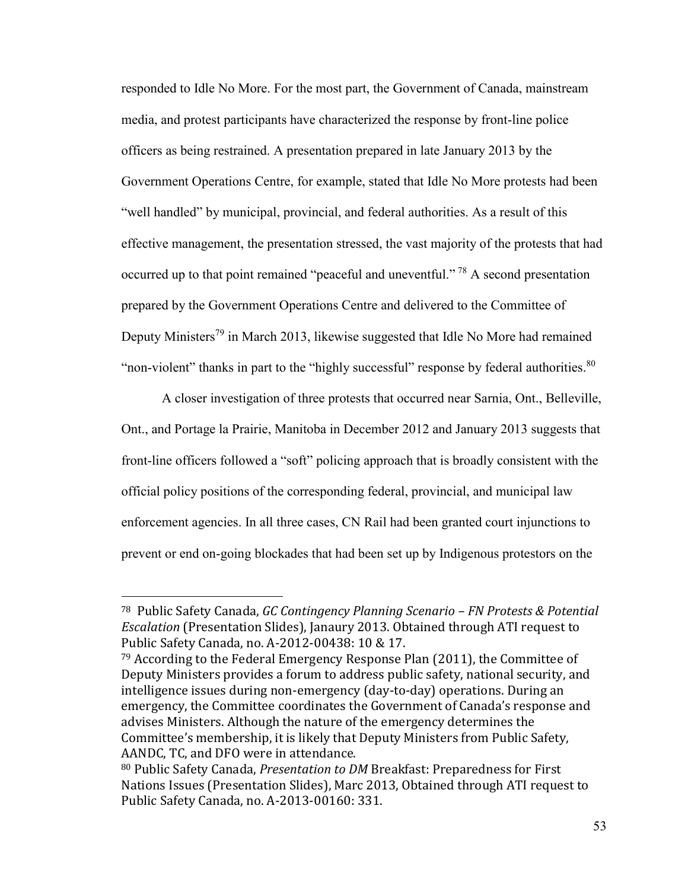responded to Idle No More. For the most part, the Government of Canada, mainstream media, and protest participants have characterized the response by front-line police officers as being restrained. A presentation prepared in late January 2013 by the Government Operations Centre, for example, stated that Idle No More protests had been "well handled" by municipal, provincial, and federal authorities. As a result of this effective management, the presentation stressed, the vast majority of the protests that had occurred up to that point remained "peaceful and uneventful." [78] A second presentation prepared by the Government Operations Centre and delivered to the Committee of Deputy Ministers[79] in March 2013, likewise suggested that Idle No More had remained "non-violent" thanks in part to the "highly successful" response by federal authorities.[80]

A closer investigation of three protests that occurred near Sarnia, Ont., Belleville, Ont., and Portage la Prairie, Manitoba in December 2012 and January 2013 suggests that front-line officers followed a "soft" policing approach that is broadly consistent with the official policy positions of the corresponding federal, provincial, and municipal law enforcement agencies. In all three cases, CN Rail had been granted court injunctions to prevent or end on-going blockades that had been set up by Indigenous protestors on the

---

[78] Public Safety Canada, *GC Contingency Planning Scenario – FN Protests & Potential Escalation* (Presentation Slides), Janaury 2013. Obtained through ATI request to Public Safety Canada, no. A-2012-00438: 10 & 17.

[79] According to the Federal Emergency Response Plan (2011), the Committee of Deputy Ministers provides a forum to address public safety, national security, and intelligence issues during non-emergency (day-to-day) operations. During an emergency, the Committee coordinates the Government of Canada's response and advises Ministers. Although the nature of the emergency determines the Committee's membership, it is likely that Deputy Ministers from Public Safety, AANDC, TC, and DFO were in attendance.

[80] Public Safety Canada, *Presentation to DM* Breakfast: Preparedness for First Nations Issues (Presentation Slides), Marc 2013, Obtained through ATI request to Public Safety Canada, no. A-2013-00160: 331.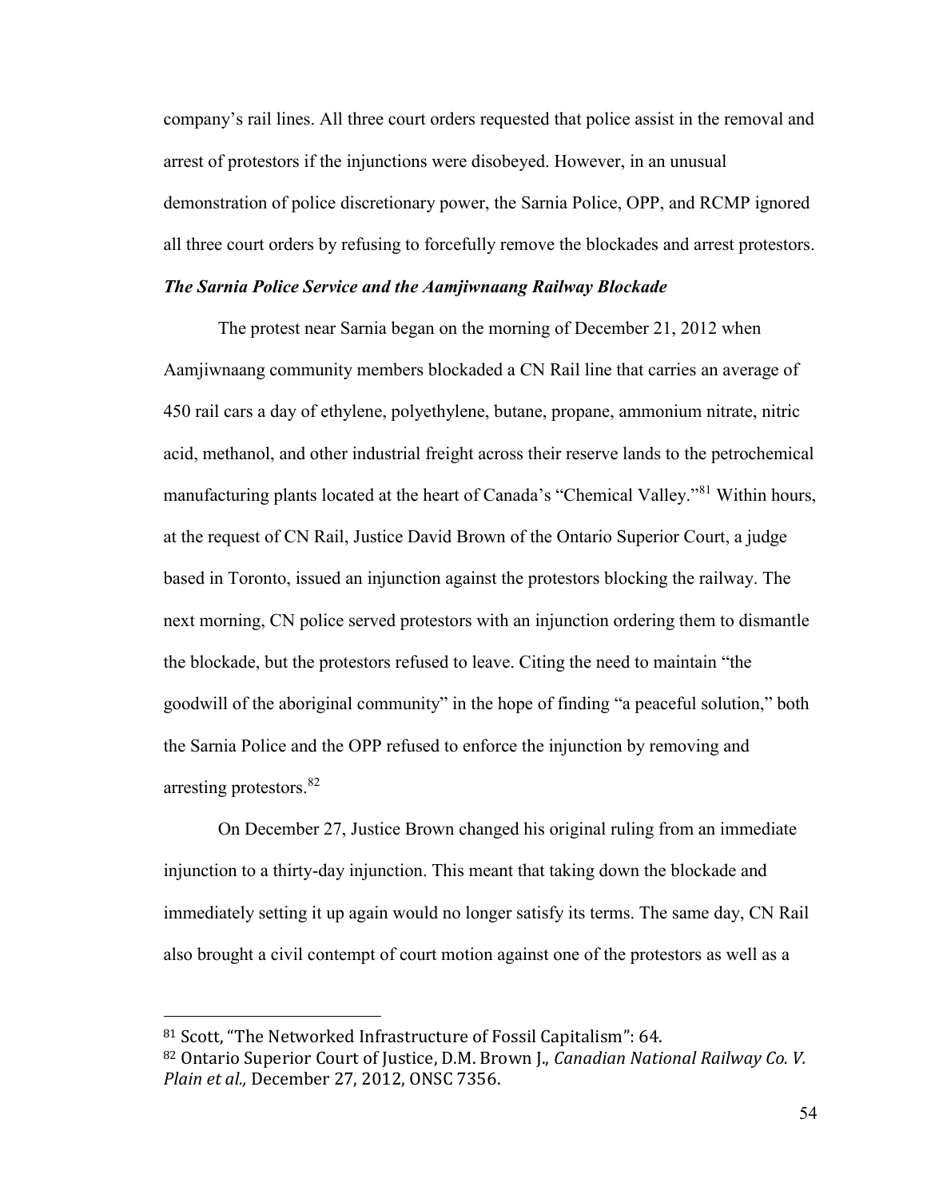company's rail lines. All three court orders requested that police assist in the removal and arrest of protestors if the injunctions were disobeyed. However, in an unusual demonstration of police discretionary power, the Sarnia Police, OPP, and RCMP ignored all three court orders by refusing to forcefully remove the blockades and arrest protestors.

### *The Sarnia Police Service and the Aamjiwnaang Railway Blockade*

The protest near Sarnia began on the morning of December 21, 2012 when Aamjiwnaang community members blockaded a CN Rail line that carries an average of 450 rail cars a day of ethylene, polyethylene, butane, propane, ammonium nitrate, nitric acid, methanol, and other industrial freight across their reserve lands to the petrochemical manufacturing plants located at the heart of Canada's "Chemical Valley."[81] Within hours, at the request of CN Rail, Justice David Brown of the Ontario Superior Court, a judge based in Toronto, issued an injunction against the protestors blocking the railway. The next morning, CN police served protestors with an injunction ordering them to dismantle the blockade, but the protestors refused to leave. Citing the need to maintain "the goodwill of the aboriginal community" in the hope of finding "a peaceful solution," both the Sarnia Police and the OPP refused to enforce the injunction by removing and arresting protestors.[82]

On December 27, Justice Brown changed his original ruling from an immediate injunction to a thirty-day injunction. This meant that taking down the blockade and immediately setting it up again would no longer satisfy its terms. The same day, CN Rail also brought a civil contempt of court motion against one of the protestors as well as a

---

[81] Scott, "The Networked Infrastructure of Fossil Capitalism": 64.

[82] Ontario Superior Court of Justice, D.M. Brown J., *Canadian National Railway Co. V. Plain et al.,* December 27, 2012, ONSC 7356.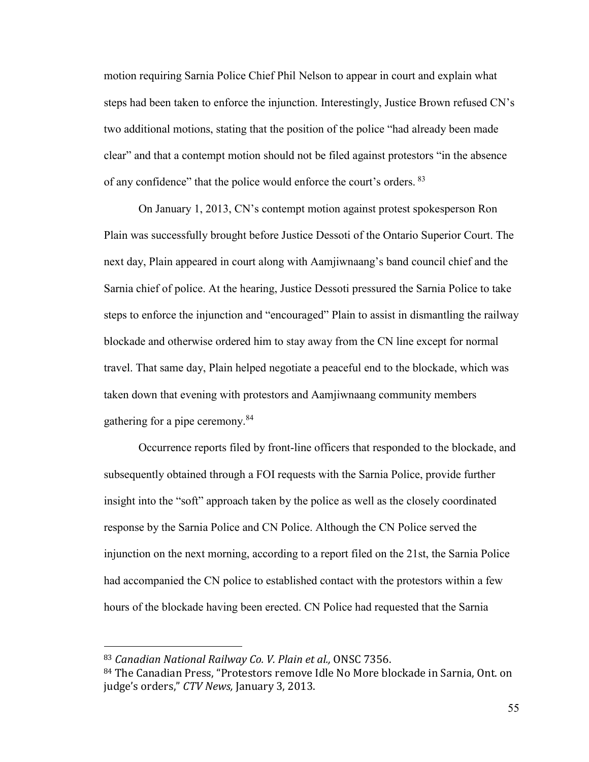motion requiring Sarnia Police Chief Phil Nelson to appear in court and explain what steps had been taken to enforce the injunction. Interestingly, Justice Brown refused CN's two additional motions, stating that the position of the police "had already been made clear" and that a contempt motion should not be filed against protestors "in the absence of any confidence" that the police would enforce the court's orders. [83]

On January 1, 2013, CN's contempt motion against protest spokesperson Ron Plain was successfully brought before Justice Dessoti of the Ontario Superior Court. The next day, Plain appeared in court along with Aamjiwnaang's band council chief and the Sarnia chief of police. At the hearing, Justice Dessoti pressured the Sarnia Police to take steps to enforce the injunction and "encouraged" Plain to assist in dismantling the railway blockade and otherwise ordered him to stay away from the CN line except for normal travel. That same day, Plain helped negotiate a peaceful end to the blockade, which was taken down that evening with protestors and Aamjiwnaang community members gathering for a pipe ceremony.[84]

Occurrence reports filed by front-line officers that responded to the blockade, and subsequently obtained through a FOI requests with the Sarnia Police, provide further insight into the "soft" approach taken by the police as well as the closely coordinated response by the Sarnia Police and CN Police. Although the CN Police served the injunction on the next morning, according to a report filed on the 21st, the Sarnia Police had accompanied the CN police to established contact with the protestors within a few hours of the blockade having been erected. CN Police had requested that the Sarnia

---

[83] *Canadian National Railway Co. V. Plain et al.,* ONSC 7356.

[84] The Canadian Press, "Protestors remove Idle No More blockade in Sarnia, Ont. on judge's orders," *CTV News,* January 3, 2013.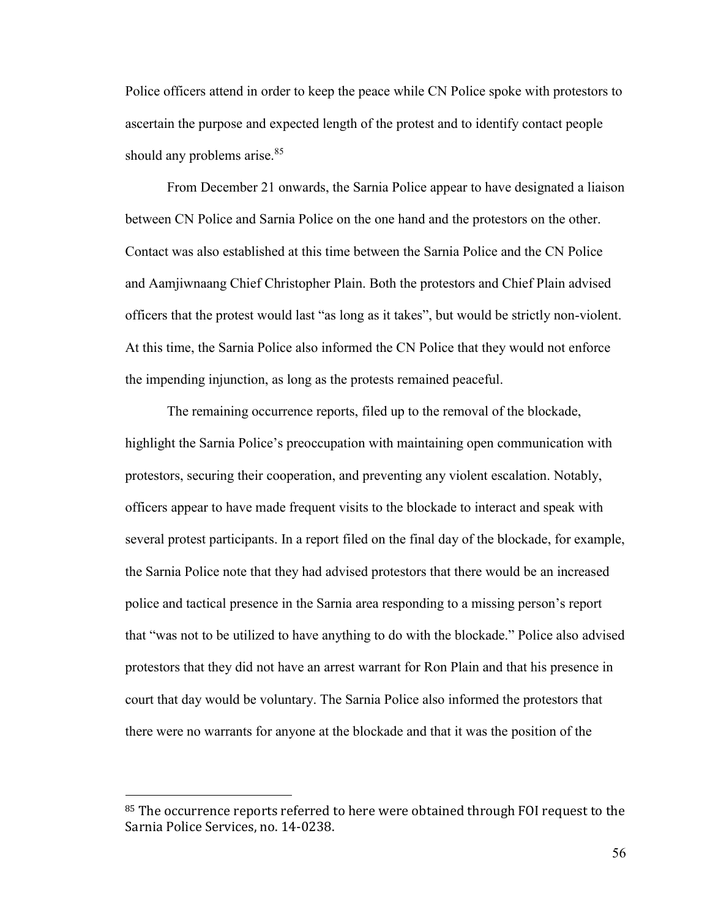Police officers attend in order to keep the peace while CN Police spoke with protestors to ascertain the purpose and expected length of the protest and to identify contact people should any problems arise.[85]

From December 21 onwards, the Sarnia Police appear to have designated a liaison between CN Police and Sarnia Police on the one hand and the protestors on the other. Contact was also established at this time between the Sarnia Police and the CN Police and Aamjiwnaang Chief Christopher Plain. Both the protestors and Chief Plain advised officers that the protest would last "as long as it takes", but would be strictly non-violent. At this time, the Sarnia Police also informed the CN Police that they would not enforce the impending injunction, as long as the protests remained peaceful.

The remaining occurrence reports, filed up to the removal of the blockade, highlight the Sarnia Police's preoccupation with maintaining open communication with protestors, securing their cooperation, and preventing any violent escalation. Notably, officers appear to have made frequent visits to the blockade to interact and speak with several protest participants. In a report filed on the final day of the blockade, for example, the Sarnia Police note that they had advised protestors that there would be an increased police and tactical presence in the Sarnia area responding to a missing person's report that "was not to be utilized to have anything to do with the blockade." Police also advised protestors that they did not have an arrest warrant for Ron Plain and that his presence in court that day would be voluntary. The Sarnia Police also informed the protestors that there were no warrants for anyone at the blockade and that it was the position of the

---

[85] The occurrence reports referred to here were obtained through FOI request to the Sarnia Police Services, no. 14-0238.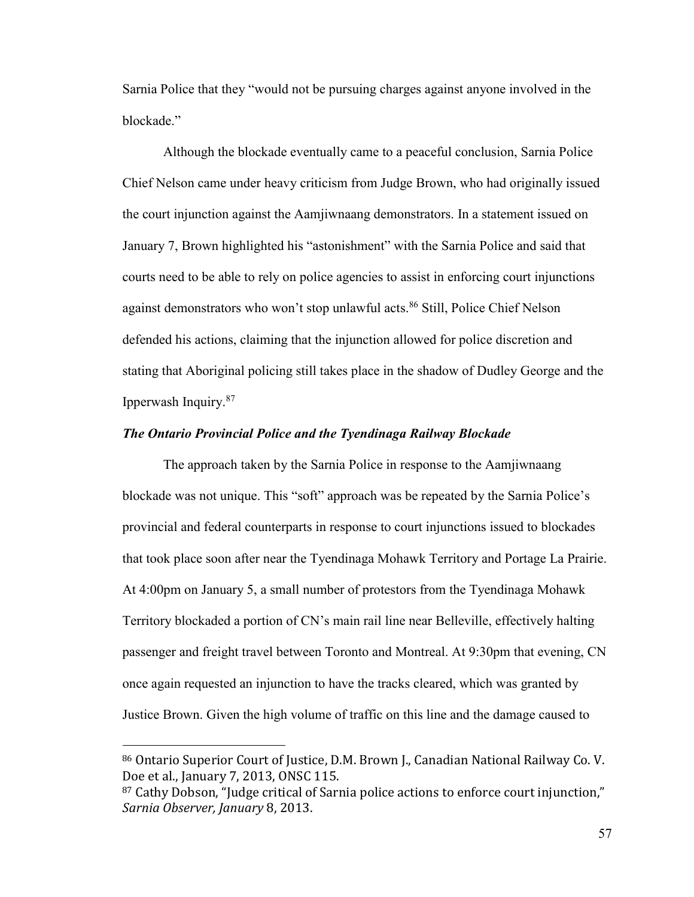Sarnia Police that they "would not be pursuing charges against anyone involved in the blockade."

Although the blockade eventually came to a peaceful conclusion, Sarnia Police Chief Nelson came under heavy criticism from Judge Brown, who had originally issued the court injunction against the Aamjiwnaang demonstrators. In a statement issued on January 7, Brown highlighted his "astonishment" with the Sarnia Police and said that courts need to be able to rely on police agencies to assist in enforcing court injunctions against demonstrators who won't stop unlawful acts.[86] Still, Police Chief Nelson defended his actions, claiming that the injunction allowed for police discretion and stating that Aboriginal policing still takes place in the shadow of Dudley George and the Ipperwash Inquiry.[87]

### *The Ontario Provincial Police and the Tyendinaga Railway Blockade*

The approach taken by the Sarnia Police in response to the Aamjiwnaang blockade was not unique. This "soft" approach was be repeated by the Sarnia Police's provincial and federal counterparts in response to court injunctions issued to blockades that took place soon after near the Tyendinaga Mohawk Territory and Portage La Prairie. At 4:00pm on January 5, a small number of protestors from the Tyendinaga Mohawk Territory blockaded a portion of CN's main rail line near Belleville, effectively halting passenger and freight travel between Toronto and Montreal. At 9:30pm that evening, CN once again requested an injunction to have the tracks cleared, which was granted by Justice Brown. Given the high volume of traffic on this line and the damage caused to

---

[86] Ontario Superior Court of Justice, D.M. Brown J., Canadian National Railway Co. V. Doe et al., January 7, 2013, ONSC 115.

[87] Cathy Dobson, "Judge critical of Sarnia police actions to enforce court injunction," *Sarnia Observer, January* 8, 2013.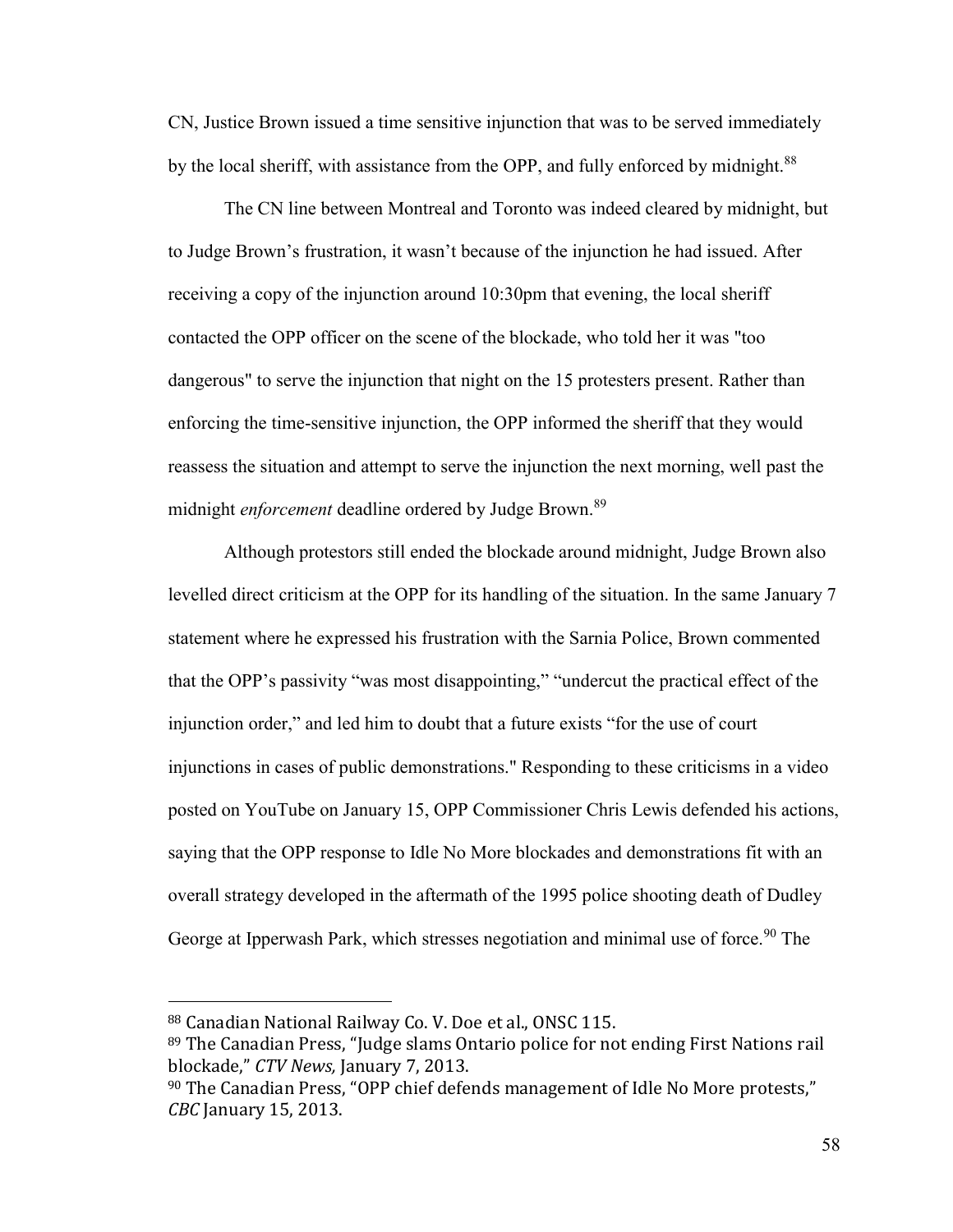CN, Justice Brown issued a time sensitive injunction that was to be served immediately by the local sheriff, with assistance from the OPP, and fully enforced by midnight.[88]

The CN line between Montreal and Toronto was indeed cleared by midnight, but to Judge Brown's frustration, it wasn't because of the injunction he had issued. After receiving a copy of the injunction around 10:30pm that evening, the local sheriff contacted the OPP officer on the scene of the blockade, who told her it was "too dangerous" to serve the injunction that night on the 15 protesters present. Rather than enforcing the time-sensitive injunction, the OPP informed the sheriff that they would reassess the situation and attempt to serve the injunction the next morning, well past the midnight *enforcement* deadline ordered by Judge Brown.[89]

Although protestors still ended the blockade around midnight, Judge Brown also levelled direct criticism at the OPP for its handling of the situation. In the same January 7 statement where he expressed his frustration with the Sarnia Police, Brown commented that the OPP's passivity "was most disappointing," "undercut the practical effect of the injunction order," and led him to doubt that a future exists "for the use of court injunctions in cases of public demonstrations." Responding to these criticisms in a video posted on YouTube on January 15, OPP Commissioner Chris Lewis defended his actions, saying that the OPP response to Idle No More blockades and demonstrations fit with an overall strategy developed in the aftermath of the 1995 police shooting death of Dudley George at Ipperwash Park, which stresses negotiation and minimal use of force.[90] The

---

[88] Canadian National Railway Co. V. Doe et al., ONSC 115.

[89] The Canadian Press, "Judge slams Ontario police for not ending First Nations rail blockade," *CTV News,* January 7, 2013.

[90] The Canadian Press, "OPP chief defends management of Idle No More protests," *CBC* January 15, 2013.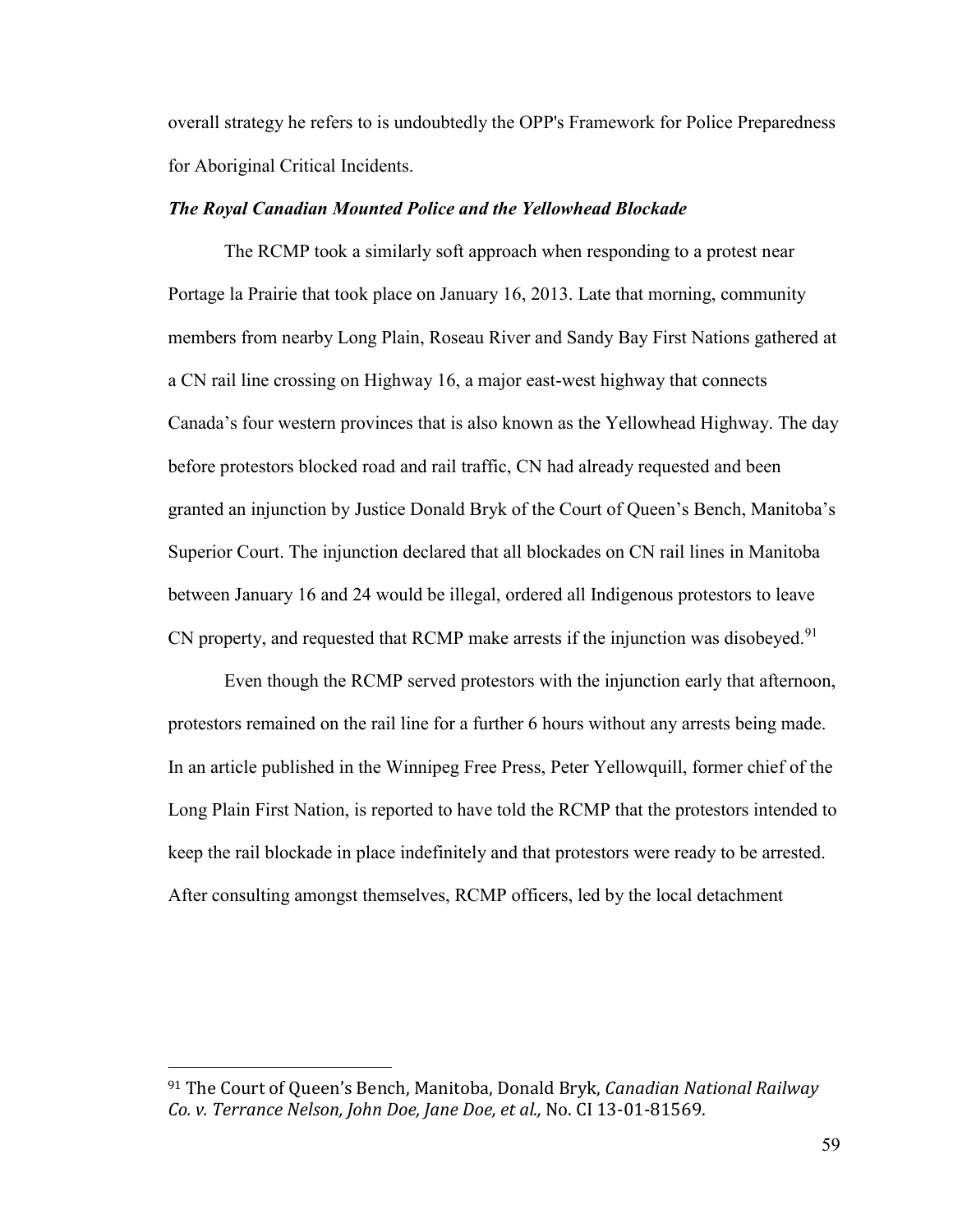overall strategy he refers to is undoubtedly the OPP's Framework for Police Preparedness for Aboriginal Critical Incidents.

### ***The Royal Canadian Mounted Police and the Yellowhead Blockade***

The RCMP took a similarly soft approach when responding to a protest near Portage la Prairie that took place on January 16, 2013. Late that morning, community members from nearby Long Plain, Roseau River and Sandy Bay First Nations gathered at a CN rail line crossing on Highway 16, a major east-west highway that connects Canada's four western provinces that is also known as the Yellowhead Highway. The day before protestors blocked road and rail traffic, CN had already requested and been granted an injunction by Justice Donald Bryk of the Court of Queen's Bench, Manitoba's Superior Court. The injunction declared that all blockades on CN rail lines in Manitoba between January 16 and 24 would be illegal, ordered all Indigenous protestors to leave CN property, and requested that RCMP make arrests if the injunction was disobeyed.[91]

Even though the RCMP served protestors with the injunction early that afternoon, protestors remained on the rail line for a further 6 hours without any arrests being made. In an article published in the Winnipeg Free Press, Peter Yellowquill, former chief of the Long Plain First Nation, is reported to have told the RCMP that the protestors intended to keep the rail blockade in place indefinitely and that protestors were ready to be arrested. After consulting amongst themselves, RCMP officers, led by the local detachment

---

[91] The Court of Queen's Bench, Manitoba, Donald Bryk, *Canadian National Railway Co. v. Terrance Nelson, John Doe, Jane Doe, et al.,* No. CI 13-01-81569.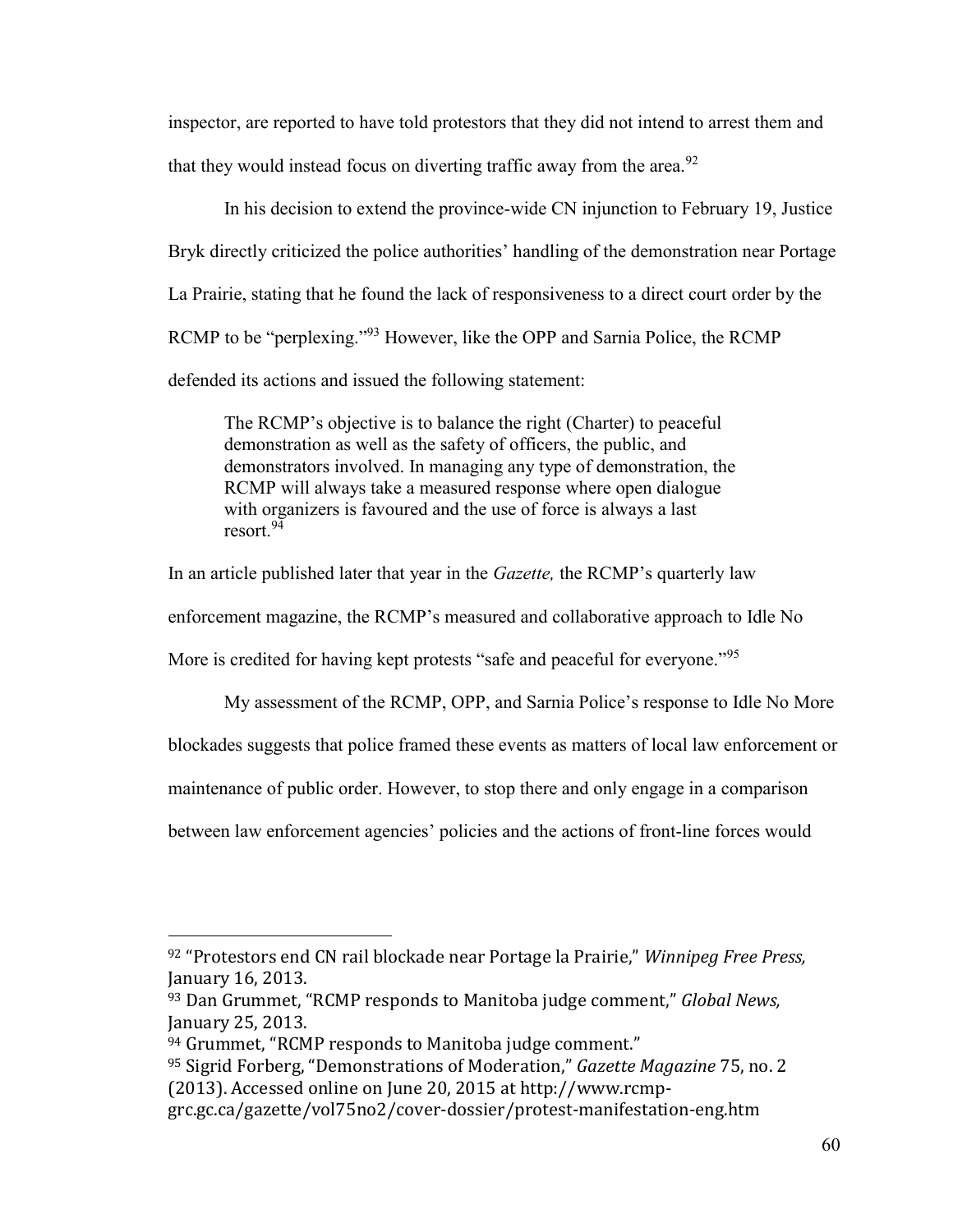inspector, are reported to have told protestors that they did not intend to arrest them and that they would instead focus on diverting traffic away from the area.[92]

In his decision to extend the province-wide CN injunction to February 19, Justice Bryk directly criticized the police authorities' handling of the demonstration near Portage La Prairie, stating that he found the lack of responsiveness to a direct court order by the RCMP to be "perplexing."[93] However, like the OPP and Sarnia Police, the RCMP defended its actions and issued the following statement:

> The RCMP's objective is to balance the right (Charter) to peaceful demonstration as well as the safety of officers, the public, and demonstrators involved. In managing any type of demonstration, the RCMP will always take a measured response where open dialogue with organizers is favoured and the use of force is always a last resort.[94]

In an article published later that year in the *Gazette,* the RCMP's quarterly law enforcement magazine, the RCMP's measured and collaborative approach to Idle No More is credited for having kept protests "safe and peaceful for everyone."[95]

My assessment of the RCMP, OPP, and Sarnia Police's response to Idle No More blockades suggests that police framed these events as matters of local law enforcement or maintenance of public order. However, to stop there and only engage in a comparison between law enforcement agencies' policies and the actions of front-line forces would

---

[92] "Protestors end CN rail blockade near Portage la Prairie," *Winnipeg Free Press,* January 16, 2013.

[93] Dan Grummet, "RCMP responds to Manitoba judge comment," *Global News,* January 25, 2013.

[94] Grummet, "RCMP responds to Manitoba judge comment."

[95] Sigrid Forberg, "Demonstrations of Moderation," *Gazette Magazine* 75, no. 2 (2013). Accessed online on June 20, 2015 at http://www.rcmp-grc.gc.ca/gazette/vol75no2/cover-dossier/protest-manifestation-eng.htm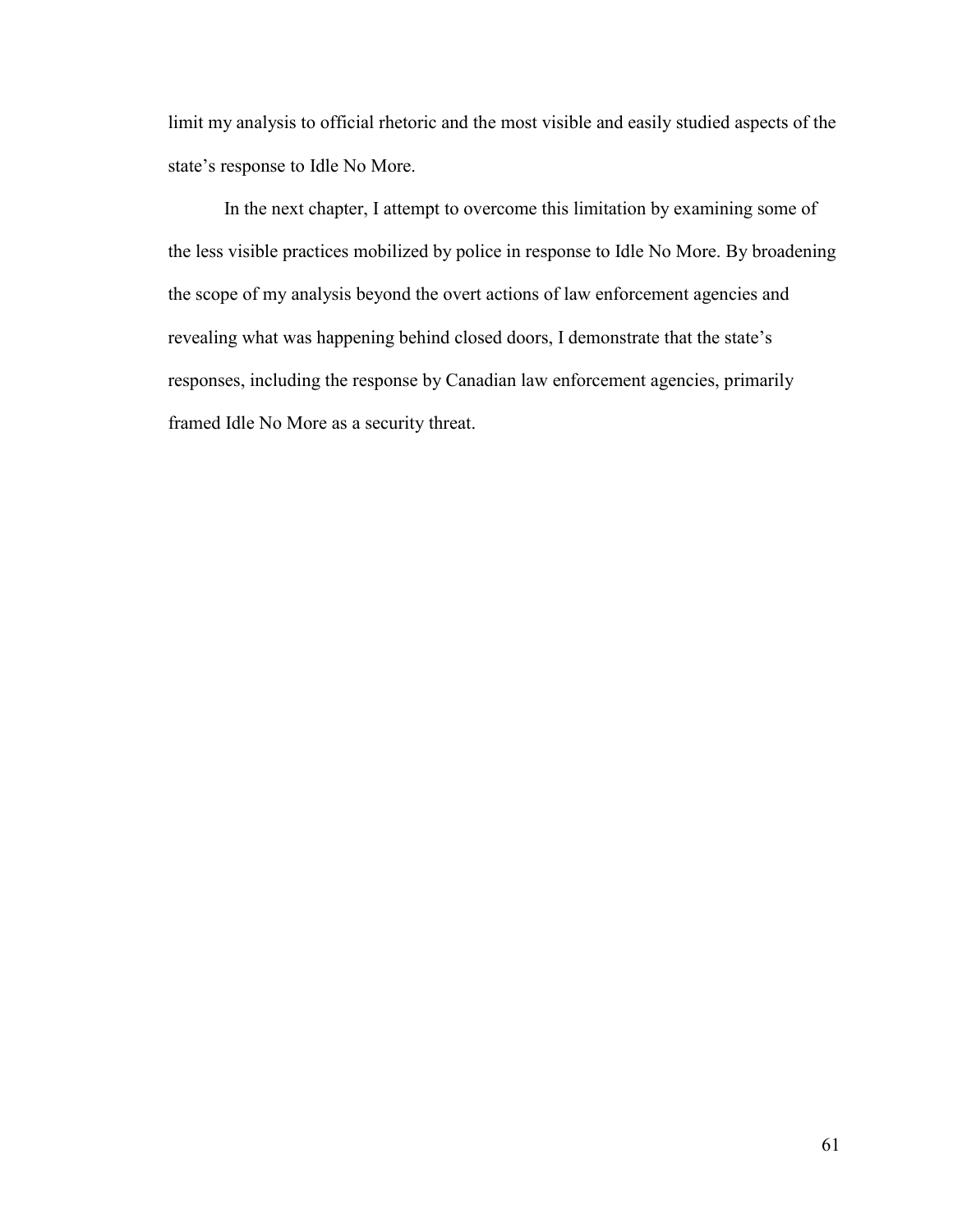limit my analysis to official rhetoric and the most visible and easily studied aspects of the state's response to Idle No More.

In the next chapter, I attempt to overcome this limitation by examining some of the less visible practices mobilized by police in response to Idle No More. By broadening the scope of my analysis beyond the overt actions of law enforcement agencies and revealing what was happening behind closed doors, I demonstrate that the state's responses, including the response by Canadian law enforcement agencies, primarily framed Idle No More as a security threat.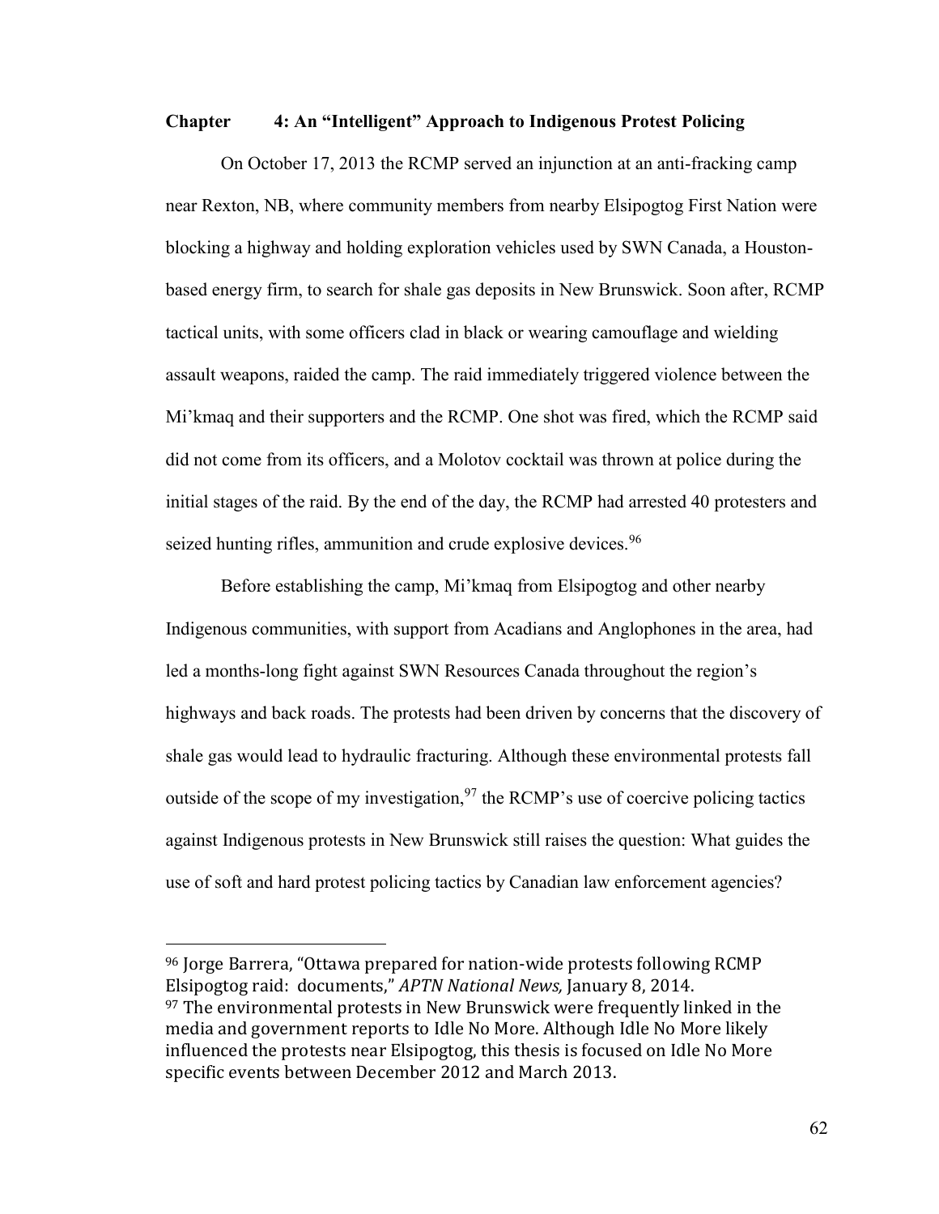## Chapter 4: An "Intelligent" Approach to Indigenous Protest Policing

On October 17, 2013 the RCMP served an injunction at an anti-fracking camp near Rexton, NB, where community members from nearby Elsipogtog First Nation were blocking a highway and holding exploration vehicles used by SWN Canada, a Houston-based energy firm, to search for shale gas deposits in New Brunswick. Soon after, RCMP tactical units, with some officers clad in black or wearing camouflage and wielding assault weapons, raided the camp. The raid immediately triggered violence between the Mi'kmaq and their supporters and the RCMP. One shot was fired, which the RCMP said did not come from its officers, and a Molotov cocktail was thrown at police during the initial stages of the raid. By the end of the day, the RCMP had arrested 40 protesters and seized hunting rifles, ammunition and crude explosive devices.[96]

Before establishing the camp, Mi'kmaq from Elsipogtog and other nearby Indigenous communities, with support from Acadians and Anglophones in the area, had led a months-long fight against SWN Resources Canada throughout the region's highways and back roads. The protests had been driven by concerns that the discovery of shale gas would lead to hydraulic fracturing. Although these environmental protests fall outside of the scope of my investigation,[97] the RCMP's use of coercive policing tactics against Indigenous protests in New Brunswick still raises the question: What guides the use of soft and hard protest policing tactics by Canadian law enforcement agencies?

---

[96] Jorge Barrera, "Ottawa prepared for nation-wide protests following RCMP Elsipogtog raid: documents," *APTN National News,* January 8, 2014.

[97] The environmental protests in New Brunswick were frequently linked in the media and government reports to Idle No More. Although Idle No More likely influenced the protests near Elsipogtog, this thesis is focused on Idle No More specific events between December 2012 and March 2013.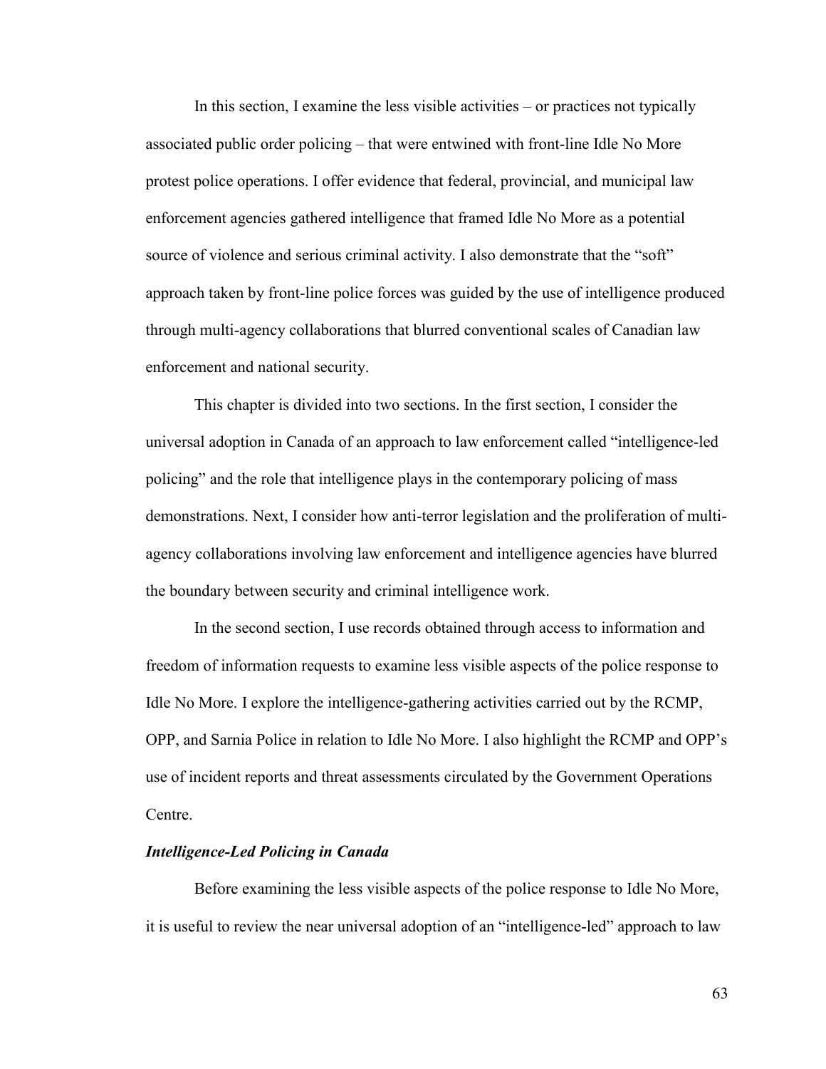In this section, I examine the less visible activities – or practices not typically associated public order policing – that were entwined with front-line Idle No More protest police operations. I offer evidence that federal, provincial, and municipal law enforcement agencies gathered intelligence that framed Idle No More as a potential source of violence and serious criminal activity. I also demonstrate that the "soft" approach taken by front-line police forces was guided by the use of intelligence produced through multi-agency collaborations that blurred conventional scales of Canadian law enforcement and national security.

This chapter is divided into two sections. In the first section, I consider the universal adoption in Canada of an approach to law enforcement called "intelligence-led policing" and the role that intelligence plays in the contemporary policing of mass demonstrations. Next, I consider how anti-terror legislation and the proliferation of multi-agency collaborations involving law enforcement and intelligence agencies have blurred the boundary between security and criminal intelligence work.

In the second section, I use records obtained through access to information and freedom of information requests to examine less visible aspects of the police response to Idle No More. I explore the intelligence-gathering activities carried out by the RCMP, OPP, and Sarnia Police in relation to Idle No More. I also highlight the RCMP and OPP's use of incident reports and threat assessments circulated by the Government Operations Centre.

### *Intelligence-Led Policing in Canada*

Before examining the less visible aspects of the police response to Idle No More, it is useful to review the near universal adoption of an "intelligence-led" approach to law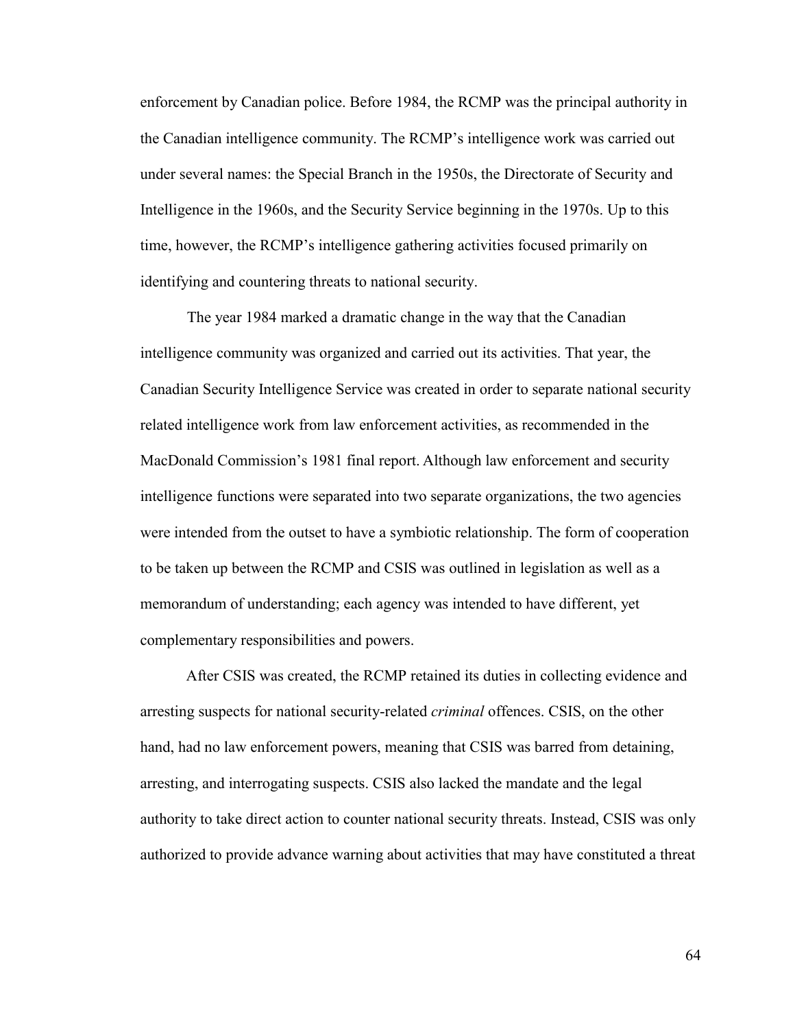enforcement by Canadian police. Before 1984, the RCMP was the principal authority in the Canadian intelligence community. The RCMP's intelligence work was carried out under several names: the Special Branch in the 1950s, the Directorate of Security and Intelligence in the 1960s, and the Security Service beginning in the 1970s. Up to this time, however, the RCMP's intelligence gathering activities focused primarily on identifying and countering threats to national security.

The year 1984 marked a dramatic change in the way that the Canadian intelligence community was organized and carried out its activities. That year, the Canadian Security Intelligence Service was created in order to separate national security related intelligence work from law enforcement activities, as recommended in the MacDonald Commission's 1981 final report. Although law enforcement and security intelligence functions were separated into two separate organizations, the two agencies were intended from the outset to have a symbiotic relationship. The form of cooperation to be taken up between the RCMP and CSIS was outlined in legislation as well as a memorandum of understanding; each agency was intended to have different, yet complementary responsibilities and powers.

After CSIS was created, the RCMP retained its duties in collecting evidence and arresting suspects for national security-related *criminal* offences. CSIS, on the other hand, had no law enforcement powers, meaning that CSIS was barred from detaining, arresting, and interrogating suspects. CSIS also lacked the mandate and the legal authority to take direct action to counter national security threats. Instead, CSIS was only authorized to provide advance warning about activities that may have constituted a threat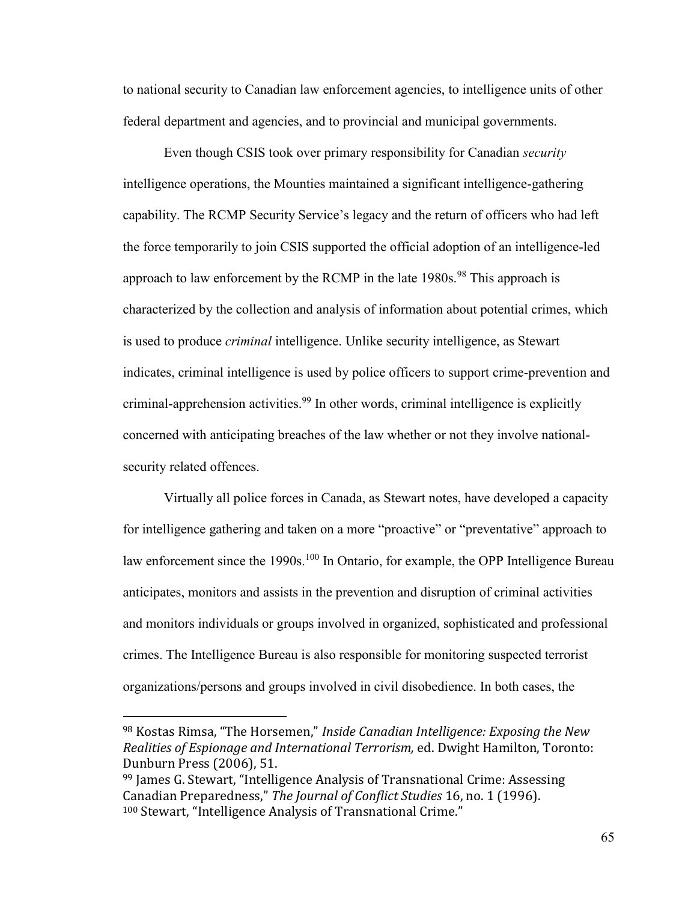to national security to Canadian law enforcement agencies, to intelligence units of other federal department and agencies, and to provincial and municipal governments.

Even though CSIS took over primary responsibility for Canadian *security* intelligence operations, the Mounties maintained a significant intelligence-gathering capability. The RCMP Security Service's legacy and the return of officers who had left the force temporarily to join CSIS supported the official adoption of an intelligence-led approach to law enforcement by the RCMP in the late 1980s.[98] This approach is characterized by the collection and analysis of information about potential crimes, which is used to produce *criminal* intelligence. Unlike security intelligence, as Stewart indicates, criminal intelligence is used by police officers to support crime-prevention and criminal-apprehension activities.[99] In other words, criminal intelligence is explicitly concerned with anticipating breaches of the law whether or not they involve national-security related offences.

Virtually all police forces in Canada, as Stewart notes, have developed a capacity for intelligence gathering and taken on a more "proactive" or "preventative" approach to law enforcement since the 1990s.[100] In Ontario, for example, the OPP Intelligence Bureau anticipates, monitors and assists in the prevention and disruption of criminal activities and monitors individuals or groups involved in organized, sophisticated and professional crimes. The Intelligence Bureau is also responsible for monitoring suspected terrorist organizations/persons and groups involved in civil disobedience. In both cases, the

---

[98] Kostas Rimsa, "The Horsemen," *Inside Canadian Intelligence: Exposing the New Realities of Espionage and International Terrorism,* ed. Dwight Hamilton, Toronto: Dunburn Press (2006), 51.

[99] James G. Stewart, "Intelligence Analysis of Transnational Crime: Assessing Canadian Preparedness," *The Journal of Conflict Studies* 16, no. 1 (1996).

[100] Stewart, "Intelligence Analysis of Transnational Crime."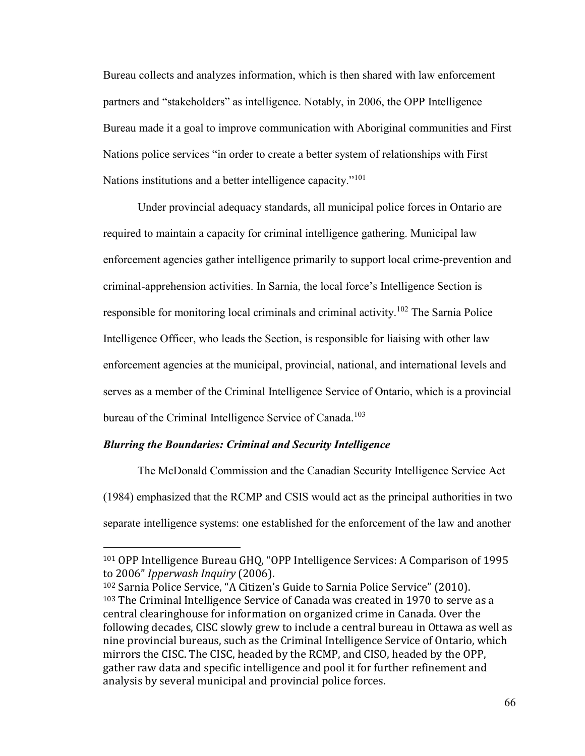Bureau collects and analyzes information, which is then shared with law enforcement partners and "stakeholders" as intelligence. Notably, in 2006, the OPP Intelligence Bureau made it a goal to improve communication with Aboriginal communities and First Nations police services "in order to create a better system of relationships with First Nations institutions and a better intelligence capacity."[101]

Under provincial adequacy standards, all municipal police forces in Ontario are required to maintain a capacity for criminal intelligence gathering. Municipal law enforcement agencies gather intelligence primarily to support local crime-prevention and criminal-apprehension activities. In Sarnia, the local force's Intelligence Section is responsible for monitoring local criminals and criminal activity.[102] The Sarnia Police Intelligence Officer, who leads the Section, is responsible for liaising with other law enforcement agencies at the municipal, provincial, national, and international levels and serves as a member of the Criminal Intelligence Service of Ontario, which is a provincial bureau of the Criminal Intelligence Service of Canada.[103]

### *Blurring the Boundaries: Criminal and Security Intelligence*

The McDonald Commission and the Canadian Security Intelligence Service Act (1984) emphasized that the RCMP and CSIS would act as the principal authorities in two separate intelligence systems: one established for the enforcement of the law and another

---

[101] OPP Intelligence Bureau GHQ, "OPP Intelligence Services: A Comparison of 1995 to 2006" *Ipperwash Inquiry* (2006).

[102] Sarnia Police Service, "A Citizen's Guide to Sarnia Police Service" (2010).

[103] The Criminal Intelligence Service of Canada was created in 1970 to serve as a central clearinghouse for information on organized crime in Canada. Over the following decades, CISC slowly grew to include a central bureau in Ottawa as well as nine provincial bureaus, such as the Criminal Intelligence Service of Ontario, which mirrors the CISC. The CISC, headed by the RCMP, and CISO, headed by the OPP, gather raw data and specific intelligence and pool it for further refinement and analysis by several municipal and provincial police forces.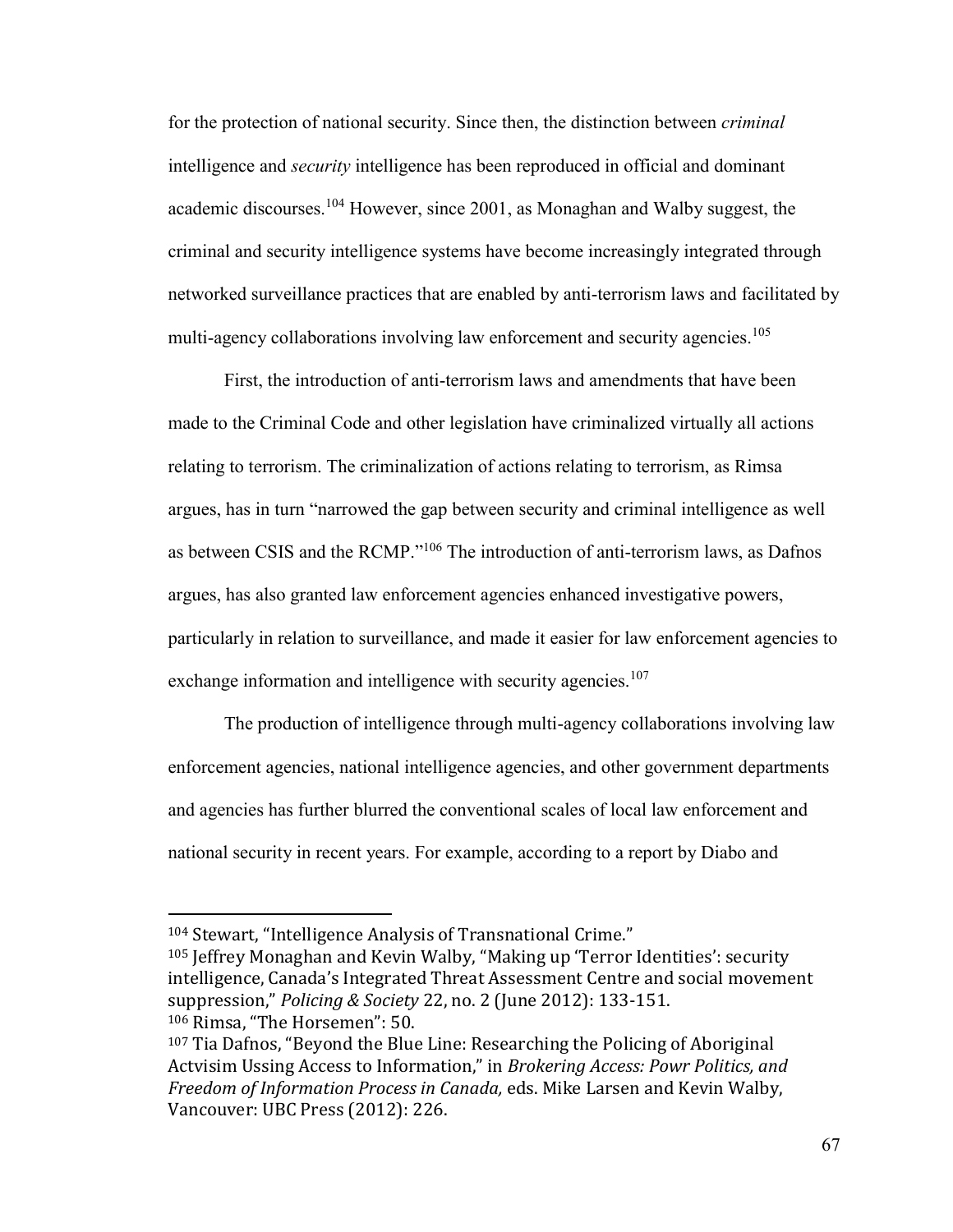for the protection of national security. Since then, the distinction between *criminal* intelligence and *security* intelligence has been reproduced in official and dominant academic discourses.[104] However, since 2001, as Monaghan and Walby suggest, the criminal and security intelligence systems have become increasingly integrated through networked surveillance practices that are enabled by anti-terrorism laws and facilitated by multi-agency collaborations involving law enforcement and security agencies.[105]

First, the introduction of anti-terrorism laws and amendments that have been made to the Criminal Code and other legislation have criminalized virtually all actions relating to terrorism. The criminalization of actions relating to terrorism, as Rimsa argues, has in turn "narrowed the gap between security and criminal intelligence as well as between CSIS and the RCMP."[106] The introduction of anti-terrorism laws, as Dafnos argues, has also granted law enforcement agencies enhanced investigative powers, particularly in relation to surveillance, and made it easier for law enforcement agencies to exchange information and intelligence with security agencies.[107]

The production of intelligence through multi-agency collaborations involving law enforcement agencies, national intelligence agencies, and other government departments and agencies has further blurred the conventional scales of local law enforcement and national security in recent years. For example, according to a report by Diabo and

---

[104] Stewart, "Intelligence Analysis of Transnational Crime."

[105] Jeffrey Monaghan and Kevin Walby, "Making up 'Terror Identities': security intelligence, Canada's Integrated Threat Assessment Centre and social movement suppression," *Policing & Society* 22, no. 2 (June 2012): 133-151.

[106] Rimsa, "The Horsemen": 50.

[107] Tia Dafnos, "Beyond the Blue Line: Researching the Policing of Aboriginal Actvisim Ussing Access to Information," in *Brokering Access: Powr Politics, and Freedom of Information Process in Canada,* eds. Mike Larsen and Kevin Walby, Vancouver: UBC Press (2012): 226.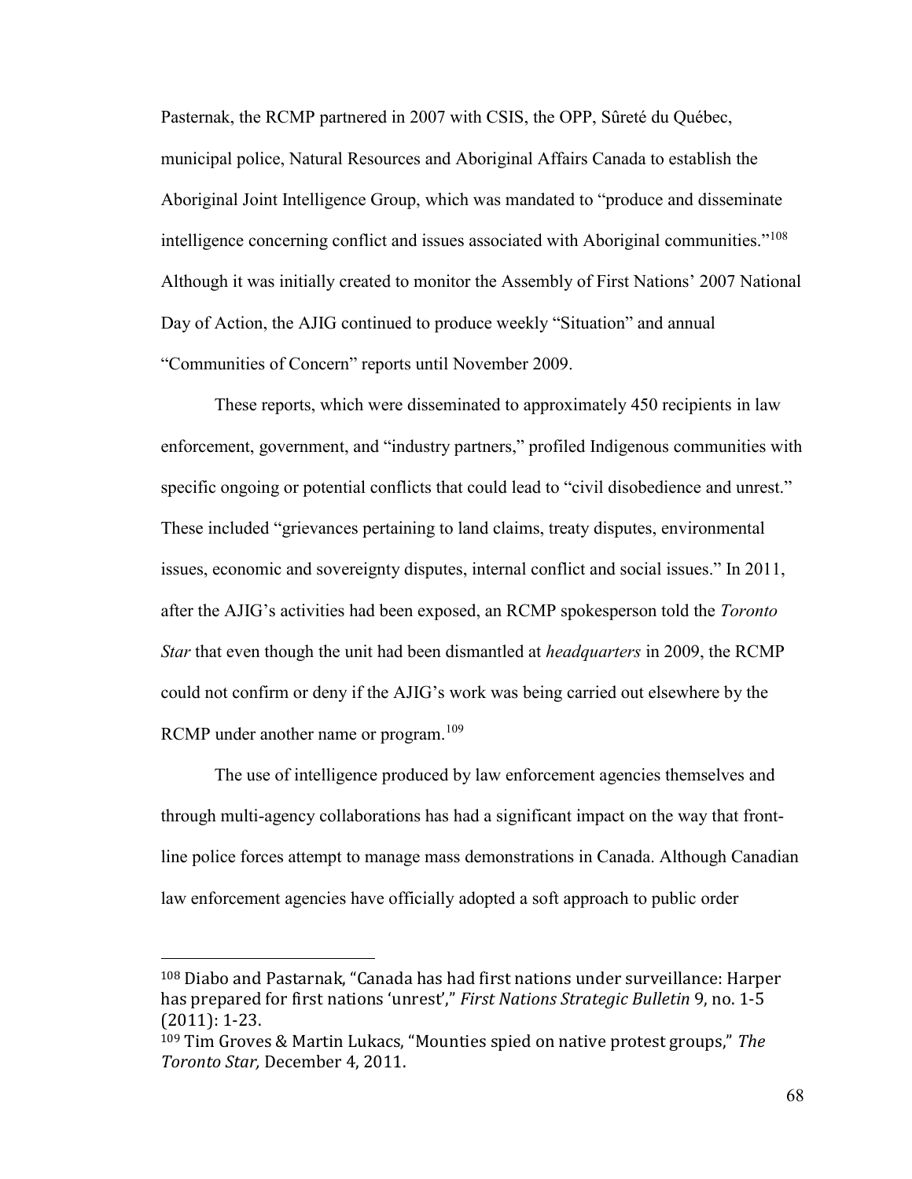Pasternak, the RCMP partnered in 2007 with CSIS, the OPP, Sûreté du Québec, municipal police, Natural Resources and Aboriginal Affairs Canada to establish the Aboriginal Joint Intelligence Group, which was mandated to "produce and disseminate intelligence concerning conflict and issues associated with Aboriginal communities."[108] Although it was initially created to monitor the Assembly of First Nations' 2007 National Day of Action, the AJIG continued to produce weekly "Situation" and annual "Communities of Concern" reports until November 2009.

These reports, which were disseminated to approximately 450 recipients in law enforcement, government, and "industry partners," profiled Indigenous communities with specific ongoing or potential conflicts that could lead to "civil disobedience and unrest." These included "grievances pertaining to land claims, treaty disputes, environmental issues, economic and sovereignty disputes, internal conflict and social issues." In 2011, after the AJIG's activities had been exposed, an RCMP spokesperson told the *Toronto Star* that even though the unit had been dismantled at *headquarters* in 2009, the RCMP could not confirm or deny if the AJIG's work was being carried out elsewhere by the RCMP under another name or program.[109]

The use of intelligence produced by law enforcement agencies themselves and through multi-agency collaborations has had a significant impact on the way that front-line police forces attempt to manage mass demonstrations in Canada. Although Canadian law enforcement agencies have officially adopted a soft approach to public order

---

[108] Diabo and Pastarnak, "Canada has had first nations under surveillance: Harper has prepared for first nations 'unrest'," *First Nations Strategic Bulletin* 9, no. 1-5 (2011): 1-23.

[109] Tim Groves & Martin Lukacs, "Mounties spied on native protest groups," *The Toronto Star,* December 4, 2011.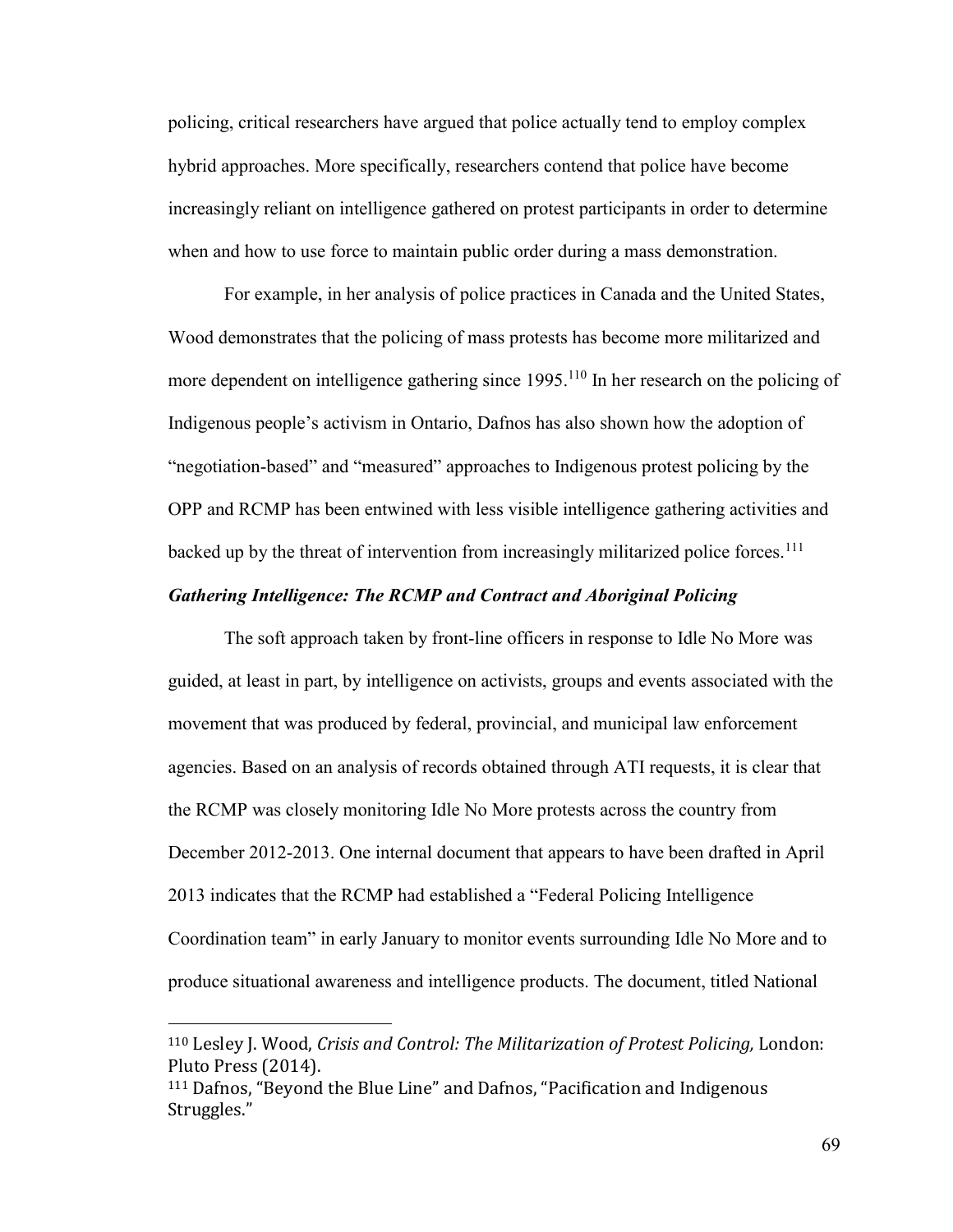policing, critical researchers have argued that police actually tend to employ complex hybrid approaches. More specifically, researchers contend that police have become increasingly reliant on intelligence gathered on protest participants in order to determine when and how to use force to maintain public order during a mass demonstration.

For example, in her analysis of police practices in Canada and the United States, Wood demonstrates that the policing of mass protests has become more militarized and more dependent on intelligence gathering since 1995.[110] In her research on the policing of Indigenous people's activism in Ontario, Dafnos has also shown how the adoption of "negotiation-based" and "measured" approaches to Indigenous protest policing by the OPP and RCMP has been entwined with less visible intelligence gathering activities and backed up by the threat of intervention from increasingly militarized police forces.[111]

***Gathering Intelligence: The RCMP and Contract and Aboriginal Policing***

The soft approach taken by front-line officers in response to Idle No More was guided, at least in part, by intelligence on activists, groups and events associated with the movement that was produced by federal, provincial, and municipal law enforcement agencies. Based on an analysis of records obtained through ATI requests, it is clear that the RCMP was closely monitoring Idle No More protests across the country from December 2012-2013. One internal document that appears to have been drafted in April 2013 indicates that the RCMP had established a "Federal Policing Intelligence Coordination team" in early January to monitor events surrounding Idle No More and to produce situational awareness and intelligence products. The document, titled National

---

[110] Lesley J. Wood, *Crisis and Control: The Militarization of Protest Policing,* London: Pluto Press (2014).

[111] Dafnos, "Beyond the Blue Line" and Dafnos, "Pacification and Indigenous Struggles."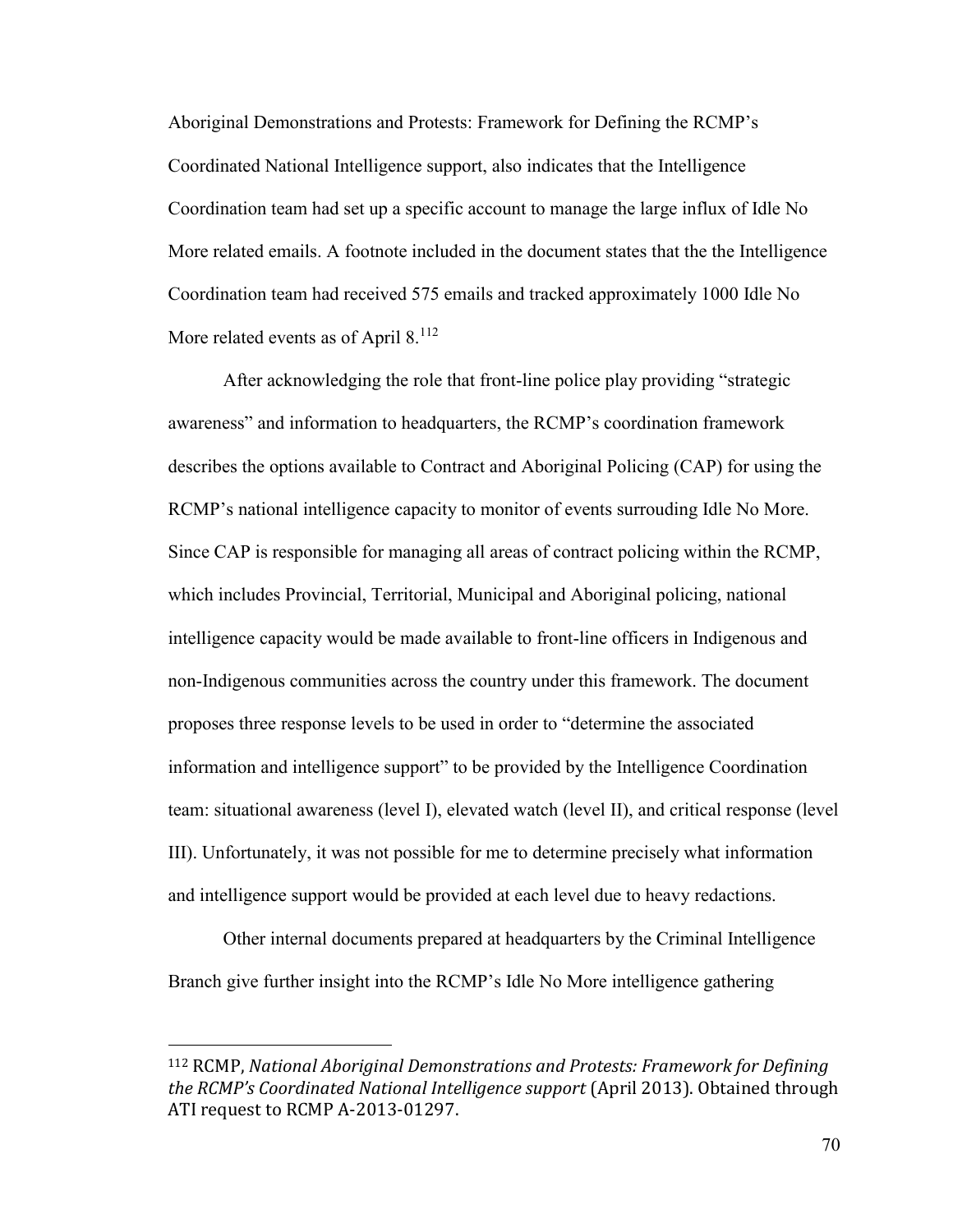Aboriginal Demonstrations and Protests: Framework for Defining the RCMP's Coordinated National Intelligence support, also indicates that the Intelligence Coordination team had set up a specific account to manage the large influx of Idle No More related emails. A footnote included in the document states that the the Intelligence Coordination team had received 575 emails and tracked approximately 1000 Idle No More related events as of April 8.[112]

After acknowledging the role that front-line police play providing "strategic awareness" and information to headquarters, the RCMP's coordination framework describes the options available to Contract and Aboriginal Policing (CAP) for using the RCMP's national intelligence capacity to monitor of events surrouding Idle No More. Since CAP is responsible for managing all areas of contract policing within the RCMP, which includes Provincial, Territorial, Municipal and Aboriginal policing, national intelligence capacity would be made available to front-line officers in Indigenous and non-Indigenous communities across the country under this framework. The document proposes three response levels to be used in order to "determine the associated information and intelligence support" to be provided by the Intelligence Coordination team: situational awareness (level I), elevated watch (level II), and critical response (level III). Unfortunately, it was not possible for me to determine precisely what information and intelligence support would be provided at each level due to heavy redactions.

Other internal documents prepared at headquarters by the Criminal Intelligence Branch give further insight into the RCMP's Idle No More intelligence gathering

---

[112] RCMP, *National Aboriginal Demonstrations and Protests: Framework for Defining the RCMP's Coordinated National Intelligence support* (April 2013). Obtained through ATI request to RCMP A-2013-01297.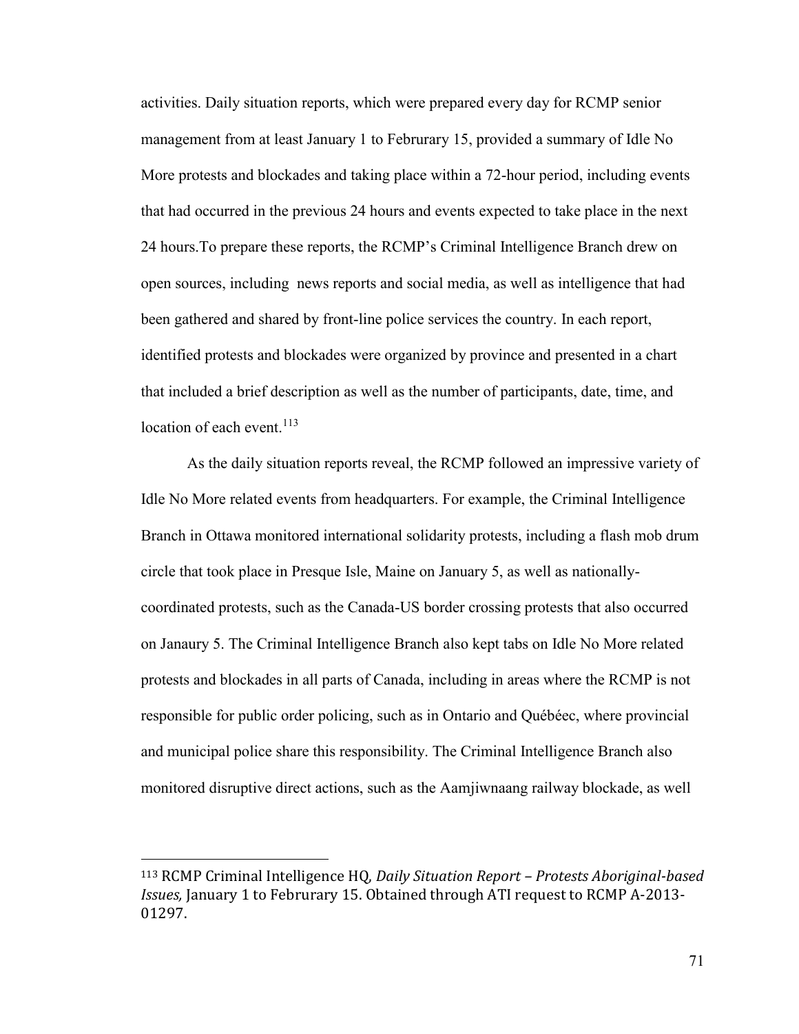activities. Daily situation reports, which were prepared every day for RCMP senior management from at least January 1 to Februrary 15, provided a summary of Idle No More protests and blockades and taking place within a 72-hour period, including events that had occurred in the previous 24 hours and events expected to take place in the next 24 hours.To prepare these reports, the RCMP's Criminal Intelligence Branch drew on open sources, including news reports and social media, as well as intelligence that had been gathered and shared by front-line police services the country. In each report, identified protests and blockades were organized by province and presented in a chart that included a brief description as well as the number of participants, date, time, and location of each event.[113]

As the daily situation reports reveal, the RCMP followed an impressive variety of Idle No More related events from headquarters. For example, the Criminal Intelligence Branch in Ottawa monitored international solidarity protests, including a flash mob drum circle that took place in Presque Isle, Maine on January 5, as well as nationally-coordinated protests, such as the Canada-US border crossing protests that also occurred on Janaury 5. The Criminal Intelligence Branch also kept tabs on Idle No More related protests and blockades in all parts of Canada, including in areas where the RCMP is not responsible for public order policing, such as in Ontario and Québéec, where provincial and municipal police share this responsibility. The Criminal Intelligence Branch also monitored disruptive direct actions, such as the Aamjiwnaang railway blockade, as well

---

[113] RCMP Criminal Intelligence HQ, *Daily Situation Report – Protests Aboriginal-based Issues,* January 1 to Februrary 15. Obtained through ATI request to RCMP A-2013-01297.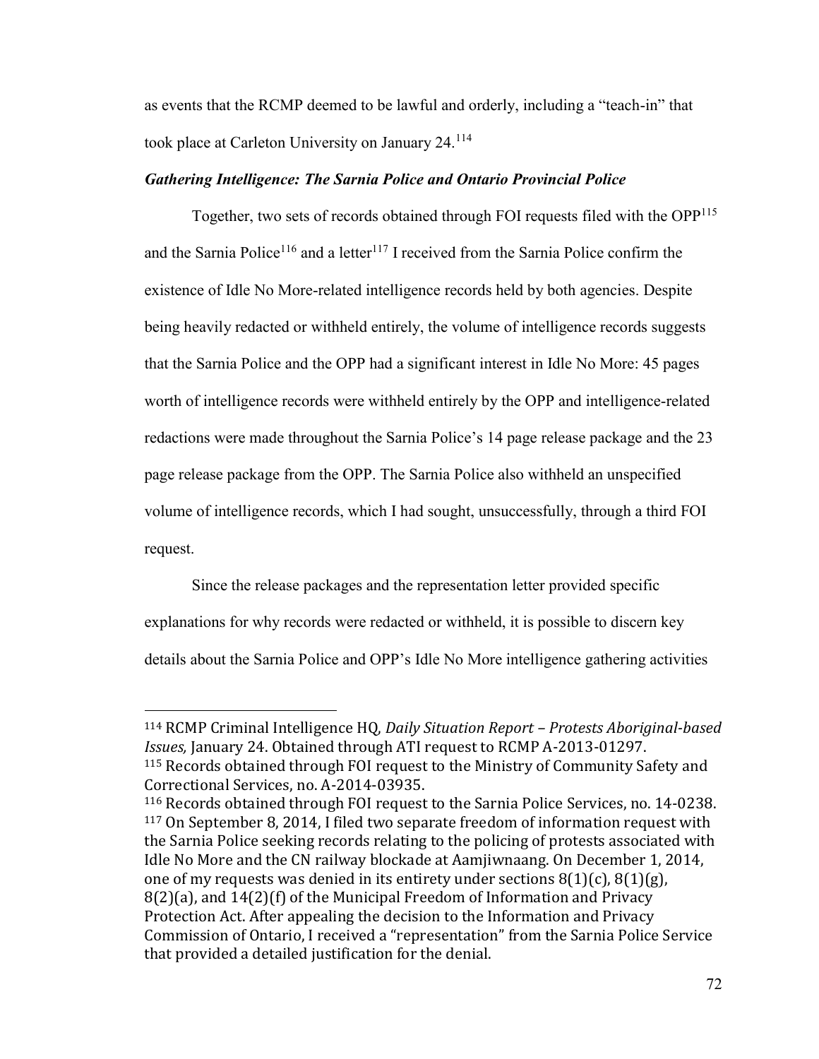as events that the RCMP deemed to be lawful and orderly, including a "teach-in" that took place at Carleton University on January 24.[114]

### *Gathering Intelligence: The Sarnia Police and Ontario Provincial Police*

Together, two sets of records obtained through FOI requests filed with the OPP[115] and the Sarnia Police[116] and a letter[117] I received from the Sarnia Police confirm the existence of Idle No More-related intelligence records held by both agencies. Despite being heavily redacted or withheld entirely, the volume of intelligence records suggests that the Sarnia Police and the OPP had a significant interest in Idle No More: 45 pages worth of intelligence records were withheld entirely by the OPP and intelligence-related redactions were made throughout the Sarnia Police's 14 page release package and the 23 page release package from the OPP. The Sarnia Police also withheld an unspecified volume of intelligence records, which I had sought, unsuccessfully, through a third FOI request.

Since the release packages and the representation letter provided specific explanations for why records were redacted or withheld, it is possible to discern key details about the Sarnia Police and OPP's Idle No More intelligence gathering activities

---

[114] RCMP Criminal Intelligence HQ, *Daily Situation Report – Protests Aboriginal-based Issues,* January 24. Obtained through ATI request to RCMP A-2013-01297.

[115] Records obtained through FOI request to the Ministry of Community Safety and Correctional Services, no. A-2014-03935.

[116] Records obtained through FOI request to the Sarnia Police Services, no. 14-0238.

[117] On September 8, 2014, I filed two separate freedom of information request with the Sarnia Police seeking records relating to the policing of protests associated with Idle No More and the CN railway blockade at Aamjiwnaang. On December 1, 2014, one of my requests was denied in its entirety under sections 8(1)(c), 8(1)(g), 8(2)(a), and 14(2)(f) of the Municipal Freedom of Information and Privacy Protection Act. After appealing the decision to the Information and Privacy Commission of Ontario, I received a "representation" from the Sarnia Police Service that provided a detailed justification for the denial.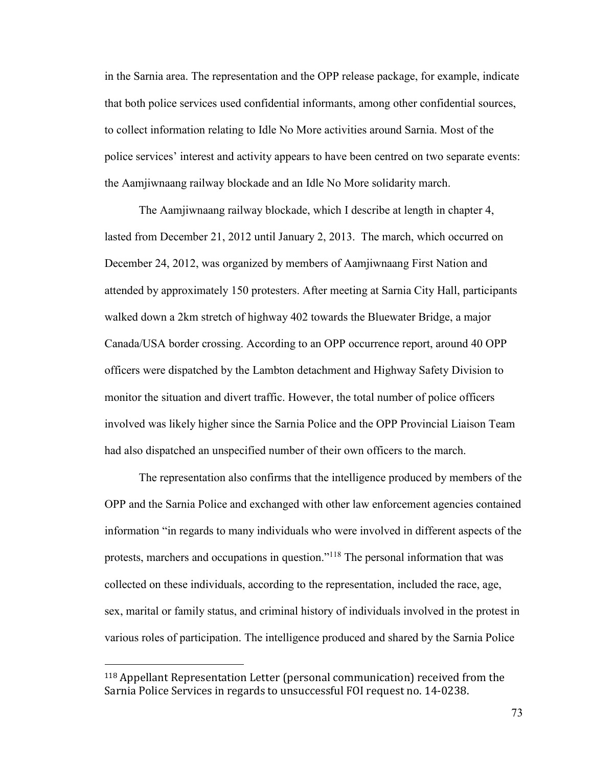in the Sarnia area. The representation and the OPP release package, for example, indicate that both police services used confidential informants, among other confidential sources, to collect information relating to Idle No More activities around Sarnia. Most of the police services' interest and activity appears to have been centred on two separate events: the Aamjiwnaang railway blockade and an Idle No More solidarity march.

The Aamjiwnaang railway blockade, which I describe at length in chapter 4, lasted from December 21, 2012 until January 2, 2013. The march, which occurred on December 24, 2012, was organized by members of Aamjiwnaang First Nation and attended by approximately 150 protesters. After meeting at Sarnia City Hall, participants walked down a 2km stretch of highway 402 towards the Bluewater Bridge, a major Canada/USA border crossing. According to an OPP occurrence report, around 40 OPP officers were dispatched by the Lambton detachment and Highway Safety Division to monitor the situation and divert traffic. However, the total number of police officers involved was likely higher since the Sarnia Police and the OPP Provincial Liaison Team had also dispatched an unspecified number of their own officers to the march.

The representation also confirms that the intelligence produced by members of the OPP and the Sarnia Police and exchanged with other law enforcement agencies contained information "in regards to many individuals who were involved in different aspects of the protests, marchers and occupations in question."[118] The personal information that was collected on these individuals, according to the representation, included the race, age, sex, marital or family status, and criminal history of individuals involved in the protest in various roles of participation. The intelligence produced and shared by the Sarnia Police

---

[118] Appellant Representation Letter (personal communication) received from the Sarnia Police Services in regards to unsuccessful FOI request no. 14-0238.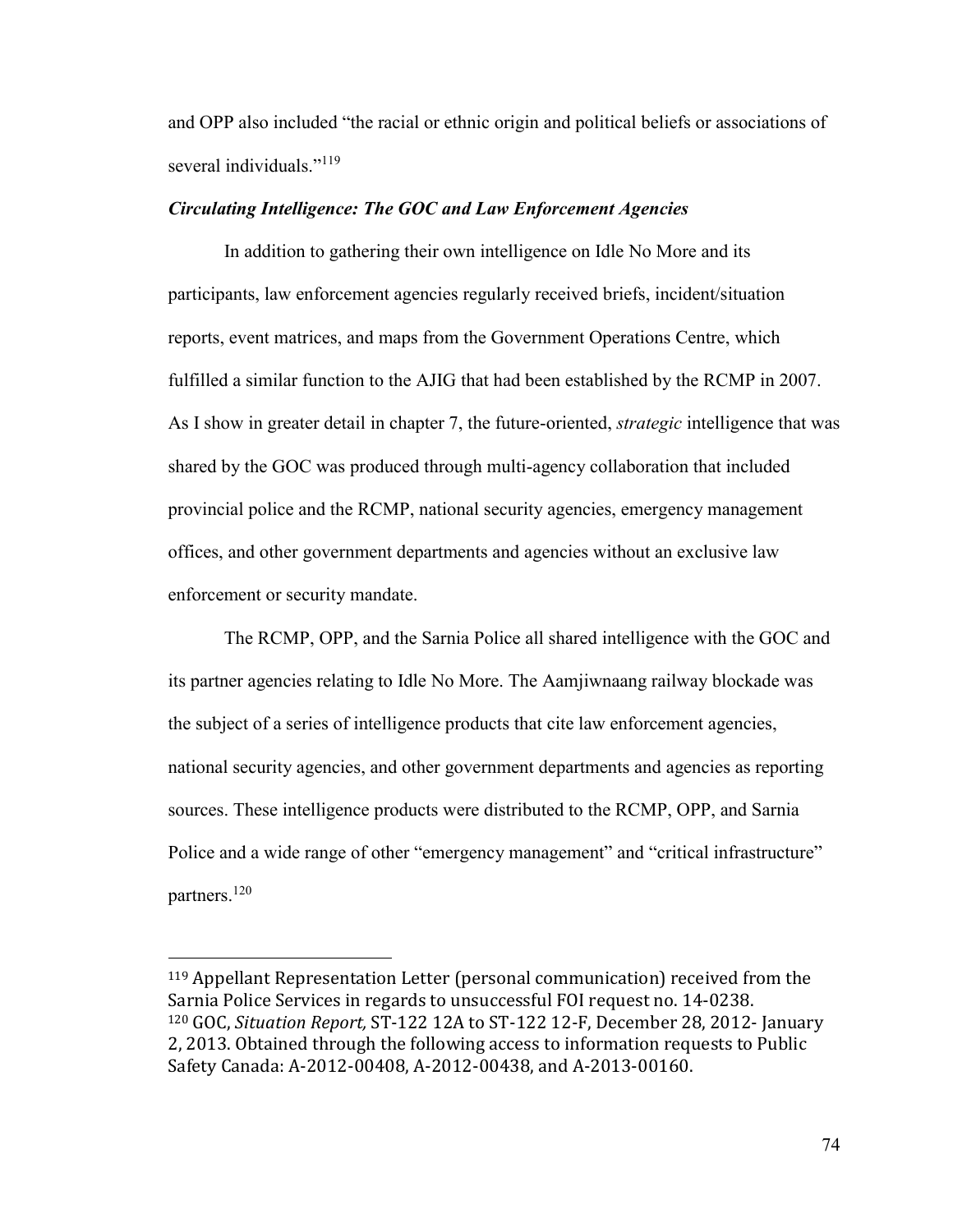and OPP also included "the racial or ethnic origin and political beliefs or associations of several individuals."[119]

### *Circulating Intelligence: The GOC and Law Enforcement Agencies*

In addition to gathering their own intelligence on Idle No More and its participants, law enforcement agencies regularly received briefs, incident/situation reports, event matrices, and maps from the Government Operations Centre, which fulfilled a similar function to the AJIG that had been established by the RCMP in 2007. As I show in greater detail in chapter 7, the future-oriented, *strategic* intelligence that was shared by the GOC was produced through multi-agency collaboration that included provincial police and the RCMP, national security agencies, emergency management offices, and other government departments and agencies without an exclusive law enforcement or security mandate.

The RCMP, OPP, and the Sarnia Police all shared intelligence with the GOC and its partner agencies relating to Idle No More. The Aamjiwnaang railway blockade was the subject of a series of intelligence products that cite law enforcement agencies, national security agencies, and other government departments and agencies as reporting sources. These intelligence products were distributed to the RCMP, OPP, and Sarnia Police and a wide range of other "emergency management" and "critical infrastructure" partners.[120]

---

[119] Appellant Representation Letter (personal communication) received from the Sarnia Police Services in regards to unsuccessful FOI request no. 14-0238.

[120] GOC, *Situation Report,* ST-122 12A to ST-122 12-F, December 28, 2012- January 2, 2013. Obtained through the following access to information requests to Public Safety Canada: A-2012-00408, A-2012-00438, and A-2013-00160.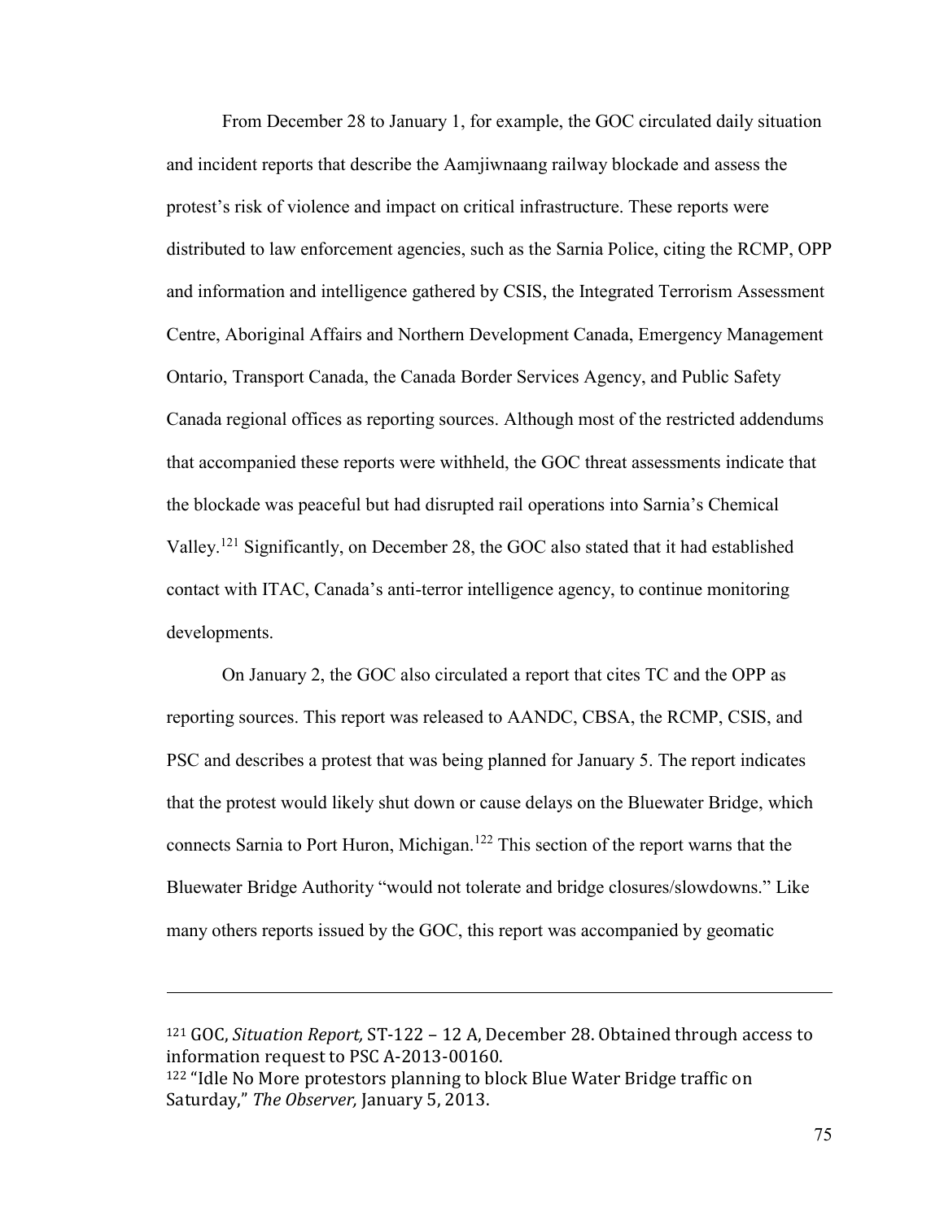From December 28 to January 1, for example, the GOC circulated daily situation and incident reports that describe the Aamjiwnaang railway blockade and assess the protest's risk of violence and impact on critical infrastructure. These reports were distributed to law enforcement agencies, such as the Sarnia Police, citing the RCMP, OPP and information and intelligence gathered by CSIS, the Integrated Terrorism Assessment Centre, Aboriginal Affairs and Northern Development Canada, Emergency Management Ontario, Transport Canada, the Canada Border Services Agency, and Public Safety Canada regional offices as reporting sources. Although most of the restricted addendums that accompanied these reports were withheld, the GOC threat assessments indicate that the blockade was peaceful but had disrupted rail operations into Sarnia's Chemical Valley.[121] Significantly, on December 28, the GOC also stated that it had established contact with ITAC, Canada's anti-terror intelligence agency, to continue monitoring developments.

On January 2, the GOC also circulated a report that cites TC and the OPP as reporting sources. This report was released to AANDC, CBSA, the RCMP, CSIS, and PSC and describes a protest that was being planned for January 5. The report indicates that the protest would likely shut down or cause delays on the Bluewater Bridge, which connects Sarnia to Port Huron, Michigan.[122] This section of the report warns that the Bluewater Bridge Authority "would not tolerate and bridge closures/slowdowns." Like many others reports issued by the GOC, this report was accompanied by geomatic

---

[121] GOC, *Situation Report,* ST-122 – 12 A, December 28. Obtained through access to information request to PSC A-2013-00160.

[122] "Idle No More protestors planning to block Blue Water Bridge traffic on Saturday," *The Observer,* January 5, 2013.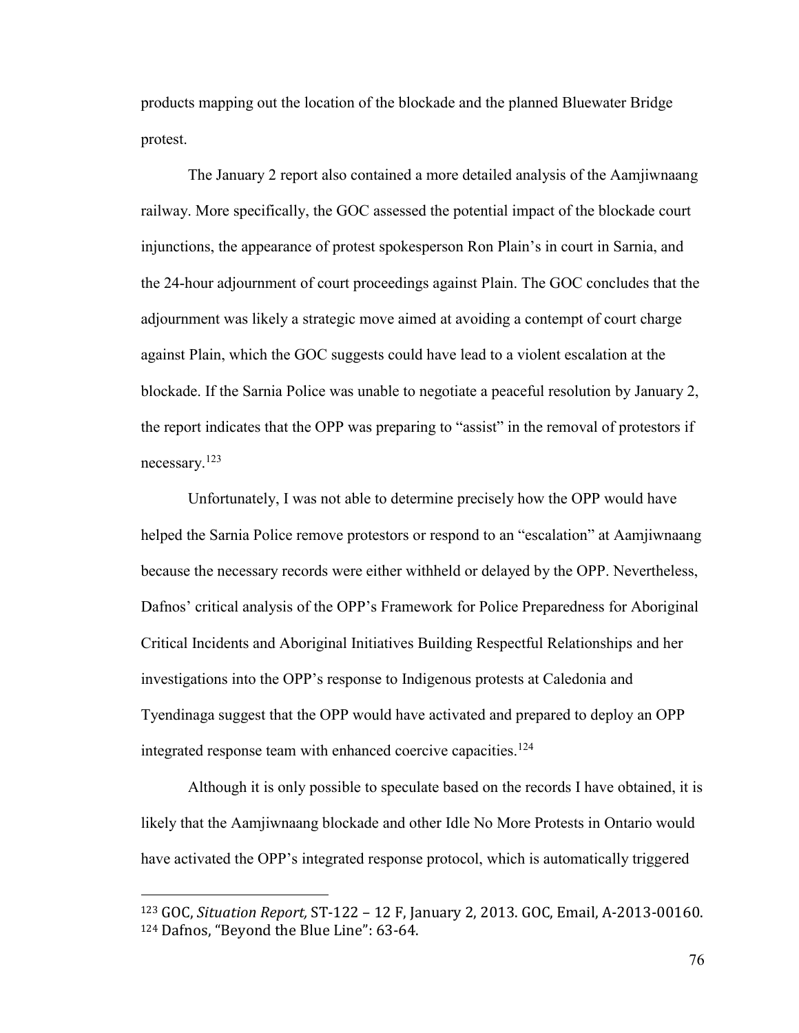products mapping out the location of the blockade and the planned Bluewater Bridge protest.

The January 2 report also contained a more detailed analysis of the Aamjiwnaang railway. More specifically, the GOC assessed the potential impact of the blockade court injunctions, the appearance of protest spokesperson Ron Plain's in court in Sarnia, and the 24-hour adjournment of court proceedings against Plain. The GOC concludes that the adjournment was likely a strategic move aimed at avoiding a contempt of court charge against Plain, which the GOC suggests could have lead to a violent escalation at the blockade. If the Sarnia Police was unable to negotiate a peaceful resolution by January 2, the report indicates that the OPP was preparing to "assist" in the removal of protestors if necessary.[123]

Unfortunately, I was not able to determine precisely how the OPP would have helped the Sarnia Police remove protestors or respond to an "escalation" at Aamjiwnaang because the necessary records were either withheld or delayed by the OPP. Nevertheless, Dafnos' critical analysis of the OPP's Framework for Police Preparedness for Aboriginal Critical Incidents and Aboriginal Initiatives Building Respectful Relationships and her investigations into the OPP's response to Indigenous protests at Caledonia and Tyendinaga suggest that the OPP would have activated and prepared to deploy an OPP integrated response team with enhanced coercive capacities.[124]

Although it is only possible to speculate based on the records I have obtained, it is likely that the Aamjiwnaang blockade and other Idle No More Protests in Ontario would have activated the OPP's integrated response protocol, which is automatically triggered

---

[123] GOC, *Situation Report*, ST-122 – 12 F, January 2, 2013. GOC, Email, A-2013-00160.
[124] Dafnos, "Beyond the Blue Line": 63-64.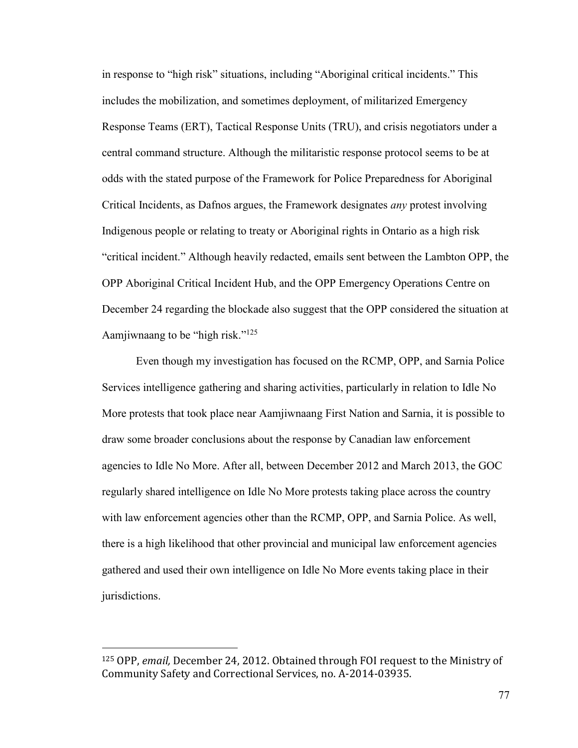in response to "high risk" situations, including "Aboriginal critical incidents." This includes the mobilization, and sometimes deployment, of militarized Emergency Response Teams (ERT), Tactical Response Units (TRU), and crisis negotiators under a central command structure. Although the militaristic response protocol seems to be at odds with the stated purpose of the Framework for Police Preparedness for Aboriginal Critical Incidents, as Dafnos argues, the Framework designates *any* protest involving Indigenous people or relating to treaty or Aboriginal rights in Ontario as a high risk "critical incident." Although heavily redacted, emails sent between the Lambton OPP, the OPP Aboriginal Critical Incident Hub, and the OPP Emergency Operations Centre on December 24 regarding the blockade also suggest that the OPP considered the situation at Aamjiwnaang to be "high risk."[125]

Even though my investigation has focused on the RCMP, OPP, and Sarnia Police Services intelligence gathering and sharing activities, particularly in relation to Idle No More protests that took place near Aamjiwnaang First Nation and Sarnia, it is possible to draw some broader conclusions about the response by Canadian law enforcement agencies to Idle No More. After all, between December 2012 and March 2013, the GOC regularly shared intelligence on Idle No More protests taking place across the country with law enforcement agencies other than the RCMP, OPP, and Sarnia Police. As well, there is a high likelihood that other provincial and municipal law enforcement agencies gathered and used their own intelligence on Idle No More events taking place in their jurisdictions.

---

[125] OPP, *email,* December 24, 2012. Obtained through FOI request to the Ministry of Community Safety and Correctional Services, no. A-2014-03935.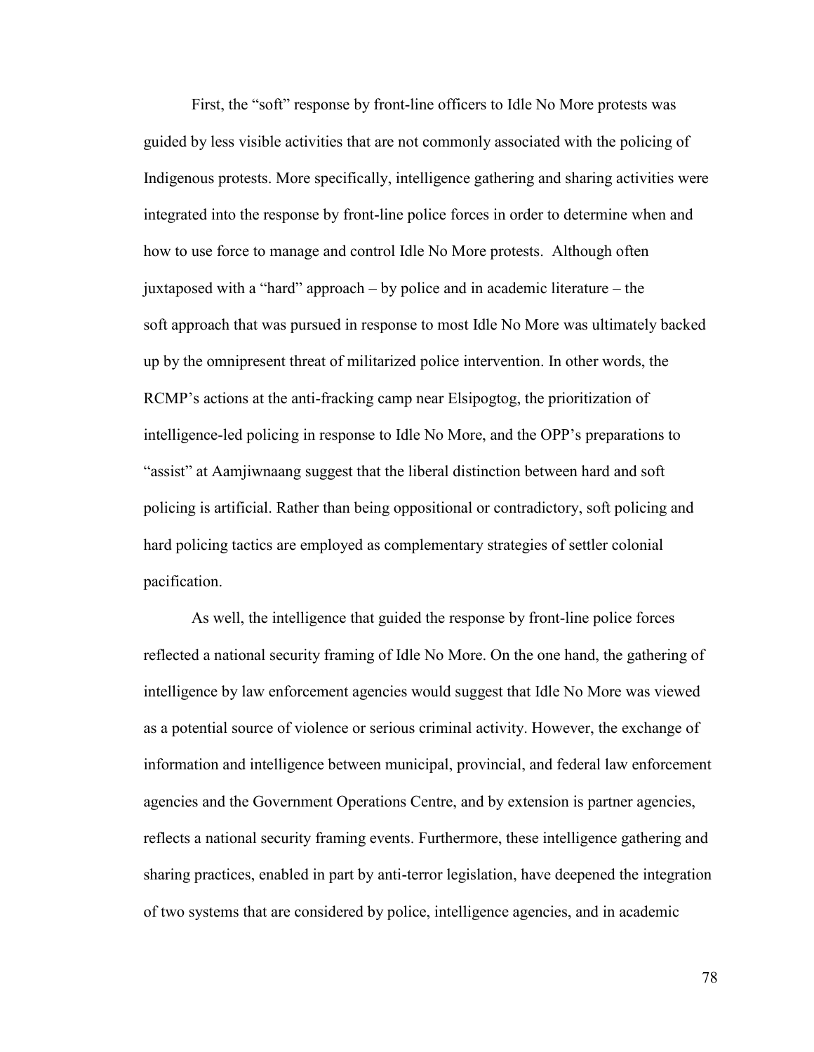First, the "soft" response by front-line officers to Idle No More protests was guided by less visible activities that are not commonly associated with the policing of Indigenous protests. More specifically, intelligence gathering and sharing activities were integrated into the response by front-line police forces in order to determine when and how to use force to manage and control Idle No More protests. Although often juxtaposed with a "hard" approach – by police and in academic literature – the soft approach that was pursued in response to most Idle No More was ultimately backed up by the omnipresent threat of militarized police intervention. In other words, the RCMP's actions at the anti-fracking camp near Elsipogtog, the prioritization of intelligence-led policing in response to Idle No More, and the OPP's preparations to "assist" at Aamjiwnaang suggest that the liberal distinction between hard and soft policing is artificial. Rather than being oppositional or contradictory, soft policing and hard policing tactics are employed as complementary strategies of settler colonial pacification.

As well, the intelligence that guided the response by front-line police forces reflected a national security framing of Idle No More. On the one hand, the gathering of intelligence by law enforcement agencies would suggest that Idle No More was viewed as a potential source of violence or serious criminal activity. However, the exchange of information and intelligence between municipal, provincial, and federal law enforcement agencies and the Government Operations Centre, and by extension is partner agencies, reflects a national security framing events. Furthermore, these intelligence gathering and sharing practices, enabled in part by anti-terror legislation, have deepened the integration of two systems that are considered by police, intelligence agencies, and in academic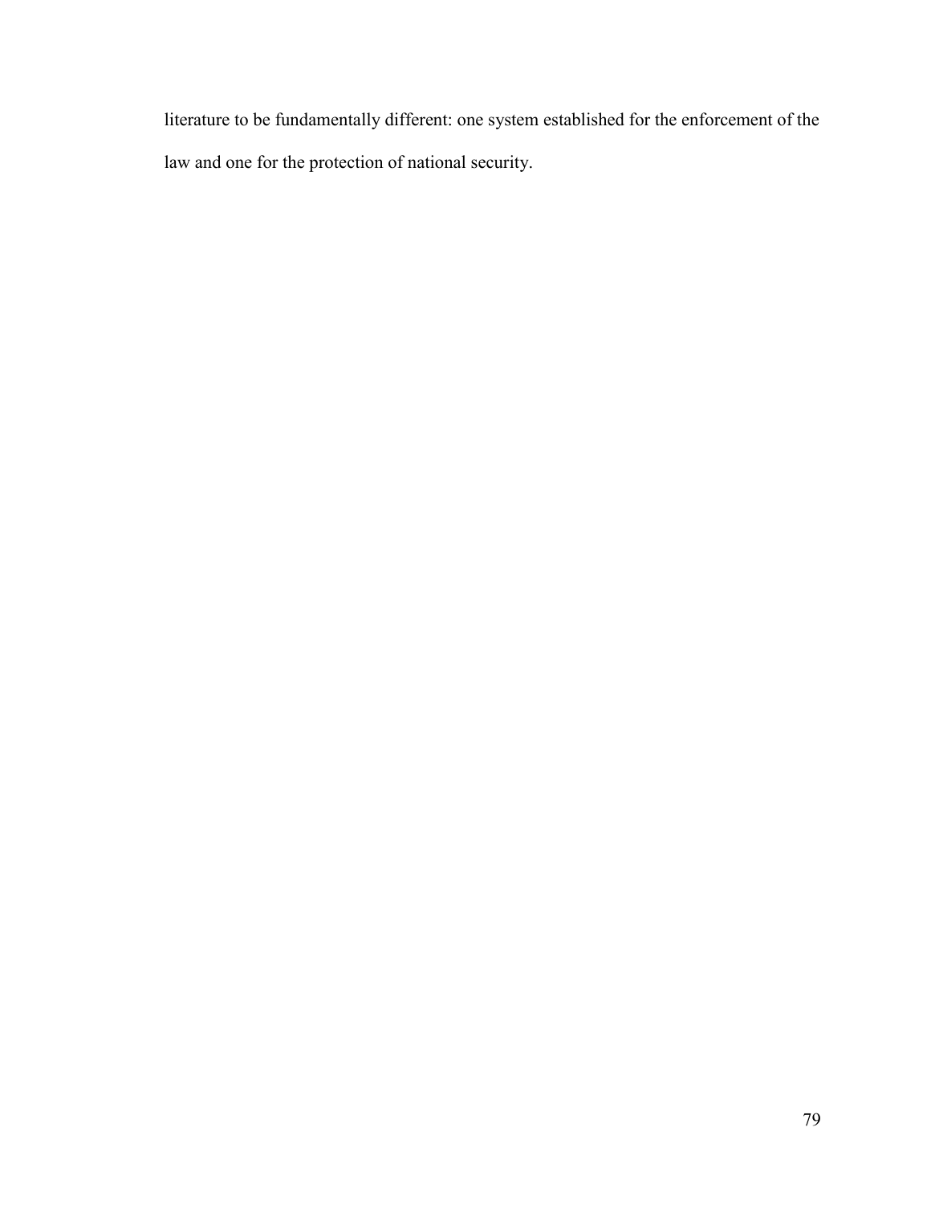literature to be fundamentally different: one system established for the enforcement of the law and one for the protection of national security.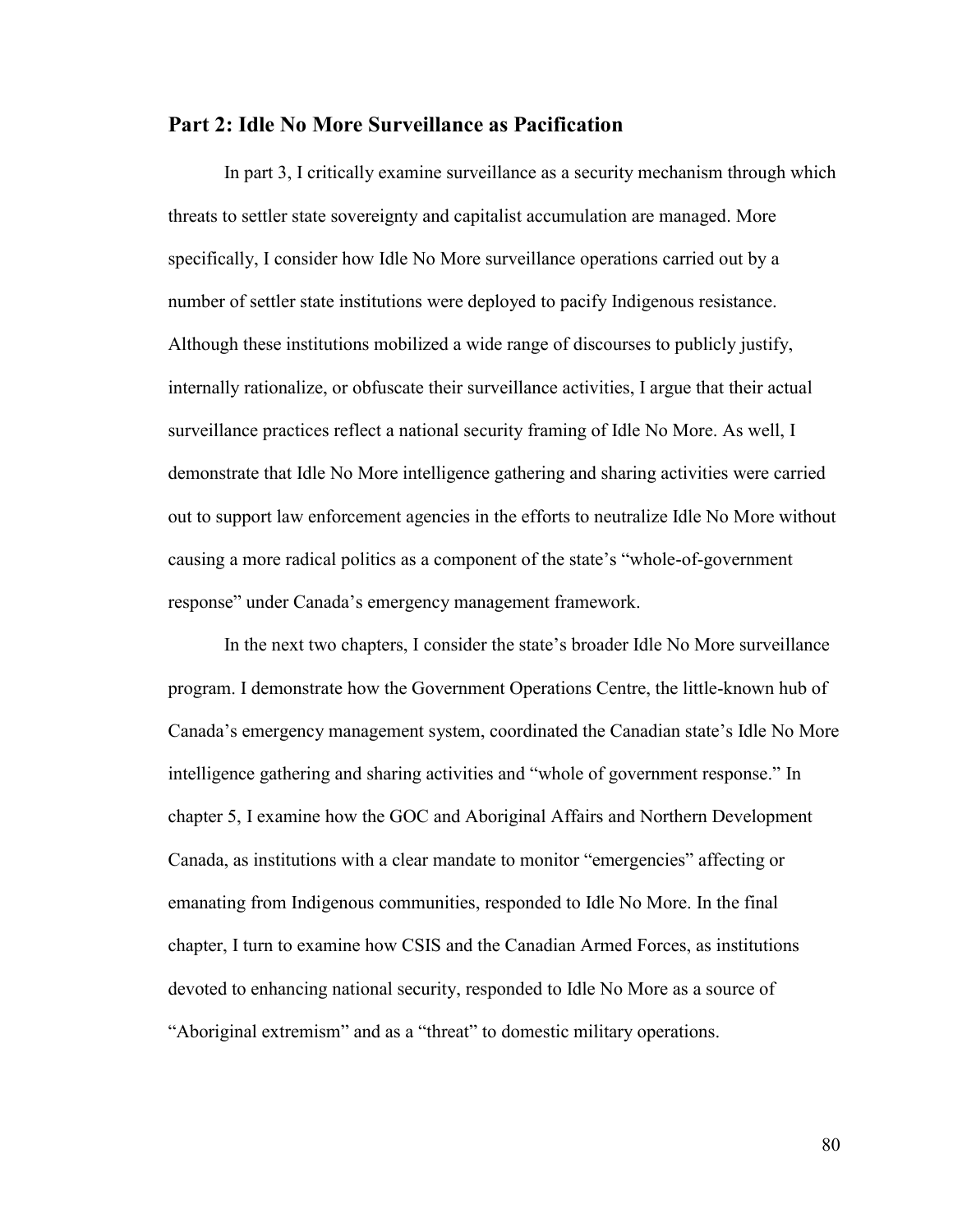## Part 2: Idle No More Surveillance as Pacification

In part 3, I critically examine surveillance as a security mechanism through which threats to settler state sovereignty and capitalist accumulation are managed. More specifically, I consider how Idle No More surveillance operations carried out by a number of settler state institutions were deployed to pacify Indigenous resistance. Although these institutions mobilized a wide range of discourses to publicly justify, internally rationalize, or obfuscate their surveillance activities, I argue that their actual surveillance practices reflect a national security framing of Idle No More. As well, I demonstrate that Idle No More intelligence gathering and sharing activities were carried out to support law enforcement agencies in the efforts to neutralize Idle No More without causing a more radical politics as a component of the state's "whole-of-government response" under Canada's emergency management framework.

In the next two chapters, I consider the state's broader Idle No More surveillance program. I demonstrate how the Government Operations Centre, the little-known hub of Canada's emergency management system, coordinated the Canadian state's Idle No More intelligence gathering and sharing activities and "whole of government response." In chapter 5, I examine how the GOC and Aboriginal Affairs and Northern Development Canada, as institutions with a clear mandate to monitor "emergencies" affecting or emanating from Indigenous communities, responded to Idle No More. In the final chapter, I turn to examine how CSIS and the Canadian Armed Forces, as institutions devoted to enhancing national security, responded to Idle No More as a source of "Aboriginal extremism" and as a "threat" to domestic military operations.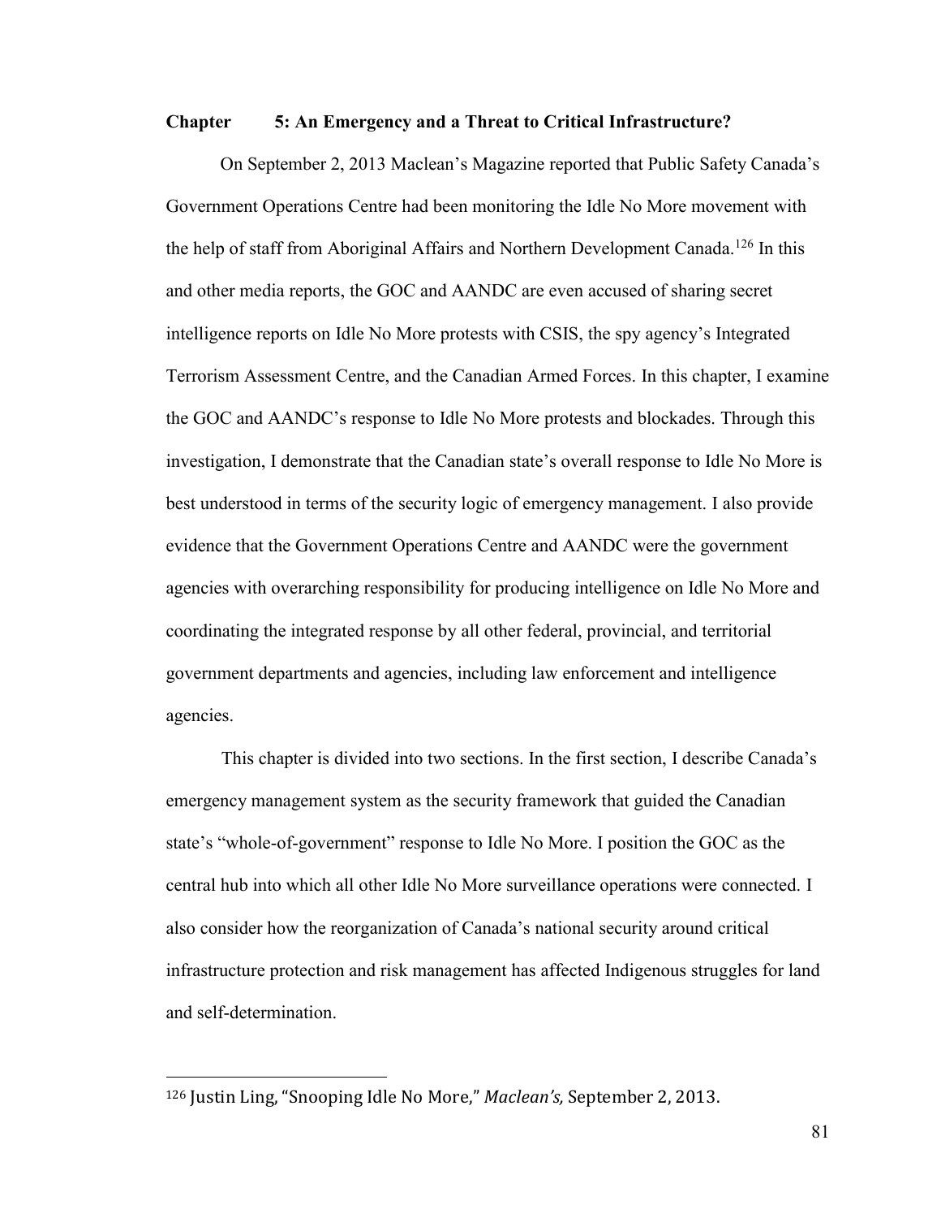## Chapter 5: An Emergency and a Threat to Critical Infrastructure?

On September 2, 2013 Maclean's Magazine reported that Public Safety Canada's Government Operations Centre had been monitoring the Idle No More movement with the help of staff from Aboriginal Affairs and Northern Development Canada.[126] In this and other media reports, the GOC and AANDC are even accused of sharing secret intelligence reports on Idle No More protests with CSIS, the spy agency's Integrated Terrorism Assessment Centre, and the Canadian Armed Forces. In this chapter, I examine the GOC and AANDC's response to Idle No More protests and blockades. Through this investigation, I demonstrate that the Canadian state's overall response to Idle No More is best understood in terms of the security logic of emergency management. I also provide evidence that the Government Operations Centre and AANDC were the government agencies with overarching responsibility for producing intelligence on Idle No More and coordinating the integrated response by all other federal, provincial, and territorial government departments and agencies, including law enforcement and intelligence agencies.

This chapter is divided into two sections. In the first section, I describe Canada's emergency management system as the security framework that guided the Canadian state's "whole-of-government" response to Idle No More. I position the GOC as the central hub into which all other Idle No More surveillance operations were connected. I also consider how the reorganization of Canada's national security around critical infrastructure protection and risk management has affected Indigenous struggles for land and self-determination.

---

[126] Justin Ling, "Snooping Idle No More," *Maclean's,* September 2, 2013.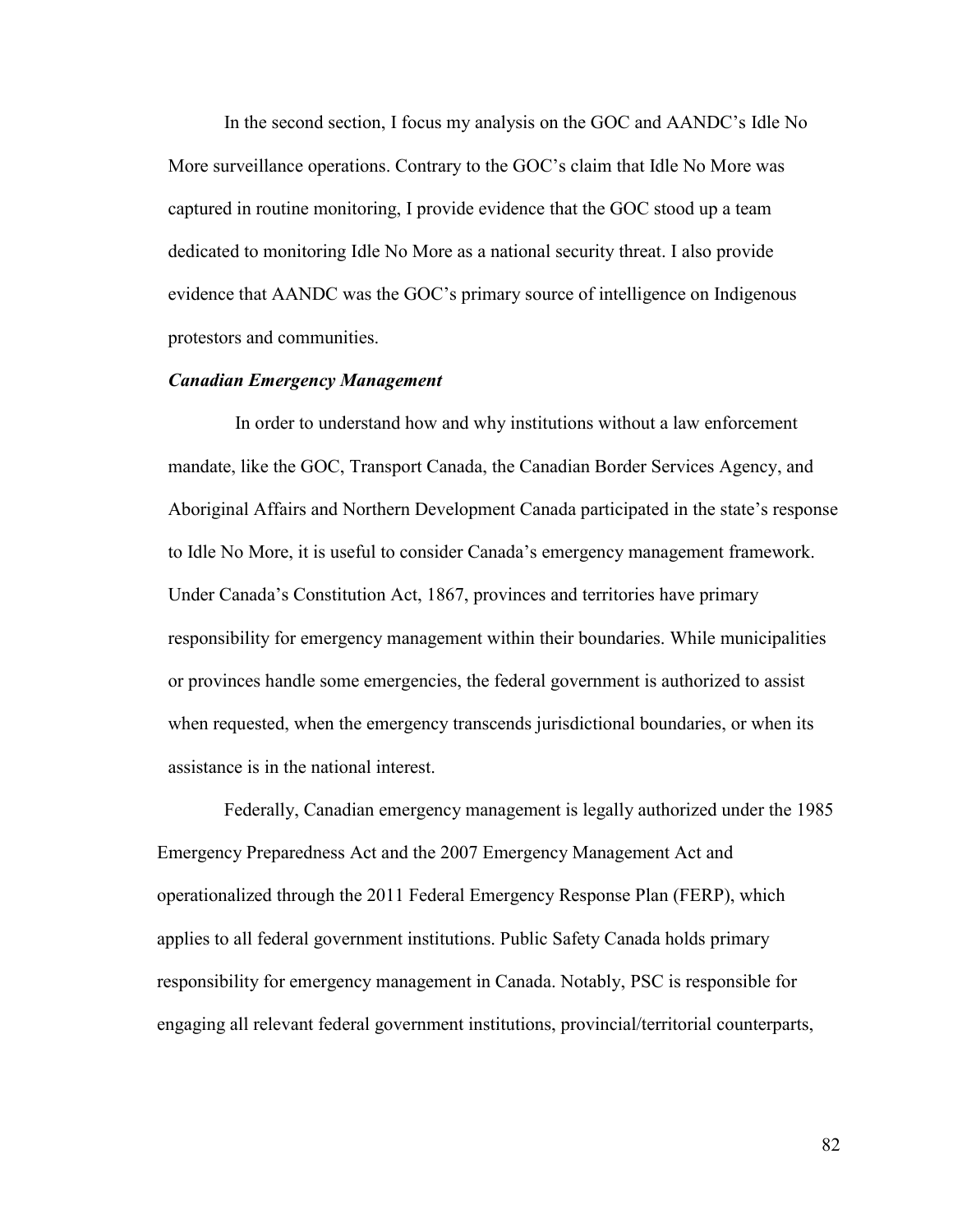In the second section, I focus my analysis on the GOC and AANDC's Idle No More surveillance operations. Contrary to the GOC's claim that Idle No More was captured in routine monitoring, I provide evidence that the GOC stood up a team dedicated to monitoring Idle No More as a national security threat. I also provide evidence that AANDC was the GOC's primary source of intelligence on Indigenous protestors and communities.

***Canadian Emergency Management***

In order to understand how and why institutions without a law enforcement mandate, like the GOC, Transport Canada, the Canadian Border Services Agency, and Aboriginal Affairs and Northern Development Canada participated in the state's response to Idle No More, it is useful to consider Canada's emergency management framework. Under Canada's Constitution Act, 1867, provinces and territories have primary responsibility for emergency management within their boundaries. While municipalities or provinces handle some emergencies, the federal government is authorized to assist when requested, when the emergency transcends jurisdictional boundaries, or when its assistance is in the national interest.

Federally, Canadian emergency management is legally authorized under the 1985 Emergency Preparedness Act and the 2007 Emergency Management Act and operationalized through the 2011 Federal Emergency Response Plan (FERP), which applies to all federal government institutions. Public Safety Canada holds primary responsibility for emergency management in Canada. Notably, PSC is responsible for engaging all relevant federal government institutions, provincial/territorial counterparts,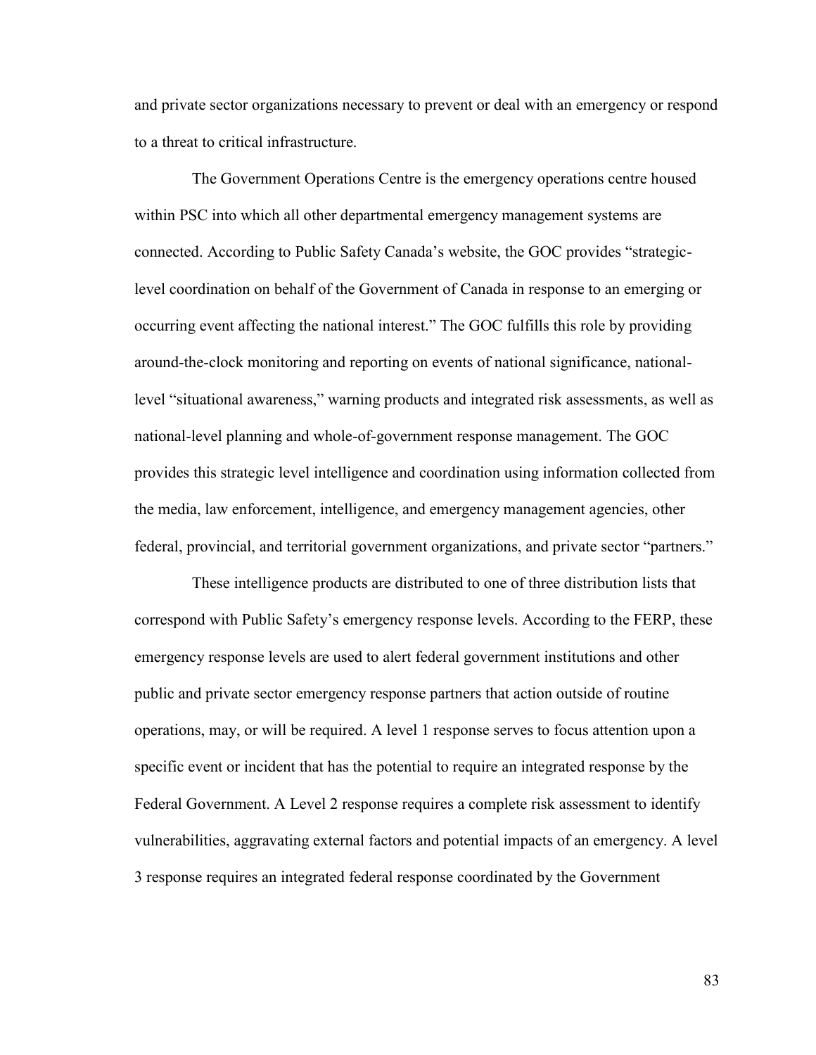and private sector organizations necessary to prevent or deal with an emergency or respond to a threat to critical infrastructure.

The Government Operations Centre is the emergency operations centre housed within PSC into which all other departmental emergency management systems are connected. According to Public Safety Canada's website, the GOC provides "strategic-level coordination on behalf of the Government of Canada in response to an emerging or occurring event affecting the national interest." The GOC fulfills this role by providing around-the-clock monitoring and reporting on events of national significance, national-level "situational awareness," warning products and integrated risk assessments, as well as national-level planning and whole-of-government response management. The GOC provides this strategic level intelligence and coordination using information collected from the media, law enforcement, intelligence, and emergency management agencies, other federal, provincial, and territorial government organizations, and private sector "partners."

These intelligence products are distributed to one of three distribution lists that correspond with Public Safety's emergency response levels. According to the FERP, these emergency response levels are used to alert federal government institutions and other public and private sector emergency response partners that action outside of routine operations, may, or will be required. A level 1 response serves to focus attention upon a specific event or incident that has the potential to require an integrated response by the Federal Government. A Level 2 response requires a complete risk assessment to identify vulnerabilities, aggravating external factors and potential impacts of an emergency. A level 3 response requires an integrated federal response coordinated by the Government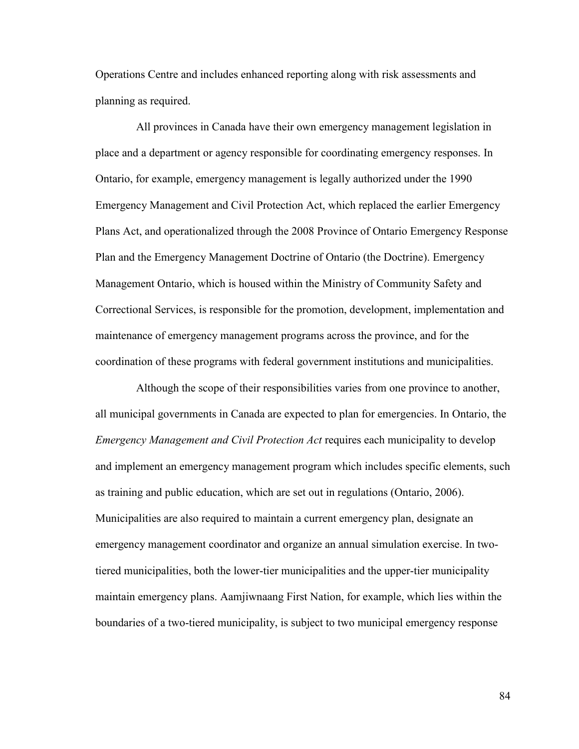Operations Centre and includes enhanced reporting along with risk assessments and planning as required.

All provinces in Canada have their own emergency management legislation in place and a department or agency responsible for coordinating emergency responses. In Ontario, for example, emergency management is legally authorized under the 1990 Emergency Management and Civil Protection Act, which replaced the earlier Emergency Plans Act, and operationalized through the 2008 Province of Ontario Emergency Response Plan and the Emergency Management Doctrine of Ontario (the Doctrine). Emergency Management Ontario, which is housed within the Ministry of Community Safety and Correctional Services, is responsible for the promotion, development, implementation and maintenance of emergency management programs across the province, and for the coordination of these programs with federal government institutions and municipalities.

Although the scope of their responsibilities varies from one province to another, all municipal governments in Canada are expected to plan for emergencies. In Ontario, the *Emergency Management and Civil Protection Act* requires each municipality to develop and implement an emergency management program which includes specific elements, such as training and public education, which are set out in regulations (Ontario, 2006). Municipalities are also required to maintain a current emergency plan, designate an emergency management coordinator and organize an annual simulation exercise. In two-tiered municipalities, both the lower-tier municipalities and the upper-tier municipality maintain emergency plans. Aamjiwnaang First Nation, for example, which lies within the boundaries of a two-tiered municipality, is subject to two municipal emergency response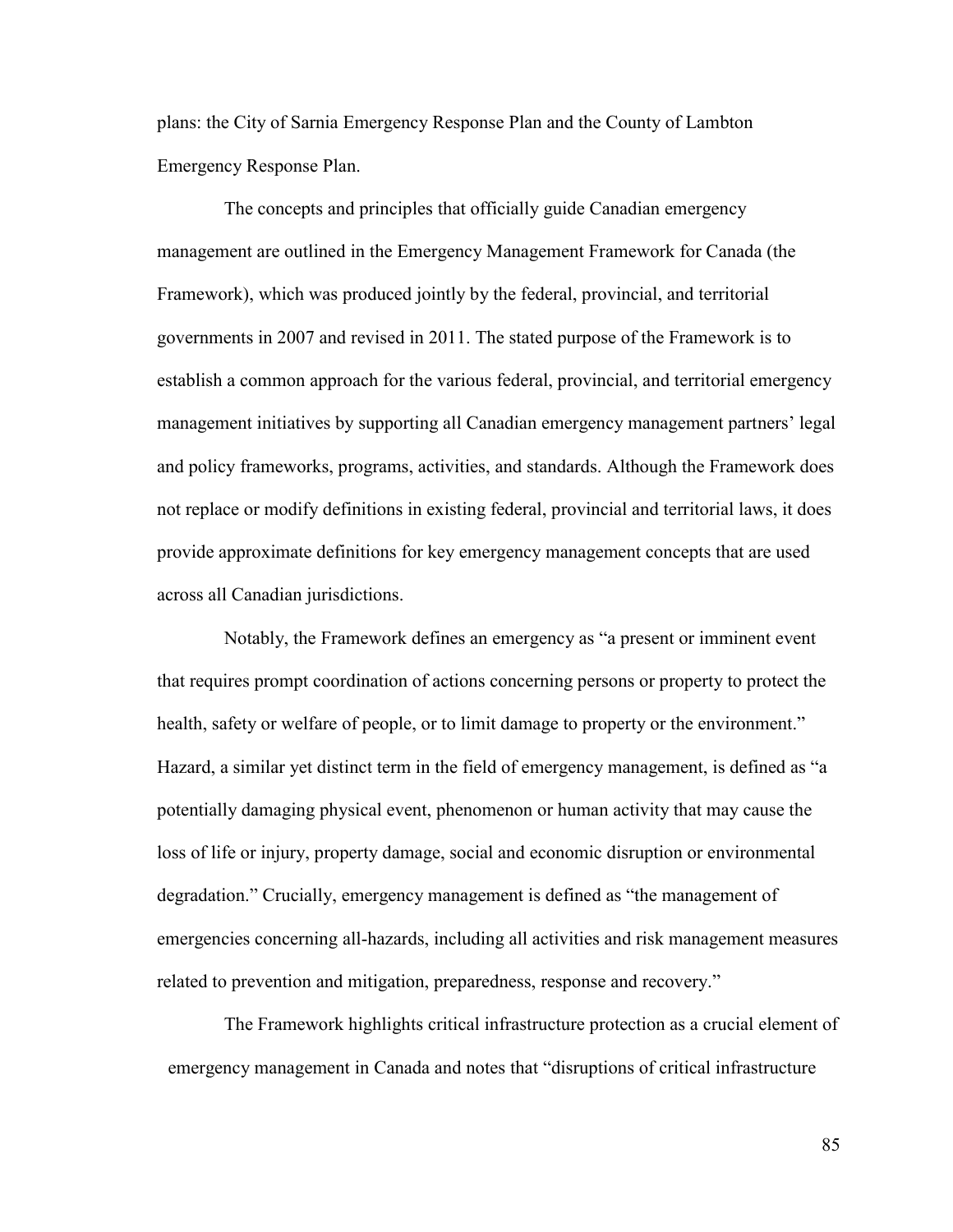plans: the City of Sarnia Emergency Response Plan and the County of Lambton Emergency Response Plan.

The concepts and principles that officially guide Canadian emergency management are outlined in the Emergency Management Framework for Canada (the Framework), which was produced jointly by the federal, provincial, and territorial governments in 2007 and revised in 2011. The stated purpose of the Framework is to establish a common approach for the various federal, provincial, and territorial emergency management initiatives by supporting all Canadian emergency management partners' legal and policy frameworks, programs, activities, and standards. Although the Framework does not replace or modify definitions in existing federal, provincial and territorial laws, it does provide approximate definitions for key emergency management concepts that are used across all Canadian jurisdictions.

Notably, the Framework defines an emergency as "a present or imminent event that requires prompt coordination of actions concerning persons or property to protect the health, safety or welfare of people, or to limit damage to property or the environment." Hazard, a similar yet distinct term in the field of emergency management, is defined as "a potentially damaging physical event, phenomenon or human activity that may cause the loss of life or injury, property damage, social and economic disruption or environmental degradation." Crucially, emergency management is defined as "the management of emergencies concerning all-hazards, including all activities and risk management measures related to prevention and mitigation, preparedness, response and recovery."

The Framework highlights critical infrastructure protection as a crucial element of emergency management in Canada and notes that "disruptions of critical infrastructure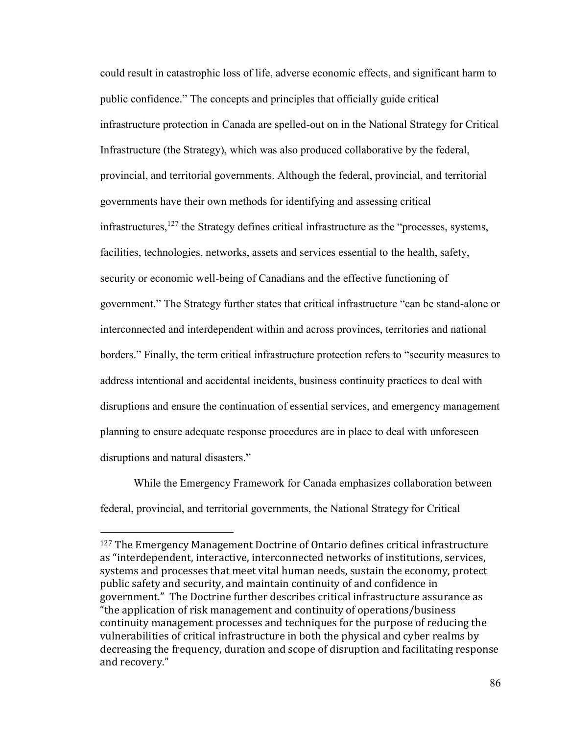could result in catastrophic loss of life, adverse economic effects, and significant harm to public confidence." The concepts and principles that officially guide critical infrastructure protection in Canada are spelled-out on in the National Strategy for Critical Infrastructure (the Strategy), which was also produced collaborative by the federal, provincial, and territorial governments. Although the federal, provincial, and territorial governments have their own methods for identifying and assessing critical infrastructures,[127] the Strategy defines critical infrastructure as the "processes, systems, facilities, technologies, networks, assets and services essential to the health, safety, security or economic well-being of Canadians and the effective functioning of government." The Strategy further states that critical infrastructure "can be stand-alone or interconnected and interdependent within and across provinces, territories and national borders." Finally, the term critical infrastructure protection refers to "security measures to address intentional and accidental incidents, business continuity practices to deal with disruptions and ensure the continuation of essential services, and emergency management planning to ensure adequate response procedures are in place to deal with unforeseen disruptions and natural disasters."

While the Emergency Framework for Canada emphasizes collaboration between federal, provincial, and territorial governments, the National Strategy for Critical

---

[127] The Emergency Management Doctrine of Ontario defines critical infrastructure as "interdependent, interactive, interconnected networks of institutions, services, systems and processes that meet vital human needs, sustain the economy, protect public safety and security, and maintain continuity of and confidence in government." The Doctrine further describes critical infrastructure assurance as "the application of risk management and continuity of operations/business continuity management processes and techniques for the purpose of reducing the vulnerabilities of critical infrastructure in both the physical and cyber realms by decreasing the frequency, duration and scope of disruption and facilitating response and recovery."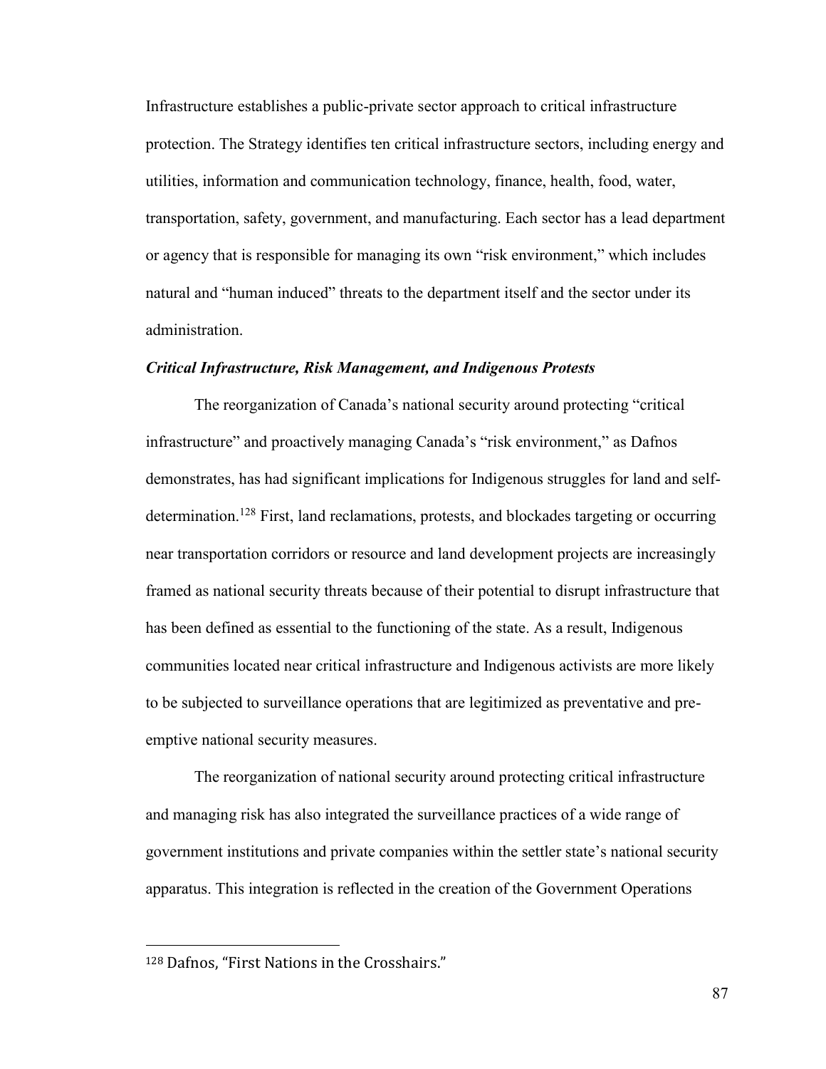Infrastructure establishes a public-private sector approach to critical infrastructure protection. The Strategy identifies ten critical infrastructure sectors, including energy and utilities, information and communication technology, finance, health, food, water, transportation, safety, government, and manufacturing. Each sector has a lead department or agency that is responsible for managing its own "risk environment," which includes natural and "human induced" threats to the department itself and the sector under its administration.

### *Critical Infrastructure, Risk Management, and Indigenous Protests*

The reorganization of Canada's national security around protecting "critical infrastructure" and proactively managing Canada's "risk environment," as Dafnos demonstrates, has had significant implications for Indigenous struggles for land and self-determination.[128] First, land reclamations, protests, and blockades targeting or occurring near transportation corridors or resource and land development projects are increasingly framed as national security threats because of their potential to disrupt infrastructure that has been defined as essential to the functioning of the state. As a result, Indigenous communities located near critical infrastructure and Indigenous activists are more likely to be subjected to surveillance operations that are legitimized as preventative and pre-emptive national security measures.

The reorganization of national security around protecting critical infrastructure and managing risk has also integrated the surveillance practices of a wide range of government institutions and private companies within the settler state's national security apparatus. This integration is reflected in the creation of the Government Operations

[128] Dafnos, "First Nations in the Crosshairs."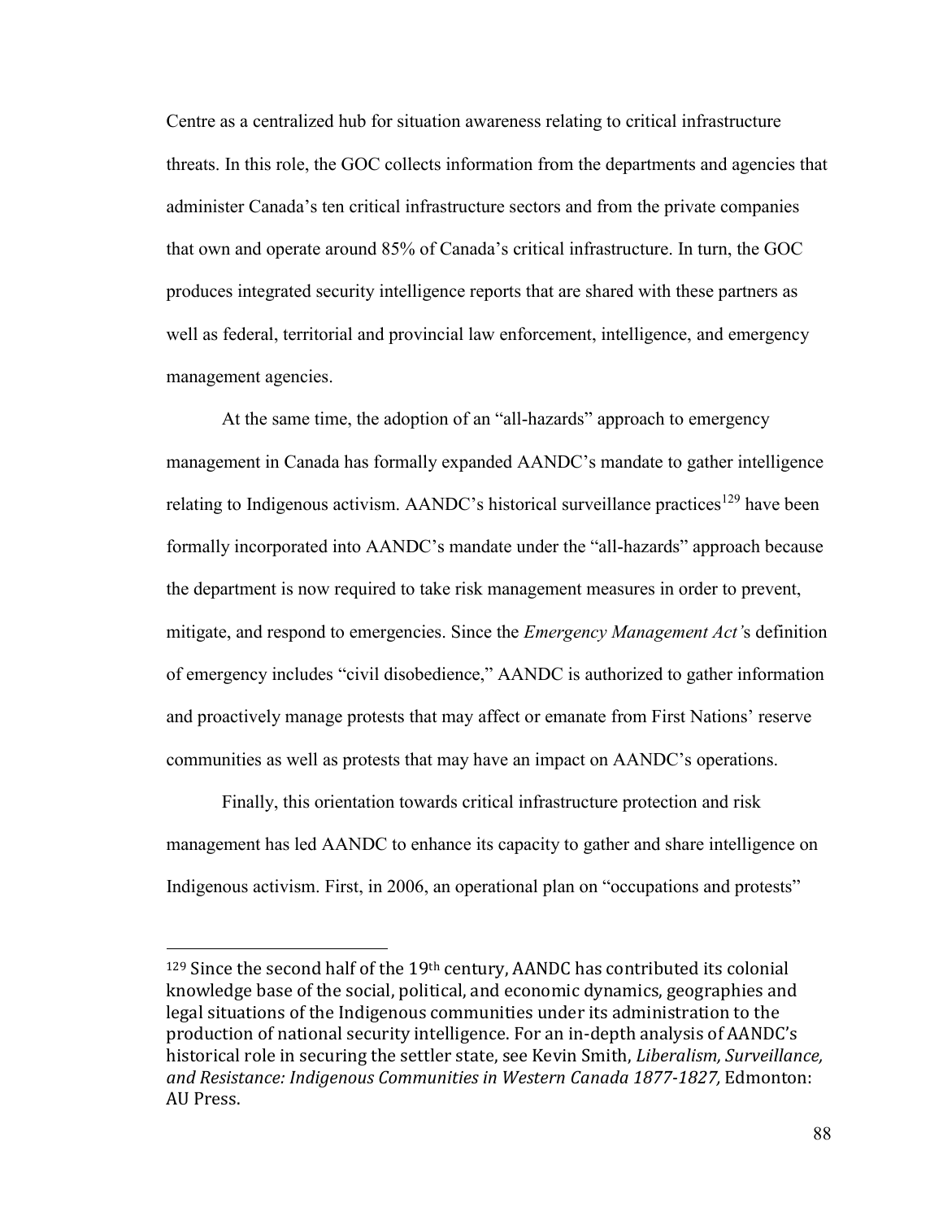Centre as a centralized hub for situation awareness relating to critical infrastructure threats. In this role, the GOC collects information from the departments and agencies that administer Canada's ten critical infrastructure sectors and from the private companies that own and operate around 85% of Canada's critical infrastructure. In turn, the GOC produces integrated security intelligence reports that are shared with these partners as well as federal, territorial and provincial law enforcement, intelligence, and emergency management agencies.

At the same time, the adoption of an "all-hazards" approach to emergency management in Canada has formally expanded AANDC's mandate to gather intelligence relating to Indigenous activism. AANDC's historical surveillance practices[129] have been formally incorporated into AANDC's mandate under the "all-hazards" approach because the department is now required to take risk management measures in order to prevent, mitigate, and respond to emergencies. Since the *Emergency Management Act'*s definition of emergency includes "civil disobedience," AANDC is authorized to gather information and proactively manage protests that may affect or emanate from First Nations' reserve communities as well as protests that may have an impact on AANDC's operations.

Finally, this orientation towards critical infrastructure protection and risk management has led AANDC to enhance its capacity to gather and share intelligence on Indigenous activism. First, in 2006, an operational plan on "occupations and protests"

---

[129] Since the second half of the 19th century, AANDC has contributed its colonial knowledge base of the social, political, and economic dynamics, geographies and legal situations of the Indigenous communities under its administration to the production of national security intelligence. For an in-depth analysis of AANDC's historical role in securing the settler state, see Kevin Smith, *Liberalism, Surveillance, and Resistance: Indigenous Communities in Western Canada 1877-1827,* Edmonton: AU Press.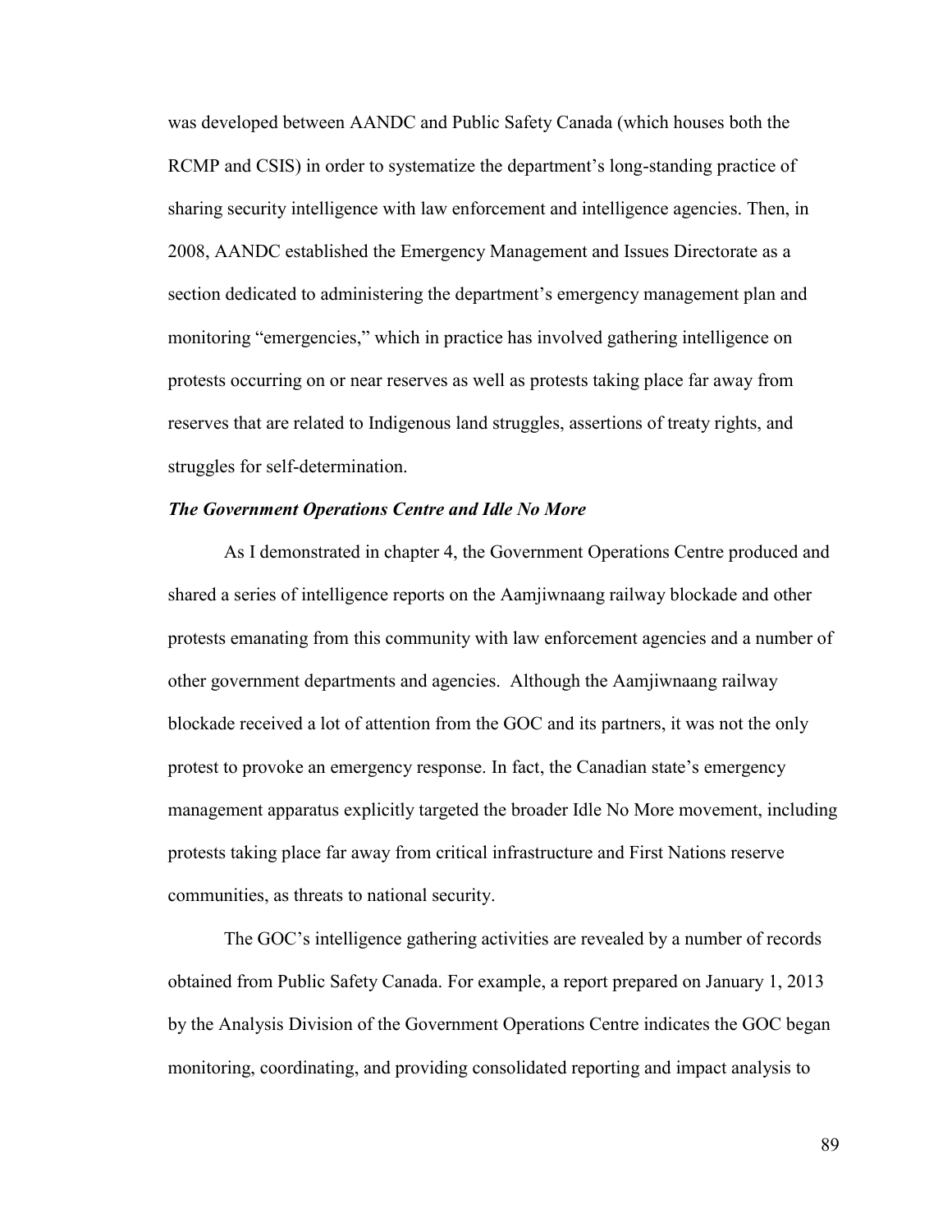was developed between AANDC and Public Safety Canada (which houses both the RCMP and CSIS) in order to systematize the department's long-standing practice of sharing security intelligence with law enforcement and intelligence agencies. Then, in 2008, AANDC established the Emergency Management and Issues Directorate as a section dedicated to administering the department's emergency management plan and monitoring "emergencies," which in practice has involved gathering intelligence on protests occurring on or near reserves as well as protests taking place far away from reserves that are related to Indigenous land struggles, assertions of treaty rights, and struggles for self-determination.

### *The Government Operations Centre and Idle No More*

As I demonstrated in chapter 4, the Government Operations Centre produced and shared a series of intelligence reports on the Aamjiwnaang railway blockade and other protests emanating from this community with law enforcement agencies and a number of other government departments and agencies. Although the Aamjiwnaang railway blockade received a lot of attention from the GOC and its partners, it was not the only protest to provoke an emergency response. In fact, the Canadian state's emergency management apparatus explicitly targeted the broader Idle No More movement, including protests taking place far away from critical infrastructure and First Nations reserve communities, as threats to national security.

The GOC's intelligence gathering activities are revealed by a number of records obtained from Public Safety Canada. For example, a report prepared on January 1, 2013 by the Analysis Division of the Government Operations Centre indicates the GOC began monitoring, coordinating, and providing consolidated reporting and impact analysis to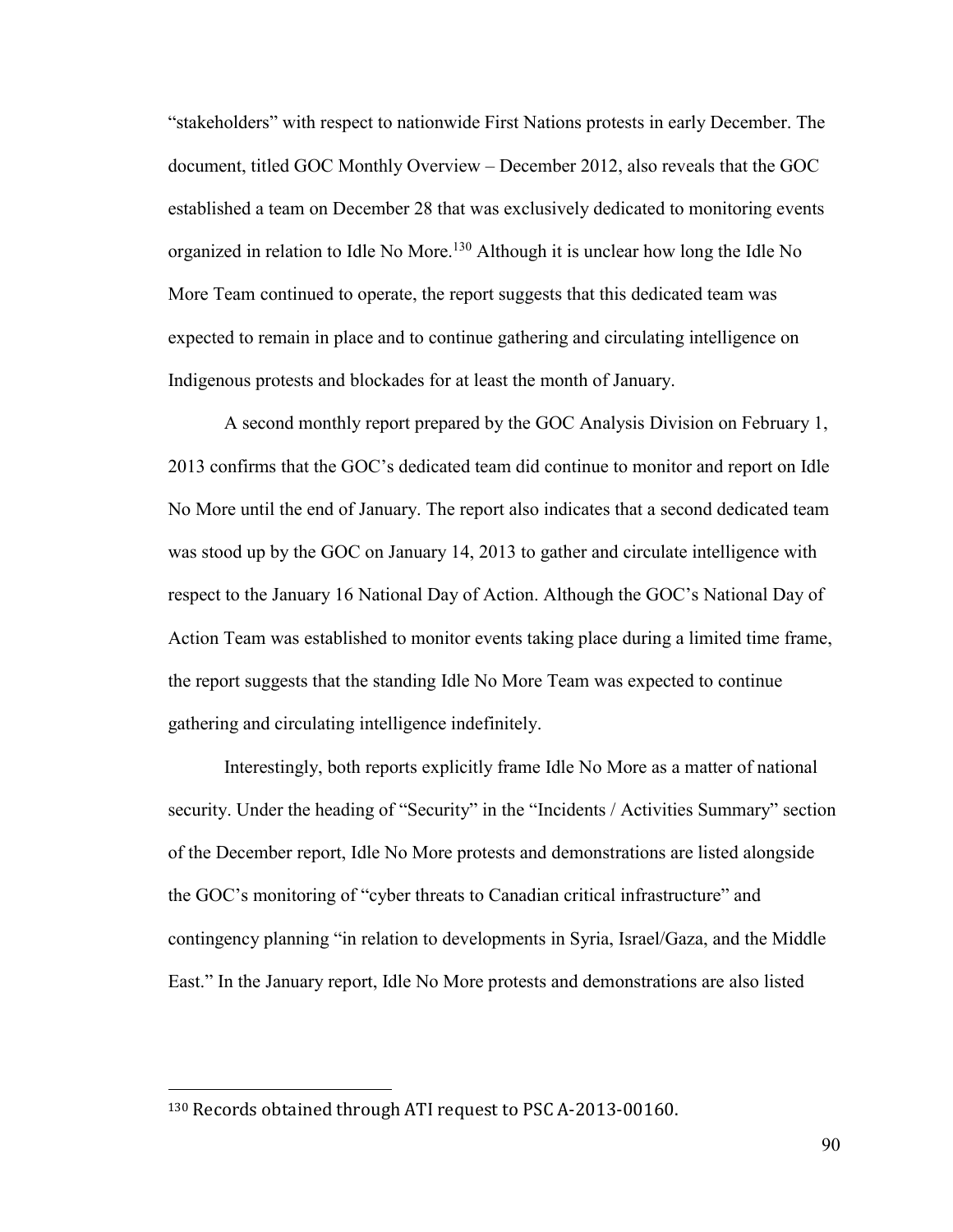"stakeholders" with respect to nationwide First Nations protests in early December. The document, titled GOC Monthly Overview – December 2012, also reveals that the GOC established a team on December 28 that was exclusively dedicated to monitoring events organized in relation to Idle No More.[130] Although it is unclear how long the Idle No More Team continued to operate, the report suggests that this dedicated team was expected to remain in place and to continue gathering and circulating intelligence on Indigenous protests and blockades for at least the month of January.

A second monthly report prepared by the GOC Analysis Division on February 1, 2013 confirms that the GOC's dedicated team did continue to monitor and report on Idle No More until the end of January. The report also indicates that a second dedicated team was stood up by the GOC on January 14, 2013 to gather and circulate intelligence with respect to the January 16 National Day of Action. Although the GOC's National Day of Action Team was established to monitor events taking place during a limited time frame, the report suggests that the standing Idle No More Team was expected to continue gathering and circulating intelligence indefinitely.

Interestingly, both reports explicitly frame Idle No More as a matter of national security. Under the heading of "Security" in the "Incidents / Activities Summary" section of the December report, Idle No More protests and demonstrations are listed alongside the GOC's monitoring of "cyber threats to Canadian critical infrastructure" and contingency planning "in relation to developments in Syria, Israel/Gaza, and the Middle East." In the January report, Idle No More protests and demonstrations are also listed

---

[130] Records obtained through ATI request to PSC A-2013-00160.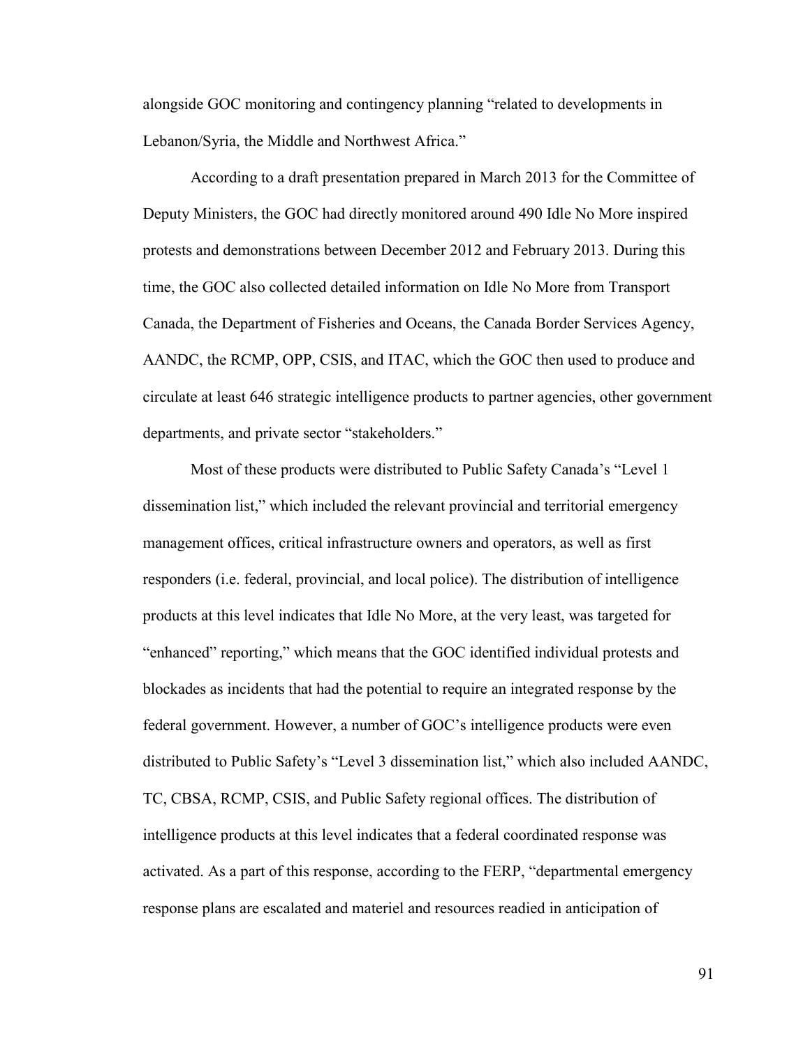alongside GOC monitoring and contingency planning "related to developments in Lebanon/Syria, the Middle and Northwest Africa."

According to a draft presentation prepared in March 2013 for the Committee of Deputy Ministers, the GOC had directly monitored around 490 Idle No More inspired protests and demonstrations between December 2012 and February 2013. During this time, the GOC also collected detailed information on Idle No More from Transport Canada, the Department of Fisheries and Oceans, the Canada Border Services Agency, AANDC, the RCMP, OPP, CSIS, and ITAC, which the GOC then used to produce and circulate at least 646 strategic intelligence products to partner agencies, other government departments, and private sector "stakeholders."

Most of these products were distributed to Public Safety Canada's "Level 1 dissemination list," which included the relevant provincial and territorial emergency management offices, critical infrastructure owners and operators, as well as first responders (i.e. federal, provincial, and local police). The distribution of intelligence products at this level indicates that Idle No More, at the very least, was targeted for "enhanced" reporting," which means that the GOC identified individual protests and blockades as incidents that had the potential to require an integrated response by the federal government. However, a number of GOC's intelligence products were even distributed to Public Safety's "Level 3 dissemination list," which also included AANDC, TC, CBSA, RCMP, CSIS, and Public Safety regional offices. The distribution of intelligence products at this level indicates that a federal coordinated response was activated. As a part of this response, according to the FERP, "departmental emergency response plans are escalated and materiel and resources readied in anticipation of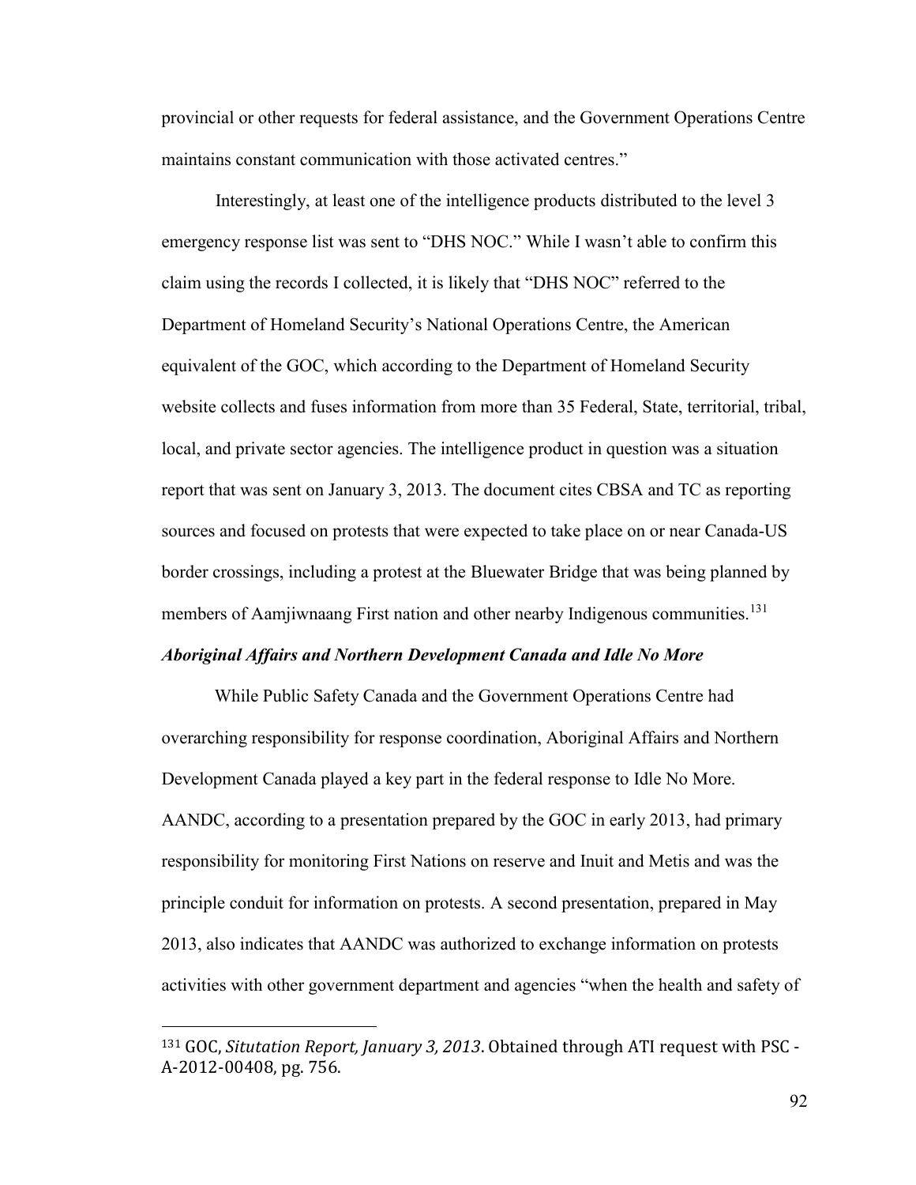provincial or other requests for federal assistance, and the Government Operations Centre maintains constant communication with those activated centres."

Interestingly, at least one of the intelligence products distributed to the level 3 emergency response list was sent to "DHS NOC." While I wasn't able to confirm this claim using the records I collected, it is likely that "DHS NOC" referred to the Department of Homeland Security's National Operations Centre, the American equivalent of the GOC, which according to the Department of Homeland Security website collects and fuses information from more than 35 Federal, State, territorial, tribal, local, and private sector agencies. The intelligence product in question was a situation report that was sent on January 3, 2013. The document cites CBSA and TC as reporting sources and focused on protests that were expected to take place on or near Canada-US border crossings, including a protest at the Bluewater Bridge that was being planned by members of Aamjiwnaang First nation and other nearby Indigenous communities.[131]

***Aboriginal Affairs and Northern Development Canada and Idle No More***

While Public Safety Canada and the Government Operations Centre had overarching responsibility for response coordination, Aboriginal Affairs and Northern Development Canada played a key part in the federal response to Idle No More. AANDC, according to a presentation prepared by the GOC in early 2013, had primary responsibility for monitoring First Nations on reserve and Inuit and Metis and was the principle conduit for information on protests. A second presentation, prepared in May 2013, also indicates that AANDC was authorized to exchange information on protests activities with other government department and agencies "when the health and safety of

---

[131] GOC, *Situtation Report, January 3, 2013*. Obtained through ATI request with PSC - A-2012-00408, pg. 756.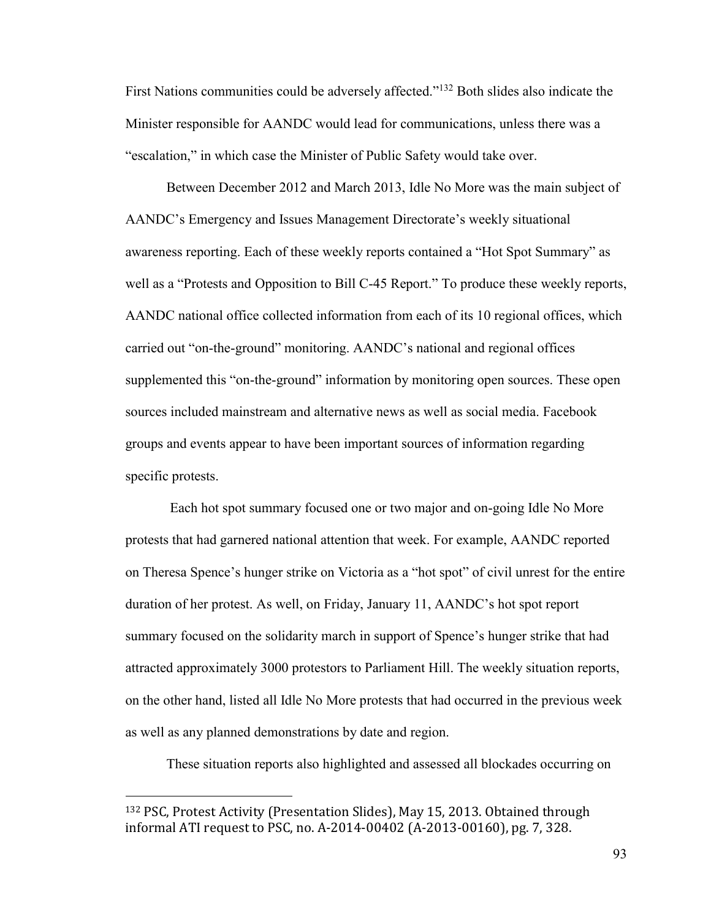First Nations communities could be adversely affected."[132] Both slides also indicate the Minister responsible for AANDC would lead for communications, unless there was a "escalation," in which case the Minister of Public Safety would take over.

Between December 2012 and March 2013, Idle No More was the main subject of AANDC's Emergency and Issues Management Directorate's weekly situational awareness reporting. Each of these weekly reports contained a "Hot Spot Summary" as well as a "Protests and Opposition to Bill C-45 Report." To produce these weekly reports, AANDC national office collected information from each of its 10 regional offices, which carried out "on-the-ground" monitoring. AANDC's national and regional offices supplemented this "on-the-ground" information by monitoring open sources. These open sources included mainstream and alternative news as well as social media. Facebook groups and events appear to have been important sources of information regarding specific protests.

Each hot spot summary focused one or two major and on-going Idle No More protests that had garnered national attention that week. For example, AANDC reported on Theresa Spence's hunger strike on Victoria as a "hot spot" of civil unrest for the entire duration of her protest. As well, on Friday, January 11, AANDC's hot spot report summary focused on the solidarity march in support of Spence's hunger strike that had attracted approximately 3000 protestors to Parliament Hill. The weekly situation reports, on the other hand, listed all Idle No More protests that had occurred in the previous week as well as any planned demonstrations by date and region.

These situation reports also highlighted and assessed all blockades occurring on

---

[132] PSC, Protest Activity (Presentation Slides), May 15, 2013. Obtained through informal ATI request to PSC, no. A-2014-00402 (A-2013-00160), pg. 7, 328.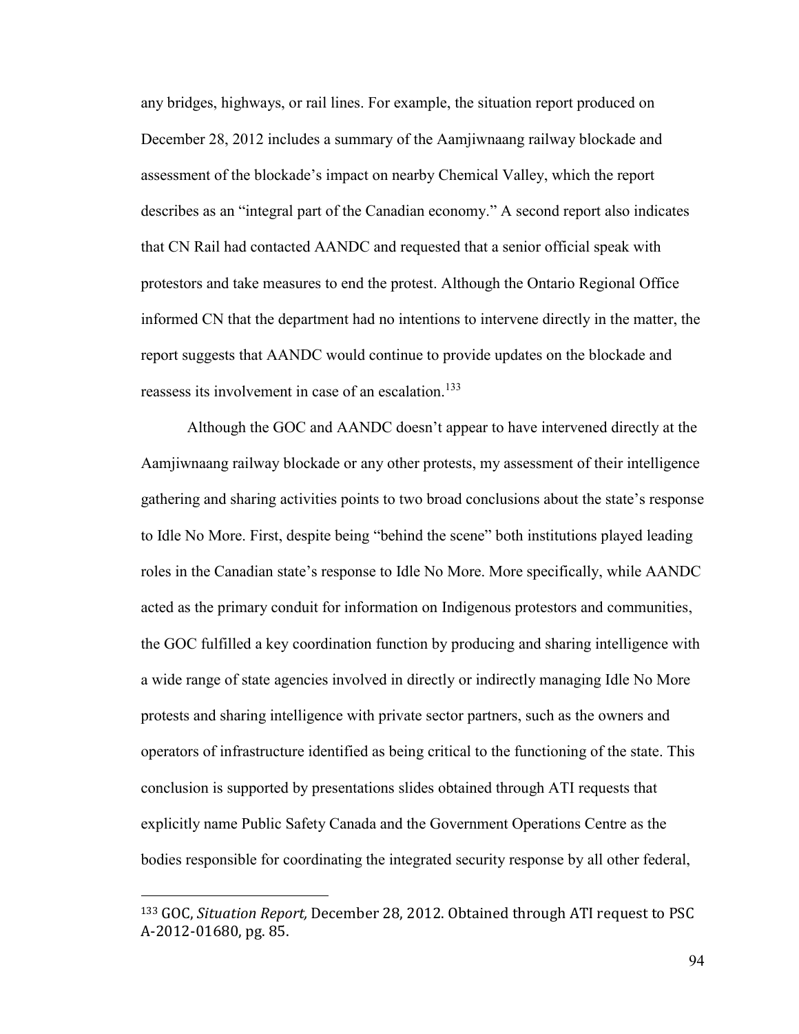any bridges, highways, or rail lines. For example, the situation report produced on December 28, 2012 includes a summary of the Aamjiwnaang railway blockade and assessment of the blockade's impact on nearby Chemical Valley, which the report describes as an "integral part of the Canadian economy." A second report also indicates that CN Rail had contacted AANDC and requested that a senior official speak with protestors and take measures to end the protest. Although the Ontario Regional Office informed CN that the department had no intentions to intervene directly in the matter, the report suggests that AANDC would continue to provide updates on the blockade and reassess its involvement in case of an escalation.[133]

Although the GOC and AANDC doesn't appear to have intervened directly at the Aamjiwnaang railway blockade or any other protests, my assessment of their intelligence gathering and sharing activities points to two broad conclusions about the state's response to Idle No More. First, despite being "behind the scene" both institutions played leading roles in the Canadian state's response to Idle No More. More specifically, while AANDC acted as the primary conduit for information on Indigenous protestors and communities, the GOC fulfilled a key coordination function by producing and sharing intelligence with a wide range of state agencies involved in directly or indirectly managing Idle No More protests and sharing intelligence with private sector partners, such as the owners and operators of infrastructure identified as being critical to the functioning of the state. This conclusion is supported by presentations slides obtained through ATI requests that explicitly name Public Safety Canada and the Government Operations Centre as the bodies responsible for coordinating the integrated security response by all other federal,

---

[133] GOC, *Situation Report,* December 28, 2012. Obtained through ATI request to PSC A-2012-01680, pg. 85.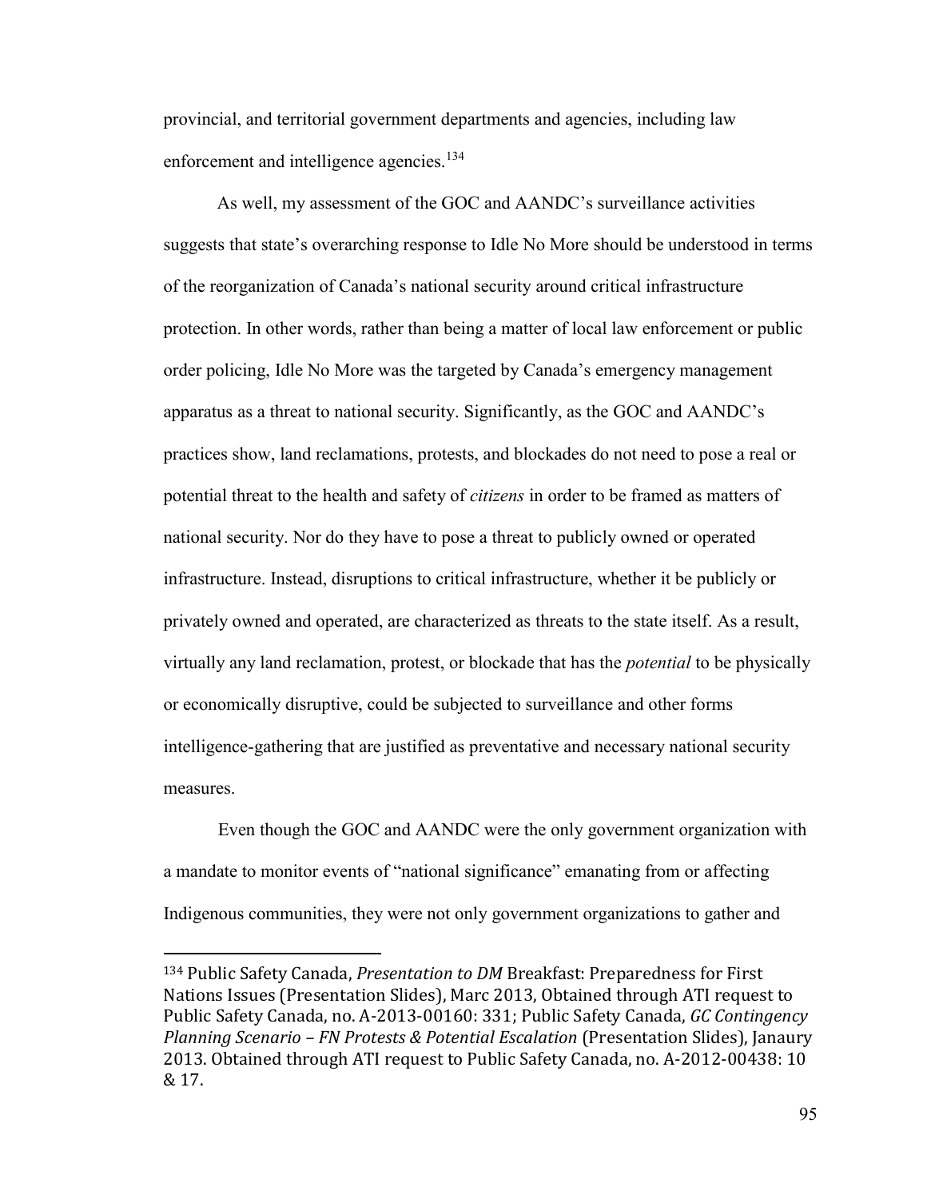provincial, and territorial government departments and agencies, including law enforcement and intelligence agencies.[134]

As well, my assessment of the GOC and AANDC's surveillance activities suggests that state's overarching response to Idle No More should be understood in terms of the reorganization of Canada's national security around critical infrastructure protection. In other words, rather than being a matter of local law enforcement or public order policing, Idle No More was the targeted by Canada's emergency management apparatus as a threat to national security. Significantly, as the GOC and AANDC's practices show, land reclamations, protests, and blockades do not need to pose a real or potential threat to the health and safety of *citizens* in order to be framed as matters of national security. Nor do they have to pose a threat to publicly owned or operated infrastructure. Instead, disruptions to critical infrastructure, whether it be publicly or privately owned and operated, are characterized as threats to the state itself. As a result, virtually any land reclamation, protest, or blockade that has the *potential* to be physically or economically disruptive, could be subjected to surveillance and other forms intelligence-gathering that are justified as preventative and necessary national security measures.

Even though the GOC and AANDC were the only government organization with a mandate to monitor events of "national significance" emanating from or affecting Indigenous communities, they were not only government organizations to gather and

---

[134] Public Safety Canada, *Presentation to DM* Breakfast: Preparedness for First Nations Issues (Presentation Slides), Marc 2013, Obtained through ATI request to Public Safety Canada, no. A-2013-00160: 331; Public Safety Canada, *GC Contingency Planning Scenario – FN Protests & Potential Escalation* (Presentation Slides), Janaury 2013. Obtained through ATI request to Public Safety Canada, no. A-2012-00438: 10 & 17.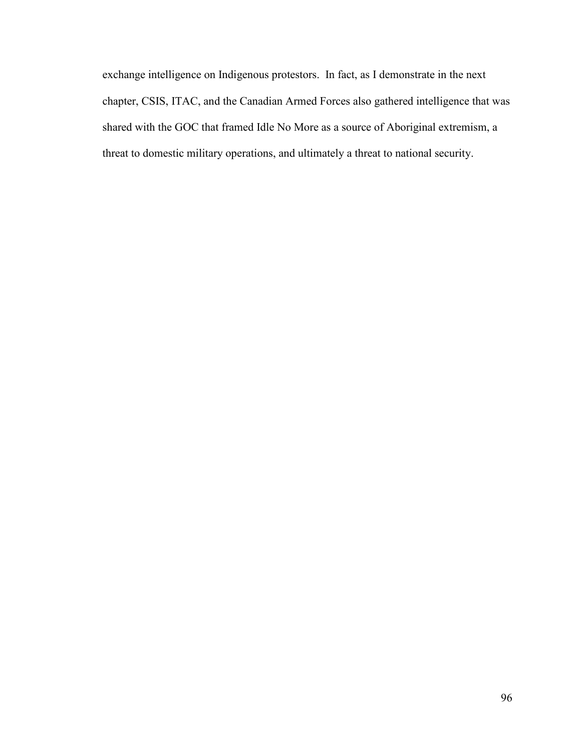exchange intelligence on Indigenous protestors. In fact, as I demonstrate in the next chapter, CSIS, ITAC, and the Canadian Armed Forces also gathered intelligence that was shared with the GOC that framed Idle No More as a source of Aboriginal extremism, a threat to domestic military operations, and ultimately a threat to national security.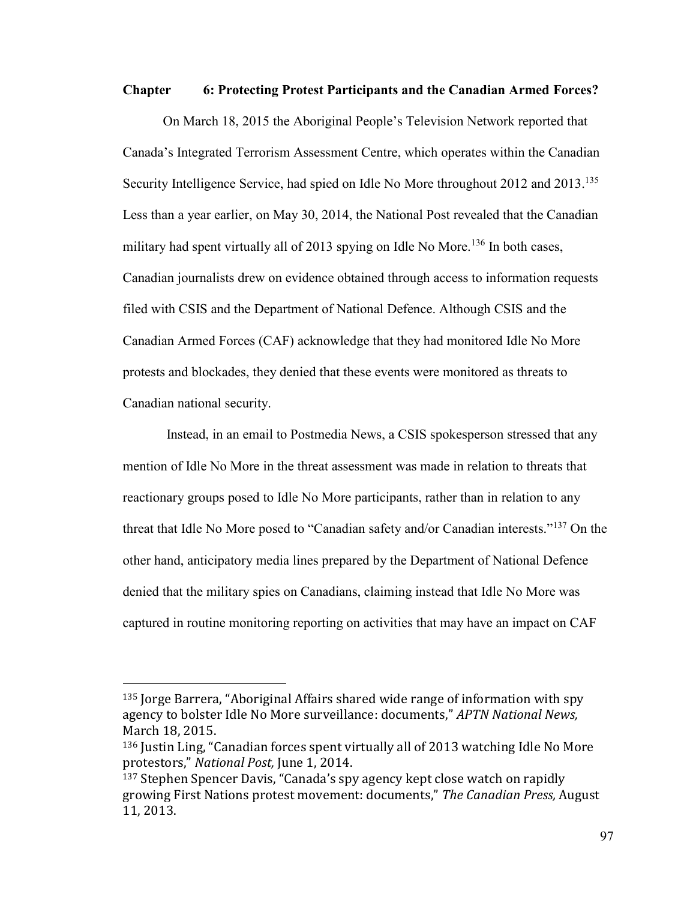## Chapter 6: Protecting Protest Participants and the Canadian Armed Forces?

On March 18, 2015 the Aboriginal People's Television Network reported that Canada's Integrated Terrorism Assessment Centre, which operates within the Canadian Security Intelligence Service, had spied on Idle No More throughout 2012 and 2013.[135] Less than a year earlier, on May 30, 2014, the National Post revealed that the Canadian military had spent virtually all of 2013 spying on Idle No More.[136] In both cases, Canadian journalists drew on evidence obtained through access to information requests filed with CSIS and the Department of National Defence. Although CSIS and the Canadian Armed Forces (CAF) acknowledge that they had monitored Idle No More protests and blockades, they denied that these events were monitored as threats to Canadian national security.

Instead, in an email to Postmedia News, a CSIS spokesperson stressed that any mention of Idle No More in the threat assessment was made in relation to threats that reactionary groups posed to Idle No More participants, rather than in relation to any threat that Idle No More posed to "Canadian safety and/or Canadian interests."[137] On the other hand, anticipatory media lines prepared by the Department of National Defence denied that the military spies on Canadians, claiming instead that Idle No More was captured in routine monitoring reporting on activities that may have an impact on CAF

---

[135] Jorge Barrera, "Aboriginal Affairs shared wide range of information with spy agency to bolster Idle No More surveillance: documents," *APTN National News,* March 18, 2015.

[136] Justin Ling, "Canadian forces spent virtually all of 2013 watching Idle No More protestors," *National Post,* June 1, 2014.

[137] Stephen Spencer Davis, "Canada's spy agency kept close watch on rapidly growing First Nations protest movement: documents," *The Canadian Press,* August 11, 2013.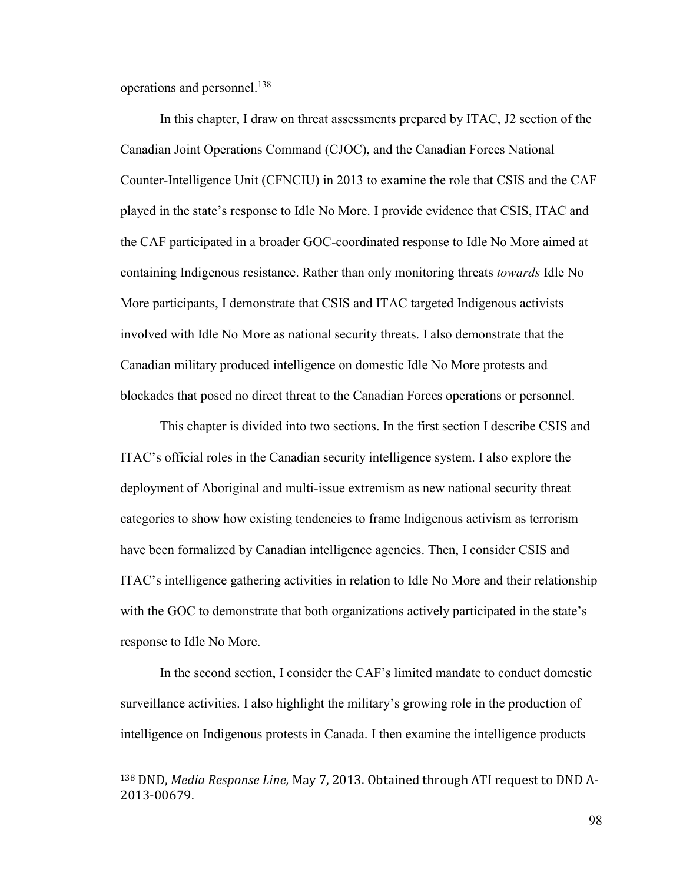operations and personnel.[138]

In this chapter, I draw on threat assessments prepared by ITAC, J2 section of the Canadian Joint Operations Command (CJOC), and the Canadian Forces National Counter-Intelligence Unit (CFNCIU) in 2013 to examine the role that CSIS and the CAF played in the state's response to Idle No More. I provide evidence that CSIS, ITAC and the CAF participated in a broader GOC-coordinated response to Idle No More aimed at containing Indigenous resistance. Rather than only monitoring threats *towards* Idle No More participants, I demonstrate that CSIS and ITAC targeted Indigenous activists involved with Idle No More as national security threats. I also demonstrate that the Canadian military produced intelligence on domestic Idle No More protests and blockades that posed no direct threat to the Canadian Forces operations or personnel.

This chapter is divided into two sections. In the first section I describe CSIS and ITAC's official roles in the Canadian security intelligence system. I also explore the deployment of Aboriginal and multi-issue extremism as new national security threat categories to show how existing tendencies to frame Indigenous activism as terrorism have been formalized by Canadian intelligence agencies. Then, I consider CSIS and ITAC's intelligence gathering activities in relation to Idle No More and their relationship with the GOC to demonstrate that both organizations actively participated in the state's response to Idle No More.

In the second section, I consider the CAF's limited mandate to conduct domestic surveillance activities. I also highlight the military's growing role in the production of intelligence on Indigenous protests in Canada. I then examine the intelligence products

---

[138] DND, *Media Response Line,* May 7, 2013. Obtained through ATI request to DND A-2013-00679.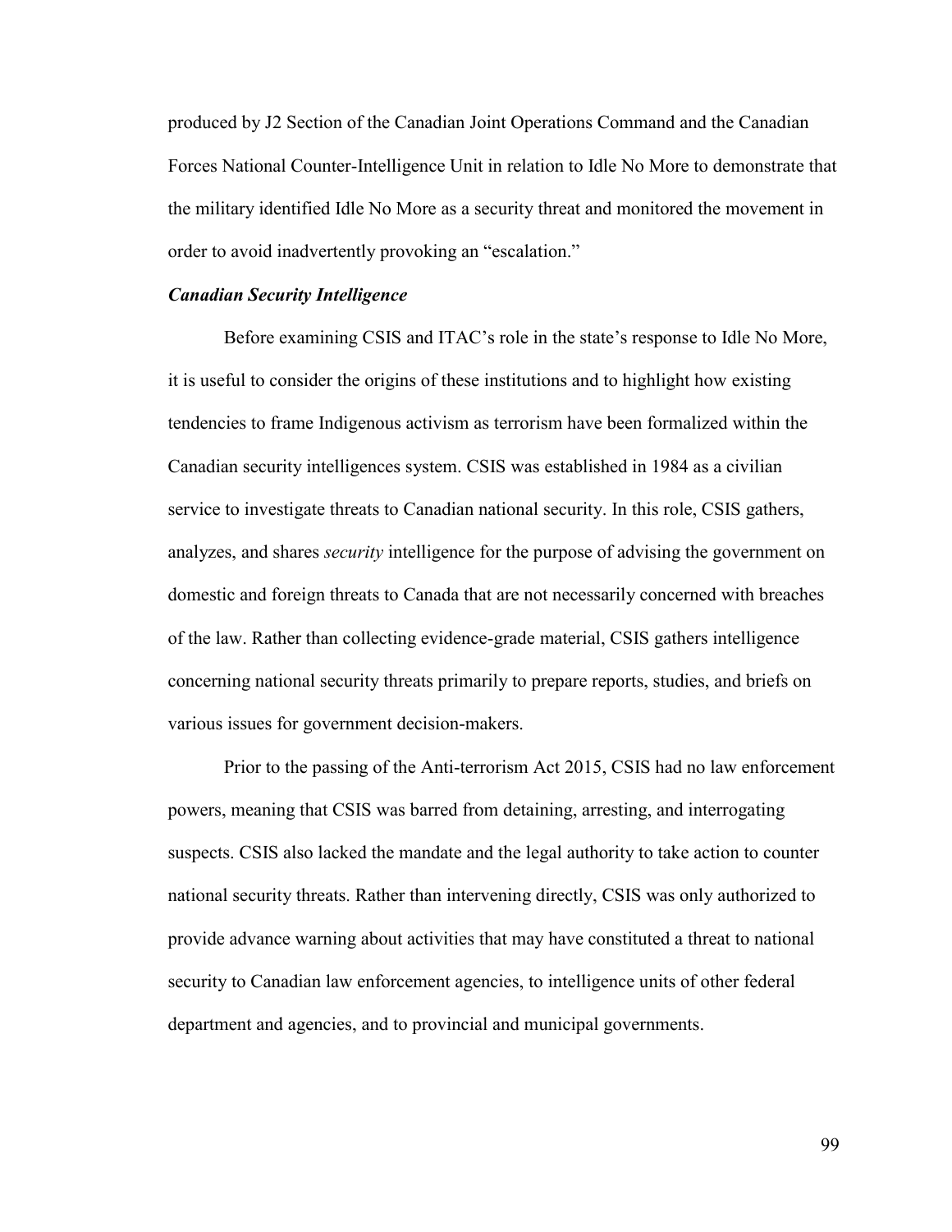produced by J2 Section of the Canadian Joint Operations Command and the Canadian Forces National Counter-Intelligence Unit in relation to Idle No More to demonstrate that the military identified Idle No More as a security threat and monitored the movement in order to avoid inadvertently provoking an "escalation."

### ***Canadian Security Intelligence***

Before examining CSIS and ITAC's role in the state's response to Idle No More, it is useful to consider the origins of these institutions and to highlight how existing tendencies to frame Indigenous activism as terrorism have been formalized within the Canadian security intelligences system. CSIS was established in 1984 as a civilian service to investigate threats to Canadian national security. In this role, CSIS gathers, analyzes, and shares *security* intelligence for the purpose of advising the government on domestic and foreign threats to Canada that are not necessarily concerned with breaches of the law. Rather than collecting evidence-grade material, CSIS gathers intelligence concerning national security threats primarily to prepare reports, studies, and briefs on various issues for government decision-makers.

Prior to the passing of the Anti-terrorism Act 2015, CSIS had no law enforcement powers, meaning that CSIS was barred from detaining, arresting, and interrogating suspects. CSIS also lacked the mandate and the legal authority to take action to counter national security threats. Rather than intervening directly, CSIS was only authorized to provide advance warning about activities that may have constituted a threat to national security to Canadian law enforcement agencies, to intelligence units of other federal department and agencies, and to provincial and municipal governments.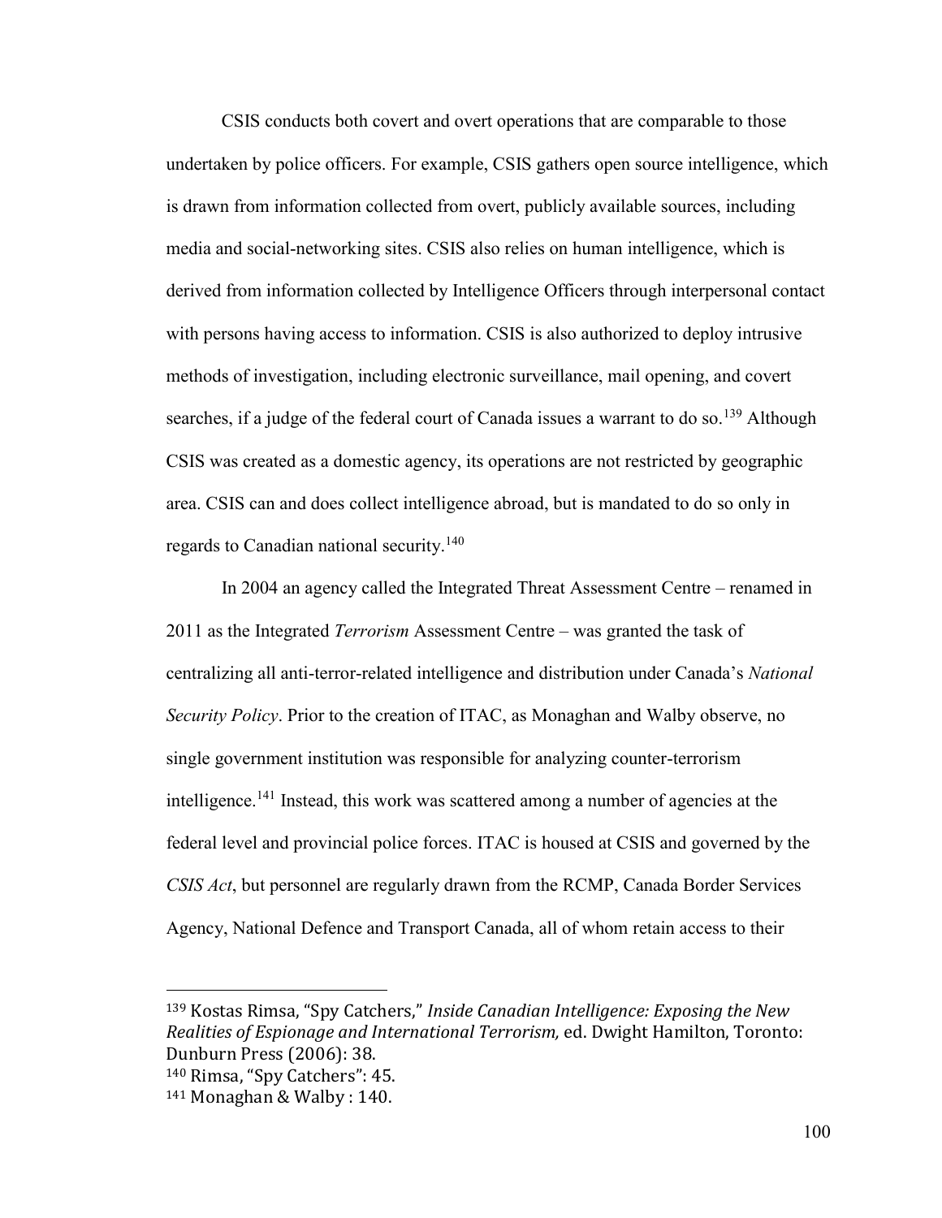CSIS conducts both covert and overt operations that are comparable to those undertaken by police officers. For example, CSIS gathers open source intelligence, which is drawn from information collected from overt, publicly available sources, including media and social-networking sites. CSIS also relies on human intelligence, which is derived from information collected by Intelligence Officers through interpersonal contact with persons having access to information. CSIS is also authorized to deploy intrusive methods of investigation, including electronic surveillance, mail opening, and covert searches, if a judge of the federal court of Canada issues a warrant to do so.[139] Although CSIS was created as a domestic agency, its operations are not restricted by geographic area. CSIS can and does collect intelligence abroad, but is mandated to do so only in regards to Canadian national security.[140]

In 2004 an agency called the Integrated Threat Assessment Centre – renamed in 2011 as the Integrated *Terrorism* Assessment Centre – was granted the task of centralizing all anti-terror-related intelligence and distribution under Canada's *National Security Policy*. Prior to the creation of ITAC, as Monaghan and Walby observe, no single government institution was responsible for analyzing counter-terrorism intelligence.[141] Instead, this work was scattered among a number of agencies at the federal level and provincial police forces. ITAC is housed at CSIS and governed by the *CSIS Act*, but personnel are regularly drawn from the RCMP, Canada Border Services Agency, National Defence and Transport Canada, all of whom retain access to their

---

[139] Kostas Rimsa, "Spy Catchers," *Inside Canadian Intelligence: Exposing the New Realities of Espionage and International Terrorism,* ed. Dwight Hamilton, Toronto: Dunburn Press (2006): 38.

[140] Rimsa, "Spy Catchers": 45.

[141] Monaghan & Walby : 140.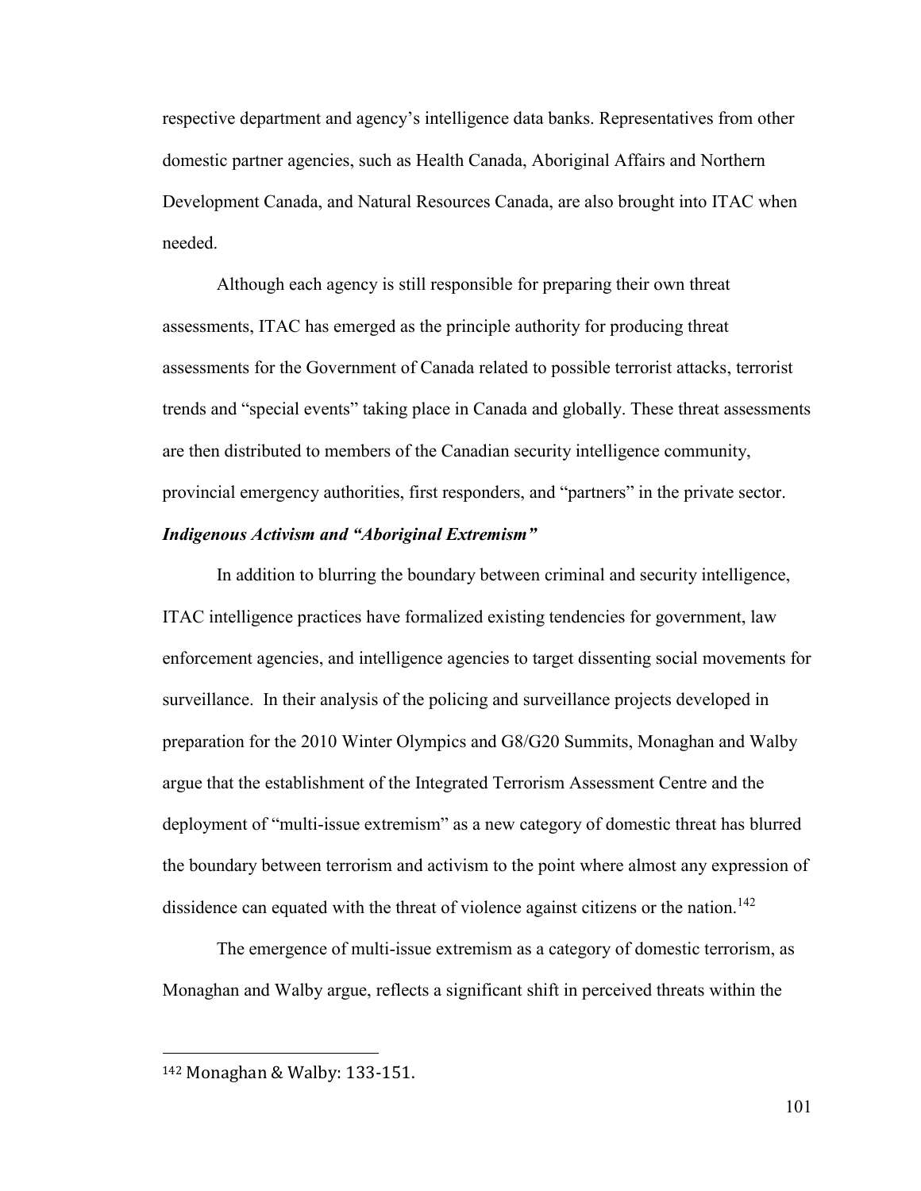respective department and agency's intelligence data banks. Representatives from other domestic partner agencies, such as Health Canada, Aboriginal Affairs and Northern Development Canada, and Natural Resources Canada, are also brought into ITAC when needed.

Although each agency is still responsible for preparing their own threat assessments, ITAC has emerged as the principle authority for producing threat assessments for the Government of Canada related to possible terrorist attacks, terrorist trends and "special events" taking place in Canada and globally. These threat assessments are then distributed to members of the Canadian security intelligence community, provincial emergency authorities, first responders, and "partners" in the private sector.

### *Indigenous Activism and "Aboriginal Extremism"*

In addition to blurring the boundary between criminal and security intelligence, ITAC intelligence practices have formalized existing tendencies for government, law enforcement agencies, and intelligence agencies to target dissenting social movements for surveillance. In their analysis of the policing and surveillance projects developed in preparation for the 2010 Winter Olympics and G8/G20 Summits, Monaghan and Walby argue that the establishment of the Integrated Terrorism Assessment Centre and the deployment of "multi-issue extremism" as a new category of domestic threat has blurred the boundary between terrorism and activism to the point where almost any expression of dissidence can equated with the threat of violence against citizens or the nation.[142]

The emergence of multi-issue extremism as a category of domestic terrorism, as Monaghan and Walby argue, reflects a significant shift in perceived threats within the

---

[142] Monaghan & Walby: 133-151.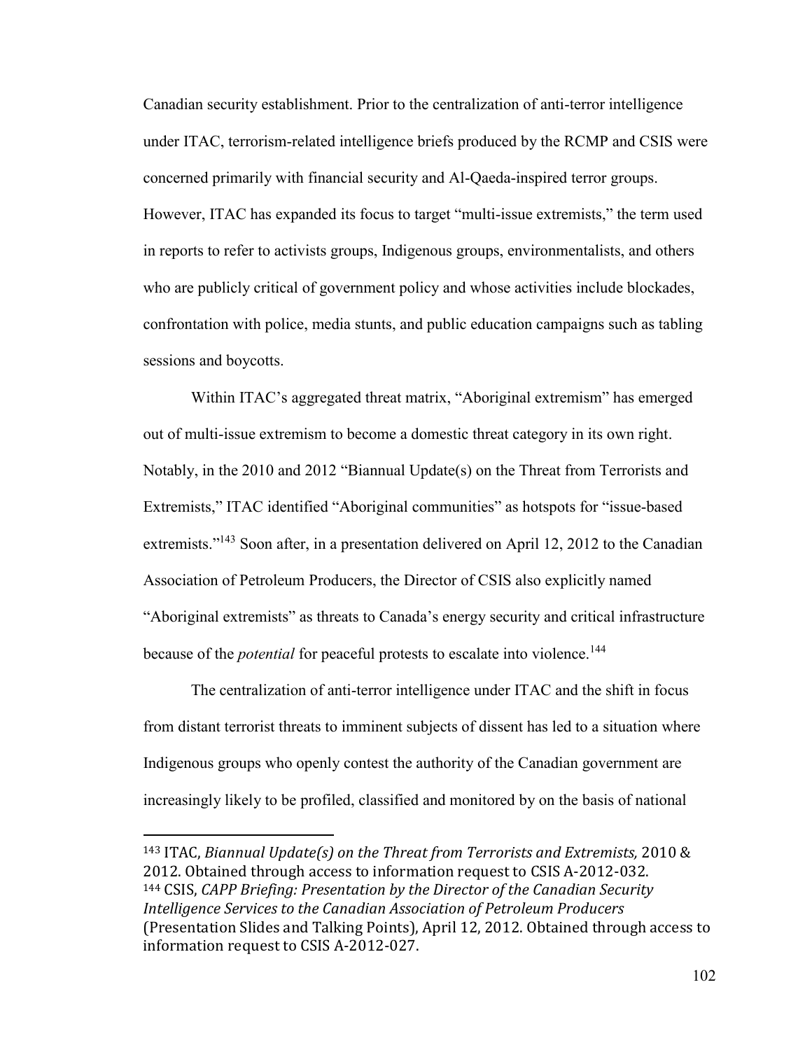Canadian security establishment. Prior to the centralization of anti-terror intelligence under ITAC, terrorism-related intelligence briefs produced by the RCMP and CSIS were concerned primarily with financial security and Al-Qaeda-inspired terror groups. However, ITAC has expanded its focus to target "multi-issue extremists," the term used in reports to refer to activists groups, Indigenous groups, environmentalists, and others who are publicly critical of government policy and whose activities include blockades, confrontation with police, media stunts, and public education campaigns such as tabling sessions and boycotts.

Within ITAC's aggregated threat matrix, "Aboriginal extremism" has emerged out of multi-issue extremism to become a domestic threat category in its own right. Notably, in the 2010 and 2012 "Biannual Update(s) on the Threat from Terrorists and Extremists," ITAC identified "Aboriginal communities" as hotspots for "issue-based extremists."[143] Soon after, in a presentation delivered on April 12, 2012 to the Canadian Association of Petroleum Producers, the Director of CSIS also explicitly named "Aboriginal extremists" as threats to Canada's energy security and critical infrastructure because of the *potential* for peaceful protests to escalate into violence.[144]

The centralization of anti-terror intelligence under ITAC and the shift in focus from distant terrorist threats to imminent subjects of dissent has led to a situation where Indigenous groups who openly contest the authority of the Canadian government are increasingly likely to be profiled, classified and monitored by on the basis of national

---

[143] ITAC, *Biannual Update(s) on the Threat from Terrorists and Extremists,* 2010 & 2012. Obtained through access to information request to CSIS A-2012-032.

[144] CSIS, *CAPP Briefing: Presentation by the Director of the Canadian Security Intelligence Services to the Canadian Association of Petroleum Producers* (Presentation Slides and Talking Points), April 12, 2012. Obtained through access to information request to CSIS A-2012-027.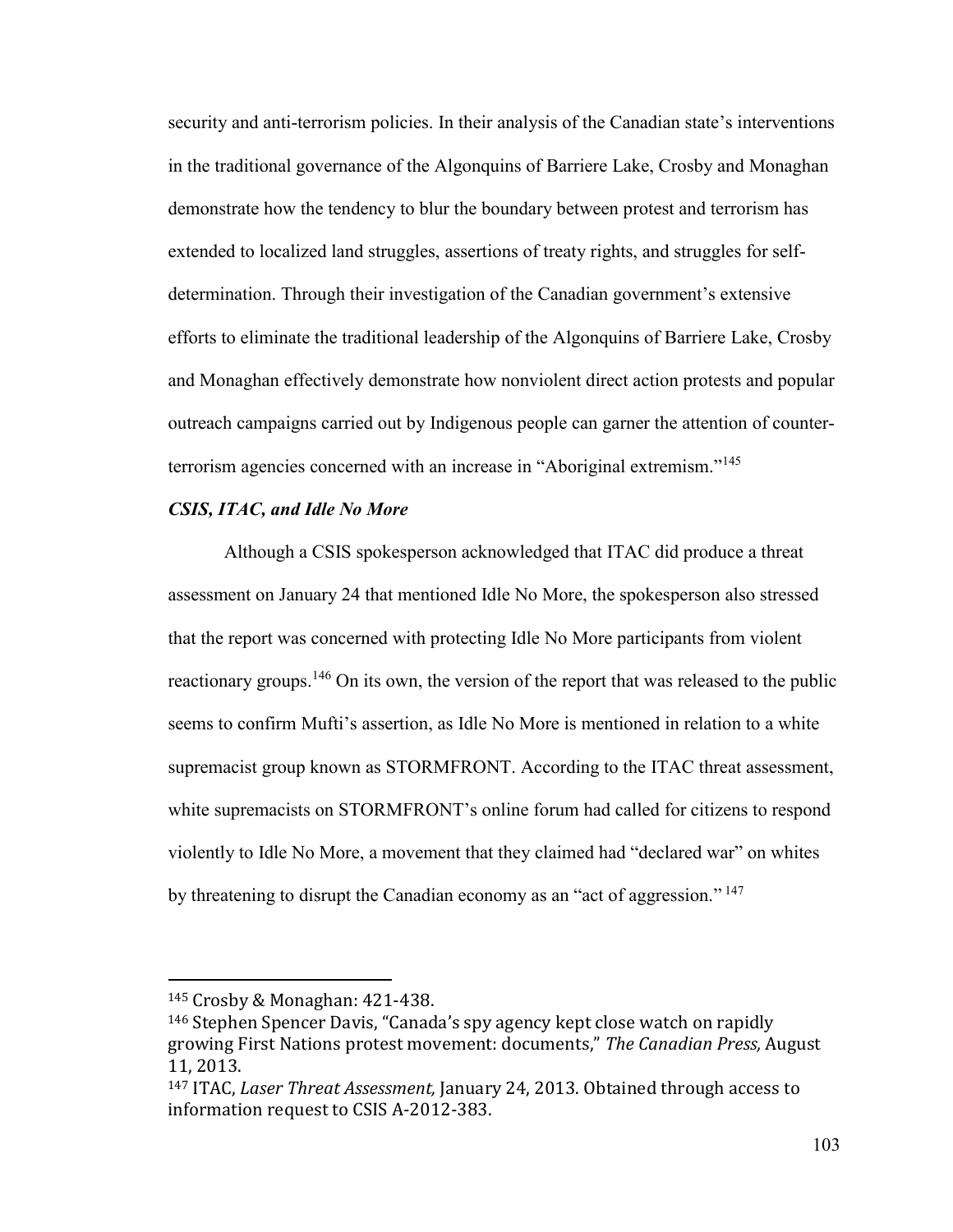security and anti-terrorism policies. In their analysis of the Canadian state's interventions in the traditional governance of the Algonquins of Barriere Lake, Crosby and Monaghan demonstrate how the tendency to blur the boundary between protest and terrorism has extended to localized land struggles, assertions of treaty rights, and struggles for self-determination. Through their investigation of the Canadian government's extensive efforts to eliminate the traditional leadership of the Algonquins of Barriere Lake, Crosby and Monaghan effectively demonstrate how nonviolent direct action protests and popular outreach campaigns carried out by Indigenous people can garner the attention of counter-terrorism agencies concerned with an increase in "Aboriginal extremism."[145]

### *CSIS, ITAC, and Idle No More*

Although a CSIS spokesperson acknowledged that ITAC did produce a threat assessment on January 24 that mentioned Idle No More, the spokesperson also stressed that the report was concerned with protecting Idle No More participants from violent reactionary groups.[146] On its own, the version of the report that was released to the public seems to confirm Mufti's assertion, as Idle No More is mentioned in relation to a white supremacist group known as STORMFRONT. According to the ITAC threat assessment, white supremacists on STORMFRONT's online forum had called for citizens to respond violently to Idle No More, a movement that they claimed had "declared war" on whites by threatening to disrupt the Canadian economy as an "act of aggression."[147]

---

[145] Crosby & Monaghan: 421-438.

[146] Stephen Spencer Davis, "Canada's spy agency kept close watch on rapidly growing First Nations protest movement: documents," *The Canadian Press,* August 11, 2013.

[147] ITAC, *Laser Threat Assessment,* January 24, 2013. Obtained through access to information request to CSIS A-2012-383.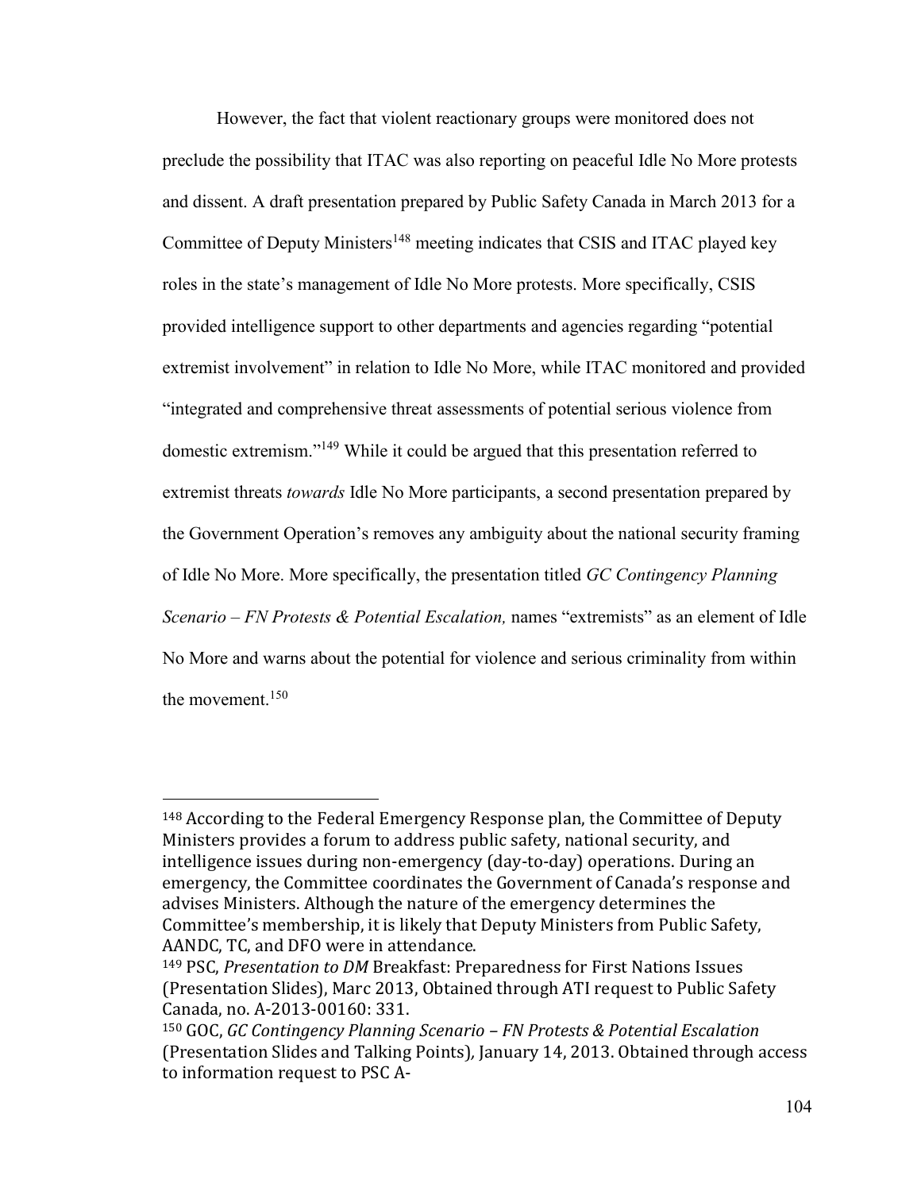However, the fact that violent reactionary groups were monitored does not preclude the possibility that ITAC was also reporting on peaceful Idle No More protests and dissent. A draft presentation prepared by Public Safety Canada in March 2013 for a Committee of Deputy Ministers[148] meeting indicates that CSIS and ITAC played key roles in the state's management of Idle No More protests. More specifically, CSIS provided intelligence support to other departments and agencies regarding "potential extremist involvement" in relation to Idle No More, while ITAC monitored and provided "integrated and comprehensive threat assessments of potential serious violence from domestic extremism."[149] While it could be argued that this presentation referred to extremist threats *towards* Idle No More participants, a second presentation prepared by the Government Operation's removes any ambiguity about the national security framing of Idle No More. More specifically, the presentation titled *GC Contingency Planning Scenario – FN Protests & Potential Escalation,* names "extremists" as an element of Idle No More and warns about the potential for violence and serious criminality from within the movement.[150]

---

[148] According to the Federal Emergency Response plan, the Committee of Deputy Ministers provides a forum to address public safety, national security, and intelligence issues during non-emergency (day-to-day) operations. During an emergency, the Committee coordinates the Government of Canada's response and advises Ministers. Although the nature of the emergency determines the Committee's membership, it is likely that Deputy Ministers from Public Safety, AANDC, TC, and DFO were in attendance.

[149] PSC, *Presentation to DM* Breakfast: Preparedness for First Nations Issues (Presentation Slides), Marc 2013, Obtained through ATI request to Public Safety Canada, no. A-2013-00160: 331.

[150] GOC, *GC Contingency Planning Scenario – FN Protests & Potential Escalation* (Presentation Slides and Talking Points)*,* January 14, 2013. Obtained through access to information request to PSC A-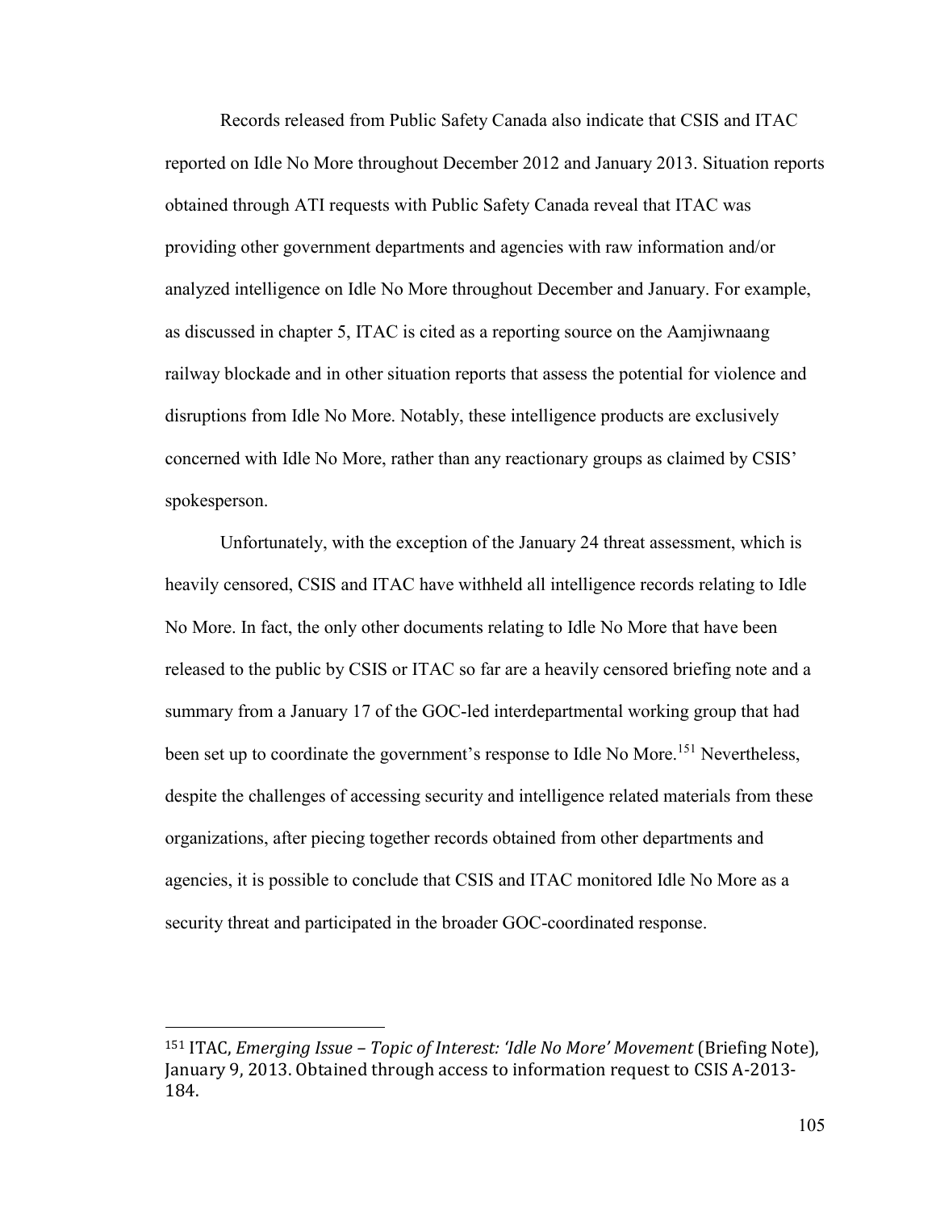Records released from Public Safety Canada also indicate that CSIS and ITAC reported on Idle No More throughout December 2012 and January 2013. Situation reports obtained through ATI requests with Public Safety Canada reveal that ITAC was providing other government departments and agencies with raw information and/or analyzed intelligence on Idle No More throughout December and January. For example, as discussed in chapter 5, ITAC is cited as a reporting source on the Aamjiwnaang railway blockade and in other situation reports that assess the potential for violence and disruptions from Idle No More. Notably, these intelligence products are exclusively concerned with Idle No More, rather than any reactionary groups as claimed by CSIS' spokesperson.

Unfortunately, with the exception of the January 24 threat assessment, which is heavily censored, CSIS and ITAC have withheld all intelligence records relating to Idle No More. In fact, the only other documents relating to Idle No More that have been released to the public by CSIS or ITAC so far are a heavily censored briefing note and a summary from a January 17 of the GOC-led interdepartmental working group that had been set up to coordinate the government's response to Idle No More.[151] Nevertheless, despite the challenges of accessing security and intelligence related materials from these organizations, after piecing together records obtained from other departments and agencies, it is possible to conclude that CSIS and ITAC monitored Idle No More as a security threat and participated in the broader GOC-coordinated response.

---

[151] ITAC, *Emerging Issue – Topic of Interest: 'Idle No More' Movement* (Briefing Note), January 9, 2013. Obtained through access to information request to CSIS A-2013-184.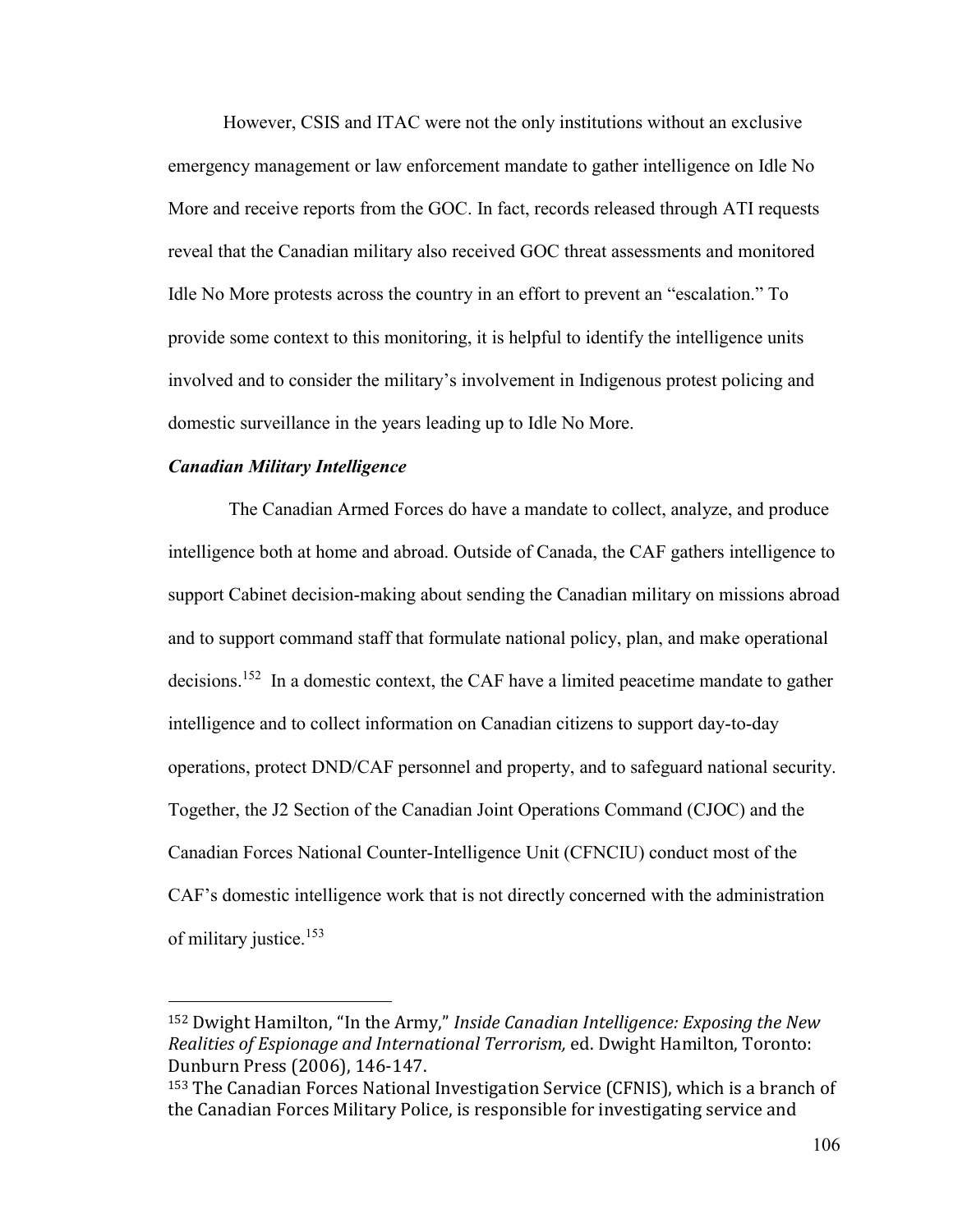However, CSIS and ITAC were not the only institutions without an exclusive emergency management or law enforcement mandate to gather intelligence on Idle No More and receive reports from the GOC. In fact, records released through ATI requests reveal that the Canadian military also received GOC threat assessments and monitored Idle No More protests across the country in an effort to prevent an "escalation." To provide some context to this monitoring, it is helpful to identify the intelligence units involved and to consider the military's involvement in Indigenous protest policing and domestic surveillance in the years leading up to Idle No More.

***Canadian Military Intelligence***

The Canadian Armed Forces do have a mandate to collect, analyze, and produce intelligence both at home and abroad. Outside of Canada, the CAF gathers intelligence to support Cabinet decision-making about sending the Canadian military on missions abroad and to support command staff that formulate national policy, plan, and make operational decisions.[152] In a domestic context, the CAF have a limited peacetime mandate to gather intelligence and to collect information on Canadian citizens to support day-to-day operations, protect DND/CAF personnel and property, and to safeguard national security. Together, the J2 Section of the Canadian Joint Operations Command (CJOC) and the Canadian Forces National Counter-Intelligence Unit (CFNCIU) conduct most of the CAF's domestic intelligence work that is not directly concerned with the administration of military justice.[153]

---

[152] Dwight Hamilton, "In the Army," *Inside Canadian Intelligence: Exposing the New Realities of Espionage and International Terrorism,* ed. Dwight Hamilton, Toronto: Dunburn Press (2006), 146-147.

[153] The Canadian Forces National Investigation Service (CFNIS), which is a branch of the Canadian Forces Military Police, is responsible for investigating service and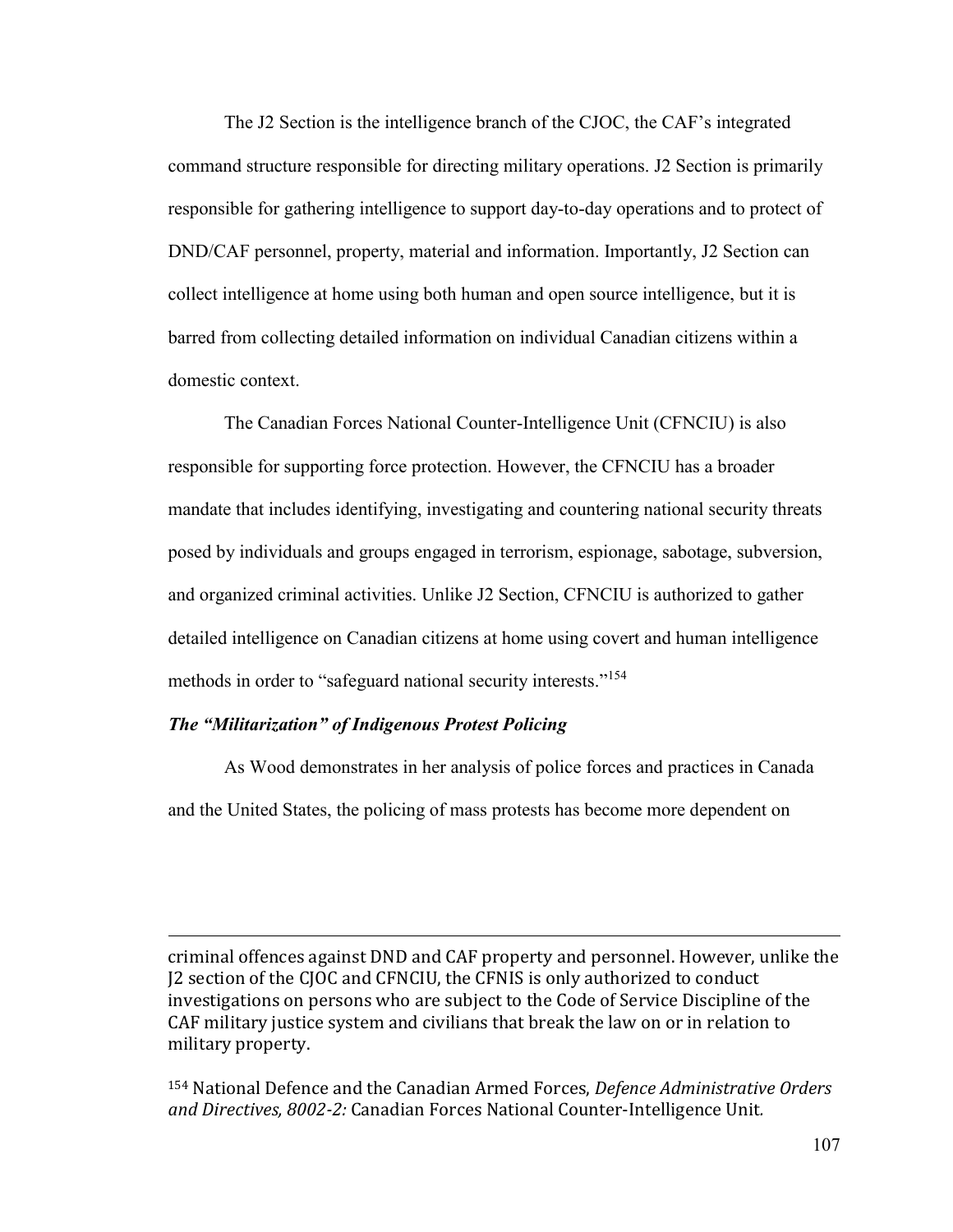The J2 Section is the intelligence branch of the CJOC, the CAF's integrated command structure responsible for directing military operations. J2 Section is primarily responsible for gathering intelligence to support day-to-day operations and to protect of DND/CAF personnel, property, material and information. Importantly, J2 Section can collect intelligence at home using both human and open source intelligence, but it is barred from collecting detailed information on individual Canadian citizens within a domestic context.

The Canadian Forces National Counter-Intelligence Unit (CFNCIU) is also responsible for supporting force protection. However, the CFNCIU has a broader mandate that includes identifying, investigating and countering national security threats posed by individuals and groups engaged in terrorism, espionage, sabotage, subversion, and organized criminal activities. Unlike J2 Section, CFNCIU is authorized to gather detailed intelligence on Canadian citizens at home using covert and human intelligence methods in order to "safeguard national security interests."[154]

***The "Militarization" of Indigenous Protest Policing***

As Wood demonstrates in her analysis of police forces and practices in Canada and the United States, the policing of mass protests has become more dependent on

---

criminal offences against DND and CAF property and personnel. However, unlike the J2 section of the CJOC and CFNCIU, the CFNIS is only authorized to conduct investigations on persons who are subject to the Code of Service Discipline of the CAF military justice system and civilians that break the law on or in relation to military property.

[154] National Defence and the Canadian Armed Forces, *Defence Administrative Orders and Directives, 8002-2:* Canadian Forces National Counter-Intelligence Unit.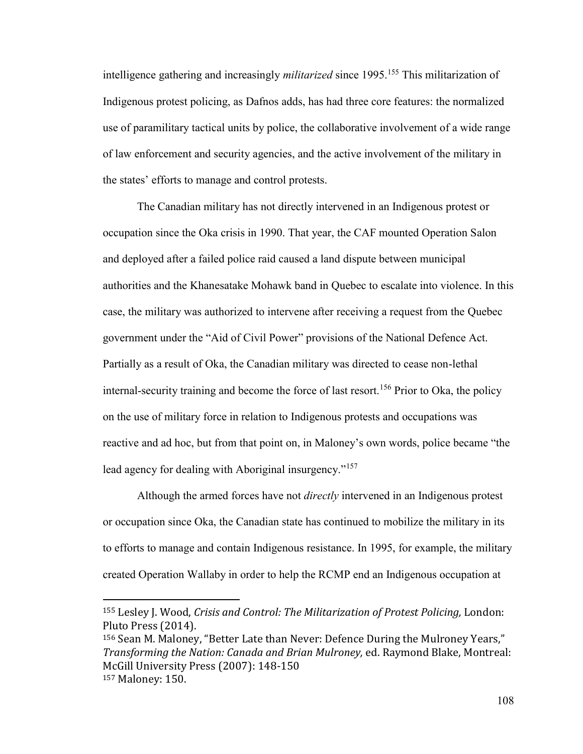intelligence gathering and increasingly *militarized* since 1995.[155] This militarization of Indigenous protest policing, as Dafnos adds, has had three core features: the normalized use of paramilitary tactical units by police, the collaborative involvement of a wide range of law enforcement and security agencies, and the active involvement of the military in the states' efforts to manage and control protests.

The Canadian military has not directly intervened in an Indigenous protest or occupation since the Oka crisis in 1990. That year, the CAF mounted Operation Salon and deployed after a failed police raid caused a land dispute between municipal authorities and the Khanesatake Mohawk band in Quebec to escalate into violence. In this case, the military was authorized to intervene after receiving a request from the Quebec government under the "Aid of Civil Power" provisions of the National Defence Act. Partially as a result of Oka, the Canadian military was directed to cease non-lethal internal-security training and become the force of last resort.[156] Prior to Oka, the policy on the use of military force in relation to Indigenous protests and occupations was reactive and ad hoc, but from that point on, in Maloney's own words, police became "the lead agency for dealing with Aboriginal insurgency."[157]

Although the armed forces have not *directly* intervened in an Indigenous protest or occupation since Oka, the Canadian state has continued to mobilize the military in its to efforts to manage and contain Indigenous resistance. In 1995, for example, the military created Operation Wallaby in order to help the RCMP end an Indigenous occupation at

---

[155] Lesley J. Wood, *Crisis and Control: The Militarization of Protest Policing,* London: Pluto Press (2014).

[156] Sean M. Maloney, "Better Late than Never: Defence During the Mulroney Years," *Transforming the Nation: Canada and Brian Mulroney,* ed. Raymond Blake, Montreal: McGill University Press (2007): 148-150

[157] Maloney: 150.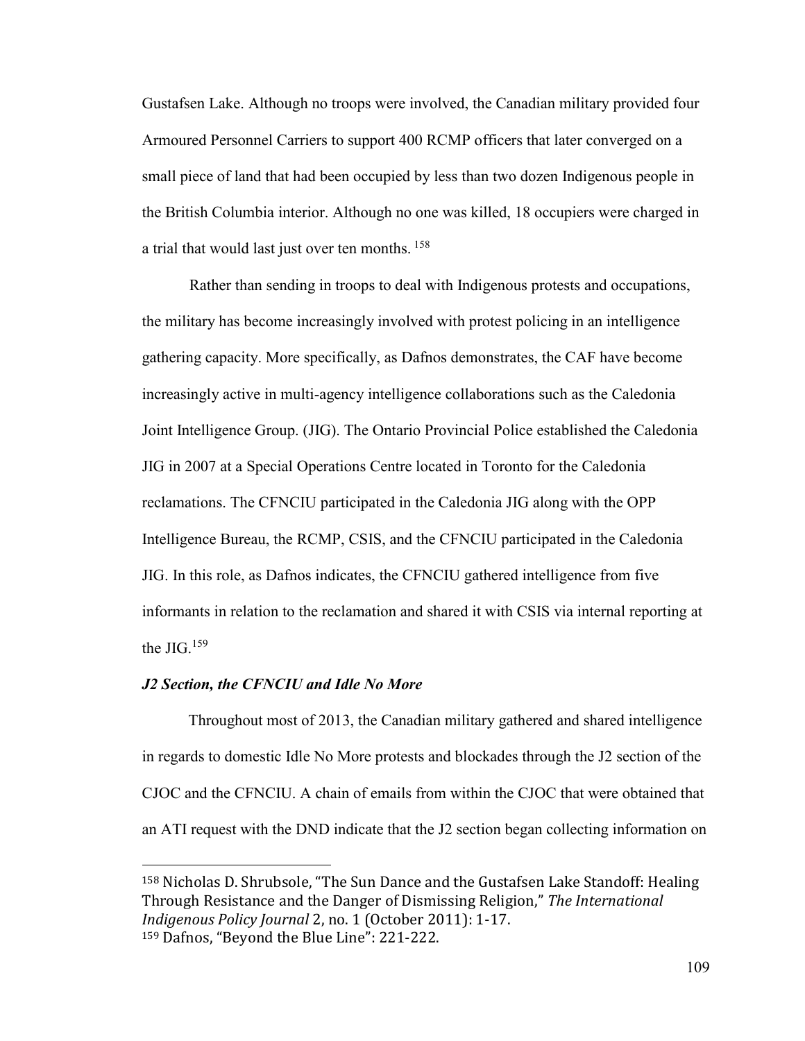Gustafsen Lake. Although no troops were involved, the Canadian military provided four Armoured Personnel Carriers to support 400 RCMP officers that later converged on a small piece of land that had been occupied by less than two dozen Indigenous people in the British Columbia interior. Although no one was killed, 18 occupiers were charged in a trial that would last just over ten months. [158]

Rather than sending in troops to deal with Indigenous protests and occupations, the military has become increasingly involved with protest policing in an intelligence gathering capacity. More specifically, as Dafnos demonstrates, the CAF have become increasingly active in multi-agency intelligence collaborations such as the Caledonia Joint Intelligence Group. (JIG). The Ontario Provincial Police established the Caledonia JIG in 2007 at a Special Operations Centre located in Toronto for the Caledonia reclamations. The CFNCIU participated in the Caledonia JIG along with the OPP Intelligence Bureau, the RCMP, CSIS, and the CFNCIU participated in the Caledonia JIG. In this role, as Dafnos indicates, the CFNCIU gathered intelligence from five informants in relation to the reclamation and shared it with CSIS via internal reporting at the JIG.[159]

### *J2 Section, the CFNCIU and Idle No More*

Throughout most of 2013, the Canadian military gathered and shared intelligence in regards to domestic Idle No More protests and blockades through the J2 section of the CJOC and the CFNCIU. A chain of emails from within the CJOC that were obtained that an ATI request with the DND indicate that the J2 section began collecting information on

---

[158] Nicholas D. Shrubsole, "The Sun Dance and the Gustafsen Lake Standoff: Healing Through Resistance and the Danger of Dismissing Religion," *The International Indigenous Policy Journal* 2, no. 1 (October 2011): 1-17.

[159] Dafnos, "Beyond the Blue Line": 221-222.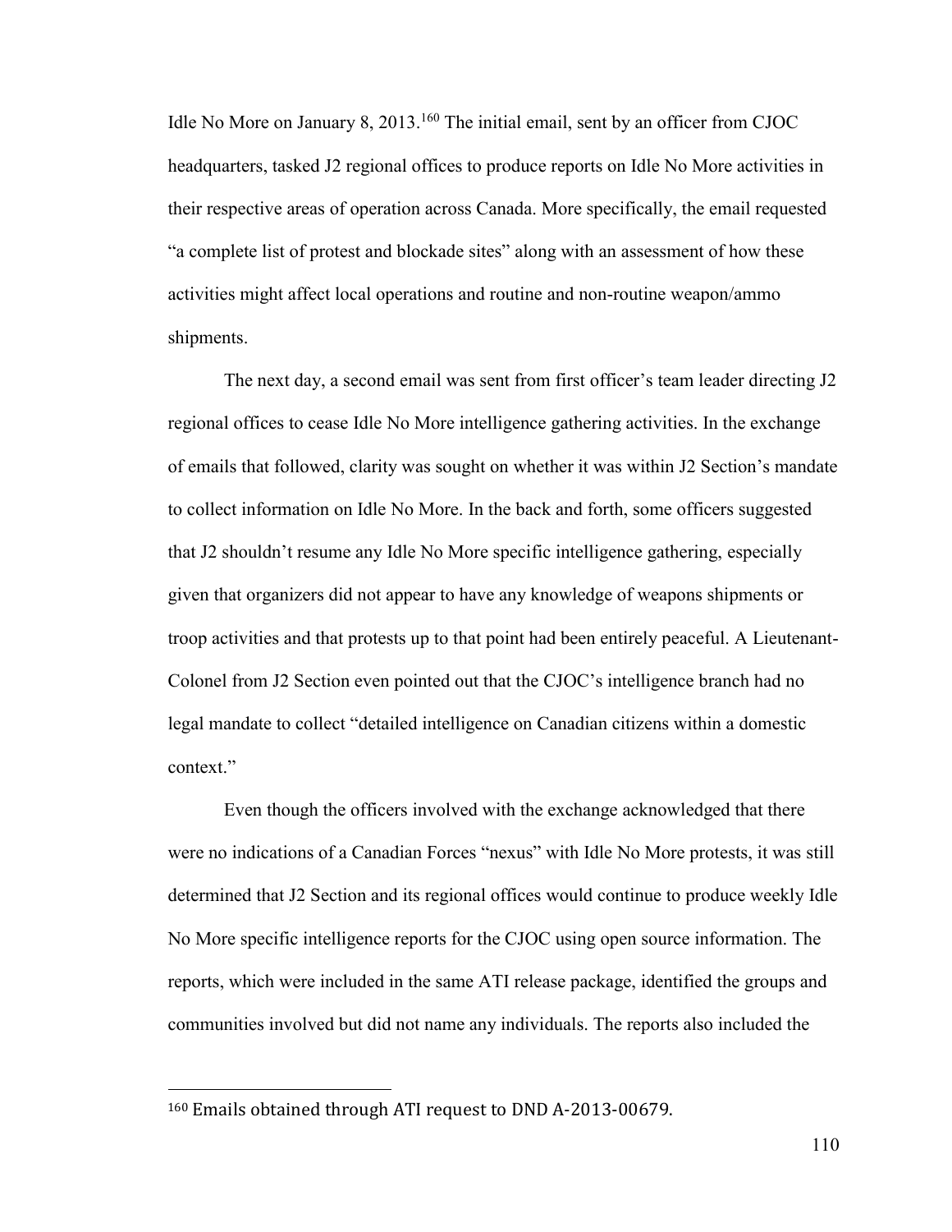Idle No More on January 8, 2013.[160] The initial email, sent by an officer from CJOC headquarters, tasked J2 regional offices to produce reports on Idle No More activities in their respective areas of operation across Canada. More specifically, the email requested "a complete list of protest and blockade sites" along with an assessment of how these activities might affect local operations and routine and non-routine weapon/ammo shipments.

The next day, a second email was sent from first officer's team leader directing J2 regional offices to cease Idle No More intelligence gathering activities. In the exchange of emails that followed, clarity was sought on whether it was within J2 Section's mandate to collect information on Idle No More. In the back and forth, some officers suggested that J2 shouldn't resume any Idle No More specific intelligence gathering, especially given that organizers did not appear to have any knowledge of weapons shipments or troop activities and that protests up to that point had been entirely peaceful. A Lieutenant-Colonel from J2 Section even pointed out that the CJOC's intelligence branch had no legal mandate to collect "detailed intelligence on Canadian citizens within a domestic context."

Even though the officers involved with the exchange acknowledged that there were no indications of a Canadian Forces "nexus" with Idle No More protests, it was still determined that J2 Section and its regional offices would continue to produce weekly Idle No More specific intelligence reports for the CJOC using open source information. The reports, which were included in the same ATI release package, identified the groups and communities involved but did not name any individuals. The reports also included the

---

[160] Emails obtained through ATI request to DND A-2013-00679.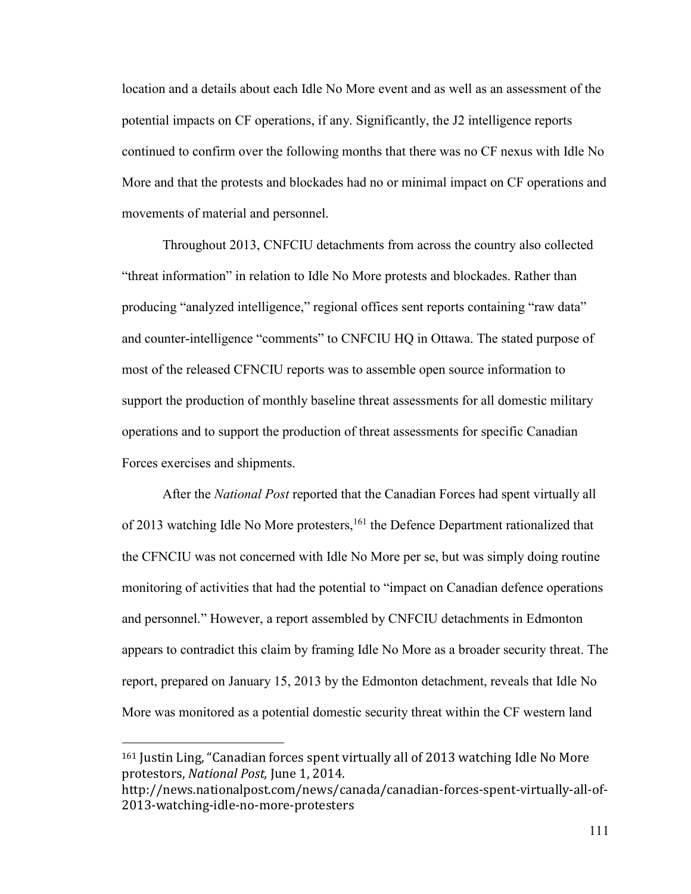location and a details about each Idle No More event and as well as an assessment of the potential impacts on CF operations, if any. Significantly, the J2 intelligence reports continued to confirm over the following months that there was no CF nexus with Idle No More and that the protests and blockades had no or minimal impact on CF operations and movements of material and personnel.

Throughout 2013, CNFCIU detachments from across the country also collected "threat information" in relation to Idle No More protests and blockades. Rather than producing "analyzed intelligence," regional offices sent reports containing "raw data" and counter-intelligence "comments" to CNFCIU HQ in Ottawa. The stated purpose of most of the released CFNCIU reports was to assemble open source information to support the production of monthly baseline threat assessments for all domestic military operations and to support the production of threat assessments for specific Canadian Forces exercises and shipments.

After the *National Post* reported that the Canadian Forces had spent virtually all of 2013 watching Idle No More protesters,[161] the Defence Department rationalized that the CFNCIU was not concerned with Idle No More per se, but was simply doing routine monitoring of activities that had the potential to "impact on Canadian defence operations and personnel." However, a report assembled by CNFCIU detachments in Edmonton appears to contradict this claim by framing Idle No More as a broader security threat. The report, prepared on January 15, 2013 by the Edmonton detachment, reveals that Idle No More was monitored as a potential domestic security threat within the CF western land

---

[161] Justin Ling, "Canadian forces spent virtually all of 2013 watching Idle No More protestors, *National Post,* June 1, 2014. http://news.nationalpost.com/news/canada/canadian-forces-spent-virtually-all-of-2013-watching-idle-no-more-protesters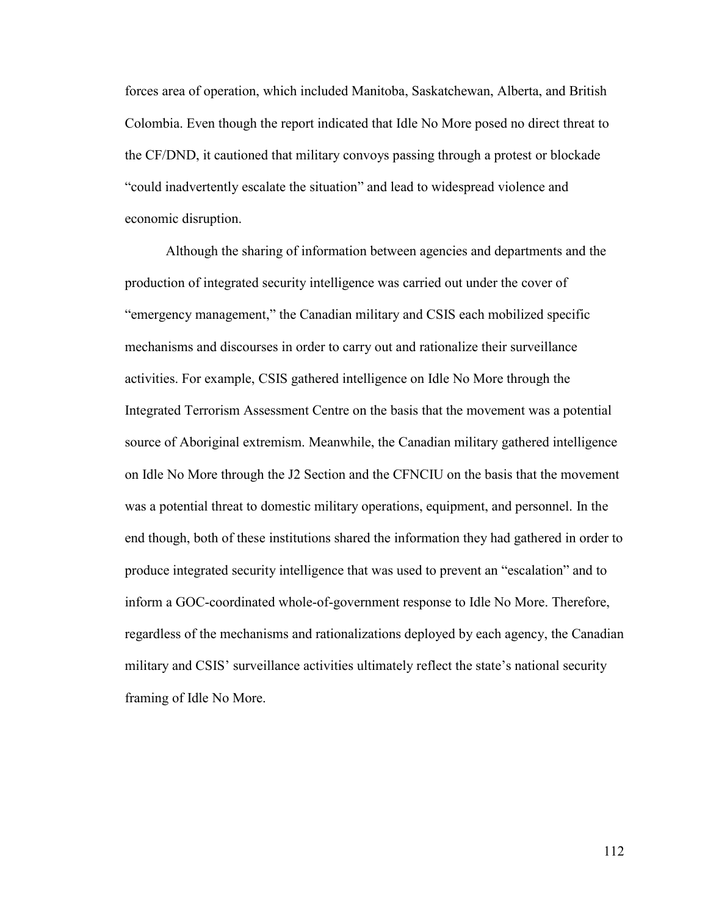forces area of operation, which included Manitoba, Saskatchewan, Alberta, and British Colombia. Even though the report indicated that Idle No More posed no direct threat to the CF/DND, it cautioned that military convoys passing through a protest or blockade "could inadvertently escalate the situation" and lead to widespread violence and economic disruption.

Although the sharing of information between agencies and departments and the production of integrated security intelligence was carried out under the cover of "emergency management," the Canadian military and CSIS each mobilized specific mechanisms and discourses in order to carry out and rationalize their surveillance activities. For example, CSIS gathered intelligence on Idle No More through the Integrated Terrorism Assessment Centre on the basis that the movement was a potential source of Aboriginal extremism. Meanwhile, the Canadian military gathered intelligence on Idle No More through the J2 Section and the CFNCIU on the basis that the movement was a potential threat to domestic military operations, equipment, and personnel. In the end though, both of these institutions shared the information they had gathered in order to produce integrated security intelligence that was used to prevent an "escalation" and to inform a GOC-coordinated whole-of-government response to Idle No More. Therefore, regardless of the mechanisms and rationalizations deployed by each agency, the Canadian military and CSIS' surveillance activities ultimately reflect the state's national security framing of Idle No More.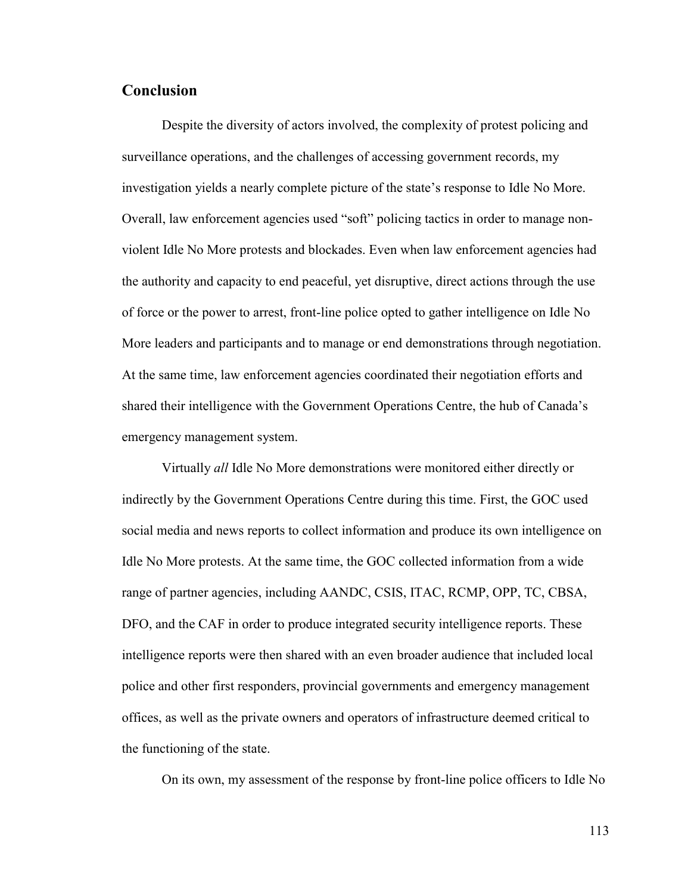## Conclusion

Despite the diversity of actors involved, the complexity of protest policing and surveillance operations, and the challenges of accessing government records, my investigation yields a nearly complete picture of the state's response to Idle No More. Overall, law enforcement agencies used "soft" policing tactics in order to manage non-violent Idle No More protests and blockades. Even when law enforcement agencies had the authority and capacity to end peaceful, yet disruptive, direct actions through the use of force or the power to arrest, front-line police opted to gather intelligence on Idle No More leaders and participants and to manage or end demonstrations through negotiation. At the same time, law enforcement agencies coordinated their negotiation efforts and shared their intelligence with the Government Operations Centre, the hub of Canada's emergency management system.

Virtually *all* Idle No More demonstrations were monitored either directly or indirectly by the Government Operations Centre during this time. First, the GOC used social media and news reports to collect information and produce its own intelligence on Idle No More protests. At the same time, the GOC collected information from a wide range of partner agencies, including AANDC, CSIS, ITAC, RCMP, OPP, TC, CBSA, DFO, and the CAF in order to produce integrated security intelligence reports. These intelligence reports were then shared with an even broader audience that included local police and other first responders, provincial governments and emergency management offices, as well as the private owners and operators of infrastructure deemed critical to the functioning of the state.

On its own, my assessment of the response by front-line police officers to Idle No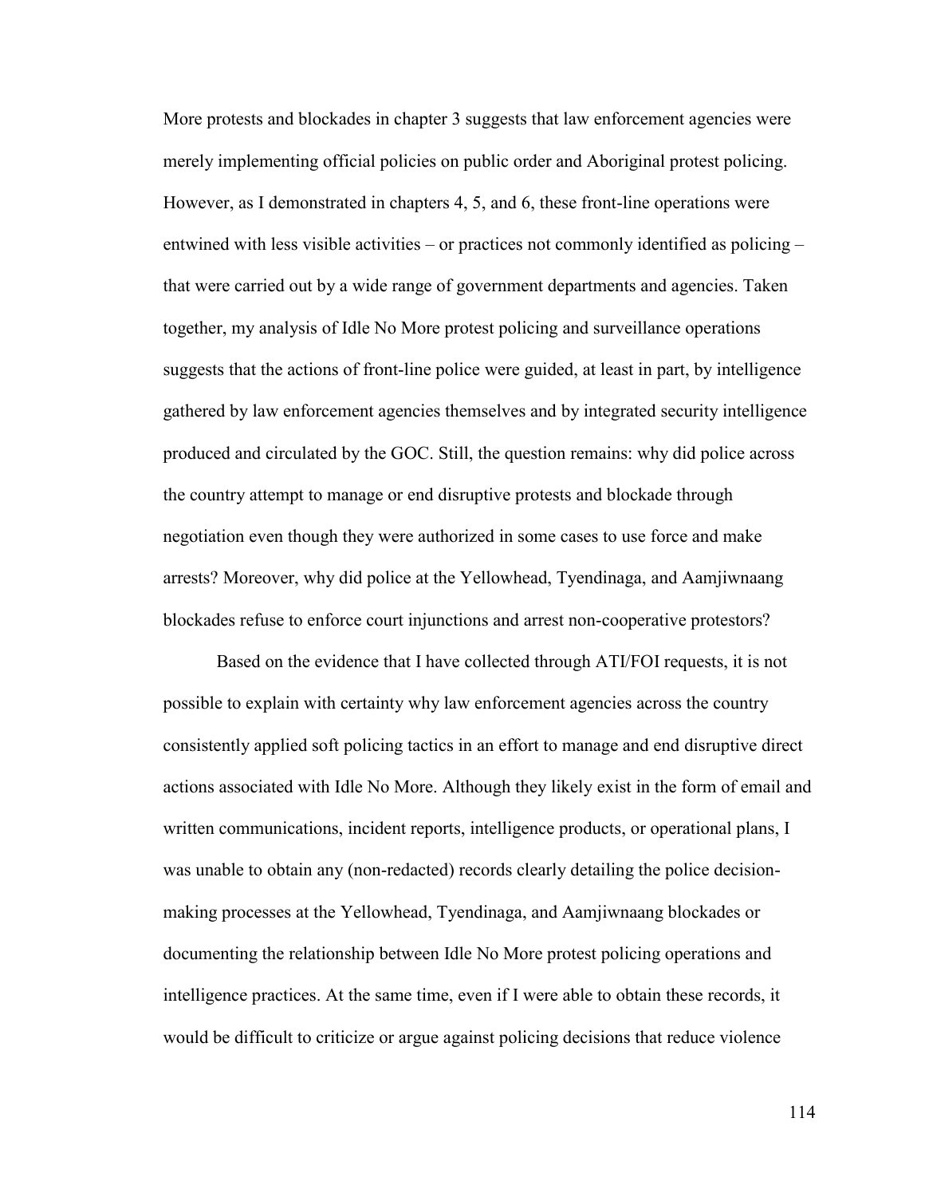More protests and blockades in chapter 3 suggests that law enforcement agencies were merely implementing official policies on public order and Aboriginal protest policing. However, as I demonstrated in chapters 4, 5, and 6, these front-line operations were entwined with less visible activities – or practices not commonly identified as policing – that were carried out by a wide range of government departments and agencies. Taken together, my analysis of Idle No More protest policing and surveillance operations suggests that the actions of front-line police were guided, at least in part, by intelligence gathered by law enforcement agencies themselves and by integrated security intelligence produced and circulated by the GOC. Still, the question remains: why did police across the country attempt to manage or end disruptive protests and blockade through negotiation even though they were authorized in some cases to use force and make arrests? Moreover, why did police at the Yellowhead, Tyendinaga, and Aamjiwnaang blockades refuse to enforce court injunctions and arrest non-cooperative protestors?

Based on the evidence that I have collected through ATI/FOI requests, it is not possible to explain with certainty why law enforcement agencies across the country consistently applied soft policing tactics in an effort to manage and end disruptive direct actions associated with Idle No More. Although they likely exist in the form of email and written communications, incident reports, intelligence products, or operational plans, I was unable to obtain any (non-redacted) records clearly detailing the police decision-making processes at the Yellowhead, Tyendinaga, and Aamjiwnaang blockades or documenting the relationship between Idle No More protest policing operations and intelligence practices. At the same time, even if I were able to obtain these records, it would be difficult to criticize or argue against policing decisions that reduce violence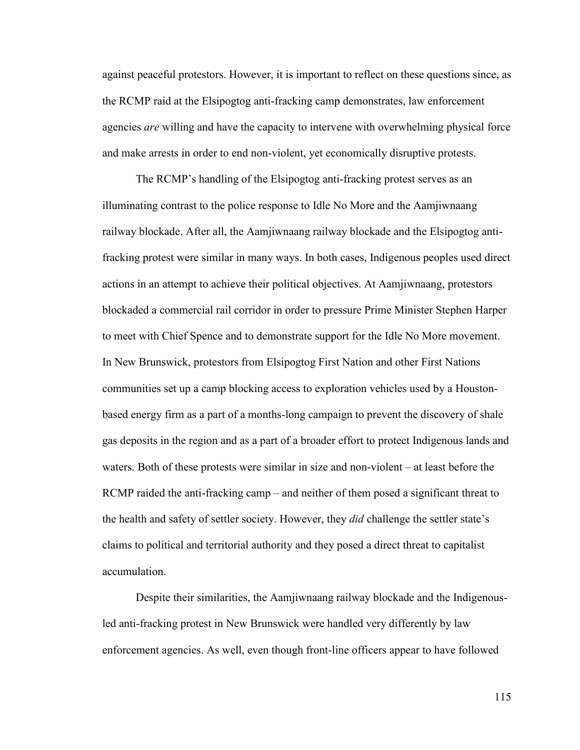against peaceful protestors. However, it is important to reflect on these questions since, as the RCMP raid at the Elsipogtog anti-fracking camp demonstrates, law enforcement agencies *are* willing and have the capacity to intervene with overwhelming physical force and make arrests in order to end non-violent, yet economically disruptive protests.

The RCMP's handling of the Elsipogtog anti-fracking protest serves as an illuminating contrast to the police response to Idle No More and the Aamjiwnaang railway blockade. After all, the Aamjiwnaang railway blockade and the Elsipogtog anti-fracking protest were similar in many ways. In both cases, Indigenous peoples used direct actions in an attempt to achieve their political objectives. At Aamjiwnaang, protestors blockaded a commercial rail corridor in order to pressure Prime Minister Stephen Harper to meet with Chief Spence and to demonstrate support for the Idle No More movement. In New Brunswick, protestors from Elsipogtog First Nation and other First Nations communities set up a camp blocking access to exploration vehicles used by a Houston-based energy firm as a part of a months-long campaign to prevent the discovery of shale gas deposits in the region and as a part of a broader effort to protect Indigenous lands and waters. Both of these protests were similar in size and non-violent – at least before the RCMP raided the anti-fracking camp – and neither of them posed a significant threat to the health and safety of settler society. However, they *did* challenge the settler state's claims to political and territorial authority and they posed a direct threat to capitalist accumulation.

Despite their similarities, the Aamjiwnaang railway blockade and the Indigenous-led anti-fracking protest in New Brunswick were handled very differently by law enforcement agencies. As well, even though front-line officers appear to have followed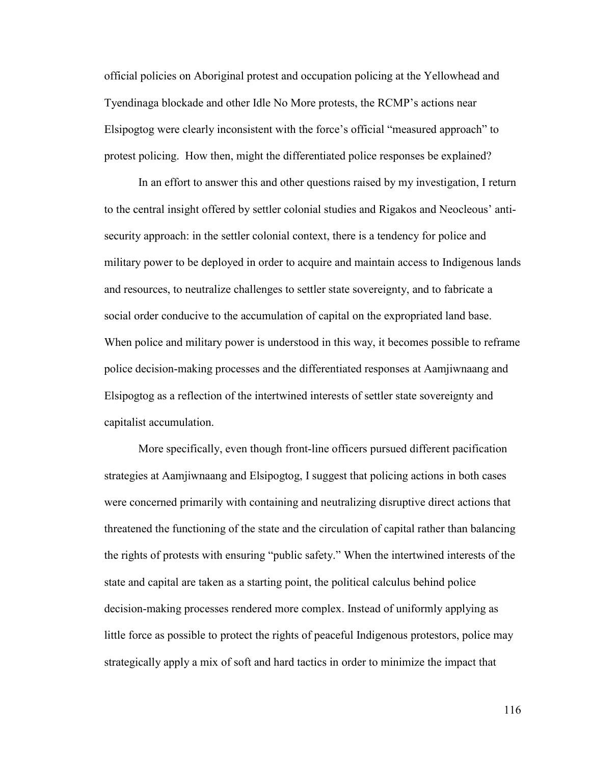official policies on Aboriginal protest and occupation policing at the Yellowhead and Tyendinaga blockade and other Idle No More protests, the RCMP's actions near Elsipogtog were clearly inconsistent with the force's official "measured approach" to protest policing. How then, might the differentiated police responses be explained?

In an effort to answer this and other questions raised by my investigation, I return to the central insight offered by settler colonial studies and Rigakos and Neocleous' anti-security approach: in the settler colonial context, there is a tendency for police and military power to be deployed in order to acquire and maintain access to Indigenous lands and resources, to neutralize challenges to settler state sovereignty, and to fabricate a social order conducive to the accumulation of capital on the expropriated land base. When police and military power is understood in this way, it becomes possible to reframe police decision-making processes and the differentiated responses at Aamjiwnaang and Elsipogtog as a reflection of the intertwined interests of settler state sovereignty and capitalist accumulation.

More specifically, even though front-line officers pursued different pacification strategies at Aamjiwnaang and Elsipogtog, I suggest that policing actions in both cases were concerned primarily with containing and neutralizing disruptive direct actions that threatened the functioning of the state and the circulation of capital rather than balancing the rights of protests with ensuring "public safety." When the intertwined interests of the state and capital are taken as a starting point, the political calculus behind police decision-making processes rendered more complex. Instead of uniformly applying as little force as possible to protect the rights of peaceful Indigenous protestors, police may strategically apply a mix of soft and hard tactics in order to minimize the impact that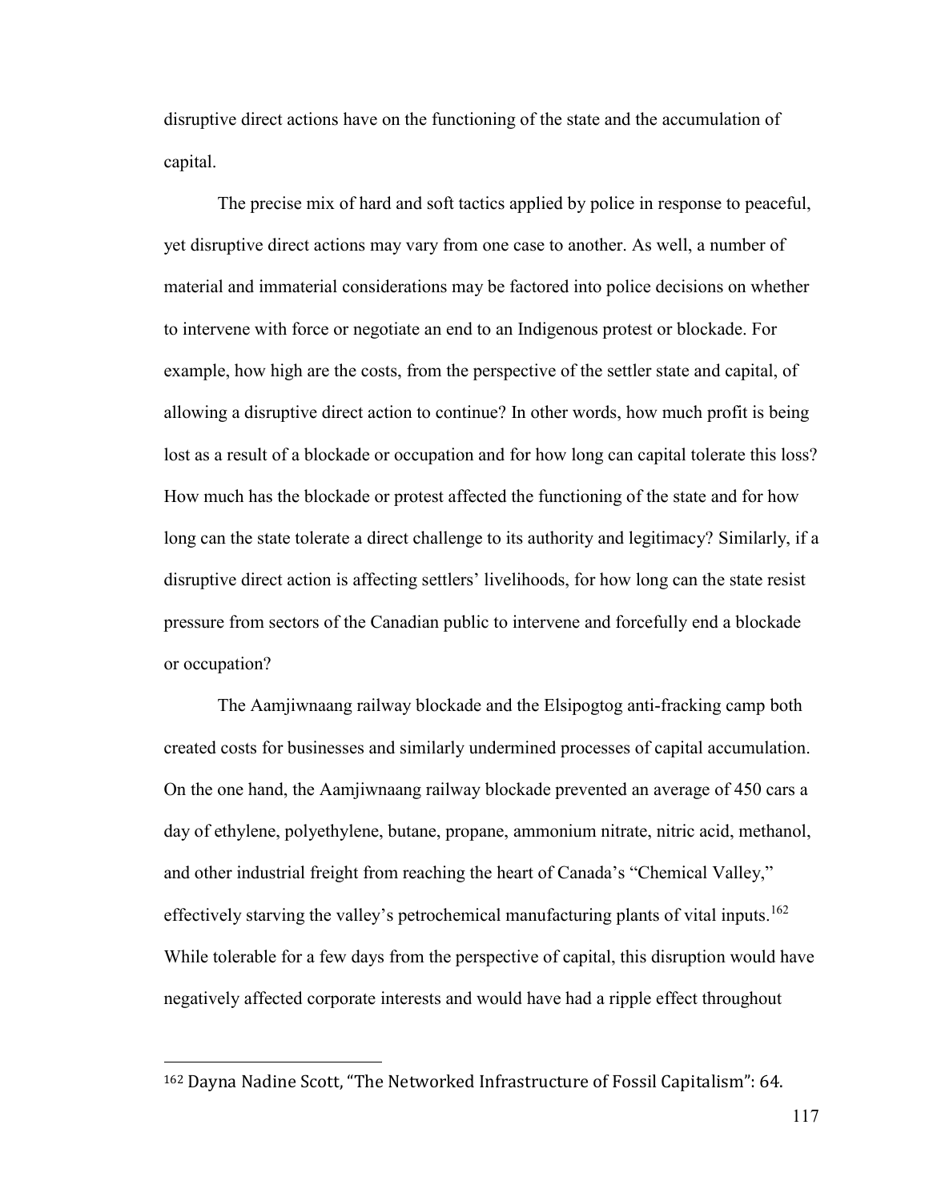disruptive direct actions have on the functioning of the state and the accumulation of capital.

The precise mix of hard and soft tactics applied by police in response to peaceful, yet disruptive direct actions may vary from one case to another. As well, a number of material and immaterial considerations may be factored into police decisions on whether to intervene with force or negotiate an end to an Indigenous protest or blockade. For example, how high are the costs, from the perspective of the settler state and capital, of allowing a disruptive direct action to continue? In other words, how much profit is being lost as a result of a blockade or occupation and for how long can capital tolerate this loss? How much has the blockade or protest affected the functioning of the state and for how long can the state tolerate a direct challenge to its authority and legitimacy? Similarly, if a disruptive direct action is affecting settlers' livelihoods, for how long can the state resist pressure from sectors of the Canadian public to intervene and forcefully end a blockade or occupation?

The Aamjiwnaang railway blockade and the Elsipogtog anti-fracking camp both created costs for businesses and similarly undermined processes of capital accumulation. On the one hand, the Aamjiwnaang railway blockade prevented an average of 450 cars a day of ethylene, polyethylene, butane, propane, ammonium nitrate, nitric acid, methanol, and other industrial freight from reaching the heart of Canada's "Chemical Valley," effectively starving the valley's petrochemical manufacturing plants of vital inputs.[162] While tolerable for a few days from the perspective of capital, this disruption would have negatively affected corporate interests and would have had a ripple effect throughout

---

[162] Dayna Nadine Scott, "The Networked Infrastructure of Fossil Capitalism": 64.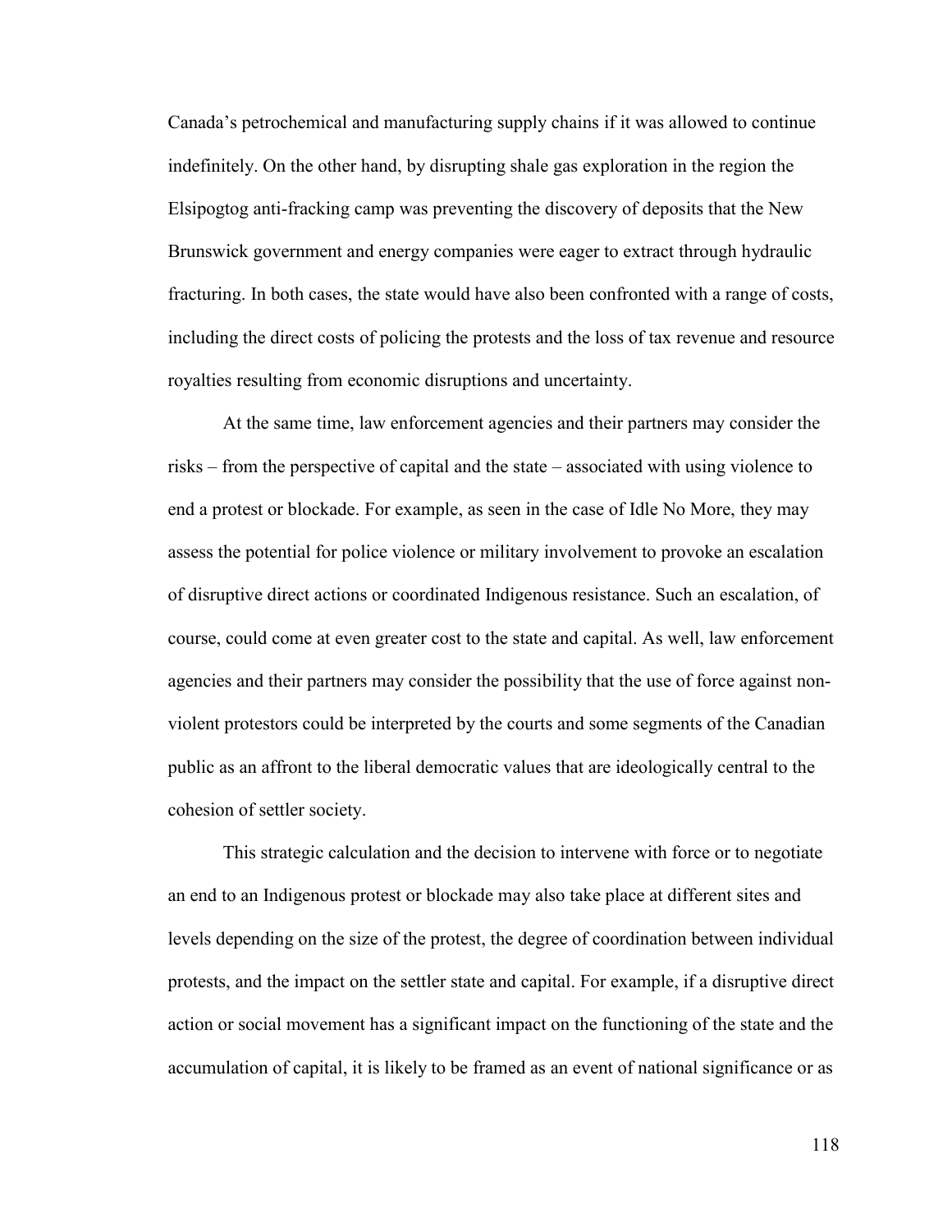Canada's petrochemical and manufacturing supply chains if it was allowed to continue indefinitely. On the other hand, by disrupting shale gas exploration in the region the Elsipogtog anti-fracking camp was preventing the discovery of deposits that the New Brunswick government and energy companies were eager to extract through hydraulic fracturing. In both cases, the state would have also been confronted with a range of costs, including the direct costs of policing the protests and the loss of tax revenue and resource royalties resulting from economic disruptions and uncertainty.

At the same time, law enforcement agencies and their partners may consider the risks – from the perspective of capital and the state – associated with using violence to end a protest or blockade. For example, as seen in the case of Idle No More, they may assess the potential for police violence or military involvement to provoke an escalation of disruptive direct actions or coordinated Indigenous resistance. Such an escalation, of course, could come at even greater cost to the state and capital. As well, law enforcement agencies and their partners may consider the possibility that the use of force against non-violent protestors could be interpreted by the courts and some segments of the Canadian public as an affront to the liberal democratic values that are ideologically central to the cohesion of settler society.

This strategic calculation and the decision to intervene with force or to negotiate an end to an Indigenous protest or blockade may also take place at different sites and levels depending on the size of the protest, the degree of coordination between individual protests, and the impact on the settler state and capital. For example, if a disruptive direct action or social movement has a significant impact on the functioning of the state and the accumulation of capital, it is likely to be framed as an event of national significance or as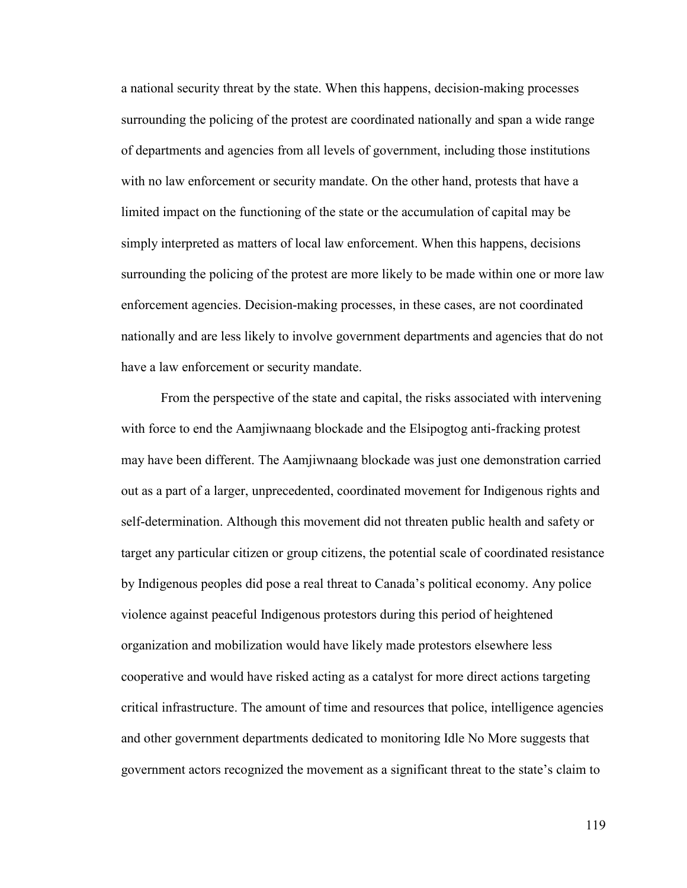a national security threat by the state. When this happens, decision-making processes surrounding the policing of the protest are coordinated nationally and span a wide range of departments and agencies from all levels of government, including those institutions with no law enforcement or security mandate. On the other hand, protests that have a limited impact on the functioning of the state or the accumulation of capital may be simply interpreted as matters of local law enforcement. When this happens, decisions surrounding the policing of the protest are more likely to be made within one or more law enforcement agencies. Decision-making processes, in these cases, are not coordinated nationally and are less likely to involve government departments and agencies that do not have a law enforcement or security mandate.

From the perspective of the state and capital, the risks associated with intervening with force to end the Aamjiwnaang blockade and the Elsipogtog anti-fracking protest may have been different. The Aamjiwnaang blockade was just one demonstration carried out as a part of a larger, unprecedented, coordinated movement for Indigenous rights and self-determination. Although this movement did not threaten public health and safety or target any particular citizen or group citizens, the potential scale of coordinated resistance by Indigenous peoples did pose a real threat to Canada's political economy. Any police violence against peaceful Indigenous protestors during this period of heightened organization and mobilization would have likely made protestors elsewhere less cooperative and would have risked acting as a catalyst for more direct actions targeting critical infrastructure. The amount of time and resources that police, intelligence agencies and other government departments dedicated to monitoring Idle No More suggests that government actors recognized the movement as a significant threat to the state's claim to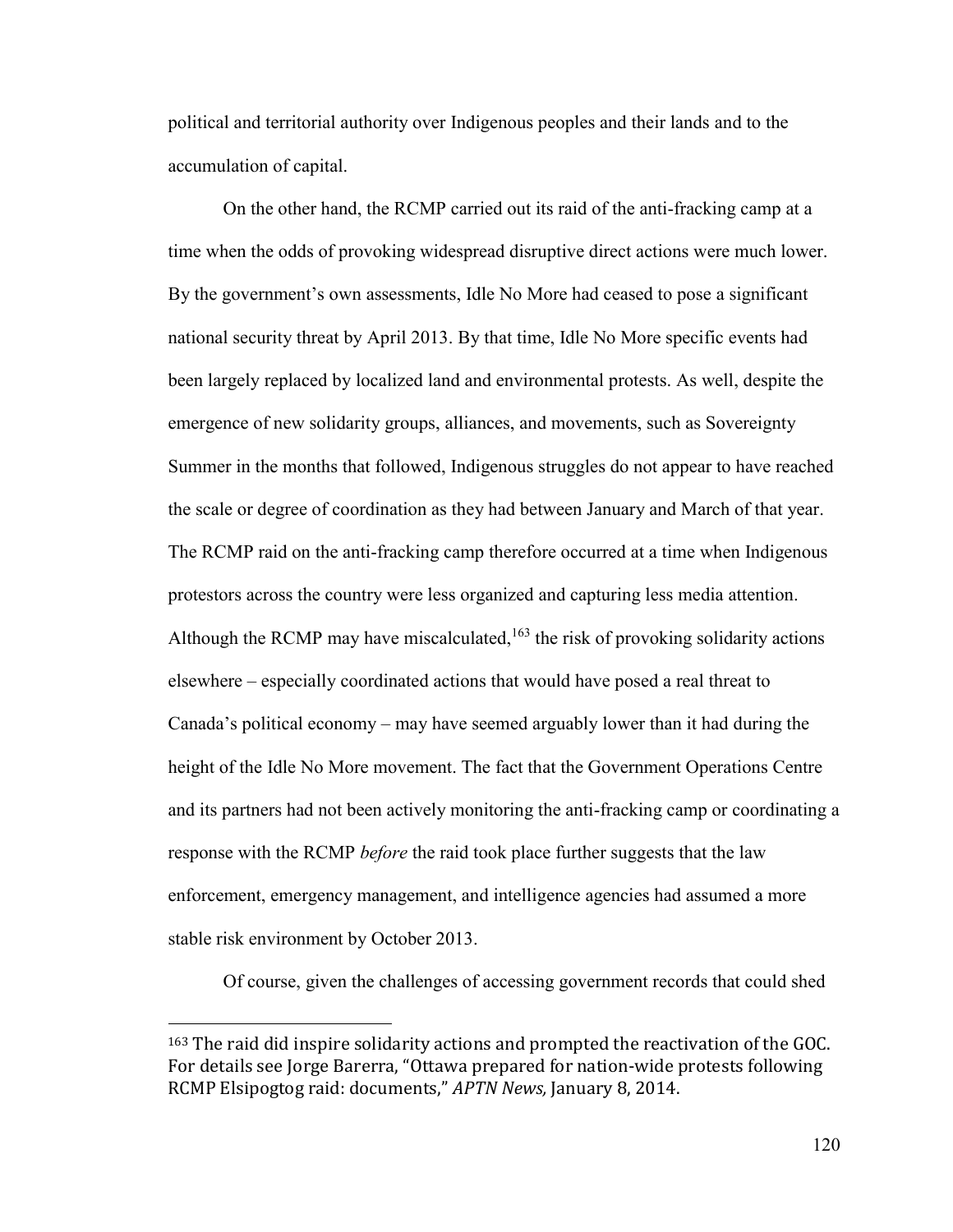political and territorial authority over Indigenous peoples and their lands and to the accumulation of capital.

On the other hand, the RCMP carried out its raid of the anti-fracking camp at a time when the odds of provoking widespread disruptive direct actions were much lower. By the government's own assessments, Idle No More had ceased to pose a significant national security threat by April 2013. By that time, Idle No More specific events had been largely replaced by localized land and environmental protests. As well, despite the emergence of new solidarity groups, alliances, and movements, such as Sovereignty Summer in the months that followed, Indigenous struggles do not appear to have reached the scale or degree of coordination as they had between January and March of that year. The RCMP raid on the anti-fracking camp therefore occurred at a time when Indigenous protestors across the country were less organized and capturing less media attention. Although the RCMP may have miscalculated,[163] the risk of provoking solidarity actions elsewhere – especially coordinated actions that would have posed a real threat to Canada's political economy – may have seemed arguably lower than it had during the height of the Idle No More movement. The fact that the Government Operations Centre and its partners had not been actively monitoring the anti-fracking camp or coordinating a response with the RCMP *before* the raid took place further suggests that the law enforcement, emergency management, and intelligence agencies had assumed a more stable risk environment by October 2013.

Of course, given the challenges of accessing government records that could shed

---

[163] The raid did inspire solidarity actions and prompted the reactivation of the GOC. For details see Jorge Barerra, "Ottawa prepared for nation-wide protests following RCMP Elsipogtog raid: documents," *APTN News,* January 8, 2014.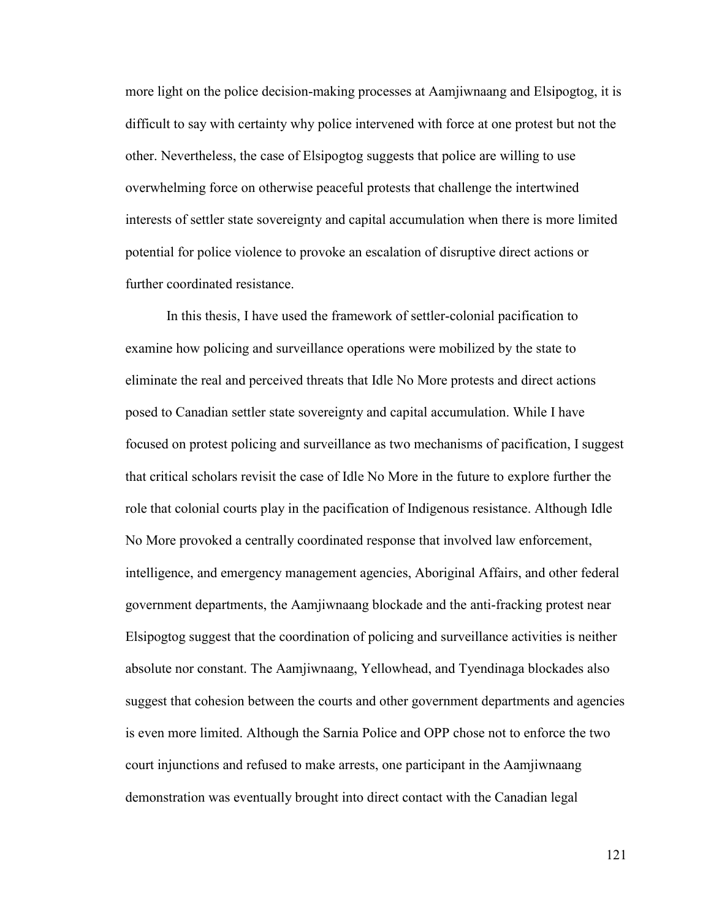more light on the police decision-making processes at Aamjiwnaang and Elsipogtog, it is difficult to say with certainty why police intervened with force at one protest but not the other. Nevertheless, the case of Elsipogtog suggests that police are willing to use overwhelming force on otherwise peaceful protests that challenge the intertwined interests of settler state sovereignty and capital accumulation when there is more limited potential for police violence to provoke an escalation of disruptive direct actions or further coordinated resistance.

In this thesis, I have used the framework of settler-colonial pacification to examine how policing and surveillance operations were mobilized by the state to eliminate the real and perceived threats that Idle No More protests and direct actions posed to Canadian settler state sovereignty and capital accumulation. While I have focused on protest policing and surveillance as two mechanisms of pacification, I suggest that critical scholars revisit the case of Idle No More in the future to explore further the role that colonial courts play in the pacification of Indigenous resistance. Although Idle No More provoked a centrally coordinated response that involved law enforcement, intelligence, and emergency management agencies, Aboriginal Affairs, and other federal government departments, the Aamjiwnaang blockade and the anti-fracking protest near Elsipogtog suggest that the coordination of policing and surveillance activities is neither absolute nor constant. The Aamjiwnaang, Yellowhead, and Tyendinaga blockades also suggest that cohesion between the courts and other government departments and agencies is even more limited. Although the Sarnia Police and OPP chose not to enforce the two court injunctions and refused to make arrests, one participant in the Aamjiwnaang demonstration was eventually brought into direct contact with the Canadian legal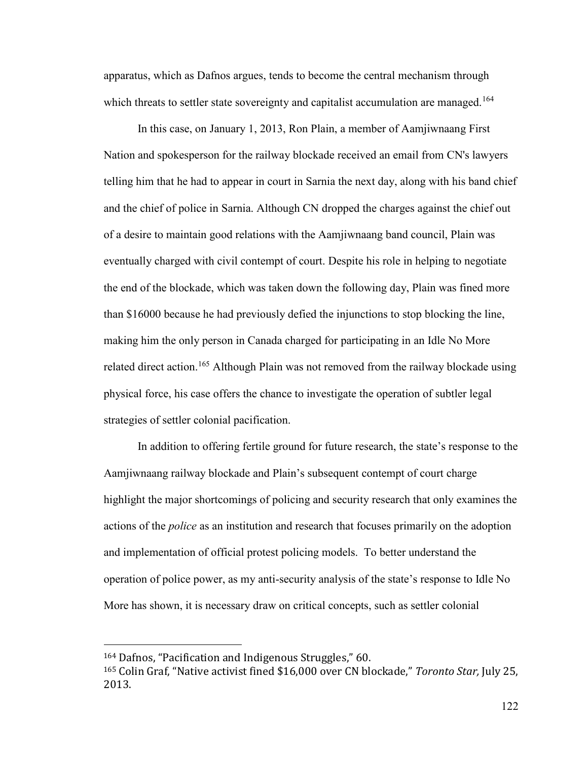apparatus, which as Dafnos argues, tends to become the central mechanism through which threats to settler state sovereignty and capitalist accumulation are managed.[164]

In this case, on January 1, 2013, Ron Plain, a member of Aamjiwnaang First Nation and spokesperson for the railway blockade received an email from CN's lawyers telling him that he had to appear in court in Sarnia the next day, along with his band chief and the chief of police in Sarnia. Although CN dropped the charges against the chief out of a desire to maintain good relations with the Aamjiwnaang band council, Plain was eventually charged with civil contempt of court. Despite his role in helping to negotiate the end of the blockade, which was taken down the following day, Plain was fined more than $16000 because he had previously defied the injunctions to stop blocking the line, making him the only person in Canada charged for participating in an Idle No More related direct action.[165] Although Plain was not removed from the railway blockade using physical force, his case offers the chance to investigate the operation of subtler legal strategies of settler colonial pacification.

In addition to offering fertile ground for future research, the state's response to the Aamjiwnaang railway blockade and Plain's subsequent contempt of court charge highlight the major shortcomings of policing and security research that only examines the actions of the *police* as an institution and research that focuses primarily on the adoption and implementation of official protest policing models. To better understand the operation of police power, as my anti-security analysis of the state's response to Idle No More has shown, it is necessary draw on critical concepts, such as settler colonial

---

[164] Dafnos, "Pacification and Indigenous Struggles," 60.

[165] Colin Graf, "Native activist fined $16,000 over CN blockade," *Toronto Star*, July 25, 2013.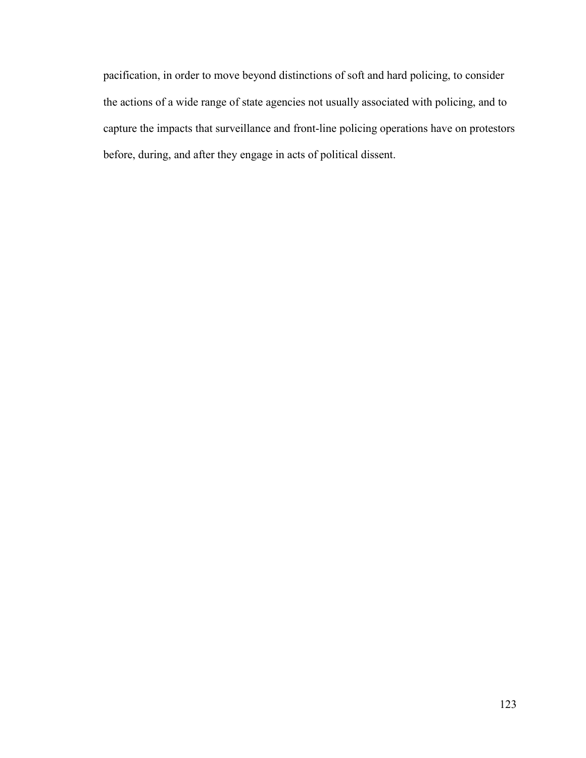pacification, in order to move beyond distinctions of soft and hard policing, to consider the actions of a wide range of state agencies not usually associated with policing, and to capture the impacts that surveillance and front-line policing operations have on protestors before, during, and after they engage in acts of political dissent.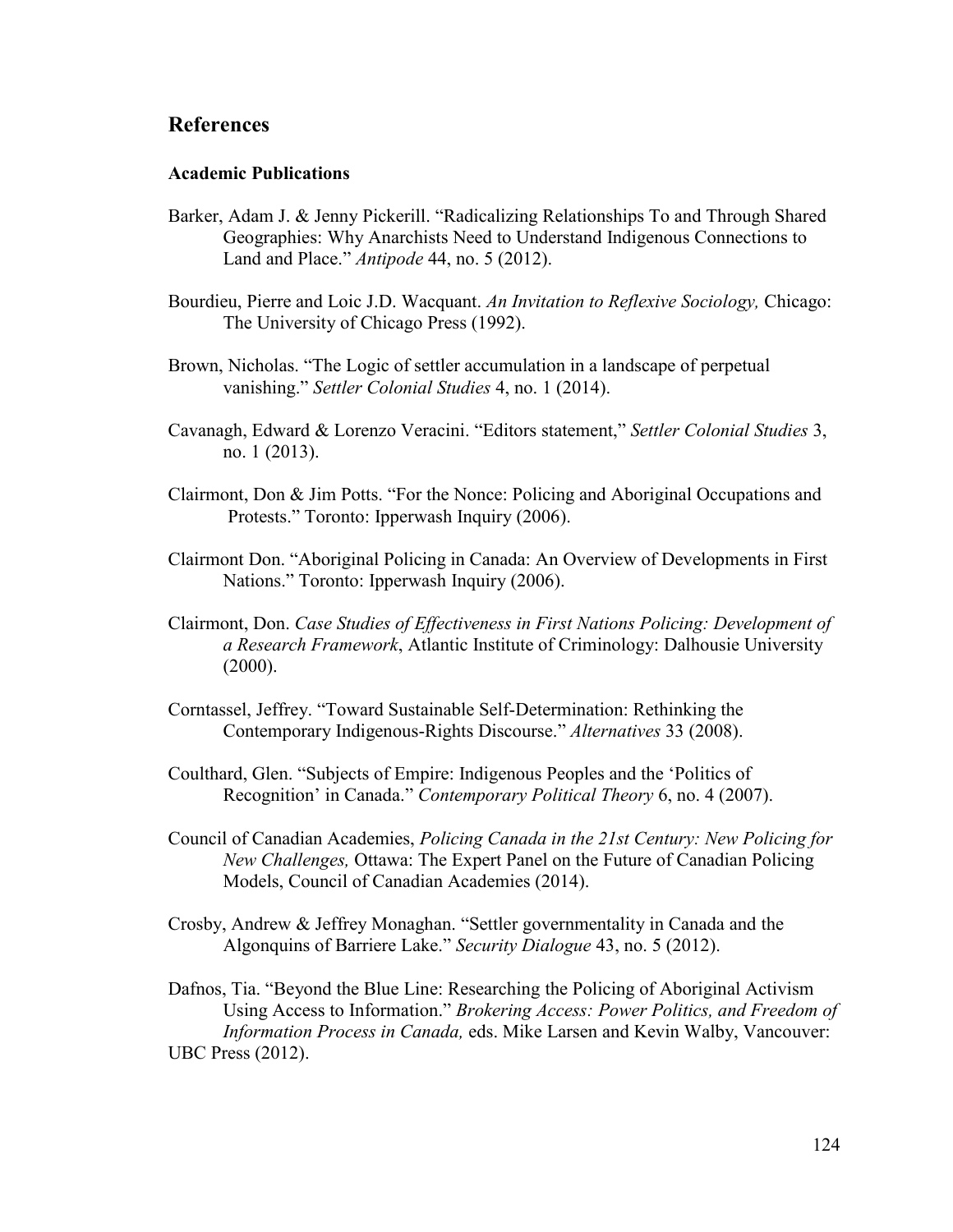## References

### Academic Publications

Barker, Adam J. & Jenny Pickerill. "Radicalizing Relationships To and Through Shared Geographies: Why Anarchists Need to Understand Indigenous Connections to Land and Place." *Antipode* 44, no. 5 (2012).

Bourdieu, Pierre and Loic J.D. Wacquant. *An Invitation to Reflexive Sociology,* Chicago: The University of Chicago Press (1992).

Brown, Nicholas. "The Logic of settler accumulation in a landscape of perpetual vanishing." *Settler Colonial Studies* 4, no. 1 (2014).

Cavanagh, Edward & Lorenzo Veracini. "Editors statement," *Settler Colonial Studies* 3, no. 1 (2013).

Clairmont, Don & Jim Potts. "For the Nonce: Policing and Aboriginal Occupations and Protests." Toronto: Ipperwash Inquiry (2006).

Clairmont Don. "Aboriginal Policing in Canada: An Overview of Developments in First Nations." Toronto: Ipperwash Inquiry (2006).

Clairmont, Don. *Case Studies of Effectiveness in First Nations Policing: Development of a Research Framework*, Atlantic Institute of Criminology: Dalhousie University (2000).

Corntassel, Jeffrey. "Toward Sustainable Self-Determination: Rethinking the Contemporary Indigenous-Rights Discourse." *Alternatives* 33 (2008).

Coulthard, Glen. "Subjects of Empire: Indigenous Peoples and the 'Politics of Recognition' in Canada." *Contemporary Political Theory* 6, no. 4 (2007).

Council of Canadian Academies, *Policing Canada in the 21st Century: New Policing for New Challenges,* Ottawa: The Expert Panel on the Future of Canadian Policing Models, Council of Canadian Academies (2014).

Crosby, Andrew & Jeffrey Monaghan. "Settler governmentality in Canada and the Algonquins of Barriere Lake." *Security Dialogue* 43, no. 5 (2012).

Dafnos, Tia. "Beyond the Blue Line: Researching the Policing of Aboriginal Activism Using Access to Information." *Brokering Access: Power Politics, and Freedom of Information Process in Canada,* eds. Mike Larsen and Kevin Walby, Vancouver: UBC Press (2012).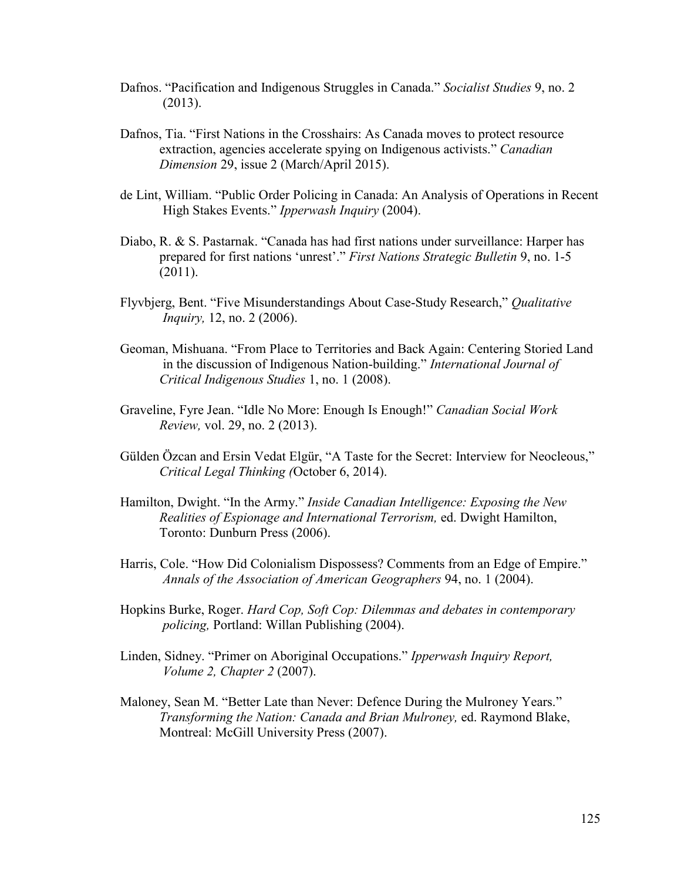Dafnos. "Pacification and Indigenous Struggles in Canada." *Socialist Studies* 9, no. 2 (2013).

Dafnos, Tia. "First Nations in the Crosshairs: As Canada moves to protect resource extraction, agencies accelerate spying on Indigenous activists." *Canadian Dimension* 29, issue 2 (March/April 2015).

de Lint, William. "Public Order Policing in Canada: An Analysis of Operations in Recent High Stakes Events." *Ipperwash Inquiry* (2004).

Diabo, R. & S. Pastarnak. "Canada has had first nations under surveillance: Harper has prepared for first nations 'unrest'." *First Nations Strategic Bulletin* 9, no. 1-5 (2011).

Flyvbjerg, Bent. "Five Misunderstandings About Case-Study Research," *Qualitative Inquiry,* 12, no. 2 (2006).

Geoman, Mishuana. "From Place to Territories and Back Again: Centering Storied Land in the discussion of Indigenous Nation-building." *International Journal of Critical Indigenous Studies* 1, no. 1 (2008).

Graveline, Fyre Jean. "Idle No More: Enough Is Enough!" *Canadian Social Work Review,* vol. 29, no. 2 (2013).

Gülden Özcan and Ersin Vedat Elgür, "A Taste for the Secret: Interview for Neocleous," *Critical Legal Thinking (*October 6, 2014).

Hamilton, Dwight. "In the Army." *Inside Canadian Intelligence: Exposing the New Realities of Espionage and International Terrorism,* ed. Dwight Hamilton, Toronto: Dunburn Press (2006).

Harris, Cole. "How Did Colonialism Dispossess? Comments from an Edge of Empire." *Annals of the Association of American Geographers* 94, no. 1 (2004).

Hopkins Burke, Roger. *Hard Cop, Soft Cop: Dilemmas and debates in contemporary policing,* Portland: Willan Publishing (2004).

Linden, Sidney. "Primer on Aboriginal Occupations." *Ipperwash Inquiry Report, Volume 2, Chapter 2* (2007).

Maloney, Sean M. "Better Late than Never: Defence During the Mulroney Years." *Transforming the Nation: Canada and Brian Mulroney,* ed. Raymond Blake, Montreal: McGill University Press (2007).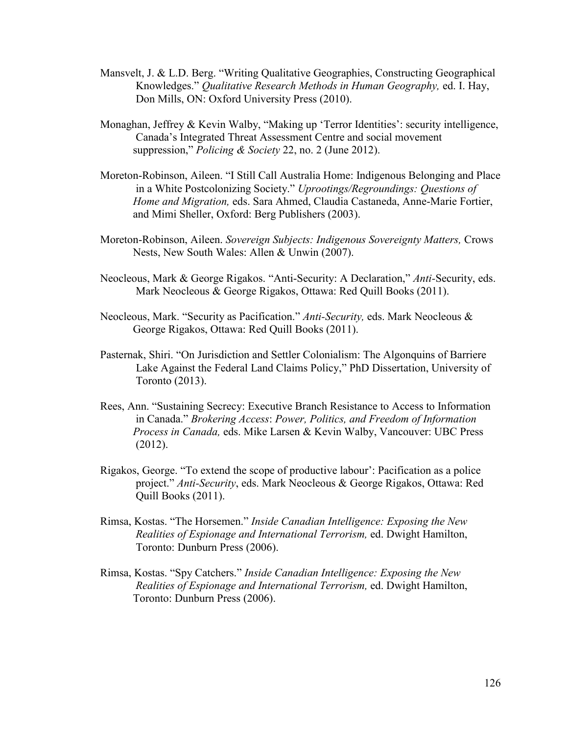Mansvelt, J. & L.D. Berg. "Writing Qualitative Geographies, Constructing Geographical Knowledges." *Qualitative Research Methods in Human Geography,* ed. I. Hay, Don Mills, ON: Oxford University Press (2010).

Monaghan, Jeffrey & Kevin Walby, "Making up 'Terror Identities': security intelligence, Canada's Integrated Threat Assessment Centre and social movement suppression," *Policing & Society* 22, no. 2 (June 2012).

Moreton-Robinson, Aileen. "I Still Call Australia Home: Indigenous Belonging and Place in a White Postcolonizing Society." *Uprootings/Regroundings: Questions of Home and Migration,* eds. Sara Ahmed, Claudia Castaneda, Anne-Marie Fortier, and Mimi Sheller, Oxford: Berg Publishers (2003).

Moreton-Robinson, Aileen. *Sovereign Subjects: Indigenous Sovereignty Matters,* Crows Nests, New South Wales: Allen & Unwin (2007).

Neocleous, Mark & George Rigakos. "Anti-Security: A Declaration," *Anti-*Security, eds. Mark Neocleous & George Rigakos, Ottawa: Red Quill Books (2011).

Neocleous, Mark. "Security as Pacification." *Anti-Security,* eds. Mark Neocleous & George Rigakos, Ottawa: Red Quill Books (2011).

Pasternak, Shiri. "On Jurisdiction and Settler Colonialism: The Algonquins of Barriere Lake Against the Federal Land Claims Policy," PhD Dissertation, University of Toronto (2013).

Rees, Ann. "Sustaining Secrecy: Executive Branch Resistance to Access to Information in Canada." *Brokering Access*: *Power, Politics, and Freedom of Information Process in Canada,* eds. Mike Larsen & Kevin Walby, Vancouver: UBC Press (2012).

Rigakos, George. "To extend the scope of productive labour': Pacification as a police project." *Anti-Security*, eds. Mark Neocleous & George Rigakos, Ottawa: Red Quill Books (2011).

Rimsa, Kostas. "The Horsemen." *Inside Canadian Intelligence: Exposing the New Realities of Espionage and International Terrorism,* ed. Dwight Hamilton, Toronto: Dunburn Press (2006).

Rimsa, Kostas. "Spy Catchers." *Inside Canadian Intelligence: Exposing the New Realities of Espionage and International Terrorism,* ed. Dwight Hamilton, Toronto: Dunburn Press (2006).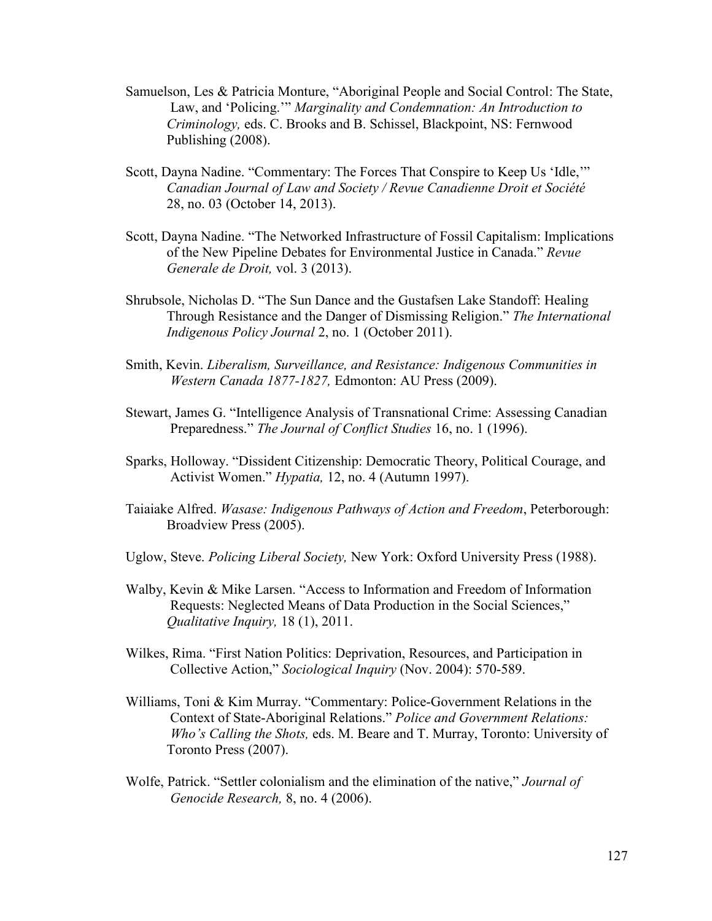Samuelson, Les & Patricia Monture, “Aboriginal People and Social Control: The State, Law, and ‘Policing.’” *Marginality and Condemnation: An Introduction to Criminology,* eds. C. Brooks and B. Schissel, Blackpoint, NS: Fernwood Publishing (2008).

Scott, Dayna Nadine. “Commentary: The Forces That Conspire to Keep Us ‘Idle,’” *Canadian Journal of Law and Society / Revue Canadienne Droit et Société* 28, no. 03 (October 14, 2013).

Scott, Dayna Nadine. “The Networked Infrastructure of Fossil Capitalism: Implications of the New Pipeline Debates for Environmental Justice in Canada.” *Revue Generale de Droit,* vol. 3 (2013).

Shrubsole, Nicholas D. “The Sun Dance and the Gustafsen Lake Standoff: Healing Through Resistance and the Danger of Dismissing Religion.” *The International Indigenous Policy Journal* 2, no. 1 (October 2011).

Smith, Kevin. *Liberalism, Surveillance, and Resistance: Indigenous Communities in Western Canada 1877-1827,* Edmonton: AU Press (2009).

Stewart, James G. “Intelligence Analysis of Transnational Crime: Assessing Canadian Preparedness.” *The Journal of Conflict Studies* 16, no. 1 (1996).

Sparks, Holloway. “Dissident Citizenship: Democratic Theory, Political Courage, and Activist Women.” *Hypatia,* 12, no. 4 (Autumn 1997).

Taiaiake Alfred. *Wasase: Indigenous Pathways of Action and Freedom*, Peterborough: Broadview Press (2005).

Uglow, Steve. *Policing Liberal Society,* New York: Oxford University Press (1988).

Walby, Kevin & Mike Larsen. “Access to Information and Freedom of Information Requests: Neglected Means of Data Production in the Social Sciences,” *Qualitative Inquiry,* 18 (1), 2011.

Wilkes, Rima. “First Nation Politics: Deprivation, Resources, and Participation in Collective Action,” *Sociological Inquiry* (Nov. 2004): 570-589.

Williams, Toni & Kim Murray. “Commentary: Police-Government Relations in the Context of State-Aboriginal Relations.” *Police and Government Relations: Who’s Calling the Shots,* eds. M. Beare and T. Murray, Toronto: University of Toronto Press (2007).

Wolfe, Patrick. “Settler colonialism and the elimination of the native,” *Journal of Genocide Research,* 8, no. 4 (2006).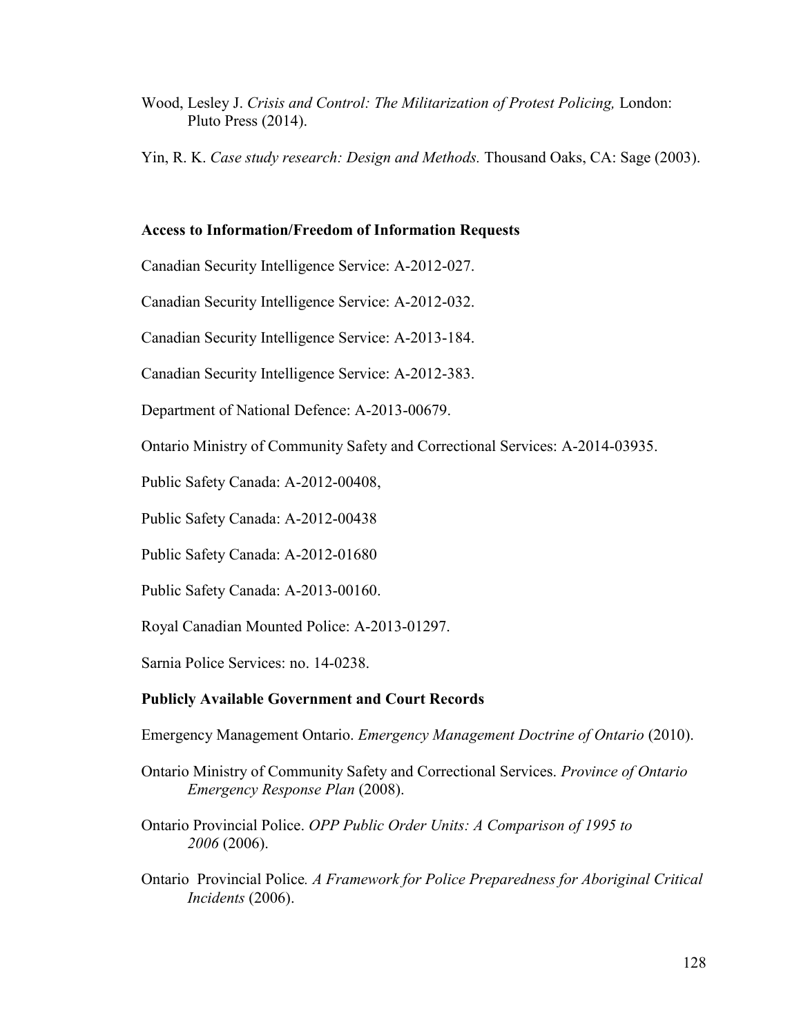Wood, Lesley J. *Crisis and Control: The Militarization of Protest Policing,* London: Pluto Press (2014).

Yin, R. K. *Case study research: Design and Methods.* Thousand Oaks, CA: Sage (2003).

**Access to Information/Freedom of Information Requests**

Canadian Security Intelligence Service: A-2012-027.

Canadian Security Intelligence Service: A-2012-032.

Canadian Security Intelligence Service: A-2013-184.

Canadian Security Intelligence Service: A-2012-383.

Department of National Defence: A-2013-00679.

Ontario Ministry of Community Safety and Correctional Services: A-2014-03935.

Public Safety Canada: A-2012-00408,

Public Safety Canada: A-2012-00438

Public Safety Canada: A-2012-01680

Public Safety Canada: A-2013-00160.

Royal Canadian Mounted Police: A-2013-01297.

Sarnia Police Services: no. 14-0238.

**Publicly Available Government and Court Records**

Emergency Management Ontario. *Emergency Management Doctrine of Ontario* (2010).

Ontario Ministry of Community Safety and Correctional Services. *Province of Ontario Emergency Response Plan* (2008).

Ontario Provincial Police. *OPP Public Order Units: A Comparison of 1995 to 2006* (2006).

Ontario Provincial Police*. A Framework for Police Preparedness for Aboriginal Critical Incidents* (2006).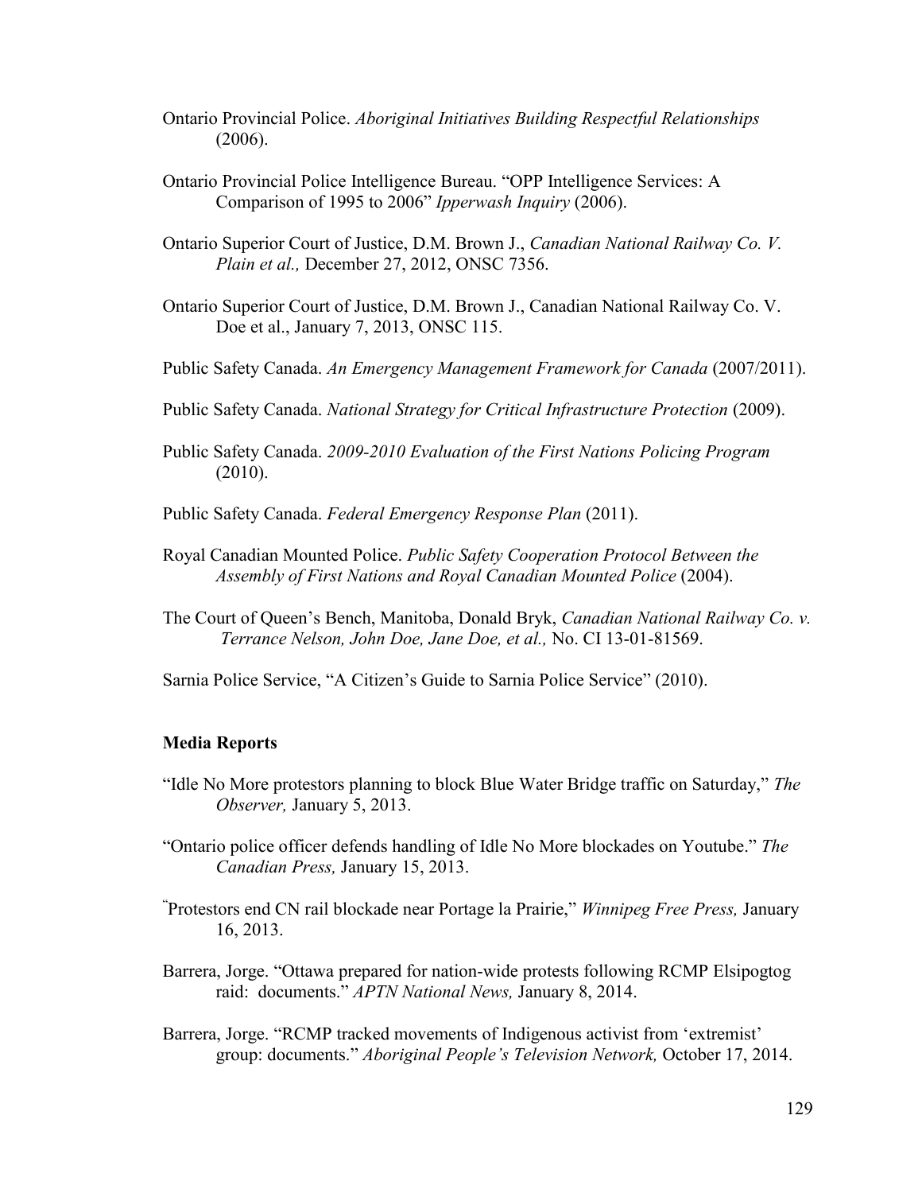Ontario Provincial Police. *Aboriginal Initiatives Building Respectful Relationships* (2006).

Ontario Provincial Police Intelligence Bureau. "OPP Intelligence Services: A Comparison of 1995 to 2006" *Ipperwash Inquiry* (2006).

Ontario Superior Court of Justice, D.M. Brown J., *Canadian National Railway Co. V. Plain et al.,* December 27, 2012, ONSC 7356.

Ontario Superior Court of Justice, D.M. Brown J., Canadian National Railway Co. V. Doe et al., January 7, 2013, ONSC 115.

Public Safety Canada. *An Emergency Management Framework for Canada* (2007/2011).

Public Safety Canada. *National Strategy for Critical Infrastructure Protection* (2009).

Public Safety Canada. *2009-2010 Evaluation of the First Nations Policing Program* (2010).

Public Safety Canada. *Federal Emergency Response Plan* (2011).

Royal Canadian Mounted Police. *Public Safety Cooperation Protocol Between the Assembly of First Nations and Royal Canadian Mounted Police* (2004).

The Court of Queen's Bench, Manitoba, Donald Bryk, *Canadian National Railway Co. v. Terrance Nelson, John Doe, Jane Doe, et al.,* No. CI 13-01-81569.

Sarnia Police Service, "A Citizen's Guide to Sarnia Police Service" (2010).

**Media Reports**

"Idle No More protestors planning to block Blue Water Bridge traffic on Saturday," *The Observer,* January 5, 2013.

"Ontario police officer defends handling of Idle No More blockades on Youtube." *The Canadian Press,* January 15, 2013.

"Protestors end CN rail blockade near Portage la Prairie," *Winnipeg Free Press,* January 16, 2013.

Barrera, Jorge. "Ottawa prepared for nation-wide protests following RCMP Elsipogtog raid: documents." *APTN National News,* January 8, 2014.

Barrera, Jorge. "RCMP tracked movements of Indigenous activist from 'extremist' group: documents." *Aboriginal People's Television Network,* October 17, 2014.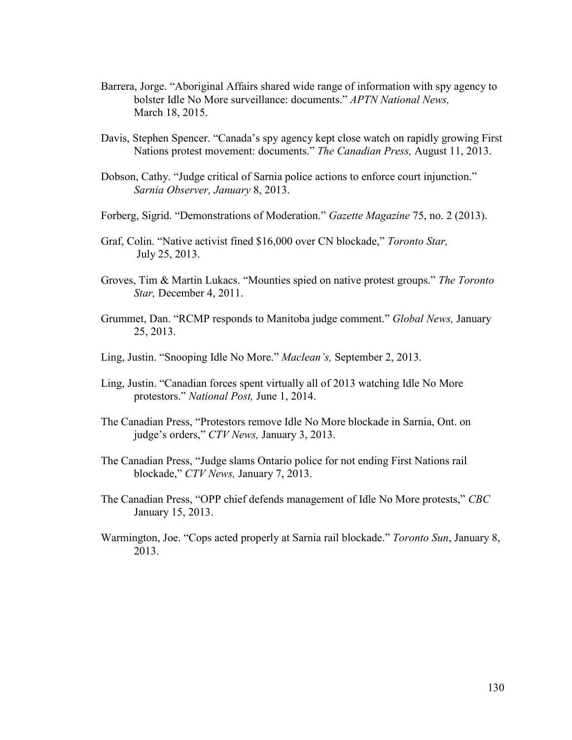Barrera, Jorge. "Aboriginal Affairs shared wide range of information with spy agency to bolster Idle No More surveillance: documents." *APTN National News,* March 18, 2015.

Davis, Stephen Spencer. "Canada's spy agency kept close watch on rapidly growing First Nations protest movement: documents." *The Canadian Press,* August 11, 2013.

Dobson, Cathy. "Judge critical of Sarnia police actions to enforce court injunction." *Sarnia Observer, January* 8, 2013.

Forberg, Sigrid. "Demonstrations of Moderation." *Gazette Magazine* 75, no. 2 (2013).

Graf, Colin. "Native activist fined $16,000 over CN blockade," *Toronto Star,* July 25, 2013.

Groves, Tim & Martin Lukacs. "Mounties spied on native protest groups." *The Toronto Star,* December 4, 2011.

Grummet, Dan. "RCMP responds to Manitoba judge comment." *Global News,* January 25, 2013.

Ling, Justin. "Snooping Idle No More." *Maclean's,* September 2, 2013.

Ling, Justin. "Canadian forces spent virtually all of 2013 watching Idle No More protestors." *National Post,* June 1, 2014.

The Canadian Press, "Protestors remove Idle No More blockade in Sarnia, Ont. on judge's orders," *CTV News,* January 3, 2013.

The Canadian Press, "Judge slams Ontario police for not ending First Nations rail blockade," *CTV News,* January 7, 2013.

The Canadian Press, "OPP chief defends management of Idle No More protests," *CBC* January 15, 2013.

Warmington, Joe. "Cops acted properly at Sarnia rail blockade." *Toronto Sun*, January 8, 2013.